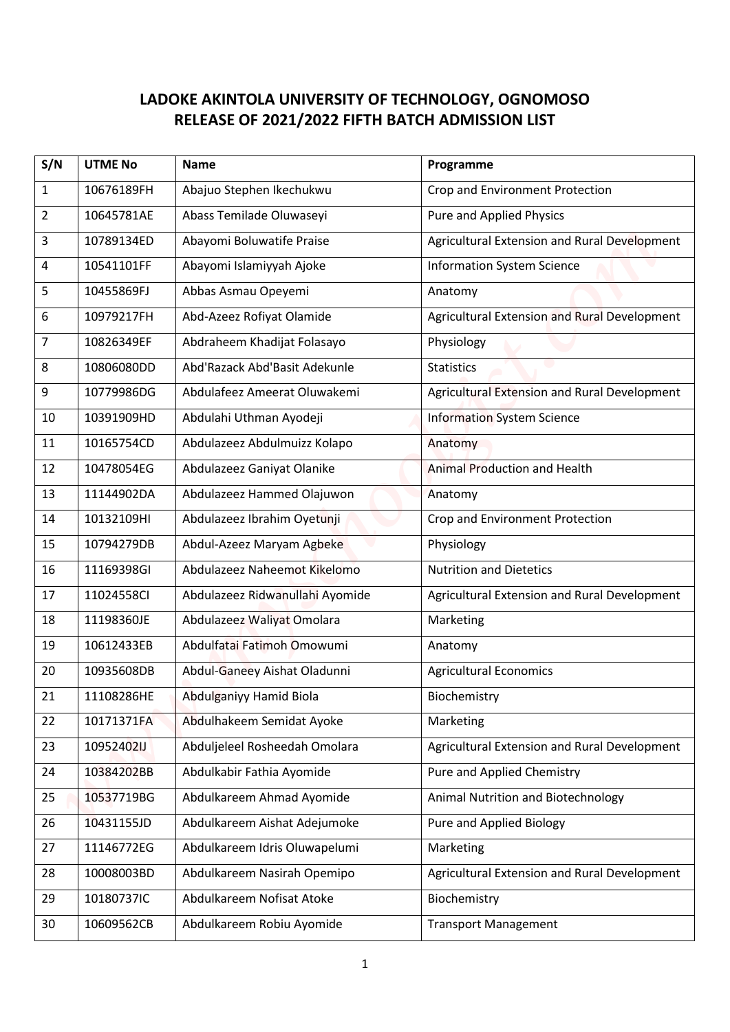# LADOKE AKINTOLA UNIVERSITY OF TECHNOLOGY, OGNOMOSO
# RELEASE OF 2021/2022 FIFTH BATCH ADMISSION LIST

| S/N | UTME No | Name | Programme |
|---|---|---|---|
| 1 | 10676189FH | Abajuo Stephen Ikechukwu | Crop and Environment Protection |
| 2 | 10645781AE | Abass Temilade Oluwaseyi | Pure and Applied Physics |
| 3 | 10789134ED | Abayomi Boluwatife Praise | Agricultural Extension and Rural Development |
| 4 | 10541101FF | Abayomi Islamiyyah Ajoke | Information System Science |
| 5 | 10455869FJ | Abbas Asmau Opeyemi | Anatomy |
| 6 | 10979217FH | Abd-Azeez Rofiyat Olamide | Agricultural Extension and Rural Development |
| 7 | 10826349EF | Abdraheem Khadijat Folasayo | Physiology |
| 8 | 10806080DD | Abd'Razack Abd'Basit Adekunle | Statistics |
| 9 | 10779986DG | Abdulafeez Ameerat Oluwakemi | Agricultural Extension and Rural Development |
| 10 | 10391909HD | Abdulahi Uthman Ayodeji | Information System Science |
| 11 | 10165754CD | Abdulazeez Abdulmuizz Kolapo | Anatomy |
| 12 | 10478054EG | Abdulazeez Ganiyat Olanike | Animal Production and Health |
| 13 | 11144902DA | Abdulazeez Hammed Olajuwon | Anatomy |
| 14 | 10132109HI | Abdulazeez Ibrahim Oyetunji | Crop and Environment Protection |
| 15 | 10794279DB | Abdul-Azeez Maryam Agbeke | Physiology |
| 16 | 11169398GI | Abdulazeez Naheemot Kikelomo | Nutrition and Dietetics |
| 17 | 11024558CI | Abdulazeez Ridwanullahi Ayomide | Agricultural Extension and Rural Development |
| 18 | 11198360JE | Abdulazeez Waliyat Omolara | Marketing |
| 19 | 10612433EB | Abdulfatai Fatimoh Omowumi | Anatomy |
| 20 | 10935608DB | Abdul-Ganeey Aishat Oladunni | Agricultural Economics |
| 21 | 11108286HE | Abdulganiyy Hamid Biola | Biochemistry |
| 22 | 10171371FA | Abdulhakeem Semidat Ayoke | Marketing |
| 23 | 10952402IJ | Abduljeleel Rosheedah Omolara | Agricultural Extension and Rural Development |
| 24 | 10384202BB | Abdulkabir Fathia Ayomide | Pure and Applied Chemistry |
| 25 | 10537719BG | Abdulkareem Ahmad Ayomide | Animal Nutrition and Biotechnology |
| 26 | 10431155JD | Abdulkareem Aishat Adejumoke | Pure and Applied Biology |
| 27 | 11146772EG | Abdulkareem Idris Oluwapelumi | Marketing |
| 28 | 10008003BD | Abdulkareem Nasirah Opemipo | Agricultural Extension and Rural Development |
| 29 | 10180737IC | Abdulkareem Nofisat Atoke | Biochemistry |
| 30 | 10609562CB | Abdulkareem Robiu Ayomide | Transport Management |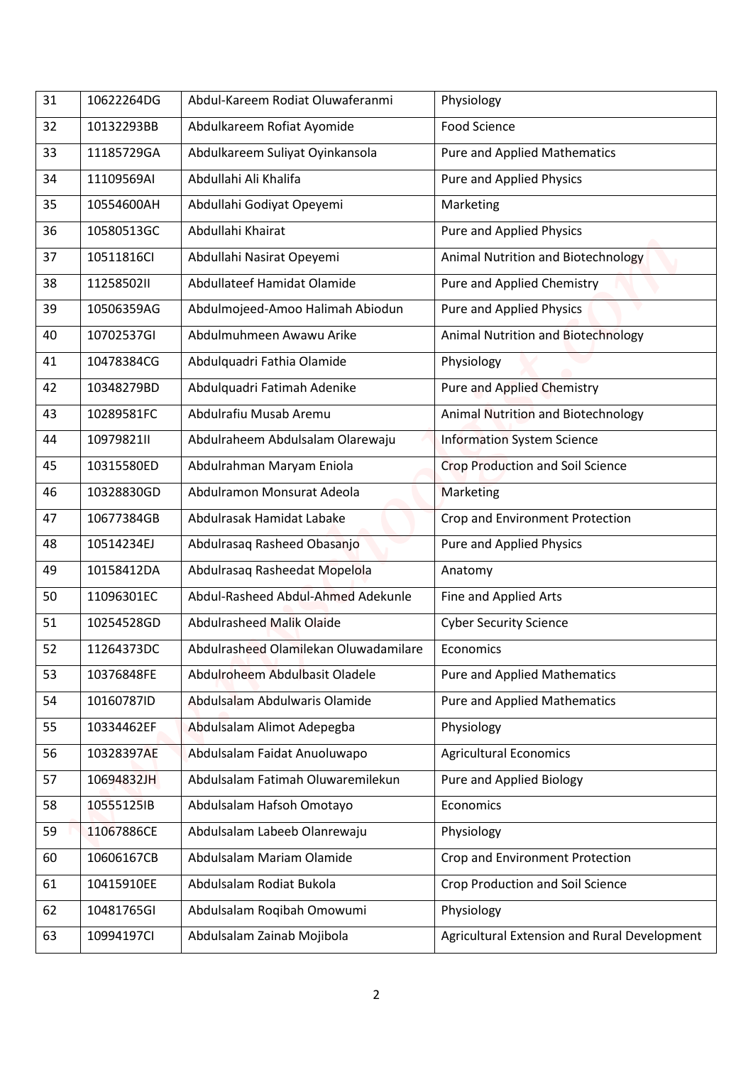| 31 | 10622264DG | Abdul-Kareem Rodiat Oluwaferanmi | Physiology |
|---|---|---|---|
| 32 | 10132293BB | Abdulkareem Rofiat Ayomide | Food Science |
| 33 | 11185729GA | Abdulkareem Suliyat Oyinkansola | Pure and Applied Mathematics |
| 34 | 11109569AI | Abdullahi Ali Khalifa | Pure and Applied Physics |
| 35 | 10554600AH | Abdullahi Godiyat Opeyemi | Marketing |
| 36 | 10580513GC | Abdullahi Khairat | Pure and Applied Physics |
| 37 | 10511816CI | Abdullahi Nasirat Opeyemi | Animal Nutrition and Biotechnology |
| 38 | 11258502II | Abdullateef Hamidat Olamide | Pure and Applied Chemistry |
| 39 | 10506359AG | Abdulmojeed-Amoo Halimah Abiodun | Pure and Applied Physics |
| 40 | 10702537GI | Abdulmuhmeen Awawu Arike | Animal Nutrition and Biotechnology |
| 41 | 10478384CG | Abdulquadri Fathia Olamide | Physiology |
| 42 | 10348279BD | Abdulquadri Fatimah Adenike | Pure and Applied Chemistry |
| 43 | 10289581FC | Abdulrafiu Musab Aremu | Animal Nutrition and Biotechnology |
| 44 | 10979821II | Abdulraheem Abdulsalam Olarewaju | Information System Science |
| 45 | 10315580ED | Abdulrahman Maryam Eniola | Crop Production and Soil Science |
| 46 | 10328830GD | Abdulramon Monsurat Adeola | Marketing |
| 47 | 10677384GB | Abdulrasak Hamidat Labake | Crop and Environment Protection |
| 48 | 10514234EJ | Abdulrasaq Rasheed Obasanjo | Pure and Applied Physics |
| 49 | 10158412DA | Abdulrasaq Rasheedat Mopelola | Anatomy |
| 50 | 11096301EC | Abdul-Rasheed Abdul-Ahmed Adekunle | Fine and Applied Arts |
| 51 | 10254528GD | Abdulrasheed Malik Olaide | Cyber Security Science |
| 52 | 11264373DC | Abdulrasheed Olamilekan Oluwadamilare | Economics |
| 53 | 10376848FE | Abdulroheem Abdulbasit Oladele | Pure and Applied Mathematics |
| 54 | 10160787ID | Abdulsalam Abdulwaris Olamide | Pure and Applied Mathematics |
| 55 | 10334462EF | Abdulsalam Alimot Adepegba | Physiology |
| 56 | 10328397AE | Abdulsalam Faidat Anuoluwapo | Agricultural Economics |
| 57 | 10694832JH | Abdulsalam Fatimah Oluwaremilekun | Pure and Applied Biology |
| 58 | 10555125IB | Abdulsalam Hafsoh Omotayo | Economics |
| 59 | 11067886CE | Abdulsalam Labeeb Olanrewaju | Physiology |
| 60 | 10606167CB | Abdulsalam Mariam Olamide | Crop and Environment Protection |
| 61 | 10415910EE | Abdulsalam Rodiat Bukola | Crop Production and Soil Science |
| 62 | 10481765GI | Abdulsalam Roqibah Omowumi | Physiology |
| 63 | 10994197CI | Abdulsalam Zainab Mojibola | Agricultural Extension and Rural Development |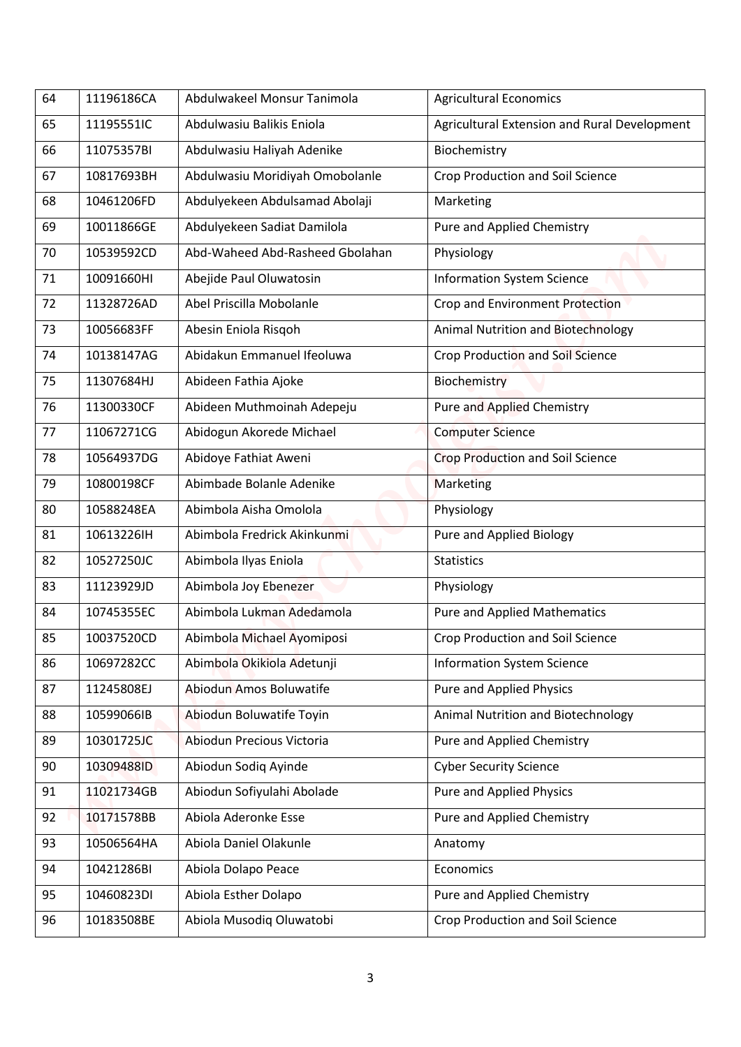| 64 | 11196186CA | Abdulwakeel Monsur Tanimola | Agricultural Economics |
|---|---|---|---|
| 65 | 11195551IC | Abdulwasiu Balikis Eniola | Agricultural Extension and Rural Development |
| 66 | 11075357BI | Abdulwasiu Haliyah Adenike | Biochemistry |
| 67 | 10817693BH | Abdulwasiu Moridiyah Omobolanle | Crop Production and Soil Science |
| 68 | 10461206FD | Abdulyekeen Abdulsamad Abolaji | Marketing |
| 69 | 10011866GE | Abdulyekeen Sadiat Damilola | Pure and Applied Chemistry |
| 70 | 10539592CD | Abd-Waheed Abd-Rasheed Gbolahan | Physiology |
| 71 | 10091660HI | Abejide Paul Oluwatosin | Information System Science |
| 72 | 11328726AD | Abel Priscilla Mobolanle | Crop and Environment Protection |
| 73 | 10056683FF | Abesin Eniola Risqoh | Animal Nutrition and Biotechnology |
| 74 | 10138147AG | Abidakun Emmanuel Ifeoluwa | Crop Production and Soil Science |
| 75 | 11307684HJ | Abideen Fathia Ajoke | Biochemistry |
| 76 | 11300330CF | Abideen Muthmoinah Adepeju | Pure and Applied Chemistry |
| 77 | 11067271CG | Abidogun Akorede Michael | Computer Science |
| 78 | 10564937DG | Abidoye Fathiat Aweni | Crop Production and Soil Science |
| 79 | 10800198CF | Abimbade Bolanle Adenike | Marketing |
| 80 | 10588248EA | Abimbola Aisha Omolola | Physiology |
| 81 | 10613226IH | Abimbola Fredrick Akinkunmi | Pure and Applied Biology |
| 82 | 10527250JC | Abimbola Ilyas Eniola | Statistics |
| 83 | 11123929JD | Abimbola Joy Ebenezer | Physiology |
| 84 | 10745355EC | Abimbola Lukman Adedamola | Pure and Applied Mathematics |
| 85 | 10037520CD | Abimbola Michael Ayomiposi | Crop Production and Soil Science |
| 86 | 10697282CC | Abimbola Okikiola Adetunji | Information System Science |
| 87 | 11245808EJ | Abiodun Amos Boluwatife | Pure and Applied Physics |
| 88 | 10599066IB | Abiodun Boluwatife Toyin | Animal Nutrition and Biotechnology |
| 89 | 10301725JC | Abiodun Precious Victoria | Pure and Applied Chemistry |
| 90 | 10309488ID | Abiodun Sodiq Ayinde | Cyber Security Science |
| 91 | 11021734GB | Abiodun Sofiyulahi Abolade | Pure and Applied Physics |
| 92 | 10171578BB | Abiola Aderonke Esse | Pure and Applied Chemistry |
| 93 | 10506564HA | Abiola Daniel Olakunle | Anatomy |
| 94 | 10421286BI | Abiola Dolapo Peace | Economics |
| 95 | 10460823DI | Abiola Esther Dolapo | Pure and Applied Chemistry |
| 96 | 10183508BE | Abiola Musodiq Oluwatobi | Crop Production and Soil Science |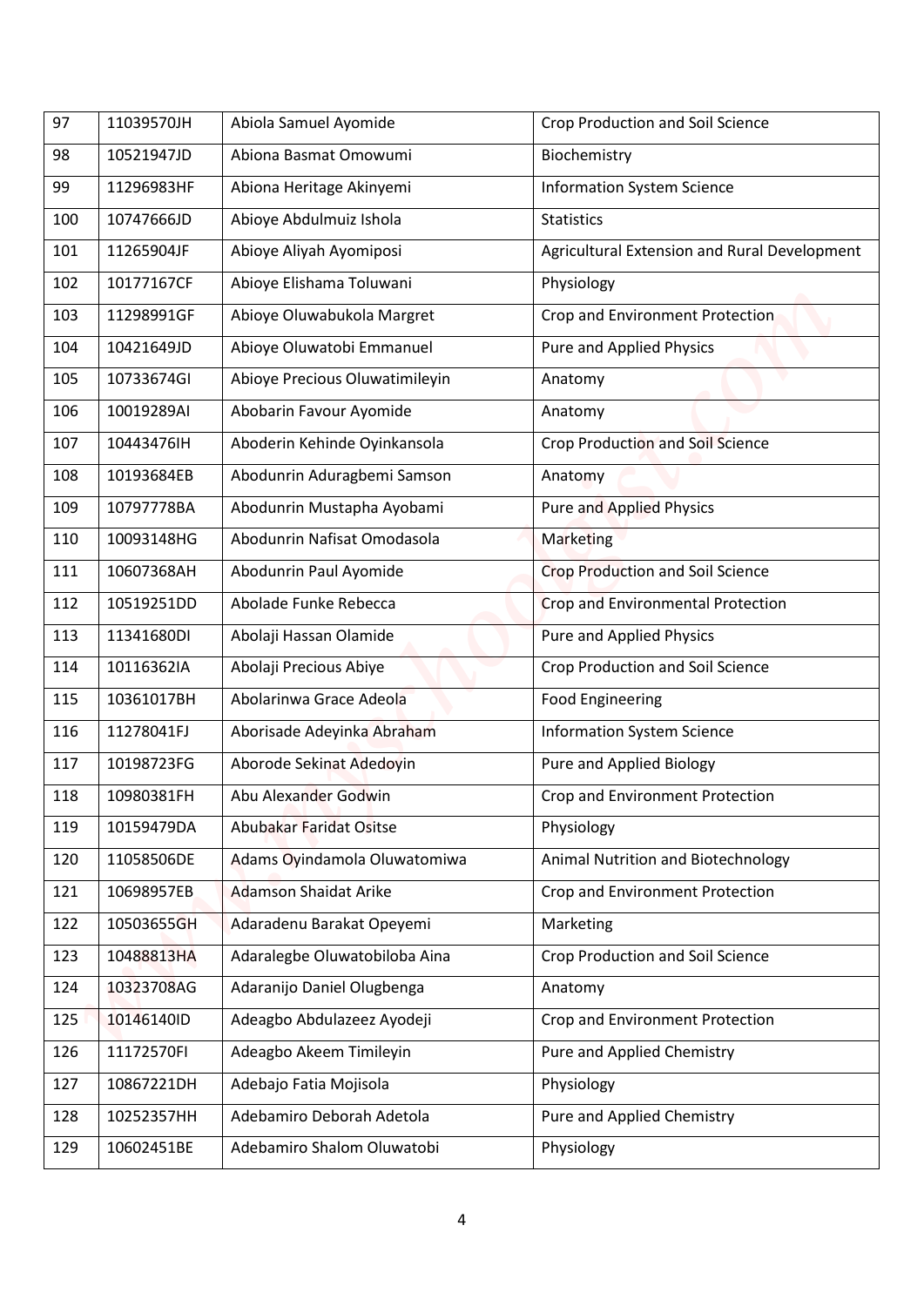| 97 | 11039570JH | Abiola Samuel Ayomide | Crop Production and Soil Science |
|---|---|---|---|
| 98 | 10521947JD | Abiona Basmat Omowumi | Biochemistry |
| 99 | 11296983HF | Abiona Heritage Akinyemi | Information System Science |
| 100 | 10747666JD | Abioye Abdulmuiz Ishola | Statistics |
| 101 | 11265904JF | Abioye Aliyah Ayomiposi | Agricultural Extension and Rural Development |
| 102 | 10177167CF | Abioye Elishama Toluwani | Physiology |
| 103 | 11298991GF | Abioye Oluwabukola Margret | Crop and Environment Protection |
| 104 | 10421649JD | Abioye Oluwatobi Emmanuel | Pure and Applied Physics |
| 105 | 10733674GI | Abioye Precious Oluwatimileyin | Anatomy |
| 106 | 10019289AI | Abobarin Favour Ayomide | Anatomy |
| 107 | 10443476IH | Aboderin Kehinde Oyinkansola | Crop Production and Soil Science |
| 108 | 10193684EB | Abodunrin Aduragbemi Samson | Anatomy |
| 109 | 10797778BA | Abodunrin Mustapha Ayobami | Pure and Applied Physics |
| 110 | 10093148HG | Abodunrin Nafisat Omodasola | Marketing |
| 111 | 10607368AH | Abodunrin Paul Ayomide | Crop Production and Soil Science |
| 112 | 10519251DD | Abolade Funke Rebecca | Crop and Environmental Protection |
| 113 | 11341680DI | Abolaji Hassan Olamide | Pure and Applied Physics |
| 114 | 10116362IA | Abolaji Precious Abiye | Crop Production and Soil Science |
| 115 | 10361017BH | Abolarinwa Grace Adeola | Food Engineering |
| 116 | 11278041FJ | Aborisade Adeyinka Abraham | Information System Science |
| 117 | 10198723FG | Aborode Sekinat Adedoyin | Pure and Applied Biology |
| 118 | 10980381FH | Abu Alexander Godwin | Crop and Environment Protection |
| 119 | 10159479DA | Abubakar Faridat Ositse | Physiology |
| 120 | 11058506DE | Adams Oyindamola Oluwatomiwa | Animal Nutrition and Biotechnology |
| 121 | 10698957EB | Adamson Shaidat Arike | Crop and Environment Protection |
| 122 | 10503655GH | Adaradenu Barakat Opeyemi | Marketing |
| 123 | 10488813HA | Adaralegbe Oluwatobiloba Aina | Crop Production and Soil Science |
| 124 | 10323708AG | Adaranijo Daniel Olugbenga | Anatomy |
| 125 | 10146140ID | Adeagbo Abdulazeez Ayodeji | Crop and Environment Protection |
| 126 | 11172570FI | Adeagbo Akeem Timileyin | Pure and Applied Chemistry |
| 127 | 10867221DH | Adebajo Fatia Mojisola | Physiology |
| 128 | 10252357HH | Adebamiro Deborah Adetola | Pure and Applied Chemistry |
| 129 | 10602451BE | Adebamiro Shalom Oluwatobi | Physiology |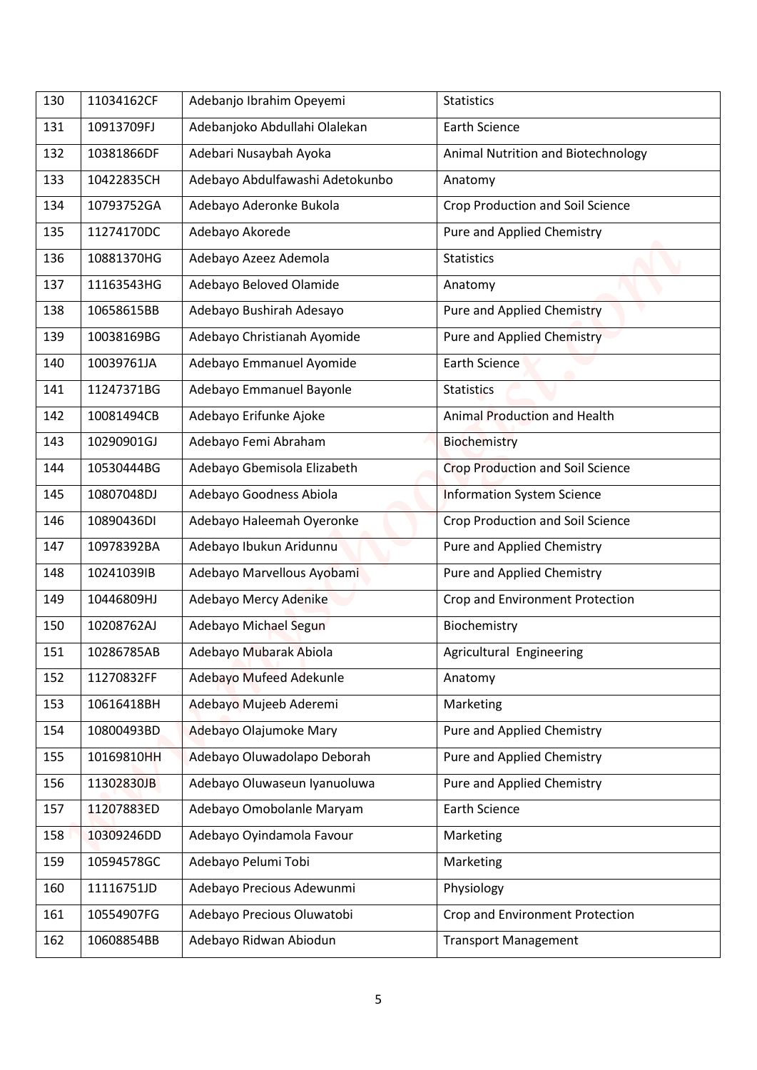| 130 | 11034162CF | Adebanjo Ibrahim Opeyemi | Statistics |
|---|---|---|---|
| 131 | 10913709FJ | Adebanjoko Abdullahi Olalekan | Earth Science |
| 132 | 10381866DF | Adebari Nusaybah Ayoka | Animal Nutrition and Biotechnology |
| 133 | 10422835CH | Adebayo Abdulfawashi Adetokunbo | Anatomy |
| 134 | 10793752GA | Adebayo Aderonke Bukola | Crop Production and Soil Science |
| 135 | 11274170DC | Adebayo Akorede | Pure and Applied Chemistry |
| 136 | 10881370HG | Adebayo Azeez Ademola | Statistics |
| 137 | 11163543HG | Adebayo Beloved Olamide | Anatomy |
| 138 | 10658615BB | Adebayo Bushirah Adesayo | Pure and Applied Chemistry |
| 139 | 10038169BG | Adebayo Christianah Ayomide | Pure and Applied Chemistry |
| 140 | 10039761JA | Adebayo Emmanuel Ayomide | Earth Science |
| 141 | 11247371BG | Adebayo Emmanuel Bayonle | Statistics |
| 142 | 10081494CB | Adebayo Erifunke Ajoke | Animal Production and Health |
| 143 | 10290901GJ | Adebayo Femi Abraham | Biochemistry |
| 144 | 10530444BG | Adebayo Gbemisola Elizabeth | Crop Production and Soil Science |
| 145 | 10807048DJ | Adebayo Goodness Abiola | Information System Science |
| 146 | 10890436DI | Adebayo Haleemah Oyeronke | Crop Production and Soil Science |
| 147 | 10978392BA | Adebayo Ibukun Aridunnu | Pure and Applied Chemistry |
| 148 | 10241039IB | Adebayo Marvellous Ayobami | Pure and Applied Chemistry |
| 149 | 10446809HJ | Adebayo Mercy Adenike | Crop and Environment Protection |
| 150 | 10208762AJ | Adebayo Michael Segun | Biochemistry |
| 151 | 10286785AB | Adebayo Mubarak Abiola | Agricultural Engineering |
| 152 | 11270832FF | Adebayo Mufeed Adekunle | Anatomy |
| 153 | 10616418BH | Adebayo Mujeeb Aderemi | Marketing |
| 154 | 10800493BD | Adebayo Olajumoke Mary | Pure and Applied Chemistry |
| 155 | 10169810HH | Adebayo Oluwadolapo Deborah | Pure and Applied Chemistry |
| 156 | 11302830JB | Adebayo Oluwaseun Iyanuoluwa | Pure and Applied Chemistry |
| 157 | 11207883ED | Adebayo Omobolanle Maryam | Earth Science |
| 158 | 10309246DD | Adebayo Oyindamola Favour | Marketing |
| 159 | 10594578GC | Adebayo Pelumi Tobi | Marketing |
| 160 | 11116751JD | Adebayo Precious Adewunmi | Physiology |
| 161 | 10554907FG | Adebayo Precious Oluwatobi | Crop and Environment Protection |
| 162 | 10608854BB | Adebayo Ridwan Abiodun | Transport Management |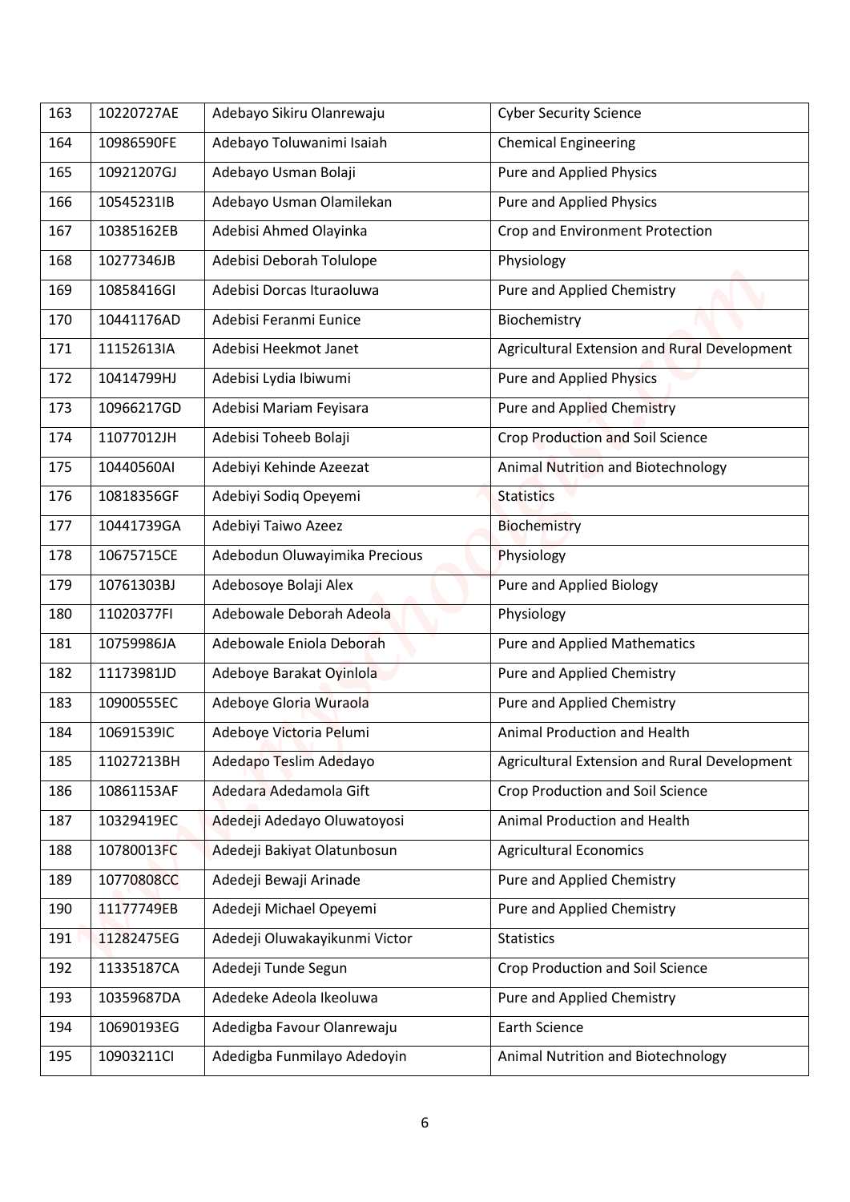| 163 | 10220727AE | Adebayo Sikiru Olanrewaju | Cyber Security Science |
|---|---|---|---|
| 164 | 10986590FE | Adebayo Toluwanimi Isaiah | Chemical Engineering |
| 165 | 10921207GJ | Adebayo Usman Bolaji | Pure and Applied Physics |
| 166 | 10545231IB | Adebayo Usman Olamilekan | Pure and Applied Physics |
| 167 | 10385162EB | Adebisi Ahmed Olayinka | Crop and Environment Protection |
| 168 | 10277346JB | Adebisi Deborah Tolulope | Physiology |
| 169 | 10858416GI | Adebisi Dorcas Ituraoluwa | Pure and Applied Chemistry |
| 170 | 10441176AD | Adebisi Feranmi Eunice | Biochemistry |
| 171 | 11152613IA | Adebisi Heekmot Janet | Agricultural Extension and Rural Development |
| 172 | 10414799HJ | Adebisi Lydia Ibiwumi | Pure and Applied Physics |
| 173 | 10966217GD | Adebisi Mariam Feyisara | Pure and Applied Chemistry |
| 174 | 11077012JH | Adebisi Toheeb Bolaji | Crop Production and Soil Science |
| 175 | 10440560AI | Adebiyi Kehinde Azeezat | Animal Nutrition and Biotechnology |
| 176 | 10818356GF | Adebiyi Sodiq Opeyemi | Statistics |
| 177 | 10441739GA | Adebiyi Taiwo Azeez | Biochemistry |
| 178 | 10675715CE | Adebodun Oluwayimika Precious | Physiology |
| 179 | 10761303BJ | Adebosoye Bolaji Alex | Pure and Applied Biology |
| 180 | 11020377FI | Adebowale Deborah Adeola | Physiology |
| 181 | 10759986JA | Adebowale Eniola Deborah | Pure and Applied Mathematics |
| 182 | 11173981JD | Adeboye Barakat Oyinlola | Pure and Applied Chemistry |
| 183 | 10900555EC | Adeboye Gloria Wuraola | Pure and Applied Chemistry |
| 184 | 10691539IC | Adeboye Victoria Pelumi | Animal Production and Health |
| 185 | 11027213BH | Adedapo Teslim Adedayo | Agricultural Extension and Rural Development |
| 186 | 10861153AF | Adedara Adedamola Gift | Crop Production and Soil Science |
| 187 | 10329419EC | Adedeji Adedayo Oluwatoyosi | Animal Production and Health |
| 188 | 10780013FC | Adedeji Bakiyat Olatunbosun | Agricultural Economics |
| 189 | 10770808CC | Adedeji Bewaji Arinade | Pure and Applied Chemistry |
| 190 | 11177749EB | Adedeji Michael Opeyemi | Pure and Applied Chemistry |
| 191 | 11282475EG | Adedeji Oluwakayikunmi Victor | Statistics |
| 192 | 11335187CA | Adedeji Tunde Segun | Crop Production and Soil Science |
| 193 | 10359687DA | Adedeke Adeola Ikeoluwa | Pure and Applied Chemistry |
| 194 | 10690193EG | Adedigba Favour Olanrewaju | Earth Science |
| 195 | 10903211CI | Adedigba Funmilayo Adedoyin | Animal Nutrition and Biotechnology |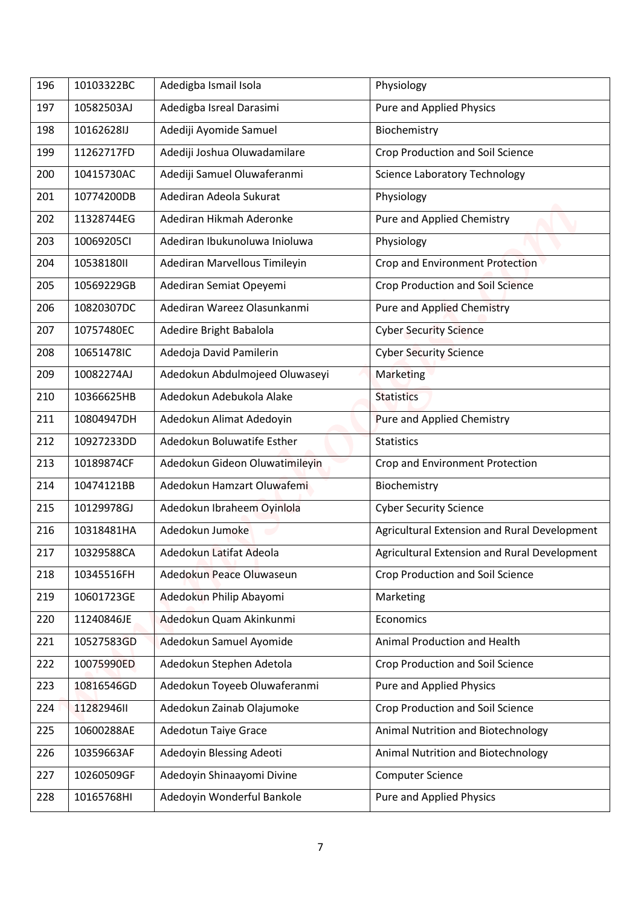| 196 | 10103322BC | Adedigba Ismail Isola | Physiology |
|---|---|---|---|
| 197 | 10582503AJ | Adedigba Isreal Darasimi | Pure and Applied Physics |
| 198 | 10162628IJ | Adediji Ayomide Samuel | Biochemistry |
| 199 | 11262717FD | Adediji Joshua Oluwadamilare | Crop Production and Soil Science |
| 200 | 10415730AC | Adediji Samuel Oluwaferanmi | Science Laboratory Technology |
| 201 | 10774200DB | Adediran Adeola Sukurat | Physiology |
| 202 | 11328744EG | Adediran Hikmah Aderonke | Pure and Applied Chemistry |
| 203 | 10069205CI | Adediran Ibukunoluwa Inioluwa | Physiology |
| 204 | 10538180II | Adediran Marvellous Timileyin | Crop and Environment Protection |
| 205 | 10569229GB | Adediran Semiat Opeyemi | Crop Production and Soil Science |
| 206 | 10820307DC | Adediran Wareez Olasunkanmi | Pure and Applied Chemistry |
| 207 | 10757480EC | Adedire Bright Babalola | Cyber Security Science |
| 208 | 10651478IC | Adedoja David Pamilerin | Cyber Security Science |
| 209 | 10082274AJ | Adedokun Abdulmojeed Oluwaseyi | Marketing |
| 210 | 10366625HB | Adedokun Adebukola Alake | Statistics |
| 211 | 10804947DH | Adedokun Alimat Adedoyin | Pure and Applied Chemistry |
| 212 | 10927233DD | Adedokun Boluwatife Esther | Statistics |
| 213 | 10189874CF | Adedokun Gideon Oluwatimileyin | Crop and Environment Protection |
| 214 | 10474121BB | Adedokun Hamzart Oluwafemi | Biochemistry |
| 215 | 10129978GJ | Adedokun Ibraheem Oyinlola | Cyber Security Science |
| 216 | 10318481HA | Adedokun Jumoke | Agricultural Extension and Rural Development |
| 217 | 10329588CA | Adedokun Latifat Adeola | Agricultural Extension and Rural Development |
| 218 | 10345516FH | Adedokun Peace Oluwaseun | Crop Production and Soil Science |
| 219 | 10601723GE | Adedokun Philip Abayomi | Marketing |
| 220 | 11240846JE | Adedokun Quam Akinkunmi | Economics |
| 221 | 10527583GD | Adedokun Samuel Ayomide | Animal Production and Health |
| 222 | 10075990ED | Adedokun Stephen Adetola | Crop Production and Soil Science |
| 223 | 10816546GD | Adedokun Toyeeb Oluwaferanmi | Pure and Applied Physics |
| 224 | 11282946II | Adedokun Zainab Olajumoke | Crop Production and Soil Science |
| 225 | 10600288AE | Adedotun Taiye Grace | Animal Nutrition and Biotechnology |
| 226 | 10359663AF | Adedoyin Blessing Adeoti | Animal Nutrition and Biotechnology |
| 227 | 10260509GF | Adedoyin Shinaayomi Divine | Computer Science |
| 228 | 10165768HI | Adedoyin Wonderful Bankole | Pure and Applied Physics |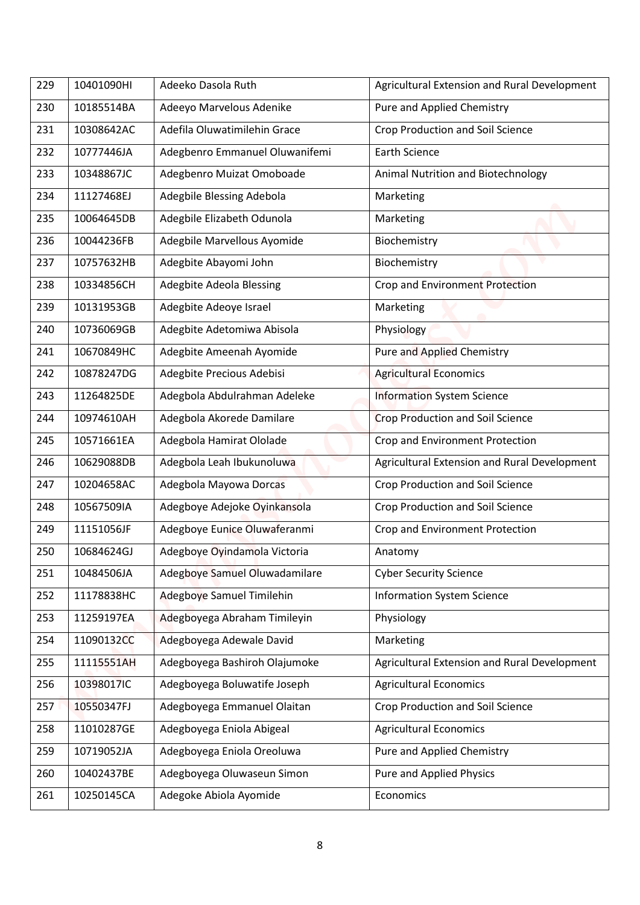| 229 | 10401090HI | Adeeko Dasola Ruth | Agricultural Extension and Rural Development |
|---|---|---|---|
| 230 | 10185514BA | Adeeyo Marvelous Adenike | Pure and Applied Chemistry |
| 231 | 10308642AC | Adefila Oluwatimilehin Grace | Crop Production and Soil Science |
| 232 | 10777446JA | Adegbenro Emmanuel Oluwanifemi | Earth Science |
| 233 | 10348867JC | Adegbenro Muizat Omoboade | Animal Nutrition and Biotechnology |
| 234 | 11127468EJ | Adegbile Blessing Adebola | Marketing |
| 235 | 10064645DB | Adegbile Elizabeth Odunola | Marketing |
| 236 | 10044236FB | Adegbile Marvellous Ayomide | Biochemistry |
| 237 | 10757632HB | Adegbite Abayomi John | Biochemistry |
| 238 | 10334856CH | Adegbite Adeola Blessing | Crop and Environment Protection |
| 239 | 10131953GB | Adegbite Adeoye Israel | Marketing |
| 240 | 10736069GB | Adegbite Adetomiwa Abisola | Physiology |
| 241 | 10670849HC | Adegbite Ameenah Ayomide | Pure and Applied Chemistry |
| 242 | 10878247DG | Adegbite Precious Adebisi | Agricultural Economics |
| 243 | 11264825DE | Adegbola Abdulrahman Adeleke | Information System Science |
| 244 | 10974610AH | Adegbola Akorede Damilare | Crop Production and Soil Science |
| 245 | 10571661EA | Adegbola Hamirat Ololade | Crop and Environment Protection |
| 246 | 10629088DB | Adegbola Leah Ibukunoluwa | Agricultural Extension and Rural Development |
| 247 | 10204658AC | Adegbola Mayowa Dorcas | Crop Production and Soil Science |
| 248 | 10567509IA | Adegboye Adejoke Oyinkansola | Crop Production and Soil Science |
| 249 | 11151056JF | Adegboye Eunice Oluwaferanmi | Crop and Environment Protection |
| 250 | 10684624GJ | Adegboye Oyindamola Victoria | Anatomy |
| 251 | 10484506JA | Adegboye Samuel Oluwadamilare | Cyber Security Science |
| 252 | 11178838HC | Adegboye Samuel Timilehin | Information System Science |
| 253 | 11259197EA | Adegboyega Abraham Timileyin | Physiology |
| 254 | 11090132CC | Adegboyega Adewale David | Marketing |
| 255 | 11115551AH | Adegboyega Bashiroh Olajumoke | Agricultural Extension and Rural Development |
| 256 | 10398017IC | Adegboyega Boluwatife Joseph | Agricultural Economics |
| 257 | 10550347FJ | Adegboyega Emmanuel Olaitan | Crop Production and Soil Science |
| 258 | 11010287GE | Adegboyega Eniola Abigeal | Agricultural Economics |
| 259 | 10719052JA | Adegboyega Eniola Oreoluwa | Pure and Applied Chemistry |
| 260 | 10402437BE | Adegboyega Oluwaseun Simon | Pure and Applied Physics |
| 261 | 10250145CA | Adegoke Abiola Ayomide | Economics |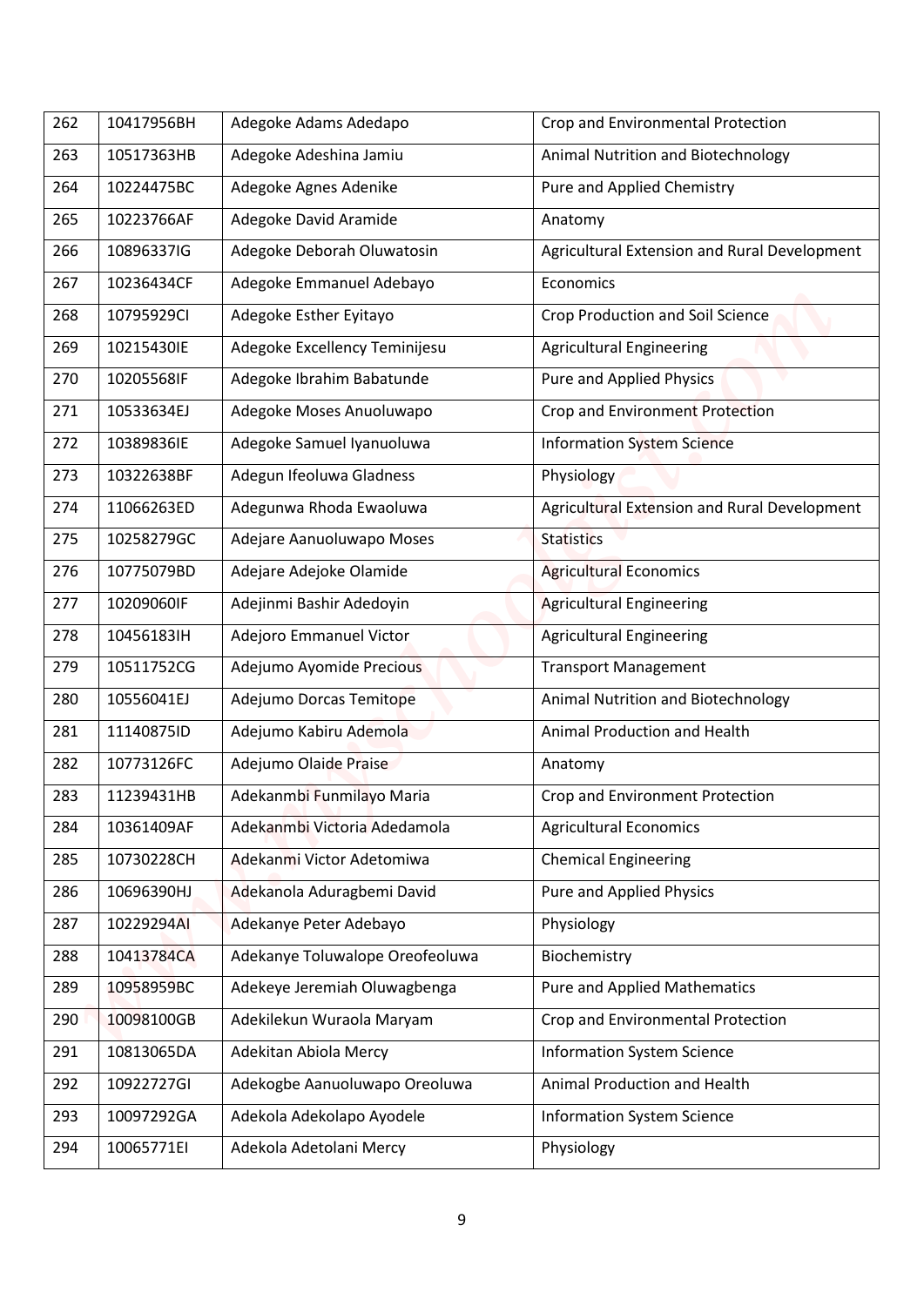| 262 | 10417956BH | Adegoke Adams Adedapo | Crop and Environmental Protection |
|---|---|---|---|
| 263 | 10517363HB | Adegoke Adeshina Jamiu | Animal Nutrition and Biotechnology |
| 264 | 10224475BC | Adegoke Agnes Adenike | Pure and Applied Chemistry |
| 265 | 10223766AF | Adegoke David Aramide | Anatomy |
| 266 | 10896337IG | Adegoke Deborah Oluwatosin | Agricultural Extension and Rural Development |
| 267 | 10236434CF | Adegoke Emmanuel Adebayo | Economics |
| 268 | 10795929CI | Adegoke Esther Eyitayo | Crop Production and Soil Science |
| 269 | 10215430IE | Adegoke Excellency Teminijesu | Agricultural Engineering |
| 270 | 10205568IF | Adegoke Ibrahim Babatunde | Pure and Applied Physics |
| 271 | 10533634EJ | Adegoke Moses Anuoluwapo | Crop and Environment Protection |
| 272 | 10389836IE | Adegoke Samuel Iyanuoluwa | Information System Science |
| 273 | 10322638BF | Adegun Ifeoluwa Gladness | Physiology |
| 274 | 11066263ED | Adegunwa Rhoda Ewaoluwa | Agricultural Extension and Rural Development |
| 275 | 10258279GC | Adejare Aanuoluwapo Moses | Statistics |
| 276 | 10775079BD | Adejare Adejoke Olamide | Agricultural Economics |
| 277 | 10209060IF | Adejinmi Bashir Adedoyin | Agricultural Engineering |
| 278 | 10456183IH | Adejoro Emmanuel Victor | Agricultural Engineering |
| 279 | 10511752CG | Adejumo Ayomide Precious | Transport Management |
| 280 | 10556041EJ | Adejumo Dorcas Temitope | Animal Nutrition and Biotechnology |
| 281 | 11140875ID | Adejumo Kabiru Ademola | Animal Production and Health |
| 282 | 10773126FC | Adejumo Olaide Praise | Anatomy |
| 283 | 11239431HB | Adekanmbi Funmilayo Maria | Crop and Environment Protection |
| 284 | 10361409AF | Adekanmbi Victoria Adedamola | Agricultural Economics |
| 285 | 10730228CH | Adekanmi Victor Adetomiwa | Chemical Engineering |
| 286 | 10696390HJ | Adekanola Aduragbemi David | Pure and Applied Physics |
| 287 | 10229294AI | Adekanye Peter Adebayo | Physiology |
| 288 | 10413784CA | Adekanye Toluwalope Oreofeoluwa | Biochemistry |
| 289 | 10958959BC | Adekeye Jeremiah Oluwagbenga | Pure and Applied Mathematics |
| 290 | 10098100GB | Adekilekun Wuraola Maryam | Crop and Environmental Protection |
| 291 | 10813065DA | Adekitan Abiola Mercy | Information System Science |
| 292 | 10922727GI | Adekogbe Aanuoluwapo Oreoluwa | Animal Production and Health |
| 293 | 10097292GA | Adekola Adekolapo Ayodele | Information System Science |
| 294 | 10065771EI | Adekola Adetolani Mercy | Physiology |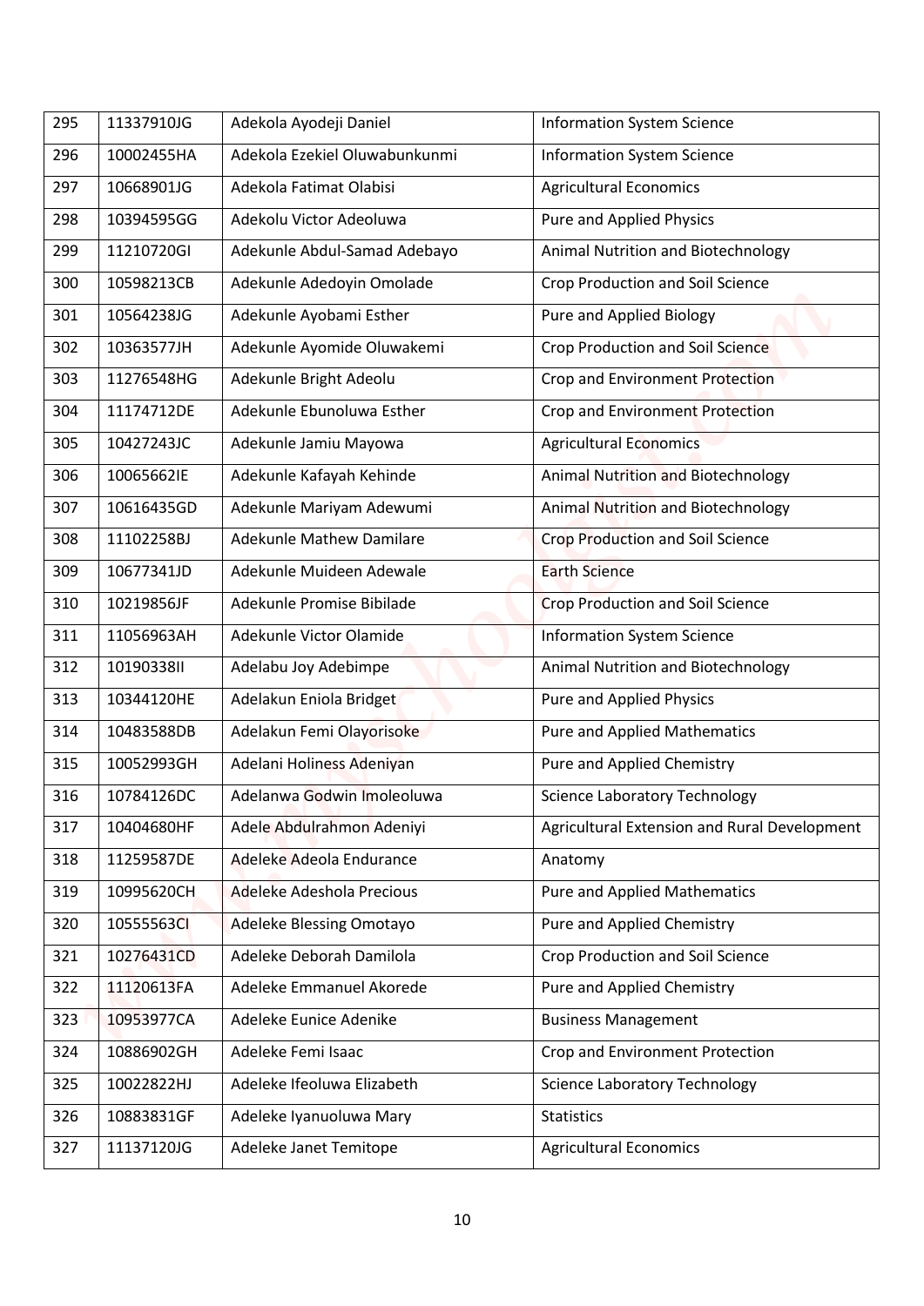| 295 | 11337910JG | Adekola Ayodeji Daniel | Information System Science |
|---|---|---|---|
| 296 | 10002455HA | Adekola Ezekiel Oluwabunkunmi | Information System Science |
| 297 | 10668901JG | Adekola Fatimat Olabisi | Agricultural Economics |
| 298 | 10394595GG | Adekolu Victor Adeoluwa | Pure and Applied Physics |
| 299 | 11210720GI | Adekunle Abdul-Samad Adebayo | Animal Nutrition and Biotechnology |
| 300 | 10598213CB | Adekunle Adedoyin Omolade | Crop Production and Soil Science |
| 301 | 10564238JG | Adekunle Ayobami Esther | Pure and Applied Biology |
| 302 | 10363577JH | Adekunle Ayomide Oluwakemi | Crop Production and Soil Science |
| 303 | 11276548HG | Adekunle Bright Adeolu | Crop and Environment Protection |
| 304 | 11174712DE | Adekunle Ebunoluwa Esther | Crop and Environment Protection |
| 305 | 10427243JC | Adekunle Jamiu Mayowa | Agricultural Economics |
| 306 | 10065662IE | Adekunle Kafayah Kehinde | Animal Nutrition and Biotechnology |
| 307 | 10616435GD | Adekunle Mariyam Adewumi | Animal Nutrition and Biotechnology |
| 308 | 11102258BJ | Adekunle Mathew Damilare | Crop Production and Soil Science |
| 309 | 10677341JD | Adekunle Muideen Adewale | Earth Science |
| 310 | 10219856JF | Adekunle Promise Bibilade | Crop Production and Soil Science |
| 311 | 11056963AH | Adekunle Victor Olamide | Information System Science |
| 312 | 10190338II | Adelabu Joy Adebimpe | Animal Nutrition and Biotechnology |
| 313 | 10344120HE | Adelakun Eniola Bridget | Pure and Applied Physics |
| 314 | 10483588DB | Adelakun Femi Olayorisoke | Pure and Applied Mathematics |
| 315 | 10052993GH | Adelani Holiness Adeniyan | Pure and Applied Chemistry |
| 316 | 10784126DC | Adelanwa Godwin Imoleoluwa | Science Laboratory Technology |
| 317 | 10404680HF | Adele Abdulrahmon Adeniyi | Agricultural Extension and Rural Development |
| 318 | 11259587DE | Adeleke Adeola Endurance | Anatomy |
| 319 | 10995620CH | Adeleke Adeshola Precious | Pure and Applied Mathematics |
| 320 | 10555563CI | Adeleke Blessing Omotayo | Pure and Applied Chemistry |
| 321 | 10276431CD | Adeleke Deborah Damilola | Crop Production and Soil Science |
| 322 | 11120613FA | Adeleke Emmanuel Akorede | Pure and Applied Chemistry |
| 323 | 10953977CA | Adeleke Eunice Adenike | Business Management |
| 324 | 10886902GH | Adeleke Femi Isaac | Crop and Environment Protection |
| 325 | 10022822HJ | Adeleke Ifeoluwa Elizabeth | Science Laboratory Technology |
| 326 | 10883831GF | Adeleke Iyanuoluwa Mary | Statistics |
| 327 | 11137120JG | Adeleke Janet Temitope | Agricultural Economics |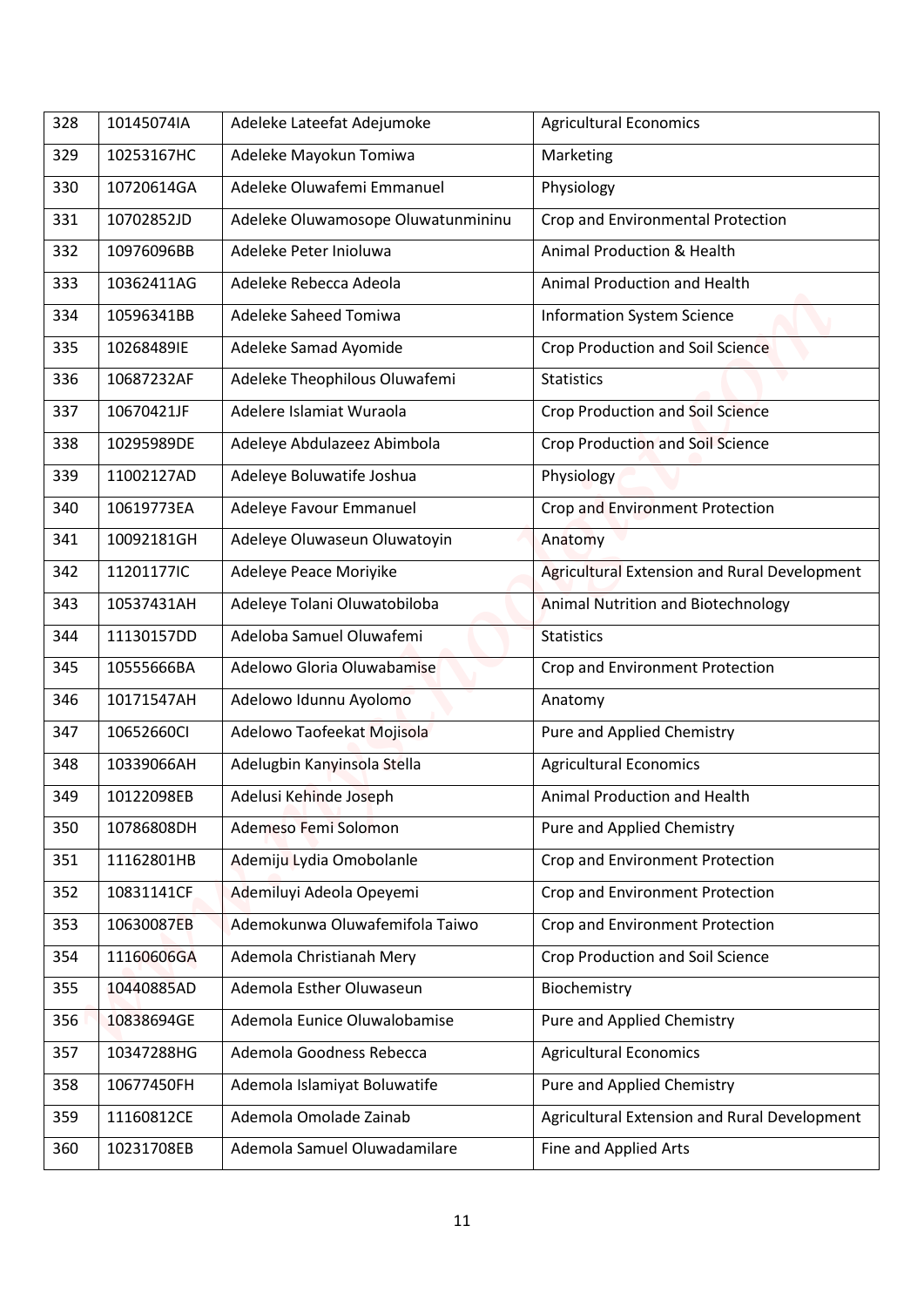| 328 | 10145074IA | Adeleke Lateefat Adejumoke | Agricultural Economics |
|---|---|---|---|
| 329 | 10253167HC | Adeleke Mayokun Tomiwa | Marketing |
| 330 | 10720614GA | Adeleke Oluwafemi Emmanuel | Physiology |
| 331 | 10702852JD | Adeleke Oluwamosope Oluwatunmininu | Crop and Environmental Protection |
| 332 | 10976096BB | Adeleke Peter Inioluwa | Animal Production & Health |
| 333 | 10362411AG | Adeleke Rebecca Adeola | Animal Production and Health |
| 334 | 10596341BB | Adeleke Saheed Tomiwa | Information System Science |
| 335 | 10268489IE | Adeleke Samad Ayomide | Crop Production and Soil Science |
| 336 | 10687232AF | Adeleke Theophilous Oluwafemi | Statistics |
| 337 | 10670421JF | Adelere Islamiat Wuraola | Crop Production and Soil Science |
| 338 | 10295989DE | Adeleye Abdulazeez Abimbola | Crop Production and Soil Science |
| 339 | 11002127AD | Adeleye Boluwatife Joshua | Physiology |
| 340 | 10619773EA | Adeleye Favour Emmanuel | Crop and Environment Protection |
| 341 | 10092181GH | Adeleye Oluwaseun Oluwatoyin | Anatomy |
| 342 | 11201177IC | Adeleye Peace Moriyike | Agricultural Extension and Rural Development |
| 343 | 10537431AH | Adeleye Tolani Oluwatobiloba | Animal Nutrition and Biotechnology |
| 344 | 11130157DD | Adeloba Samuel Oluwafemi | Statistics |
| 345 | 10555666BA | Adelowo Gloria Oluwabamise | Crop and Environment Protection |
| 346 | 10171547AH | Adelowo Idunnu Ayolomo | Anatomy |
| 347 | 10652660CI | Adelowo Taofeekat Mojisola | Pure and Applied Chemistry |
| 348 | 10339066AH | Adelugbin Kanyinsola Stella | Agricultural Economics |
| 349 | 10122098EB | Adelusi Kehinde Joseph | Animal Production and Health |
| 350 | 10786808DH | Ademeso Femi Solomon | Pure and Applied Chemistry |
| 351 | 11162801HB | Ademiju Lydia Omobolanle | Crop and Environment Protection |
| 352 | 10831141CF | Ademiluyi Adeola Opeyemi | Crop and Environment Protection |
| 353 | 10630087EB | Ademokunwa Oluwafemifola Taiwo | Crop and Environment Protection |
| 354 | 11160606GA | Ademola Christianah Mery | Crop Production and Soil Science |
| 355 | 10440885AD | Ademola Esther Oluwaseun | Biochemistry |
| 356 | 10838694GE | Ademola Eunice Oluwalobamise | Pure and Applied Chemistry |
| 357 | 10347288HG | Ademola Goodness Rebecca | Agricultural Economics |
| 358 | 10677450FH | Ademola Islamiyat Boluwatife | Pure and Applied Chemistry |
| 359 | 11160812CE | Ademola Omolade Zainab | Agricultural Extension and Rural Development |
| 360 | 10231708EB | Ademola Samuel Oluwadamilare | Fine and Applied Arts |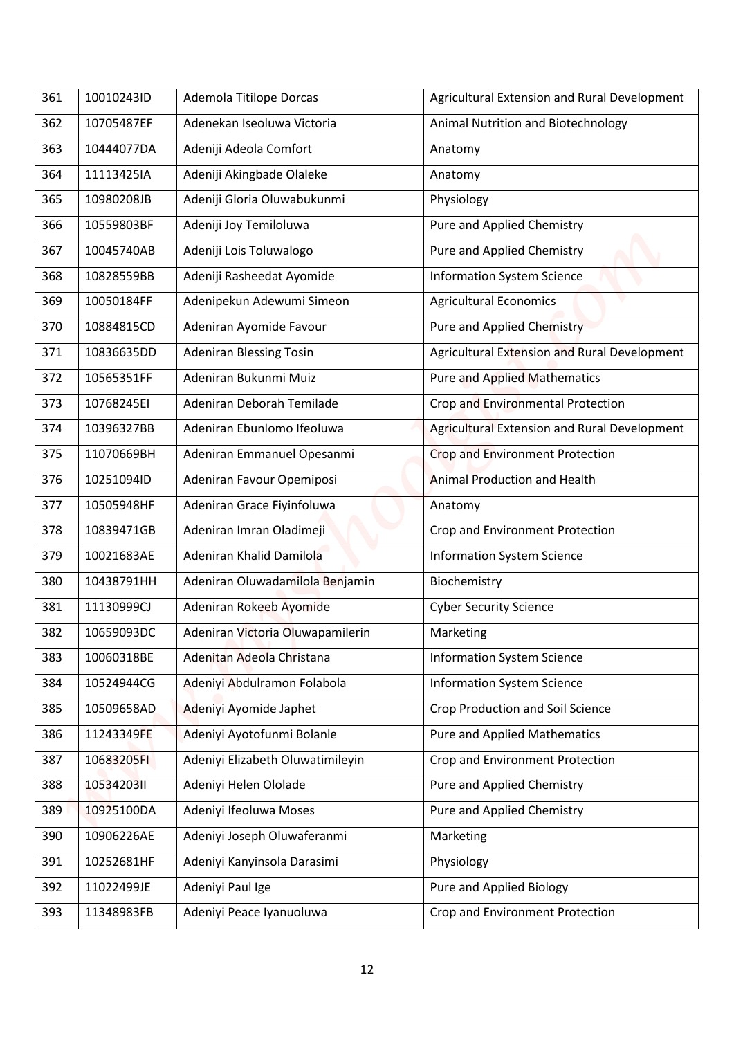| 361 | 10010243ID | Ademola Titilope Dorcas | Agricultural Extension and Rural Development |
|---|---|---|---|
| 362 | 10705487EF | Adenekan Iseoluwa Victoria | Animal Nutrition and Biotechnology |
| 363 | 10444077DA | Adeniji Adeola Comfort | Anatomy |
| 364 | 11113425IA | Adeniji Akingbade Olaleke | Anatomy |
| 365 | 10980208JB | Adeniji Gloria Oluwabukunmi | Physiology |
| 366 | 10559803BF | Adeniji Joy Temiloluwa | Pure and Applied Chemistry |
| 367 | 10045740AB | Adeniji Lois Toluwalogo | Pure and Applied Chemistry |
| 368 | 10828559BB | Adeniji Rasheedat Ayomide | Information System Science |
| 369 | 10050184FF | Adenipekun Adewumi Simeon | Agricultural Economics |
| 370 | 10884815CD | Adeniran Ayomide Favour | Pure and Applied Chemistry |
| 371 | 10836635DD | Adeniran Blessing Tosin | Agricultural Extension and Rural Development |
| 372 | 10565351FF | Adeniran Bukunmi Muiz | Pure and Applied Mathematics |
| 373 | 10768245EI | Adeniran Deborah Temilade | Crop and Environmental Protection |
| 374 | 10396327BB | Adeniran Ebunlomo Ifeoluwa | Agricultural Extension and Rural Development |
| 375 | 11070669BH | Adeniran Emmanuel Opesanmi | Crop and Environment Protection |
| 376 | 10251094ID | Adeniran Favour Opemiposi | Animal Production and Health |
| 377 | 10505948HF | Adeniran Grace Fiyinfoluwa | Anatomy |
| 378 | 10839471GB | Adeniran Imran Oladimeji | Crop and Environment Protection |
| 379 | 10021683AE | Adeniran Khalid Damilola | Information System Science |
| 380 | 10438791HH | Adeniran Oluwadamilola Benjamin | Biochemistry |
| 381 | 11130999CJ | Adeniran Rokeeb Ayomide | Cyber Security Science |
| 382 | 10659093DC | Adeniran Victoria Oluwapamilerin | Marketing |
| 383 | 10060318BE | Adenitan Adeola Christana | Information System Science |
| 384 | 10524944CG | Adeniyi Abdulramon Folabola | Information System Science |
| 385 | 10509658AD | Adeniyi Ayomide Japhet | Crop Production and Soil Science |
| 386 | 11243349FE | Adeniyi Ayotofunmi Bolanle | Pure and Applied Mathematics |
| 387 | 10683205FI | Adeniyi Elizabeth Oluwatimileyin | Crop and Environment Protection |
| 388 | 10534203II | Adeniyi Helen Ololade | Pure and Applied Chemistry |
| 389 | 10925100DA | Adeniyi Ifeoluwa Moses | Pure and Applied Chemistry |
| 390 | 10906226AE | Adeniyi Joseph Oluwaferanmi | Marketing |
| 391 | 10252681HF | Adeniyi Kanyinsola Darasimi | Physiology |
| 392 | 11022499JE | Adeniyi Paul Ige | Pure and Applied Biology |
| 393 | 11348983FB | Adeniyi Peace Iyanuoluwa | Crop and Environment Protection |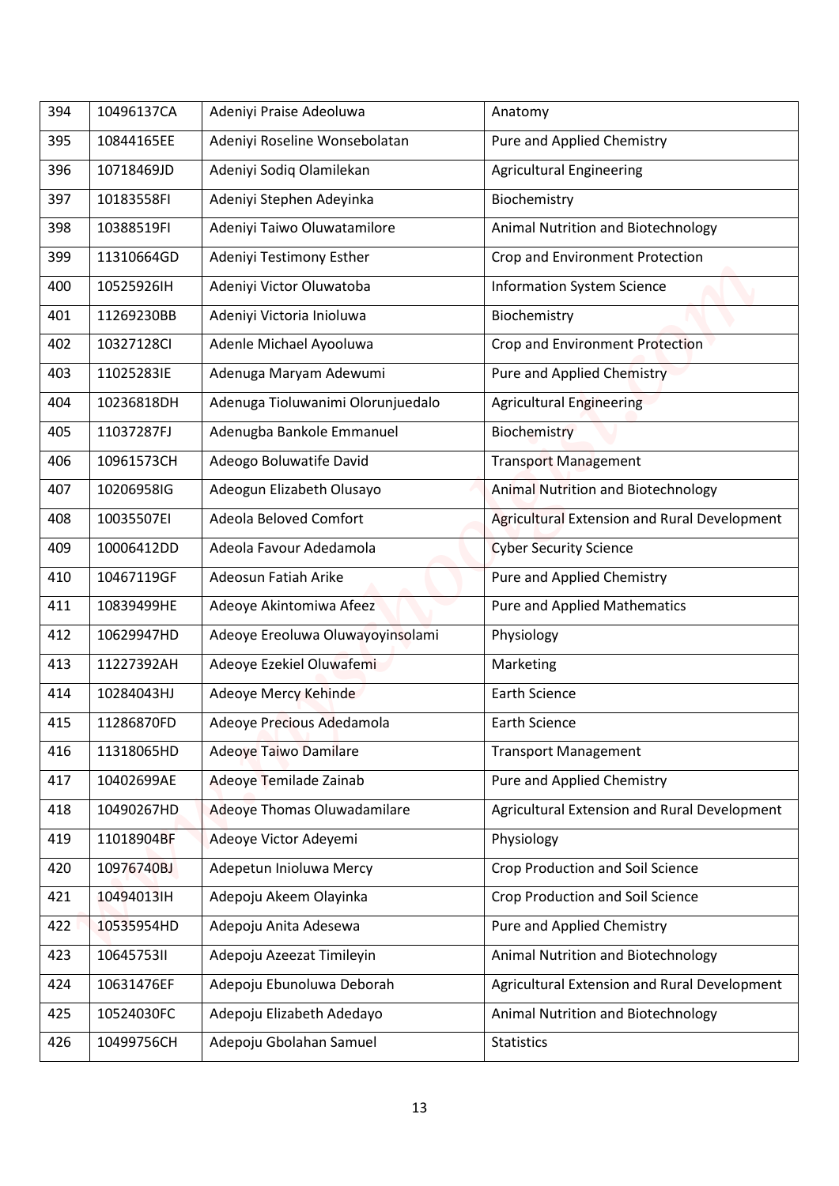| 394 | 10496137CA | Adeniyi Praise Adeoluwa | Anatomy |
|---|---|---|---|
| 395 | 10844165EE | Adeniyi Roseline Wonsebolatan | Pure and Applied Chemistry |
| 396 | 10718469JD | Adeniyi Sodiq Olamilekan | Agricultural Engineering |
| 397 | 10183558FI | Adeniyi Stephen Adeyinka | Biochemistry |
| 398 | 10388519FI | Adeniyi Taiwo Oluwatamilore | Animal Nutrition and Biotechnology |
| 399 | 11310664GD | Adeniyi Testimony Esther | Crop and Environment Protection |
| 400 | 10525926IH | Adeniyi Victor Oluwatoba | Information System Science |
| 401 | 11269230BB | Adeniyi Victoria Inioluwa | Biochemistry |
| 402 | 10327128CI | Adenle Michael Ayooluwa | Crop and Environment Protection |
| 403 | 11025283IE | Adenuga Maryam Adewumi | Pure and Applied Chemistry |
| 404 | 10236818DH | Adenuga Tioluwanimi Olorunjuedalo | Agricultural Engineering |
| 405 | 11037287FJ | Adenugba Bankole Emmanuel | Biochemistry |
| 406 | 10961573CH | Adeogo Boluwatife David | Transport Management |
| 407 | 10206958IG | Adeogun Elizabeth Olusayo | Animal Nutrition and Biotechnology |
| 408 | 10035507EI | Adeola Beloved Comfort | Agricultural Extension and Rural Development |
| 409 | 10006412DD | Adeola Favour Adedamola | Cyber Security Science |
| 410 | 10467119GF | Adeosun Fatiah Arike | Pure and Applied Chemistry |
| 411 | 10839499HE | Adeoye Akintomiwa Afeez | Pure and Applied Mathematics |
| 412 | 10629947HD | Adeoye Ereoluwa Oluwayoyinsolami | Physiology |
| 413 | 11227392AH | Adeoye Ezekiel Oluwafemi | Marketing |
| 414 | 10284043HJ | Adeoye Mercy Kehinde | Earth Science |
| 415 | 11286870FD | Adeoye Precious Adedamola | Earth Science |
| 416 | 11318065HD | Adeoye Taiwo Damilare | Transport Management |
| 417 | 10402699AE | Adeoye Temilade Zainab | Pure and Applied Chemistry |
| 418 | 10490267HD | Adeoye Thomas Oluwadamilare | Agricultural Extension and Rural Development |
| 419 | 11018904BF | Adeoye Victor Adeyemi | Physiology |
| 420 | 10976740BJ | Adepetun Inioluwa Mercy | Crop Production and Soil Science |
| 421 | 10494013IH | Adepoju Akeem Olayinka | Crop Production and Soil Science |
| 422 | 10535954HD | Adepoju Anita Adesewa | Pure and Applied Chemistry |
| 423 | 10645753II | Adepoju Azeezat Timileyin | Animal Nutrition and Biotechnology |
| 424 | 10631476EF | Adepoju Ebunoluwa Deborah | Agricultural Extension and Rural Development |
| 425 | 10524030FC | Adepoju Elizabeth Adedayo | Animal Nutrition and Biotechnology |
| 426 | 10499756CH | Adepoju Gbolahan Samuel | Statistics |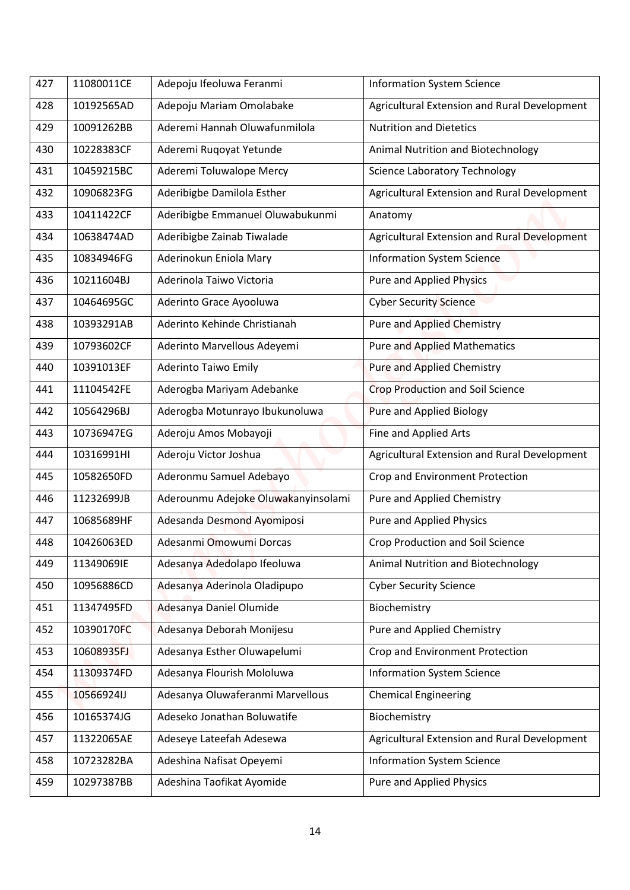| 427 | 11080011CE | Adepoju Ifeoluwa Feranmi | Information System Science |
|---|---|---|---|
| 428 | 10192565AD | Adepoju Mariam Omolabake | Agricultural Extension and Rural Development |
| 429 | 10091262BB | Aderemi Hannah Oluwafunmilola | Nutrition and Dietetics |
| 430 | 10228383CF | Aderemi Ruqoyat Yetunde | Animal Nutrition and Biotechnology |
| 431 | 10459215BC | Aderemi Toluwalope Mercy | Science Laboratory Technology |
| 432 | 10906823FG | Aderibigbe Damilola Esther | Agricultural Extension and Rural Development |
| 433 | 10411422CF | Aderibigbe Emmanuel Oluwabukunmi | Anatomy |
| 434 | 10638474AD | Aderibigbe Zainab Tiwalade | Agricultural Extension and Rural Development |
| 435 | 10834946FG | Aderinokun Eniola Mary | Information System Science |
| 436 | 10211604BJ | Aderinola Taiwo Victoria | Pure and Applied Physics |
| 437 | 10464695GC | Aderinto Grace Ayooluwa | Cyber Security Science |
| 438 | 10393291AB | Aderinto Kehinde Christianah | Pure and Applied Chemistry |
| 439 | 10793602CF | Aderinto Marvellous Adeyemi | Pure and Applied Mathematics |
| 440 | 10391013EF | Aderinto Taiwo Emily | Pure and Applied Chemistry |
| 441 | 11104542FE | Aderogba Mariyam Adebanke | Crop Production and Soil Science |
| 442 | 10564296BJ | Aderogba Motunrayo Ibukunoluwa | Pure and Applied Biology |
| 443 | 10736947EG | Aderoju Amos Mobayoji | Fine and Applied Arts |
| 444 | 10316991HI | Aderoju Victor Joshua | Agricultural Extension and Rural Development |
| 445 | 10582650FD | Aderonmu Samuel Adebayo | Crop and Environment Protection |
| 446 | 11232699JB | Aderounmu Adejoke Oluwakanyinsolami | Pure and Applied Chemistry |
| 447 | 10685689HF | Adesanda Desmond Ayomiposi | Pure and Applied Physics |
| 448 | 10426063ED | Adesanmi Omowumi Dorcas | Crop Production and Soil Science |
| 449 | 11349069IE | Adesanya Adedolapo Ifeoluwa | Animal Nutrition and Biotechnology |
| 450 | 10956886CD | Adesanya Aderinola Oladipupo | Cyber Security Science |
| 451 | 11347495FD | Adesanya Daniel Olumide | Biochemistry |
| 452 | 10390170FC | Adesanya Deborah Monijesu | Pure and Applied Chemistry |
| 453 | 10608935FJ | Adesanya Esther Oluwapelumi | Crop and Environment Protection |
| 454 | 11309374FD | Adesanya Flourish Mololuwa | Information System Science |
| 455 | 10566924IJ | Adesanya Oluwaferanmi Marvellous | Chemical Engineering |
| 456 | 10165374JG | Adeseko Jonathan Boluwatife | Biochemistry |
| 457 | 11322065AE | Adeseye Lateefah Adesewa | Agricultural Extension and Rural Development |
| 458 | 10723282BA | Adeshina Nafisat Opeyemi | Information System Science |
| 459 | 10297387BB | Adeshina Taofikat Ayomide | Pure and Applied Physics |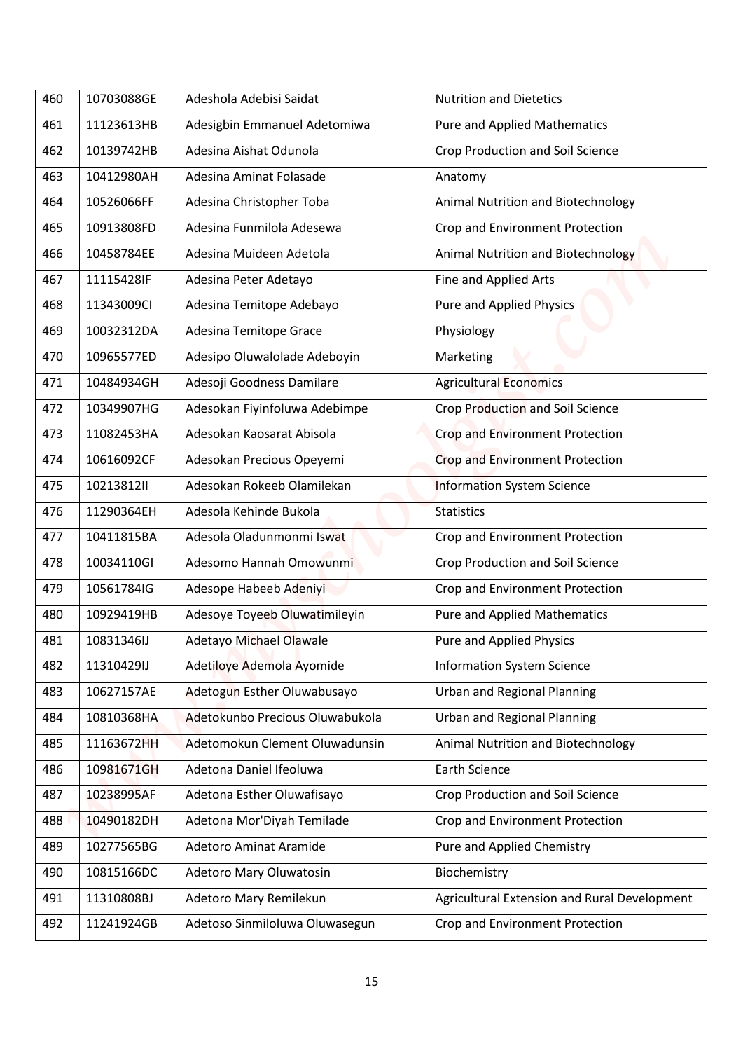| 460 | 10703088GE | Adeshola Adebisi Saidat | Nutrition and Dietetics |
|---|---|---|---|
| 461 | 11123613HB | Adesigbin Emmanuel Adetomiwa | Pure and Applied Mathematics |
| 462 | 10139742HB | Adesina Aishat Odunola | Crop Production and Soil Science |
| 463 | 10412980AH | Adesina Aminat Folasade | Anatomy |
| 464 | 10526066FF | Adesina Christopher Toba | Animal Nutrition and Biotechnology |
| 465 | 10913808FD | Adesina Funmilola Adesewa | Crop and Environment Protection |
| 466 | 10458784EE | Adesina Muideen Adetola | Animal Nutrition and Biotechnology |
| 467 | 11115428IF | Adesina Peter Adetayo | Fine and Applied Arts |
| 468 | 11343009CI | Adesina Temitope Adebayo | Pure and Applied Physics |
| 469 | 10032312DA | Adesina Temitope Grace | Physiology |
| 470 | 10965577ED | Adesipo Oluwalolade Adeboyin | Marketing |
| 471 | 10484934GH | Adesoji Goodness Damilare | Agricultural Economics |
| 472 | 10349907HG | Adesokan Fiyinfoluwa Adebimpe | Crop Production and Soil Science |
| 473 | 11082453HA | Adesokan Kaosarat Abisola | Crop and Environment Protection |
| 474 | 10616092CF | Adesokan Precious Opeyemi | Crop and Environment Protection |
| 475 | 10213812II | Adesokan Rokeeb Olamilekan | Information System Science |
| 476 | 11290364EH | Adesola Kehinde Bukola | Statistics |
| 477 | 10411815BA | Adesola Oladunmonmi Iswat | Crop and Environment Protection |
| 478 | 10034110GI | Adesomo Hannah Omowunmi | Crop Production and Soil Science |
| 479 | 10561784IG | Adesope Habeeb Adeniyi | Crop and Environment Protection |
| 480 | 10929419HB | Adesoye Toyeeb Oluwatimileyin | Pure and Applied Mathematics |
| 481 | 10831346IJ | Adetayo Michael Olawale | Pure and Applied Physics |
| 482 | 11310429IJ | Adetiloye Ademola Ayomide | Information System Science |
| 483 | 10627157AE | Adetogun Esther Oluwabusayo | Urban and Regional Planning |
| 484 | 10810368HA | Adetokunbo Precious Oluwabukola | Urban and Regional Planning |
| 485 | 11163672HH | Adetomokun Clement Oluwadunsin | Animal Nutrition and Biotechnology |
| 486 | 10981671GH | Adetona Daniel Ifeoluwa | Earth Science |
| 487 | 10238995AF | Adetona Esther Oluwafisayo | Crop Production and Soil Science |
| 488 | 10490182DH | Adetona Mor'Diyah Temilade | Crop and Environment Protection |
| 489 | 10277565BG | Adetoro Aminat Aramide | Pure and Applied Chemistry |
| 490 | 10815166DC | Adetoro Mary Oluwatosin | Biochemistry |
| 491 | 11310808BJ | Adetoro Mary Remilekun | Agricultural Extension and Rural Development |
| 492 | 11241924GB | Adetoso Sinmiloluwa Oluwasegun | Crop and Environment Protection |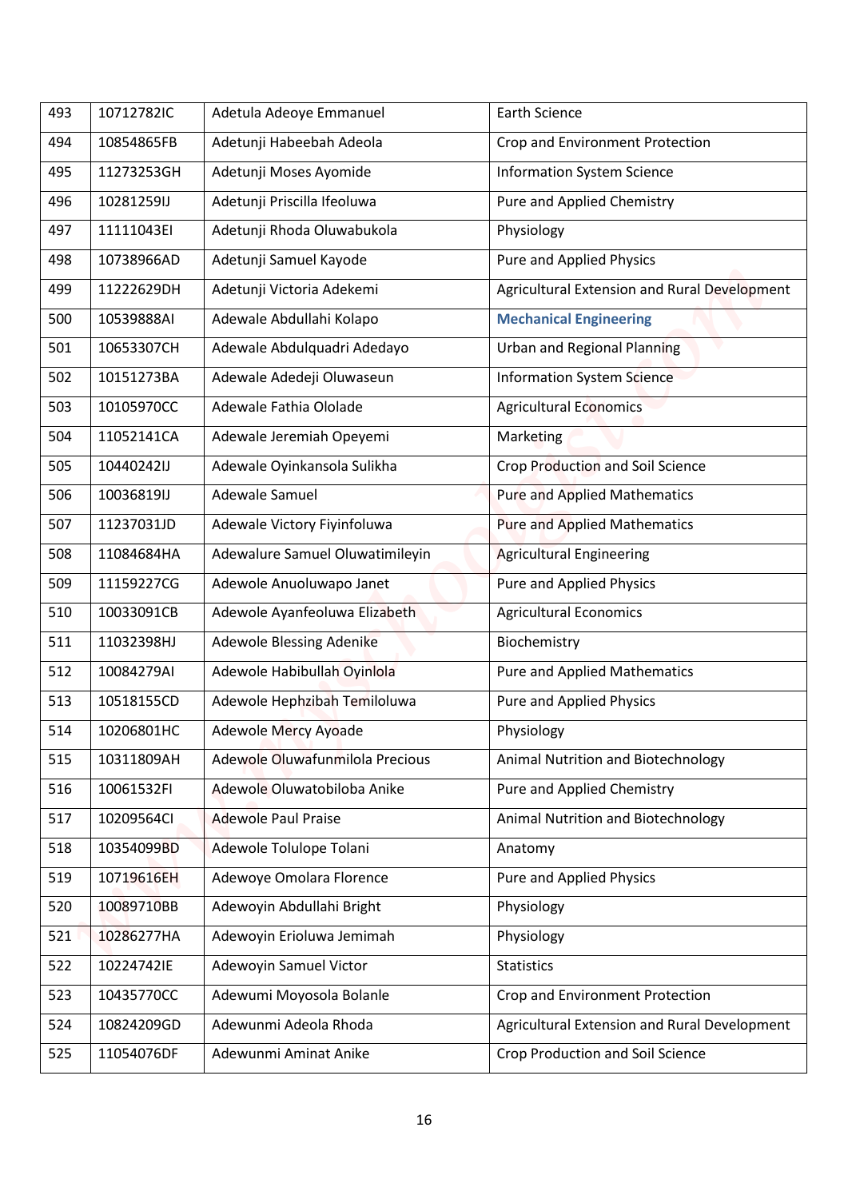| 493 | 10712782IC | Adetula Adeoye Emmanuel | Earth Science |
|---|---|---|---|
| 494 | 10854865FB | Adetunji Habeebah Adeola | Crop and Environment Protection |
| 495 | 11273253GH | Adetunji Moses Ayomide | Information System Science |
| 496 | 10281259IJ | Adetunji Priscilla Ifeoluwa | Pure and Applied Chemistry |
| 497 | 11111043EI | Adetunji Rhoda Oluwabukola | Physiology |
| 498 | 10738966AD | Adetunji Samuel Kayode | Pure and Applied Physics |
| 499 | 11222629DH | Adetunji Victoria Adekemi | Agricultural Extension and Rural Development |
| 500 | 10539888AI | Adewale Abdullahi Kolapo | **Mechanical Engineering** |
| 501 | 10653307CH | Adewale Abdulquadri Adedayo | Urban and Regional Planning |
| 502 | 10151273BA | Adewale Adedeji Oluwaseun | Information System Science |
| 503 | 10105970CC | Adewale Fathia Ololade | Agricultural Economics |
| 504 | 11052141CA | Adewale Jeremiah Opeyemi | Marketing |
| 505 | 10440242IJ | Adewale Oyinkansola Sulikha | Crop Production and Soil Science |
| 506 | 10036819IJ | Adewale Samuel | Pure and Applied Mathematics |
| 507 | 11237031JD | Adewale Victory Fiyinfoluwa | Pure and Applied Mathematics |
| 508 | 11084684HA | Adewalure Samuel Oluwatimileyin | Agricultural Engineering |
| 509 | 11159227CG | Adewole Anuoluwapo Janet | Pure and Applied Physics |
| 510 | 10033091CB | Adewole Ayanfeoluwa Elizabeth | Agricultural Economics |
| 511 | 11032398HJ | Adewole Blessing Adenike | Biochemistry |
| 512 | 10084279AI | Adewole Habibullah Oyinlola | Pure and Applied Mathematics |
| 513 | 10518155CD | Adewole Hephzibah Temiloluwa | Pure and Applied Physics |
| 514 | 10206801HC | Adewole Mercy Ayoade | Physiology |
| 515 | 10311809AH | Adewole Oluwafunmilola Precious | Animal Nutrition and Biotechnology |
| 516 | 10061532FI | Adewole Oluwatobiloba Anike | Pure and Applied Chemistry |
| 517 | 10209564CI | Adewole Paul Praise | Animal Nutrition and Biotechnology |
| 518 | 10354099BD | Adewole Tolulope Tolani | Anatomy |
| 519 | 10719616EH | Adewoye Omolara Florence | Pure and Applied Physics |
| 520 | 10089710BB | Adewoyin Abdullahi Bright | Physiology |
| 521 | 10286277HA | Adewoyin Erioluwa Jemimah | Physiology |
| 522 | 10224742IE | Adewoyin Samuel Victor | Statistics |
| 523 | 10435770CC | Adewumi Moyosola Bolanle | Crop and Environment Protection |
| 524 | 10824209GD | Adewunmi Adeola Rhoda | Agricultural Extension and Rural Development |
| 525 | 11054076DF | Adewunmi Aminat Anike | Crop Production and Soil Science |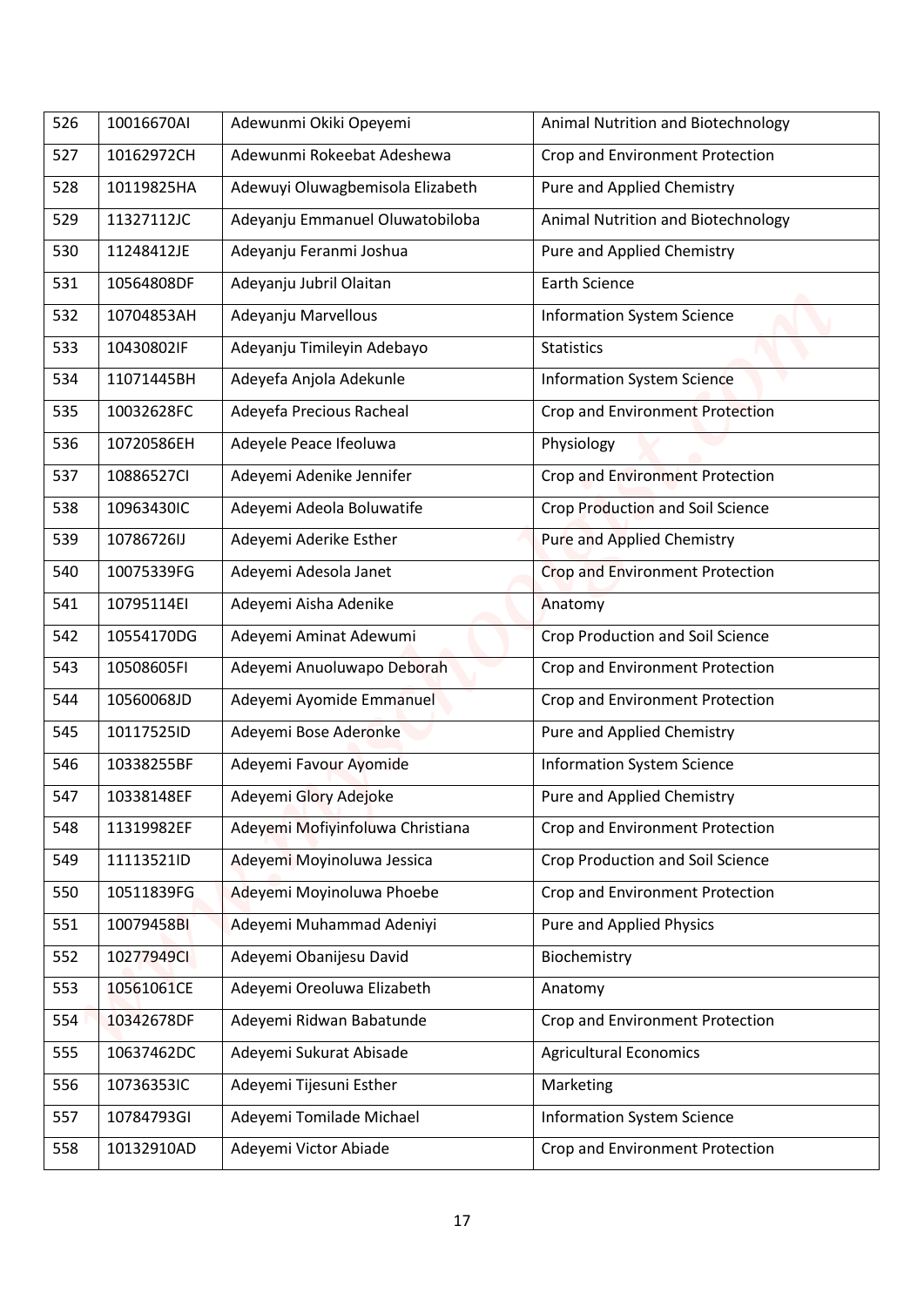| 526 | 10016670AI | Adewunmi Okiki Opeyemi | Animal Nutrition and Biotechnology |
|---|---|---|---|
| 527 | 10162972CH | Adewunmi Rokeebat Adeshewa | Crop and Environment Protection |
| 528 | 10119825HA | Adewuyi Oluwagbemisola Elizabeth | Pure and Applied Chemistry |
| 529 | 11327112JC | Adeyanju Emmanuel Oluwatobiloba | Animal Nutrition and Biotechnology |
| 530 | 11248412JE | Adeyanju Feranmi Joshua | Pure and Applied Chemistry |
| 531 | 10564808DF | Adeyanju Jubril Olaitan | Earth Science |
| 532 | 10704853AH | Adeyanju Marvellous | Information System Science |
| 533 | 10430802IF | Adeyanju Timileyin Adebayo | Statistics |
| 534 | 11071445BH | Adeyefa Anjola Adekunle | Information System Science |
| 535 | 10032628FC | Adeyefa Precious Racheal | Crop and Environment Protection |
| 536 | 10720586EH | Adeyele Peace Ifeoluwa | Physiology |
| 537 | 10886527CI | Adeyemi Adenike Jennifer | Crop and Environment Protection |
| 538 | 10963430IC | Adeyemi Adeola Boluwatife | Crop Production and Soil Science |
| 539 | 10786726IJ | Adeyemi Aderike Esther | Pure and Applied Chemistry |
| 540 | 10075339FG | Adeyemi Adesola Janet | Crop and Environment Protection |
| 541 | 10795114EI | Adeyemi Aisha Adenike | Anatomy |
| 542 | 10554170DG | Adeyemi Aminat Adewumi | Crop Production and Soil Science |
| 543 | 10508605FI | Adeyemi Anuoluwapo Deborah | Crop and Environment Protection |
| 544 | 10560068JD | Adeyemi Ayomide Emmanuel | Crop and Environment Protection |
| 545 | 10117525ID | Adeyemi Bose Aderonke | Pure and Applied Chemistry |
| 546 | 10338255BF | Adeyemi Favour Ayomide | Information System Science |
| 547 | 10338148EF | Adeyemi Glory Adejoke | Pure and Applied Chemistry |
| 548 | 11319982EF | Adeyemi Mofiyinfoluwa Christiana | Crop and Environment Protection |
| 549 | 11113521ID | Adeyemi Moyinoluwa Jessica | Crop Production and Soil Science |
| 550 | 10511839FG | Adeyemi Moyinoluwa Phoebe | Crop and Environment Protection |
| 551 | 10079458BI | Adeyemi Muhammad Adeniyi | Pure and Applied Physics |
| 552 | 10277949CI | Adeyemi Obanijesu David | Biochemistry |
| 553 | 10561061CE | Adeyemi Oreoluwa Elizabeth | Anatomy |
| 554 | 10342678DF | Adeyemi Ridwan Babatunde | Crop and Environment Protection |
| 555 | 10637462DC | Adeyemi Sukurat Abisade | Agricultural Economics |
| 556 | 10736353IC | Adeyemi Tijesuni Esther | Marketing |
| 557 | 10784793GI | Adeyemi Tomilade Michael | Information System Science |
| 558 | 10132910AD | Adeyemi Victor Abiade | Crop and Environment Protection |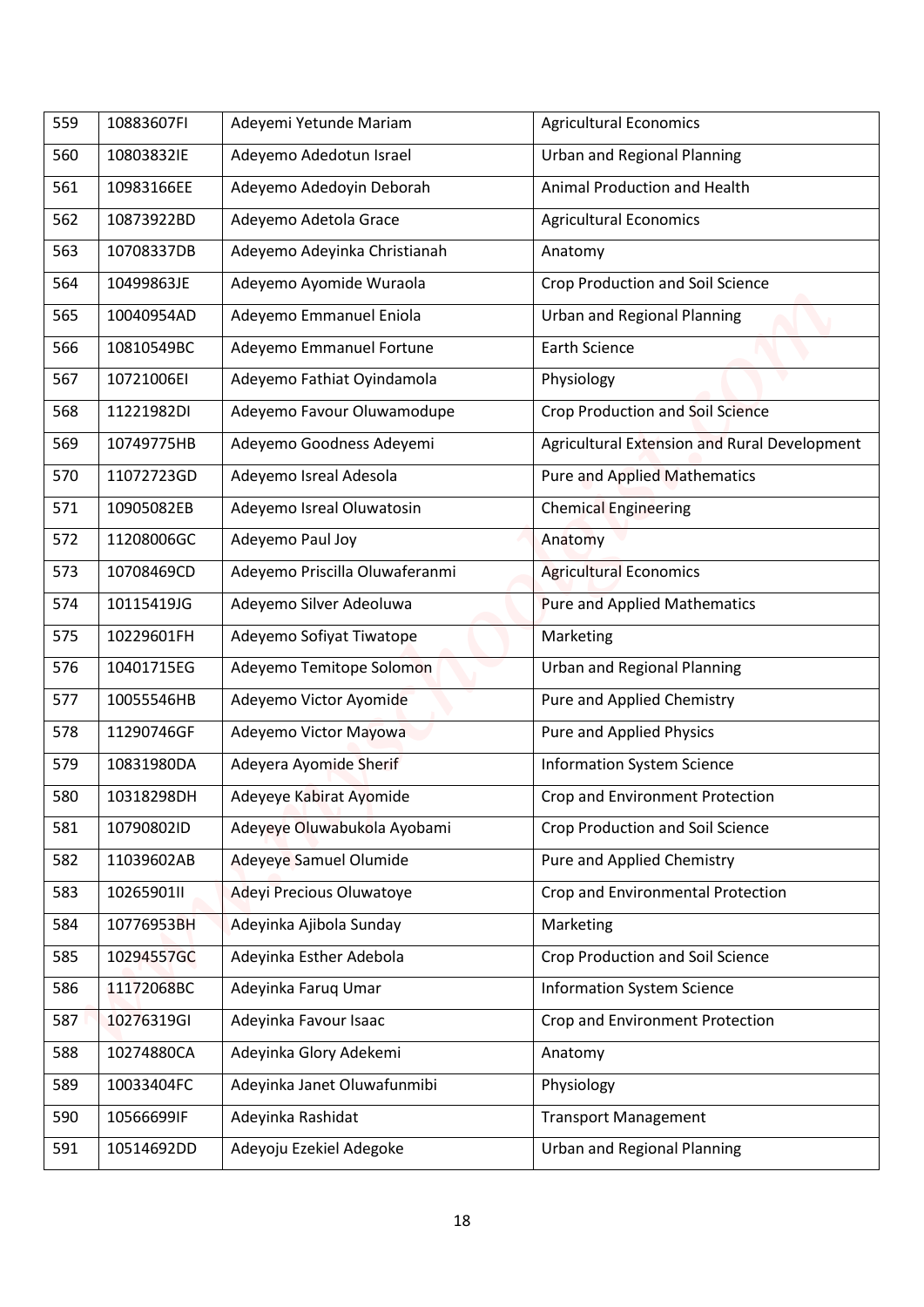| 559 | 10883607FI | Adeyemi Yetunde Mariam | Agricultural Economics |
|---|---|---|---|
| 560 | 10803832IE | Adeyemo Adedotun Israel | Urban and Regional Planning |
| 561 | 10983166EE | Adeyemo Adedoyin Deborah | Animal Production and Health |
| 562 | 10873922BD | Adeyemo Adetola Grace | Agricultural Economics |
| 563 | 10708337DB | Adeyemo Adeyinka Christianah | Anatomy |
| 564 | 10499863JE | Adeyemo Ayomide Wuraola | Crop Production and Soil Science |
| 565 | 10040954AD | Adeyemo Emmanuel Eniola | Urban and Regional Planning |
| 566 | 10810549BC | Adeyemo Emmanuel Fortune | Earth Science |
| 567 | 10721006EI | Adeyemo Fathiat Oyindamola | Physiology |
| 568 | 11221982DI | Adeyemo Favour Oluwamodupe | Crop Production and Soil Science |
| 569 | 10749775HB | Adeyemo Goodness Adeyemi | Agricultural Extension and Rural Development |
| 570 | 11072723GD | Adeyemo Isreal Adesola | Pure and Applied Mathematics |
| 571 | 10905082EB | Adeyemo Isreal Oluwatosin | Chemical Engineering |
| 572 | 11208006GC | Adeyemo Paul Joy | Anatomy |
| 573 | 10708469CD | Adeyemo Priscilla Oluwaferanmi | Agricultural Economics |
| 574 | 10115419JG | Adeyemo Silver Adeoluwa | Pure and Applied Mathematics |
| 575 | 10229601FH | Adeyemo Sofiyat Tiwatope | Marketing |
| 576 | 10401715EG | Adeyemo Temitope Solomon | Urban and Regional Planning |
| 577 | 10055546HB | Adeyemo Victor Ayomide | Pure and Applied Chemistry |
| 578 | 11290746GF | Adeyemo Victor Mayowa | Pure and Applied Physics |
| 579 | 10831980DA | Adeyera Ayomide Sherif | Information System Science |
| 580 | 10318298DH | Adeyeye Kabirat Ayomide | Crop and Environment Protection |
| 581 | 10790802ID | Adeyeye Oluwabukola Ayobami | Crop Production and Soil Science |
| 582 | 11039602AB | Adeyeye Samuel Olumide | Pure and Applied Chemistry |
| 583 | 10265901II | Adeyi Precious Oluwatoye | Crop and Environmental Protection |
| 584 | 10776953BH | Adeyinka Ajibola Sunday | Marketing |
| 585 | 10294557GC | Adeyinka Esther Adebola | Crop Production and Soil Science |
| 586 | 11172068BC | Adeyinka Faruq Umar | Information System Science |
| 587 | 10276319GI | Adeyinka Favour Isaac | Crop and Environment Protection |
| 588 | 10274880CA | Adeyinka Glory Adekemi | Anatomy |
| 589 | 10033404FC | Adeyinka Janet Oluwafunmibi | Physiology |
| 590 | 10566699IF | Adeyinka Rashidat | Transport Management |
| 591 | 10514692DD | Adeyoju Ezekiel Adegoke | Urban and Regional Planning |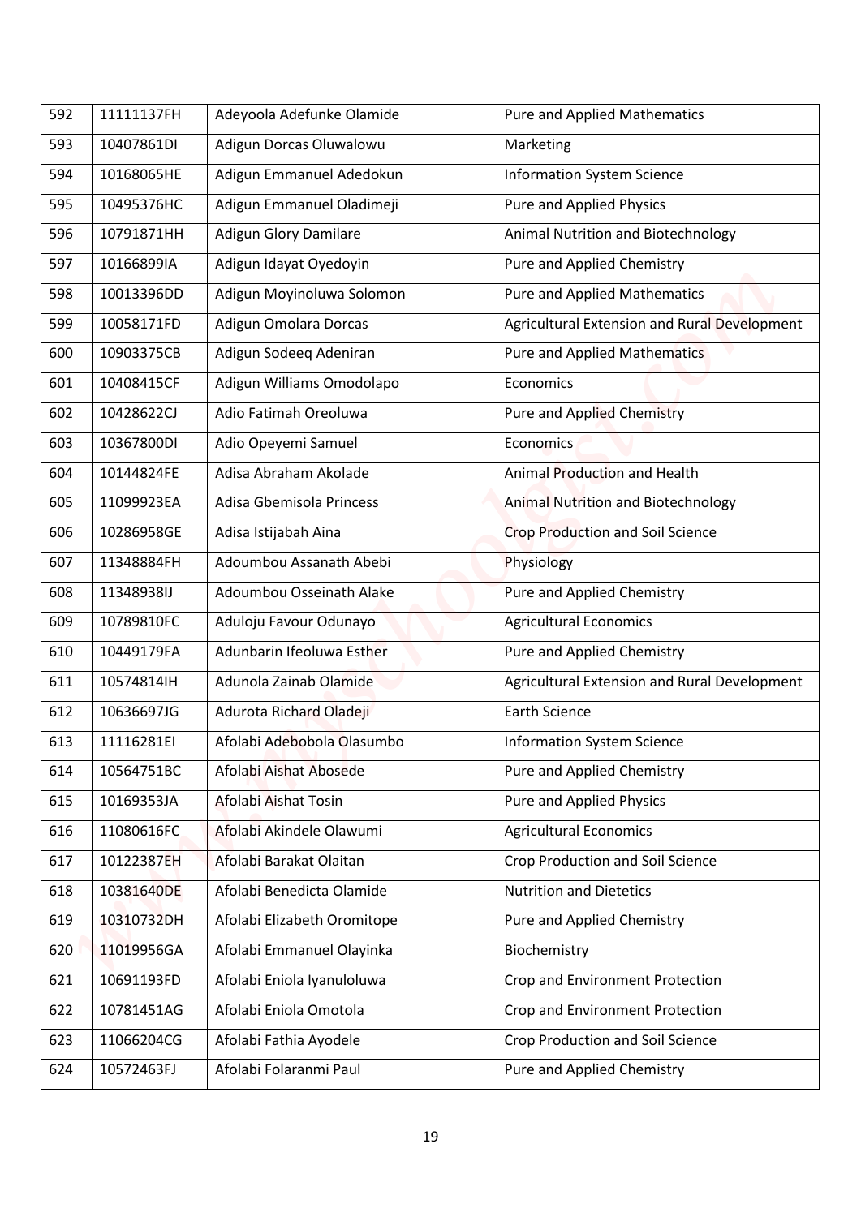| 592 | 11111137FH | Adeyoola Adefunke Olamide | Pure and Applied Mathematics |
|---|---|---|---|
| 593 | 10407861DI | Adigun Dorcas Oluwalowu | Marketing |
| 594 | 10168065HE | Adigun Emmanuel Adedokun | Information System Science |
| 595 | 10495376HC | Adigun Emmanuel Oladimeji | Pure and Applied Physics |
| 596 | 10791871HH | Adigun Glory Damilare | Animal Nutrition and Biotechnology |
| 597 | 10166899IA | Adigun Idayat Oyedoyin | Pure and Applied Chemistry |
| 598 | 10013396DD | Adigun Moyinoluwa Solomon | Pure and Applied Mathematics |
| 599 | 10058171FD | Adigun Omolara Dorcas | Agricultural Extension and Rural Development |
| 600 | 10903375CB | Adigun Sodeeq Adeniran | Pure and Applied Mathematics |
| 601 | 10408415CF | Adigun Williams Omodolapo | Economics |
| 602 | 10428622CJ | Adio Fatimah Oreoluwa | Pure and Applied Chemistry |
| 603 | 10367800DI | Adio Opeyemi Samuel | Economics |
| 604 | 10144824FE | Adisa Abraham Akolade | Animal Production and Health |
| 605 | 11099923EA | Adisa Gbemisola Princess | Animal Nutrition and Biotechnology |
| 606 | 10286958GE | Adisa Istijabah Aina | Crop Production and Soil Science |
| 607 | 11348884FH | Adoumbou Assanath Abebi | Physiology |
| 608 | 11348938IJ | Adoumbou Osseinath Alake | Pure and Applied Chemistry |
| 609 | 10789810FC | Aduloju Favour Odunayo | Agricultural Economics |
| 610 | 10449179FA | Adunbarin Ifeoluwa Esther | Pure and Applied Chemistry |
| 611 | 10574814IH | Adunola Zainab Olamide | Agricultural Extension and Rural Development |
| 612 | 10636697JG | Adurota Richard Oladeji | Earth Science |
| 613 | 11116281EI | Afolabi Adebobola Olasumbo | Information System Science |
| 614 | 10564751BC | Afolabi Aishat Abosede | Pure and Applied Chemistry |
| 615 | 10169353JA | Afolabi Aishat Tosin | Pure and Applied Physics |
| 616 | 11080616FC | Afolabi Akindele Olawumi | Agricultural Economics |
| 617 | 10122387EH | Afolabi Barakat Olaitan | Crop Production and Soil Science |
| 618 | 10381640DE | Afolabi Benedicta Olamide | Nutrition and Dietetics |
| 619 | 10310732DH | Afolabi Elizabeth Oromitope | Pure and Applied Chemistry |
| 620 | 11019956GA | Afolabi Emmanuel Olayinka | Biochemistry |
| 621 | 10691193FD | Afolabi Eniola Iyanuloluwa | Crop and Environment Protection |
| 622 | 10781451AG | Afolabi Eniola Omotola | Crop and Environment Protection |
| 623 | 11066204CG | Afolabi Fathia Ayodele | Crop Production and Soil Science |
| 624 | 10572463FJ | Afolabi Folaranmi Paul | Pure and Applied Chemistry |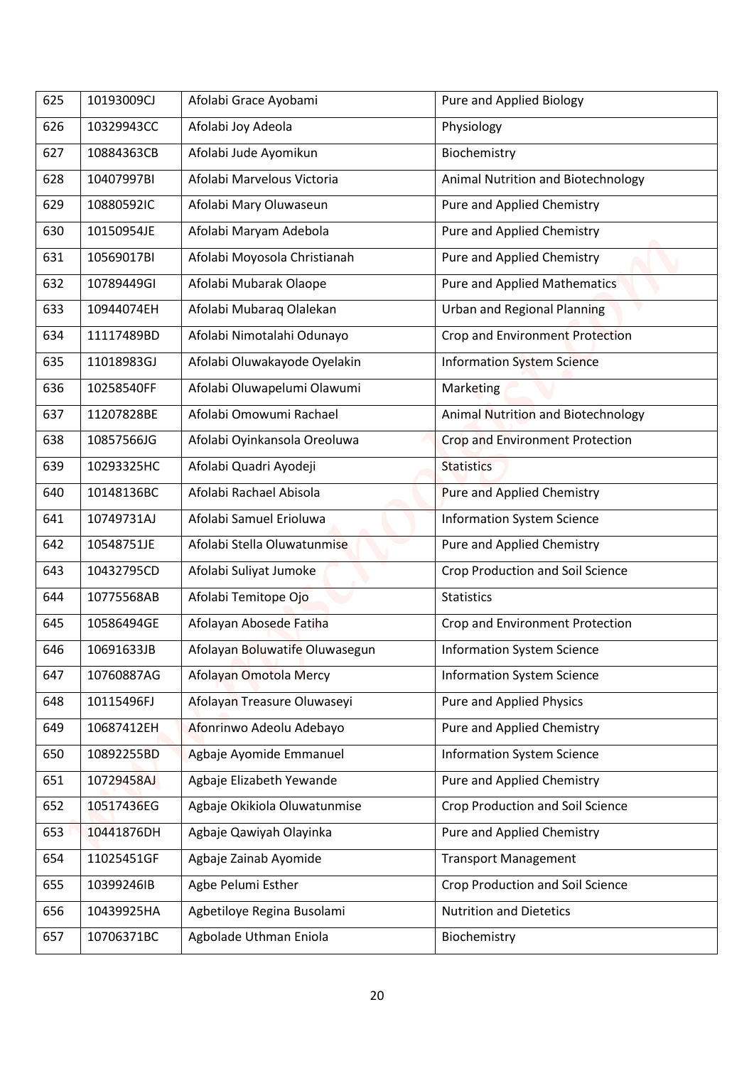| 625 | 10193009CJ | Afolabi Grace Ayobami | Pure and Applied Biology |
|---|---|---|---|
| 626 | 10329943CC | Afolabi Joy Adeola | Physiology |
| 627 | 10884363CB | Afolabi Jude Ayomikun | Biochemistry |
| 628 | 10407997BI | Afolabi Marvelous Victoria | Animal Nutrition and Biotechnology |
| 629 | 10880592IC | Afolabi Mary Oluwaseun | Pure and Applied Chemistry |
| 630 | 10150954JE | Afolabi Maryam Adebola | Pure and Applied Chemistry |
| 631 | 10569017BI | Afolabi Moyosola Christianah | Pure and Applied Chemistry |
| 632 | 10789449GI | Afolabi Mubarak Olaope | Pure and Applied Mathematics |
| 633 | 10944074EH | Afolabi Mubaraq Olalekan | Urban and Regional Planning |
| 634 | 11117489BD | Afolabi Nimotalahi Odunayo | Crop and Environment Protection |
| 635 | 11018983GJ | Afolabi Oluwakayode Oyelakin | Information System Science |
| 636 | 10258540FF | Afolabi Oluwapelumi Olawumi | Marketing |
| 637 | 11207828BE | Afolabi Omowumi Rachael | Animal Nutrition and Biotechnology |
| 638 | 10857566JG | Afolabi Oyinkansola Oreoluwa | Crop and Environment Protection |
| 639 | 10293325HC | Afolabi Quadri Ayodeji | Statistics |
| 640 | 10148136BC | Afolabi Rachael Abisola | Pure and Applied Chemistry |
| 641 | 10749731AJ | Afolabi Samuel Erioluwa | Information System Science |
| 642 | 10548751JE | Afolabi Stella Oluwatunmise | Pure and Applied Chemistry |
| 643 | 10432795CD | Afolabi Suliyat Jumoke | Crop Production and Soil Science |
| 644 | 10775568AB | Afolabi Temitope Ojo | Statistics |
| 645 | 10586494GE | Afolayan Abosede Fatiha | Crop and Environment Protection |
| 646 | 10691633JB | Afolayan Boluwatife Oluwasegun | Information System Science |
| 647 | 10760887AG | Afolayan Omotola Mercy | Information System Science |
| 648 | 10115496FJ | Afolayan Treasure Oluwaseyi | Pure and Applied Physics |
| 649 | 10687412EH | Afonrinwo Adeolu Adebayo | Pure and Applied Chemistry |
| 650 | 10892255BD | Agbaje Ayomide Emmanuel | Information System Science |
| 651 | 10729458AJ | Agbaje Elizabeth Yewande | Pure and Applied Chemistry |
| 652 | 10517436EG | Agbaje Okikiola Oluwatunmise | Crop Production and Soil Science |
| 653 | 10441876DH | Agbaje Qawiyah Olayinka | Pure and Applied Chemistry |
| 654 | 11025451GF | Agbaje Zainab Ayomide | Transport Management |
| 655 | 10399246IB | Agbe Pelumi Esther | Crop Production and Soil Science |
| 656 | 10439925HA | Agbetiloye Regina Busolami | Nutrition and Dietetics |
| 657 | 10706371BC | Agbolade Uthman Eniola | Biochemistry |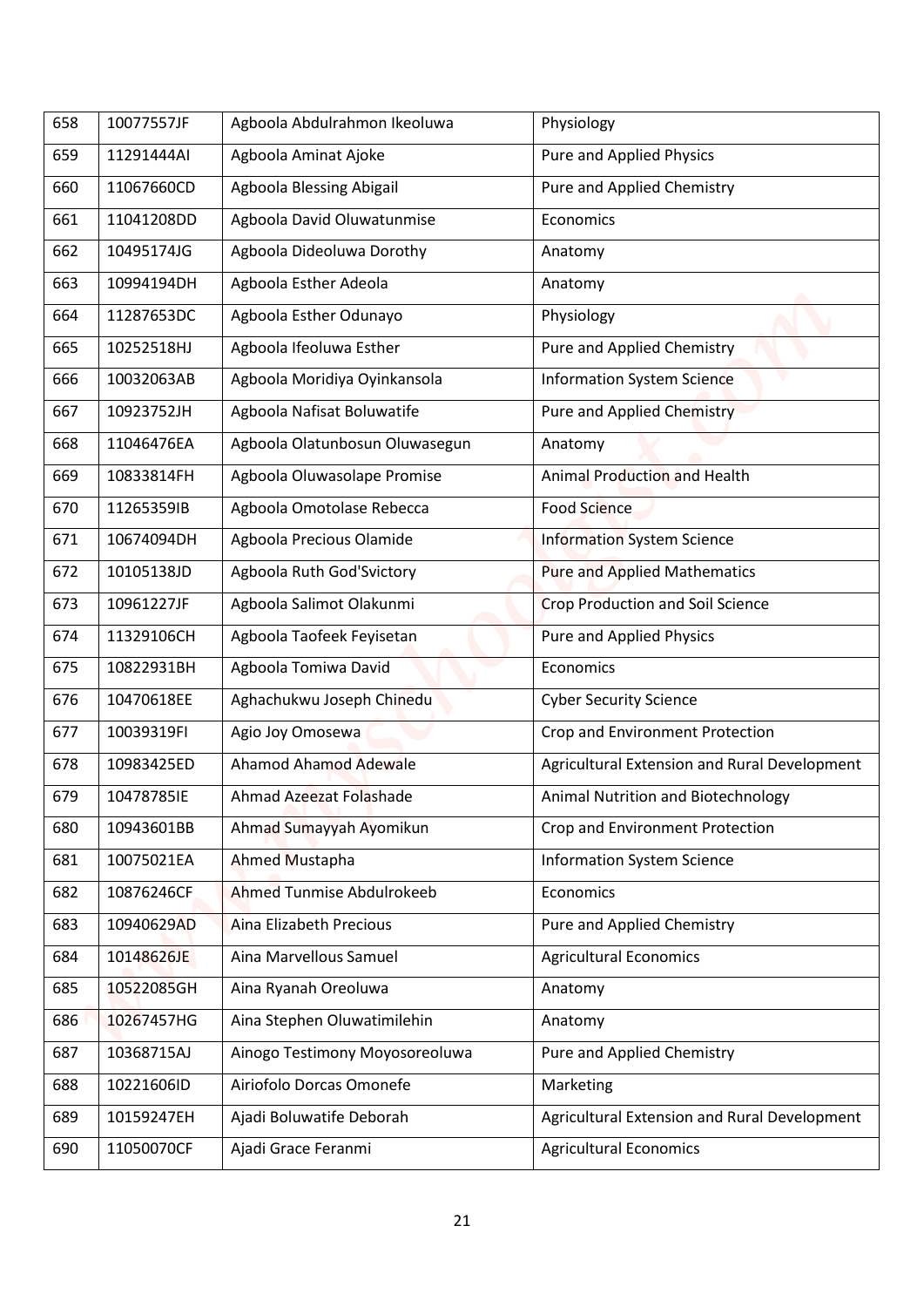| 658 | 10077557JF | Agboola Abdulrahmon Ikeoluwa | Physiology |
|---|---|---|---|
| 659 | 11291444AI | Agboola Aminat Ajoke | Pure and Applied Physics |
| 660 | 11067660CD | Agboola Blessing Abigail | Pure and Applied Chemistry |
| 661 | 11041208DD | Agboola David Oluwatunmise | Economics |
| 662 | 10495174JG | Agboola Dideoluwa Dorothy | Anatomy |
| 663 | 10994194DH | Agboola Esther Adeola | Anatomy |
| 664 | 11287653DC | Agboola Esther Odunayo | Physiology |
| 665 | 10252518HJ | Agboola Ifeoluwa Esther | Pure and Applied Chemistry |
| 666 | 10032063AB | Agboola Moridiya Oyinkansola | Information System Science |
| 667 | 10923752JH | Agboola Nafisat Boluwatife | Pure and Applied Chemistry |
| 668 | 11046476EA | Agboola Olatunbosun Oluwasegun | Anatomy |
| 669 | 10833814FH | Agboola Oluwasolape Promise | Animal Production and Health |
| 670 | 11265359IB | Agboola Omotolase Rebecca | Food Science |
| 671 | 10674094DH | Agboola Precious Olamide | Information System Science |
| 672 | 10105138JD | Agboola Ruth God'Svictory | Pure and Applied Mathematics |
| 673 | 10961227JF | Agboola Salimot Olakunmi | Crop Production and Soil Science |
| 674 | 11329106CH | Agboola Taofeek Feyisetan | Pure and Applied Physics |
| 675 | 10822931BH | Agboola Tomiwa David | Economics |
| 676 | 10470618EE | Aghachukwu Joseph Chinedu | Cyber Security Science |
| 677 | 10039319FI | Agio Joy Omosewa | Crop and Environment Protection |
| 678 | 10983425ED | Ahamod Ahamod Adewale | Agricultural Extension and Rural Development |
| 679 | 10478785IE | Ahmad Azeezat Folashade | Animal Nutrition and Biotechnology |
| 680 | 10943601BB | Ahmad Sumayyah Ayomikun | Crop and Environment Protection |
| 681 | 10075021EA | Ahmed Mustapha | Information System Science |
| 682 | 10876246CF | Ahmed Tunmise Abdulrokeeb | Economics |
| 683 | 10940629AD | Aina Elizabeth Precious | Pure and Applied Chemistry |
| 684 | 10148626JE | Aina Marvellous Samuel | Agricultural Economics |
| 685 | 10522085GH | Aina Ryanah Oreoluwa | Anatomy |
| 686 | 10267457HG | Aina Stephen Oluwatimilehin | Anatomy |
| 687 | 10368715AJ | Ainogo Testimony Moyosoreoluwa | Pure and Applied Chemistry |
| 688 | 10221606ID | Airiofolo Dorcas Omonefe | Marketing |
| 689 | 10159247EH | Ajadi Boluwatife Deborah | Agricultural Extension and Rural Development |
| 690 | 11050070CF | Ajadi Grace Feranmi | Agricultural Economics |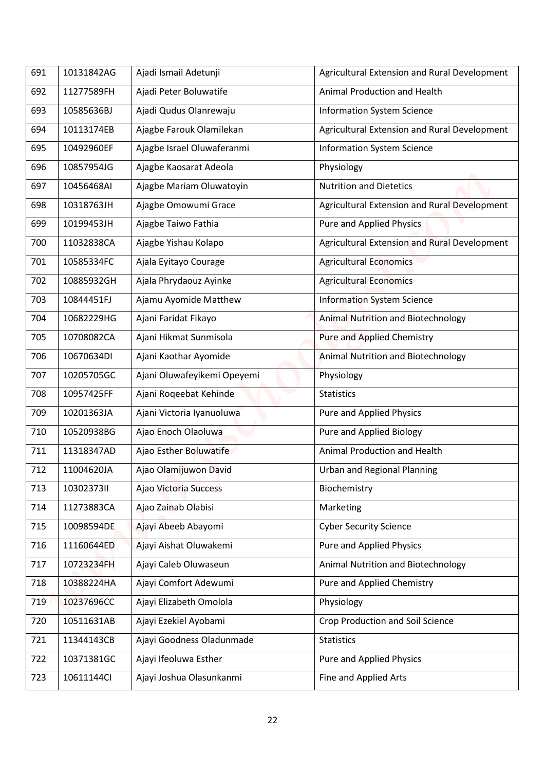| | | | |
|---|---|---|---|
| 691 | 10131842AG | Ajadi Ismail Adetunji | Agricultural Extension and Rural Development |
| 692 | 11277589FH | Ajadi Peter Boluwatife | Animal Production and Health |
| 693 | 10585636BJ | Ajadi Qudus Olanrewaju | Information System Science |
| 694 | 10113174EB | Ajagbe Farouk Olamilekan | Agricultural Extension and Rural Development |
| 695 | 10492960EF | Ajagbe Israel Oluwaferanmi | Information System Science |
| 696 | 10857954JG | Ajagbe Kaosarat Adeola | Physiology |
| 697 | 10456468AI | Ajagbe Mariam Oluwatoyin | Nutrition and Dietetics |
| 698 | 10318763JH | Ajagbe Omowumi Grace | Agricultural Extension and Rural Development |
| 699 | 10199453JH | Ajagbe Taiwo Fathia | Pure and Applied Physics |
| 700 | 11032838CA | Ajagbe Yishau Kolapo | Agricultural Extension and Rural Development |
| 701 | 10585334FC | Ajala Eyitayo Courage | Agricultural Economics |
| 702 | 10885932GH | Ajala Phrydaouz Ayinke | Agricultural Economics |
| 703 | 10844451FJ | Ajamu Ayomide Matthew | Information System Science |
| 704 | 10682229HG | Ajani Faridat Fikayo | Animal Nutrition and Biotechnology |
| 705 | 10708082CA | Ajani Hikmat Sunmisola | Pure and Applied Chemistry |
| 706 | 10670634DI | Ajani Kaothar Ayomide | Animal Nutrition and Biotechnology |
| 707 | 10205705GC | Ajani Oluwafeyikemi Opeyemi | Physiology |
| 708 | 10957425FF | Ajani Roqeebat Kehinde | Statistics |
| 709 | 10201363JA | Ajani Victoria Iyanuoluwa | Pure and Applied Physics |
| 710 | 10520938BG | Ajao Enoch Olaoluwa | Pure and Applied Biology |
| 711 | 11318347AD | Ajao Esther Boluwatife | Animal Production and Health |
| 712 | 11004620JA | Ajao Olamijuwon David | Urban and Regional Planning |
| 713 | 10302373II | Ajao Victoria Success | Biochemistry |
| 714 | 11273883CA | Ajao Zainab Olabisi | Marketing |
| 715 | 10098594DE | Ajayi Abeeb Abayomi | Cyber Security Science |
| 716 | 11160644ED | Ajayi Aishat Oluwakemi | Pure and Applied Physics |
| 717 | 10723234FH | Ajayi Caleb Oluwaseun | Animal Nutrition and Biotechnology |
| 718 | 10388224HA | Ajayi Comfort Adewumi | Pure and Applied Chemistry |
| 719 | 10237696CC | Ajayi Elizabeth Omolola | Physiology |
| 720 | 10511631AB | Ajayi Ezekiel Ayobami | Crop Production and Soil Science |
| 721 | 11344143CB | Ajayi Goodness Oladunmade | Statistics |
| 722 | 10371381GC | Ajayi Ifeoluwa Esther | Pure and Applied Physics |
| 723 | 10611144CI | Ajayi Joshua Olasunkanmi | Fine and Applied Arts |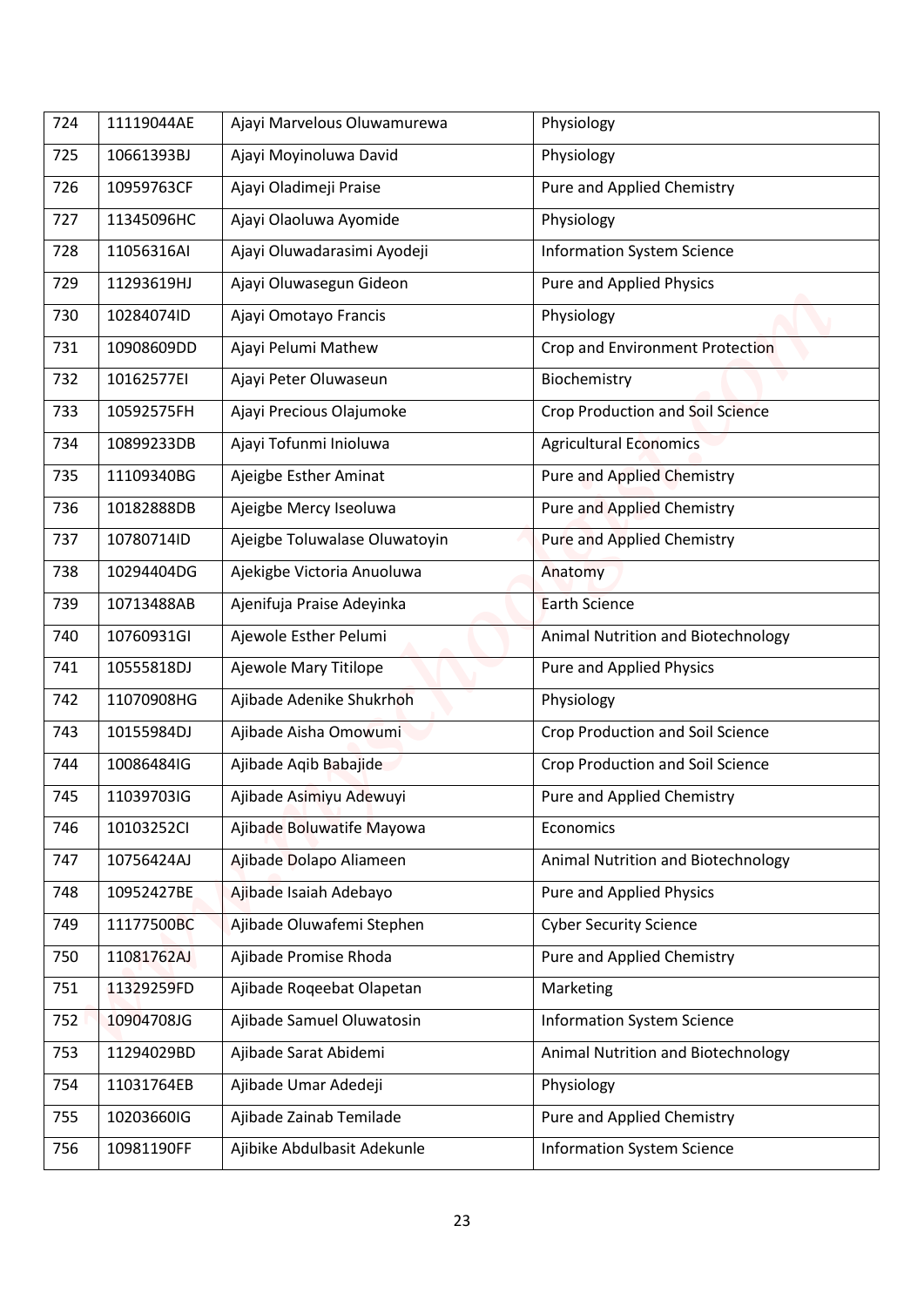| 724 | 11119044AE | Ajayi Marvelous Oluwamurewa | Physiology |
|---|---|---|---|
| 725 | 10661393BJ | Ajayi Moyinoluwa David | Physiology |
| 726 | 10959763CF | Ajayi Oladimeji Praise | Pure and Applied Chemistry |
| 727 | 11345096HC | Ajayi Olaoluwa Ayomide | Physiology |
| 728 | 11056316AI | Ajayi Oluwadarasimi Ayodeji | Information System Science |
| 729 | 11293619HJ | Ajayi Oluwasegun Gideon | Pure and Applied Physics |
| 730 | 10284074ID | Ajayi Omotayo Francis | Physiology |
| 731 | 10908609DD | Ajayi Pelumi Mathew | Crop and Environment Protection |
| 732 | 10162577EI | Ajayi Peter Oluwaseun | Biochemistry |
| 733 | 10592575FH | Ajayi Precious Olajumoke | Crop Production and Soil Science |
| 734 | 10899233DB | Ajayi Tofunmi Inioluwa | Agricultural Economics |
| 735 | 11109340BG | Ajeigbe Esther Aminat | Pure and Applied Chemistry |
| 736 | 10182888DB | Ajeigbe Mercy Iseoluwa | Pure and Applied Chemistry |
| 737 | 10780714ID | Ajeigbe Toluwalase Oluwatoyin | Pure and Applied Chemistry |
| 738 | 10294404DG | Ajekigbe Victoria Anuoluwa | Anatomy |
| 739 | 10713488AB | Ajenifuja Praise Adeyinka | Earth Science |
| 740 | 10760931GI | Ajewole Esther Pelumi | Animal Nutrition and Biotechnology |
| 741 | 10555818DJ | Ajewole Mary Titilope | Pure and Applied Physics |
| 742 | 11070908HG | Ajibade Adenike Shukrhoh | Physiology |
| 743 | 10155984DJ | Ajibade Aisha Omowumi | Crop Production and Soil Science |
| 744 | 10086484IG | Ajibade Aqib Babajide | Crop Production and Soil Science |
| 745 | 11039703IG | Ajibade Asimiyu Adewuyi | Pure and Applied Chemistry |
| 746 | 10103252CI | Ajibade Boluwatife Mayowa | Economics |
| 747 | 10756424AJ | Ajibade Dolapo Aliameen | Animal Nutrition and Biotechnology |
| 748 | 10952427BE | Ajibade Isaiah Adebayo | Pure and Applied Physics |
| 749 | 11177500BC | Ajibade Oluwafemi Stephen | Cyber Security Science |
| 750 | 11081762AJ | Ajibade Promise Rhoda | Pure and Applied Chemistry |
| 751 | 11329259FD | Ajibade Roqeebat Olapetan | Marketing |
| 752 | 10904708JG | Ajibade Samuel Oluwatosin | Information System Science |
| 753 | 11294029BD | Ajibade Sarat Abidemi | Animal Nutrition and Biotechnology |
| 754 | 11031764EB | Ajibade Umar Adedeji | Physiology |
| 755 | 10203660IG | Ajibade Zainab Temilade | Pure and Applied Chemistry |
| 756 | 10981190FF | Ajibike Abdulbasit Adekunle | Information System Science |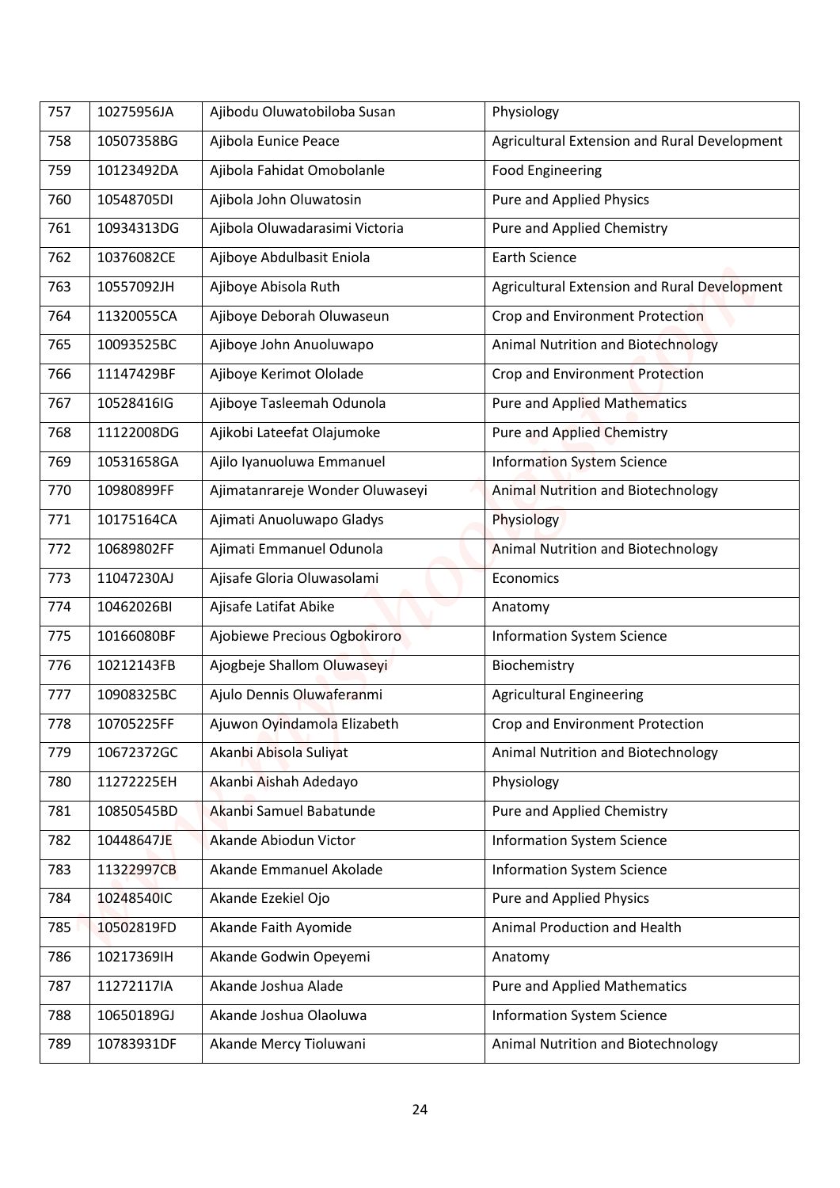| 757 | 10275956JA | Ajibodu Oluwatobiloba Susan | Physiology |
|---|---|---|---|
| 758 | 10507358BG | Ajibola Eunice Peace | Agricultural Extension and Rural Development |
| 759 | 10123492DA | Ajibola Fahidat Omobolanle | Food Engineering |
| 760 | 10548705DI | Ajibola John Oluwatosin | Pure and Applied Physics |
| 761 | 10934313DG | Ajibola Oluwadarasimi Victoria | Pure and Applied Chemistry |
| 762 | 10376082CE | Ajiboye Abdulbasit Eniola | Earth Science |
| 763 | 10557092JH | Ajiboye Abisola Ruth | Agricultural Extension and Rural Development |
| 764 | 11320055CA | Ajiboye Deborah Oluwaseun | Crop and Environment Protection |
| 765 | 10093525BC | Ajiboye John Anuoluwapo | Animal Nutrition and Biotechnology |
| 766 | 11147429BF | Ajiboye Kerimot Ololade | Crop and Environment Protection |
| 767 | 10528416IG | Ajiboye Tasleemah Odunola | Pure and Applied Mathematics |
| 768 | 11122008DG | Ajikobi Lateefat Olajumoke | Pure and Applied Chemistry |
| 769 | 10531658GA | Ajilo Iyanuoluwa Emmanuel | Information System Science |
| 770 | 10980899FF | Ajimatanrareje Wonder Oluwaseyi | Animal Nutrition and Biotechnology |
| 771 | 10175164CA | Ajimati Anuoluwapo Gladys | Physiology |
| 772 | 10689802FF | Ajimati Emmanuel Odunola | Animal Nutrition and Biotechnology |
| 773 | 11047230AJ | Ajisafe Gloria Oluwasolami | Economics |
| 774 | 10462026BI | Ajisafe Latifat Abike | Anatomy |
| 775 | 10166080BF | Ajobiewe Precious Ogbokiroro | Information System Science |
| 776 | 10212143FB | Ajogbeje Shallom Oluwaseyi | Biochemistry |
| 777 | 10908325BC | Ajulo Dennis Oluwaferanmi | Agricultural Engineering |
| 778 | 10705225FF | Ajuwon Oyindamola Elizabeth | Crop and Environment Protection |
| 779 | 10672372GC | Akanbi Abisola Suliyat | Animal Nutrition and Biotechnology |
| 780 | 11272225EH | Akanbi Aishah Adedayo | Physiology |
| 781 | 10850545BD | Akanbi Samuel Babatunde | Pure and Applied Chemistry |
| 782 | 10448647JE | Akande Abiodun Victor | Information System Science |
| 783 | 11322997CB | Akande Emmanuel Akolade | Information System Science |
| 784 | 10248540IC | Akande Ezekiel Ojo | Pure and Applied Physics |
| 785 | 10502819FD | Akande Faith Ayomide | Animal Production and Health |
| 786 | 10217369IH | Akande Godwin Opeyemi | Anatomy |
| 787 | 11272117IA | Akande Joshua Alade | Pure and Applied Mathematics |
| 788 | 10650189GJ | Akande Joshua Olaoluwa | Information System Science |
| 789 | 10783931DF | Akande Mercy Tioluwani | Animal Nutrition and Biotechnology |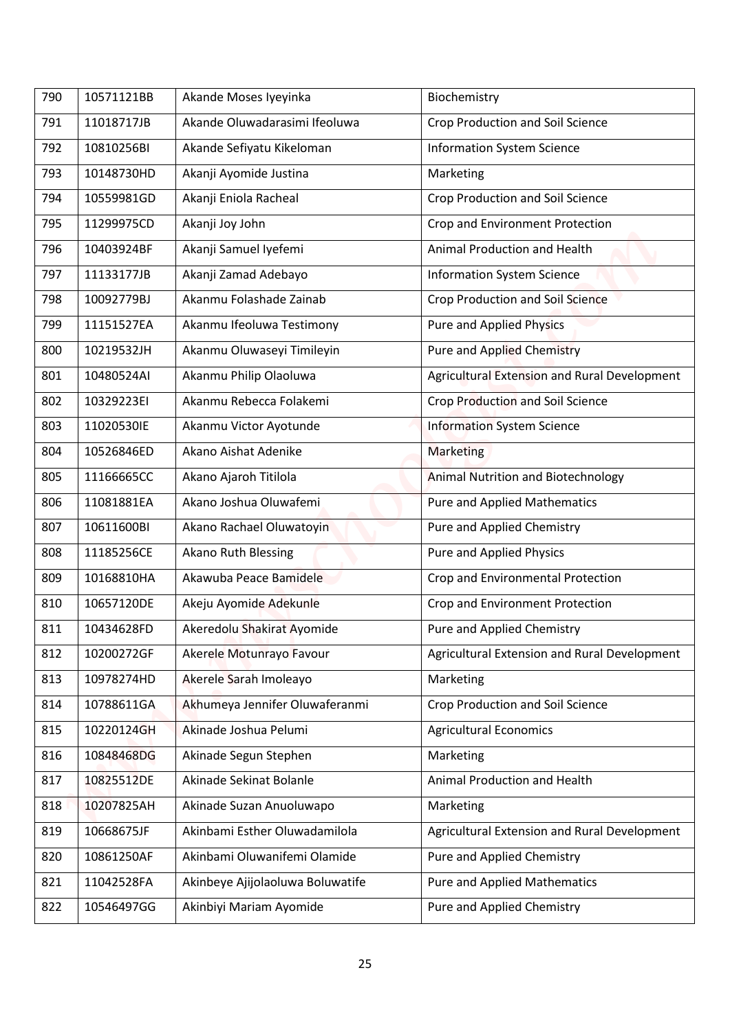| 790 | 10571121BB | Akande Moses Iyeyinka | Biochemistry |
|---|---|---|---|
| 791 | 11018717JB | Akande Oluwadarasimi Ifeoluwa | Crop Production and Soil Science |
| 792 | 10810256BI | Akande Sefiyatu Kikeloman | Information System Science |
| 793 | 10148730HD | Akanji Ayomide Justina | Marketing |
| 794 | 10559981GD | Akanji Eniola Racheal | Crop Production and Soil Science |
| 795 | 11299975CD | Akanji Joy John | Crop and Environment Protection |
| 796 | 10403924BF | Akanji Samuel Iyefemi | Animal Production and Health |
| 797 | 11133177JB | Akanji Zamad Adebayo | Information System Science |
| 798 | 10092779BJ | Akanmu Folashade Zainab | Crop Production and Soil Science |
| 799 | 11151527EA | Akanmu Ifeoluwa Testimony | Pure and Applied Physics |
| 800 | 10219532JH | Akanmu Oluwaseyi Timileyin | Pure and Applied Chemistry |
| 801 | 10480524AI | Akanmu Philip Olaoluwa | Agricultural Extension and Rural Development |
| 802 | 10329223EI | Akanmu Rebecca Folakemi | Crop Production and Soil Science |
| 803 | 11020530IE | Akanmu Victor Ayotunde | Information System Science |
| 804 | 10526846ED | Akano Aishat Adenike | Marketing |
| 805 | 11166665CC | Akano Ajaroh Titilola | Animal Nutrition and Biotechnology |
| 806 | 11081881EA | Akano Joshua Oluwafemi | Pure and Applied Mathematics |
| 807 | 10611600BI | Akano Rachael Oluwatoyin | Pure and Applied Chemistry |
| 808 | 11185256CE | Akano Ruth Blessing | Pure and Applied Physics |
| 809 | 10168810HA | Akawuba Peace Bamidele | Crop and Environmental Protection |
| 810 | 10657120DE | Akeju Ayomide Adekunle | Crop and Environment Protection |
| 811 | 10434628FD | Akeredolu Shakirat Ayomide | Pure and Applied Chemistry |
| 812 | 10200272GF | Akerele Motunrayo Favour | Agricultural Extension and Rural Development |
| 813 | 10978274HD | Akerele Sarah Imoleayo | Marketing |
| 814 | 10788611GA | Akhumeya Jennifer Oluwaferanmi | Crop Production and Soil Science |
| 815 | 10220124GH | Akinade Joshua Pelumi | Agricultural Economics |
| 816 | 10848468DG | Akinade Segun Stephen | Marketing |
| 817 | 10825512DE | Akinade Sekinat Bolanle | Animal Production and Health |
| 818 | 10207825AH | Akinade Suzan Anuoluwapo | Marketing |
| 819 | 10668675JF | Akinbami Esther Oluwadamilola | Agricultural Extension and Rural Development |
| 820 | 10861250AF | Akinbami Oluwanifemi Olamide | Pure and Applied Chemistry |
| 821 | 11042528FA | Akinbeye Ajijolaoluwa Boluwatife | Pure and Applied Mathematics |
| 822 | 10546497GG | Akinbiyi Mariam Ayomide | Pure and Applied Chemistry |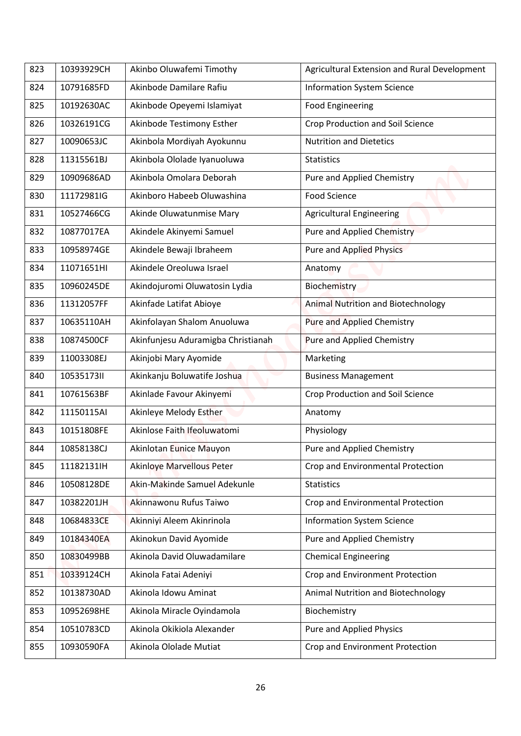| 823 | 10393929CH | Akinbo Oluwafemi Timothy | Agricultural Extension and Rural Development |
|---|---|---|---|
| 824 | 10791685FD | Akinbode Damilare Rafiu | Information System Science |
| 825 | 10192630AC | Akinbode Opeyemi Islamiyat | Food Engineering |
| 826 | 10326191CG | Akinbode Testimony Esther | Crop Production and Soil Science |
| 827 | 10090653JC | Akinbola Mordiyah Ayokunnu | Nutrition and Dietetics |
| 828 | 11315561BJ | Akinbola Ololade Iyanuoluwa | Statistics |
| 829 | 10909686AD | Akinbola Omolara Deborah | Pure and Applied Chemistry |
| 830 | 11172981IG | Akinboro Habeeb Oluwashina | Food Science |
| 831 | 10527466CG | Akinde Oluwatunmise Mary | Agricultural Engineering |
| 832 | 10877017EA | Akindele Akinyemi Samuel | Pure and Applied Chemistry |
| 833 | 10958974GE | Akindele Bewaji Ibraheem | Pure and Applied Physics |
| 834 | 11071651HI | Akindele Oreoluwa Israel | Anatomy |
| 835 | 10960245DE | Akindojuromi Oluwatosin Lydia | Biochemistry |
| 836 | 11312057FF | Akinfade Latifat Abioye | Animal Nutrition and Biotechnology |
| 837 | 10635110AH | Akinfolayan Shalom Anuoluwa | Pure and Applied Chemistry |
| 838 | 10874500CF | Akinfunjesu Aduramigba Christianah | Pure and Applied Chemistry |
| 839 | 11003308EJ | Akinjobi Mary Ayomide | Marketing |
| 840 | 10535173II | Akinkanju Boluwatife Joshua | Business Management |
| 841 | 10761563BF | Akinlade Favour Akinyemi | Crop Production and Soil Science |
| 842 | 11150115AI | Akinleye Melody Esther | Anatomy |
| 843 | 10151808FE | Akinlose Faith Ifeoluwatomi | Physiology |
| 844 | 10858138CJ | Akinlotan Eunice Mauyon | Pure and Applied Chemistry |
| 845 | 11182131IH | Akinloye Marvellous Peter | Crop and Environmental Protection |
| 846 | 10508128DE | Akin-Makinde Samuel Adekunle | Statistics |
| 847 | 10382201JH | Akinnawonu Rufus Taiwo | Crop and Environmental Protection |
| 848 | 10684833CE | Akinniyi Aleem Akinrinola | Information System Science |
| 849 | 10184340EA | Akinokun David Ayomide | Pure and Applied Chemistry |
| 850 | 10830499BB | Akinola David Oluwadamilare | Chemical Engineering |
| 851 | 10339124CH | Akinola Fatai Adeniyi | Crop and Environment Protection |
| 852 | 10138730AD | Akinola Idowu Aminat | Animal Nutrition and Biotechnology |
| 853 | 10952698HE | Akinola Miracle Oyindamola | Biochemistry |
| 854 | 10510783CD | Akinola Okikiola Alexander | Pure and Applied Physics |
| 855 | 10930590FA | Akinola Ololade Mutiat | Crop and Environment Protection |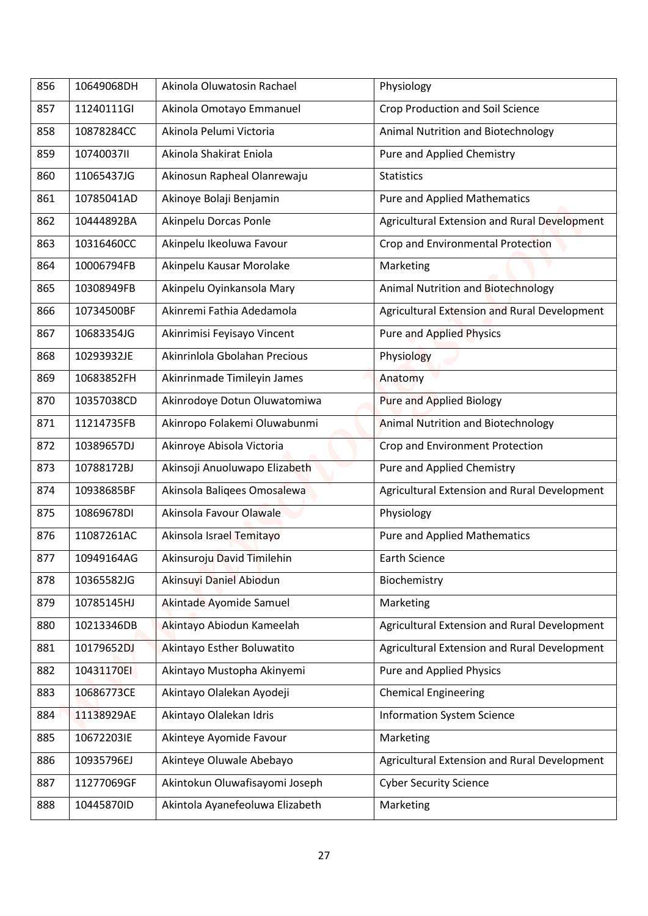| 856 | 10649068DH | Akinola Oluwatosin Rachael | Physiology |
|---|---|---|---|
| 857 | 11240111GI | Akinola Omotayo Emmanuel | Crop Production and Soil Science |
| 858 | 10878284CC | Akinola Pelumi Victoria | Animal Nutrition and Biotechnology |
| 859 | 10740037II | Akinola Shakirat Eniola | Pure and Applied Chemistry |
| 860 | 11065437JG | Akinosun Rapheal Olanrewaju | Statistics |
| 861 | 10785041AD | Akinoye Bolaji Benjamin | Pure and Applied Mathematics |
| 862 | 10444892BA | Akinpelu Dorcas Ponle | Agricultural Extension and Rural Development |
| 863 | 10316460CC | Akinpelu Ikeoluwa Favour | Crop and Environmental Protection |
| 864 | 10006794FB | Akinpelu Kausar Morolake | Marketing |
| 865 | 10308949FB | Akinpelu Oyinkansola Mary | Animal Nutrition and Biotechnology |
| 866 | 10734500BF | Akinremi Fathia Adedamola | Agricultural Extension and Rural Development |
| 867 | 10683354JG | Akinrimisi Feyisayo Vincent | Pure and Applied Physics |
| 868 | 10293932JE | Akinrinlola Gbolahan Precious | Physiology |
| 869 | 10683852FH | Akinrinmade Timileyin James | Anatomy |
| 870 | 10357038CD | Akinrodoye Dotun Oluwatomiwa | Pure and Applied Biology |
| 871 | 11214735FB | Akinropo Folakemi Oluwabunmi | Animal Nutrition and Biotechnology |
| 872 | 10389657DJ | Akinroye Abisola Victoria | Crop and Environment Protection |
| 873 | 10788172BJ | Akinsoji Anuoluwapo Elizabeth | Pure and Applied Chemistry |
| 874 | 10938685BF | Akinsola Baliqees Omosalewa | Agricultural Extension and Rural Development |
| 875 | 10869678DI | Akinsola Favour Olawale | Physiology |
| 876 | 11087261AC | Akinsola Israel Temitayo | Pure and Applied Mathematics |
| 877 | 10949164AG | Akinsuroju David Timilehin | Earth Science |
| 878 | 10365582JG | Akinsuyi Daniel Abiodun | Biochemistry |
| 879 | 10785145HJ | Akintade Ayomide Samuel | Marketing |
| 880 | 10213346DB | Akintayo Abiodun Kameelah | Agricultural Extension and Rural Development |
| 881 | 10179652DJ | Akintayo Esther Boluwatito | Agricultural Extension and Rural Development |
| 882 | 10431170EI | Akintayo Mustopha Akinyemi | Pure and Applied Physics |
| 883 | 10686773CE | Akintayo Olalekan Ayodeji | Chemical Engineering |
| 884 | 11138929AE | Akintayo Olalekan Idris | Information System Science |
| 885 | 10672203IE | Akinteye Ayomide Favour | Marketing |
| 886 | 10935796EJ | Akinteye Oluwale Abebayo | Agricultural Extension and Rural Development |
| 887 | 11277069GF | Akintokun Oluwafisayomi Joseph | Cyber Security Science |
| 888 | 10445870ID | Akintola Ayanefeoluwa Elizabeth | Marketing |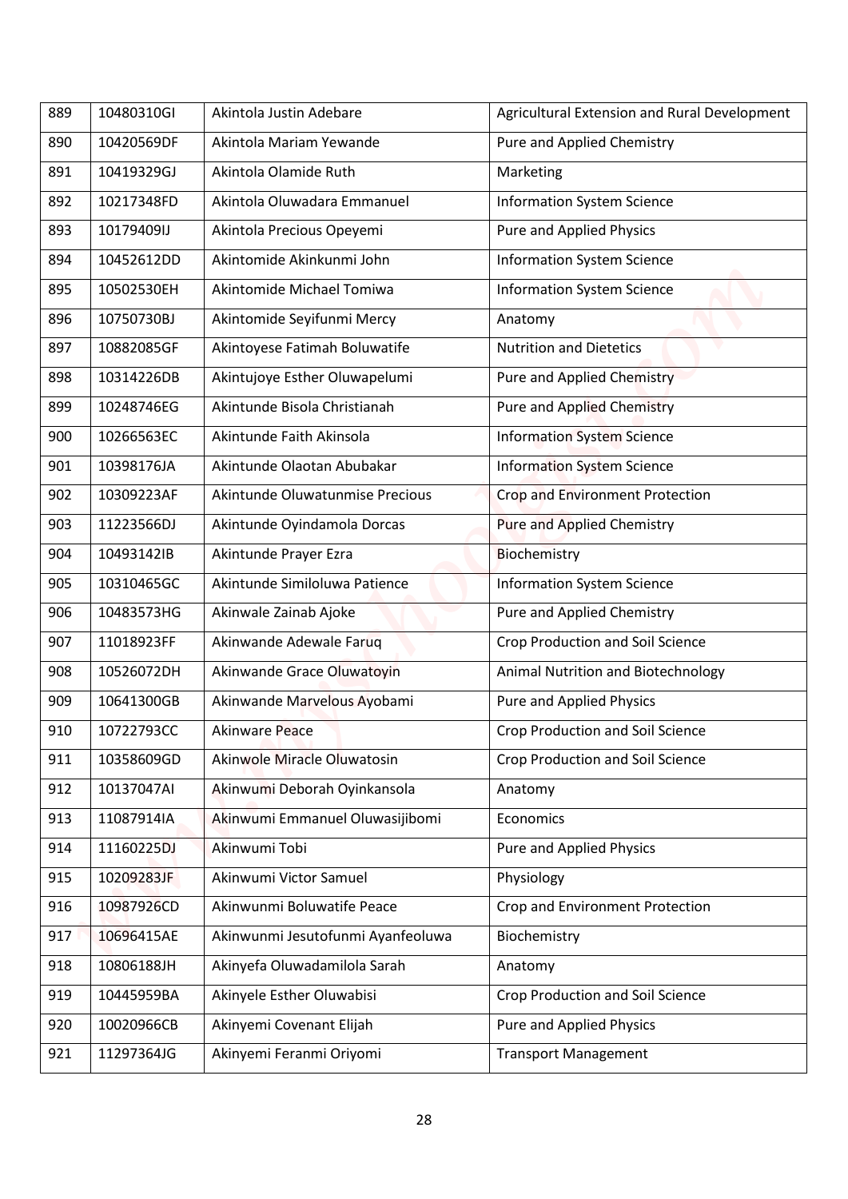| 889 | 10480310GI | Akintola Justin Adebare | Agricultural Extension and Rural Development |
|---|---|---|---|
| 890 | 10420569DF | Akintola Mariam Yewande | Pure and Applied Chemistry |
| 891 | 10419329GJ | Akintola Olamide Ruth | Marketing |
| 892 | 10217348FD | Akintola Oluwadara Emmanuel | Information System Science |
| 893 | 10179409IJ | Akintola Precious Opeyemi | Pure and Applied Physics |
| 894 | 10452612DD | Akintomide Akinkunmi John | Information System Science |
| 895 | 10502530EH | Akintomide Michael Tomiwa | Information System Science |
| 896 | 10750730BJ | Akintomide Seyifunmi Mercy | Anatomy |
| 897 | 10882085GF | Akintoyese Fatimah Boluwatife | Nutrition and Dietetics |
| 898 | 10314226DB | Akintujoye Esther Oluwapelumi | Pure and Applied Chemistry |
| 899 | 10248746EG | Akintunde Bisola Christianah | Pure and Applied Chemistry |
| 900 | 10266563EC | Akintunde Faith Akinsola | Information System Science |
| 901 | 10398176JA | Akintunde Olaotan Abubakar | Information System Science |
| 902 | 10309223AF | Akintunde Oluwatunmise Precious | Crop and Environment Protection |
| 903 | 11223566DJ | Akintunde Oyindamola Dorcas | Pure and Applied Chemistry |
| 904 | 10493142IB | Akintunde Prayer Ezra | Biochemistry |
| 905 | 10310465GC | Akintunde Similoluwa Patience | Information System Science |
| 906 | 10483573HG | Akinwale Zainab Ajoke | Pure and Applied Chemistry |
| 907 | 11018923FF | Akinwande Adewale Faruq | Crop Production and Soil Science |
| 908 | 10526072DH | Akinwande Grace Oluwatoyin | Animal Nutrition and Biotechnology |
| 909 | 10641300GB | Akinwande Marvelous Ayobami | Pure and Applied Physics |
| 910 | 10722793CC | Akinware Peace | Crop Production and Soil Science |
| 911 | 10358609GD | Akinwole Miracle Oluwatosin | Crop Production and Soil Science |
| 912 | 10137047AI | Akinwumi Deborah Oyinkansola | Anatomy |
| 913 | 11087914IA | Akinwumi Emmanuel Oluwasijibomi | Economics |
| 914 | 11160225DJ | Akinwumi Tobi | Pure and Applied Physics |
| 915 | 10209283JF | Akinwumi Victor Samuel | Physiology |
| 916 | 10987926CD | Akinwunmi Boluwatife Peace | Crop and Environment Protection |
| 917 | 10696415AE | Akinwunmi Jesutofunmi Ayanfeoluwa | Biochemistry |
| 918 | 10806188JH | Akinyefa Oluwadamilola Sarah | Anatomy |
| 919 | 10445959BA | Akinyele Esther Oluwabisi | Crop Production and Soil Science |
| 920 | 10020966CB | Akinyemi Covenant Elijah | Pure and Applied Physics |
| 921 | 11297364JG | Akinyemi Feranmi Oriyomi | Transport Management |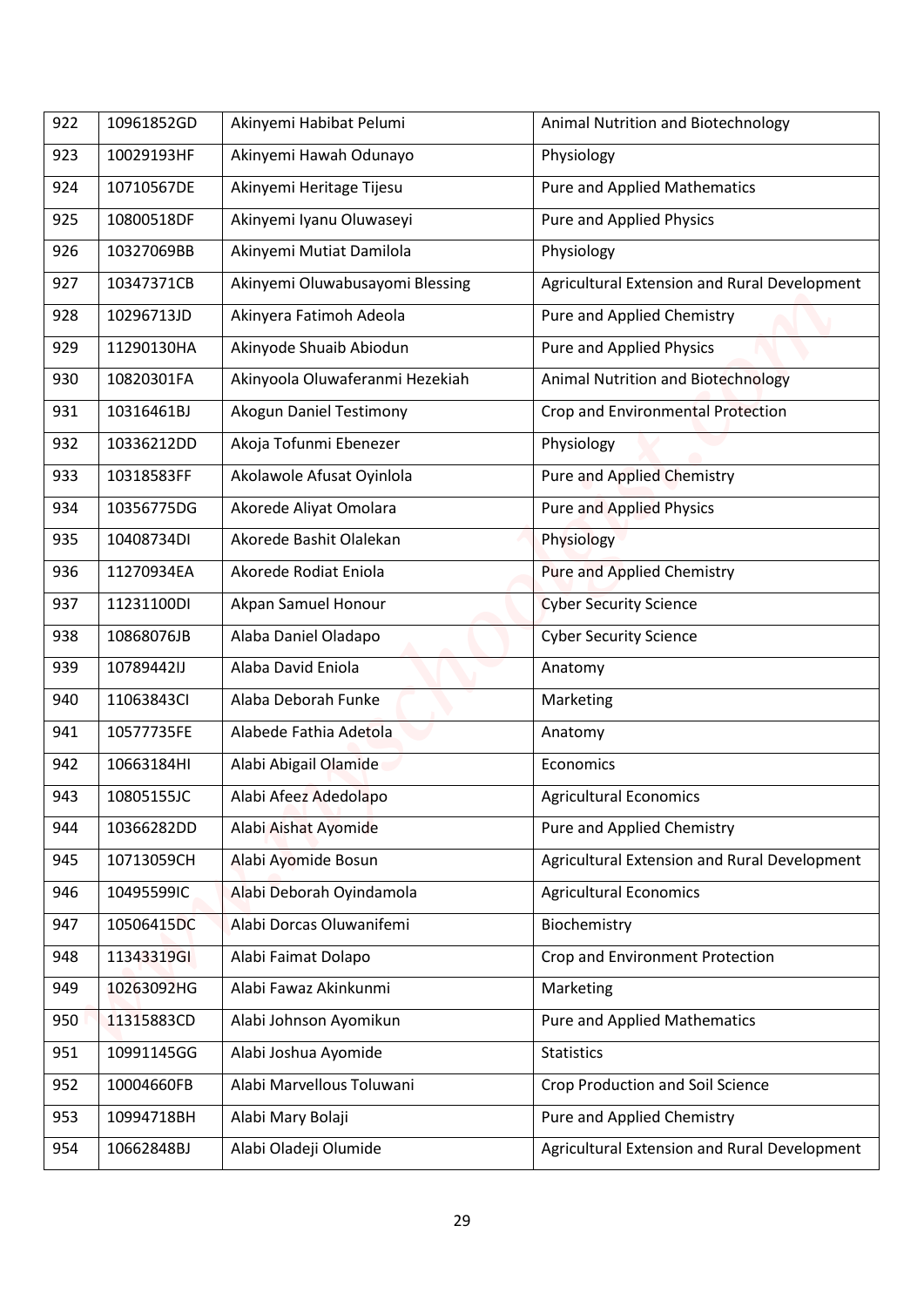| 922 | 10961852GD | Akinyemi Habibat Pelumi | Animal Nutrition and Biotechnology |
|---|---|---|---|
| 923 | 10029193HF | Akinyemi Hawah Odunayo | Physiology |
| 924 | 10710567DE | Akinyemi Heritage Tijesu | Pure and Applied Mathematics |
| 925 | 10800518DF | Akinyemi Iyanu Oluwaseyi | Pure and Applied Physics |
| 926 | 10327069BB | Akinyemi Mutiat Damilola | Physiology |
| 927 | 10347371CB | Akinyemi Oluwabusayomi Blessing | Agricultural Extension and Rural Development |
| 928 | 10296713JD | Akinyera Fatimoh Adeola | Pure and Applied Chemistry |
| 929 | 11290130HA | Akinyode Shuaib Abiodun | Pure and Applied Physics |
| 930 | 10820301FA | Akinyoola Oluwaferanmi Hezekiah | Animal Nutrition and Biotechnology |
| 931 | 10316461BJ | Akogun Daniel Testimony | Crop and Environmental Protection |
| 932 | 10336212DD | Akoja Tofunmi Ebenezer | Physiology |
| 933 | 10318583FF | Akolawole Afusat Oyinlola | Pure and Applied Chemistry |
| 934 | 10356775DG | Akorede Aliyat Omolara | Pure and Applied Physics |
| 935 | 10408734DI | Akorede Bashit Olalekan | Physiology |
| 936 | 11270934EA | Akorede Rodiat Eniola | Pure and Applied Chemistry |
| 937 | 11231100DI | Akpan Samuel Honour | Cyber Security Science |
| 938 | 10868076JB | Alaba Daniel Oladapo | Cyber Security Science |
| 939 | 10789442IJ | Alaba David Eniola | Anatomy |
| 940 | 11063843CI | Alaba Deborah Funke | Marketing |
| 941 | 10577735FE | Alabede Fathia Adetola | Anatomy |
| 942 | 10663184HI | Alabi Abigail Olamide | Economics |
| 943 | 10805155JC | Alabi Afeez Adedolapo | Agricultural Economics |
| 944 | 10366282DD | Alabi Aishat Ayomide | Pure and Applied Chemistry |
| 945 | 10713059CH | Alabi Ayomide Bosun | Agricultural Extension and Rural Development |
| 946 | 10495599IC | Alabi Deborah Oyindamola | Agricultural Economics |
| 947 | 10506415DC | Alabi Dorcas Oluwanifemi | Biochemistry |
| 948 | 11343319GI | Alabi Faimat Dolapo | Crop and Environment Protection |
| 949 | 10263092HG | Alabi Fawaz Akinkunmi | Marketing |
| 950 | 11315883CD | Alabi Johnson Ayomikun | Pure and Applied Mathematics |
| 951 | 10991145GG | Alabi Joshua Ayomide | Statistics |
| 952 | 10004660FB | Alabi Marvellous Toluwani | Crop Production and Soil Science |
| 953 | 10994718BH | Alabi Mary Bolaji | Pure and Applied Chemistry |
| 954 | 10662848BJ | Alabi Oladeji Olumide | Agricultural Extension and Rural Development |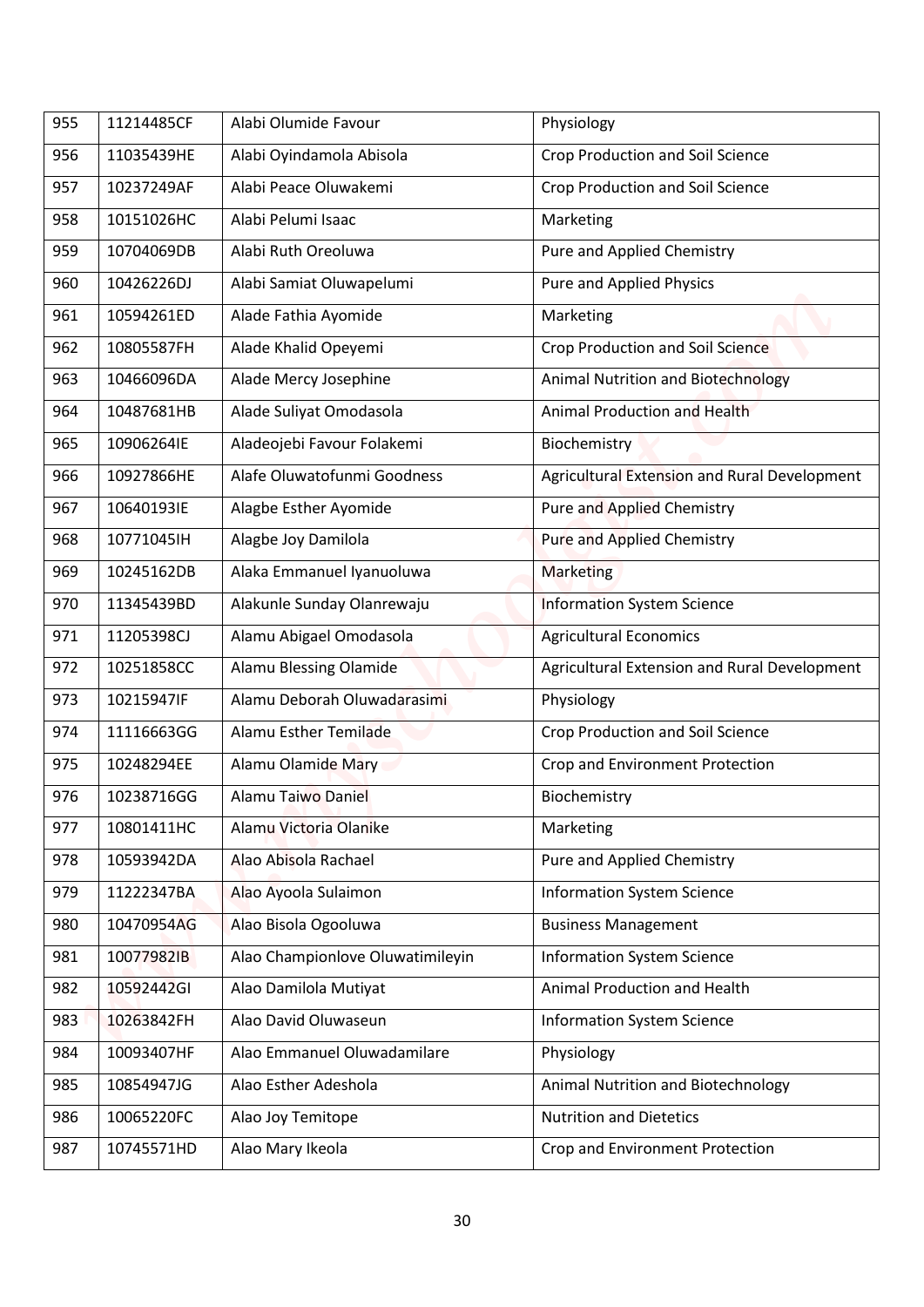| 955 | 11214485CF | Alabi Olumide Favour | Physiology |
|---|---|---|---|
| 956 | 11035439HE | Alabi Oyindamola Abisola | Crop Production and Soil Science |
| 957 | 10237249AF | Alabi Peace Oluwakemi | Crop Production and Soil Science |
| 958 | 10151026HC | Alabi Pelumi Isaac | Marketing |
| 959 | 10704069DB | Alabi Ruth Oreoluwa | Pure and Applied Chemistry |
| 960 | 10426226DJ | Alabi Samiat Oluwapelumi | Pure and Applied Physics |
| 961 | 10594261ED | Alade Fathia Ayomide | Marketing |
| 962 | 10805587FH | Alade Khalid Opeyemi | Crop Production and Soil Science |
| 963 | 10466096DA | Alade Mercy Josephine | Animal Nutrition and Biotechnology |
| 964 | 10487681HB | Alade Suliyat Omodasola | Animal Production and Health |
| 965 | 10906264IE | Aladeojebi Favour Folakemi | Biochemistry |
| 966 | 10927866HE | Alafe Oluwatofunmi Goodness | Agricultural Extension and Rural Development |
| 967 | 10640193IE | Alagbe Esther Ayomide | Pure and Applied Chemistry |
| 968 | 10771045IH | Alagbe Joy Damilola | Pure and Applied Chemistry |
| 969 | 10245162DB | Alaka Emmanuel Iyanuoluwa | Marketing |
| 970 | 11345439BD | Alakunle Sunday Olanrewaju | Information System Science |
| 971 | 11205398CJ | Alamu Abigael Omodasola | Agricultural Economics |
| 972 | 10251858CC | Alamu Blessing Olamide | Agricultural Extension and Rural Development |
| 973 | 10215947IF | Alamu Deborah Oluwadarasimi | Physiology |
| 974 | 11116663GG | Alamu Esther Temilade | Crop Production and Soil Science |
| 975 | 10248294EE | Alamu Olamide Mary | Crop and Environment Protection |
| 976 | 10238716GG | Alamu Taiwo Daniel | Biochemistry |
| 977 | 10801411HC | Alamu Victoria Olanike | Marketing |
| 978 | 10593942DA | Alao Abisola Rachael | Pure and Applied Chemistry |
| 979 | 11222347BA | Alao Ayoola Sulaimon | Information System Science |
| 980 | 10470954AG | Alao Bisola Ogooluwa | Business Management |
| 981 | 10077982IB | Alao Championlove Oluwatimileyin | Information System Science |
| 982 | 10592442GI | Alao Damilola Mutiyat | Animal Production and Health |
| 983 | 10263842FH | Alao David Oluwaseun | Information System Science |
| 984 | 10093407HF | Alao Emmanuel Oluwadamilare | Physiology |
| 985 | 10854947JG | Alao Esther Adeshola | Animal Nutrition and Biotechnology |
| 986 | 10065220FC | Alao Joy Temitope | Nutrition and Dietetics |
| 987 | 10745571HD | Alao Mary Ikeola | Crop and Environment Protection |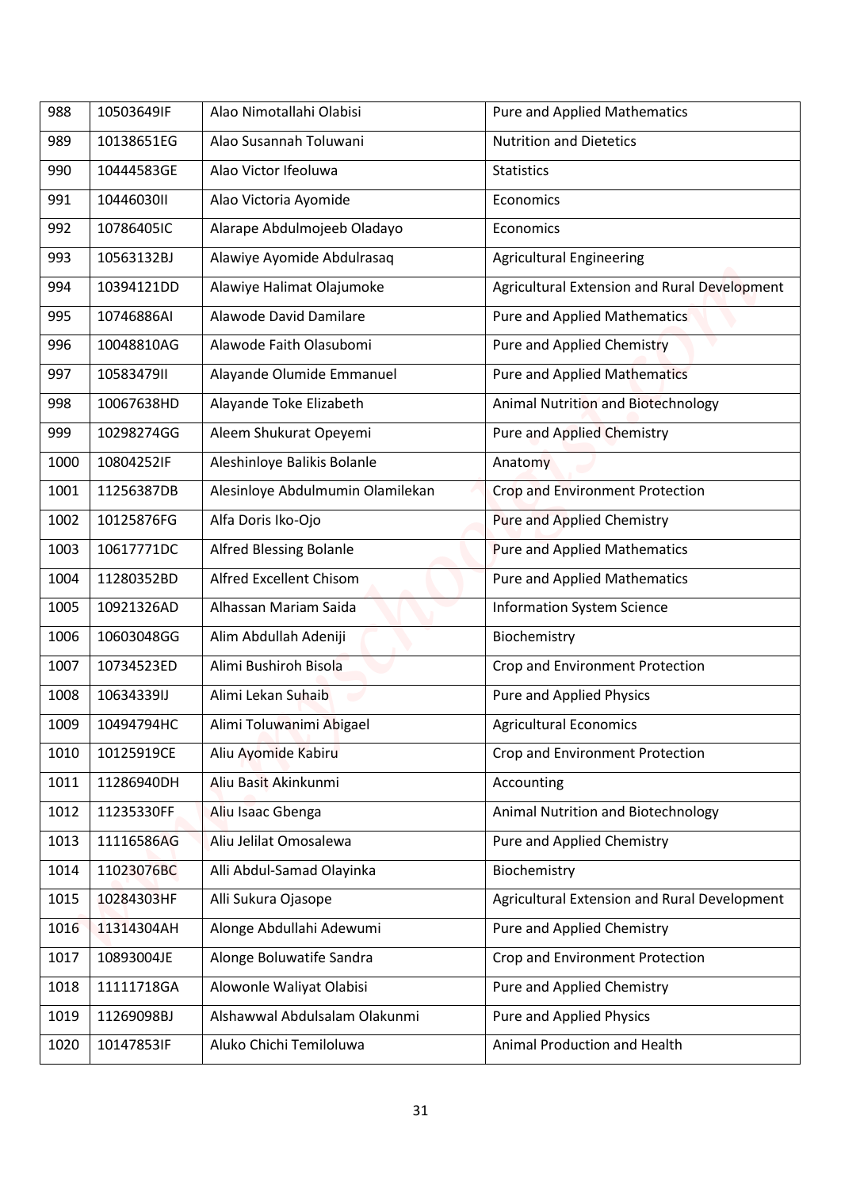| 988 | 10503649IF | Alao Nimotallahi Olabisi | Pure and Applied Mathematics |
|---|---|---|---|
| 989 | 10138651EG | Alao Susannah Toluwani | Nutrition and Dietetics |
| 990 | 10444583GE | Alao Victor Ifeoluwa | Statistics |
| 991 | 10446030II | Alao Victoria Ayomide | Economics |
| 992 | 10786405IC | Alarape Abdulmojeeb Oladayo | Economics |
| 993 | 10563132BJ | Alawiye Ayomide Abdulrasaq | Agricultural Engineering |
| 994 | 10394121DD | Alawiye Halimat Olajumoke | Agricultural Extension and Rural Development |
| 995 | 10746886AI | Alawode David Damilare | Pure and Applied Mathematics |
| 996 | 10048810AG | Alawode Faith Olasubomi | Pure and Applied Chemistry |
| 997 | 10583479II | Alayande Olumide Emmanuel | Pure and Applied Mathematics |
| 998 | 10067638HD | Alayande Toke Elizabeth | Animal Nutrition and Biotechnology |
| 999 | 10298274GG | Aleem Shukurat Opeyemi | Pure and Applied Chemistry |
| 1000 | 10804252IF | Aleshinloye Balikis Bolanle | Anatomy |
| 1001 | 11256387DB | Alesinloye Abdulmumin Olamilekan | Crop and Environment Protection |
| 1002 | 10125876FG | Alfa Doris Iko-Ojo | Pure and Applied Chemistry |
| 1003 | 10617771DC | Alfred Blessing Bolanle | Pure and Applied Mathematics |
| 1004 | 11280352BD | Alfred Excellent Chisom | Pure and Applied Mathematics |
| 1005 | 10921326AD | Alhassan Mariam Saida | Information System Science |
| 1006 | 10603048GG | Alim Abdullah Adeniji | Biochemistry |
| 1007 | 10734523ED | Alimi Bushiroh Bisola | Crop and Environment Protection |
| 1008 | 10634339IJ | Alimi Lekan Suhaib | Pure and Applied Physics |
| 1009 | 10494794HC | Alimi Toluwanimi Abigael | Agricultural Economics |
| 1010 | 10125919CE | Aliu Ayomide Kabiru | Crop and Environment Protection |
| 1011 | 11286940DH | Aliu Basit Akinkunmi | Accounting |
| 1012 | 11235330FF | Aliu Isaac Gbenga | Animal Nutrition and Biotechnology |
| 1013 | 11116586AG | Aliu Jelilat Omosalewa | Pure and Applied Chemistry |
| 1014 | 11023076BC | Alli Abdul-Samad Olayinka | Biochemistry |
| 1015 | 10284303HF | Alli Sukura Ojasope | Agricultural Extension and Rural Development |
| 1016 | 11314304AH | Alonge Abdullahi Adewumi | Pure and Applied Chemistry |
| 1017 | 10893004JE | Alonge Boluwatife Sandra | Crop and Environment Protection |
| 1018 | 11111718GA | Alowonle Waliyat Olabisi | Pure and Applied Chemistry |
| 1019 | 11269098BJ | Alshawwal Abdulsalam Olakunmi | Pure and Applied Physics |
| 1020 | 10147853IF | Aluko Chichi Temiloluwa | Animal Production and Health |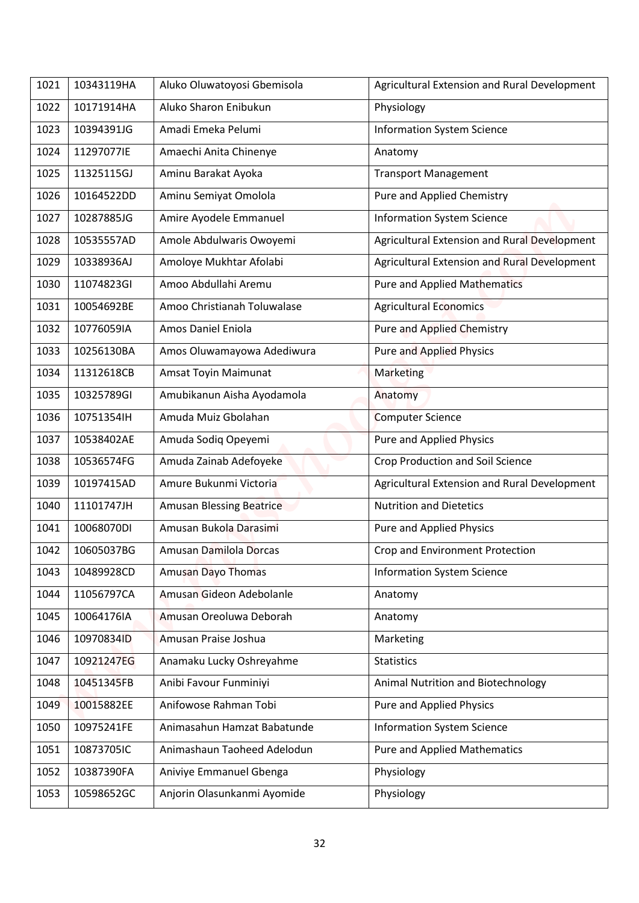| 1021 | 10343119HA | Aluko Oluwatoyosi Gbemisola | Agricultural Extension and Rural Development |
|---|---|---|---|
| 1022 | 10171914HA | Aluko Sharon Enibukun | Physiology |
| 1023 | 10394391JG | Amadi Emeka Pelumi | Information System Science |
| 1024 | 11297077IE | Amaechi Anita Chinenye | Anatomy |
| 1025 | 11325115GJ | Aminu Barakat Ayoka | Transport Management |
| 1026 | 10164522DD | Aminu Semiyat Omolola | Pure and Applied Chemistry |
| 1027 | 10287885JG | Amire Ayodele Emmanuel | Information System Science |
| 1028 | 10535557AD | Amole Abdulwaris Owoyemi | Agricultural Extension and Rural Development |
| 1029 | 10338936AJ | Amoloye Mukhtar Afolabi | Agricultural Extension and Rural Development |
| 1030 | 11074823GI | Amoo Abdullahi Aremu | Pure and Applied Mathematics |
| 1031 | 10054692BE | Amoo Christianah Toluwalase | Agricultural Economics |
| 1032 | 10776059IA | Amos Daniel Eniola | Pure and Applied Chemistry |
| 1033 | 10256130BA | Amos Oluwamayowa Adediwura | Pure and Applied Physics |
| 1034 | 11312618CB | Amsat Toyin Maimunat | Marketing |
| 1035 | 10325789GI | Amubikanun Aisha Ayodamola | Anatomy |
| 1036 | 10751354IH | Amuda Muiz Gbolahan | Computer Science |
| 1037 | 10538402AE | Amuda Sodiq Opeyemi | Pure and Applied Physics |
| 1038 | 10536574FG | Amuda Zainab Adefoyeke | Crop Production and Soil Science |
| 1039 | 10197415AD | Amure Bukunmi Victoria | Agricultural Extension and Rural Development |
| 1040 | 11101747JH | Amusan Blessing Beatrice | Nutrition and Dietetics |
| 1041 | 10068070DI | Amusan Bukola Darasimi | Pure and Applied Physics |
| 1042 | 10605037BG | Amusan Damilola Dorcas | Crop and Environment Protection |
| 1043 | 10489928CD | Amusan Dayo Thomas | Information System Science |
| 1044 | 11056797CA | Amusan Gideon Adebolanle | Anatomy |
| 1045 | 10064176IA | Amusan Oreoluwa Deborah | Anatomy |
| 1046 | 10970834ID | Amusan Praise Joshua | Marketing |
| 1047 | 10921247EG | Anamaku Lucky Oshreyahme | Statistics |
| 1048 | 10451345FB | Anibi Favour Funminiyi | Animal Nutrition and Biotechnology |
| 1049 | 10015882EE | Anifowose Rahman Tobi | Pure and Applied Physics |
| 1050 | 10975241FE | Animasahun Hamzat Babatunde | Information System Science |
| 1051 | 10873705IC | Animashaun Taoheed Adelodun | Pure and Applied Mathematics |
| 1052 | 10387390FA | Aniviye Emmanuel Gbenga | Physiology |
| 1053 | 10598652GC | Anjorin Olasunkanmi Ayomide | Physiology |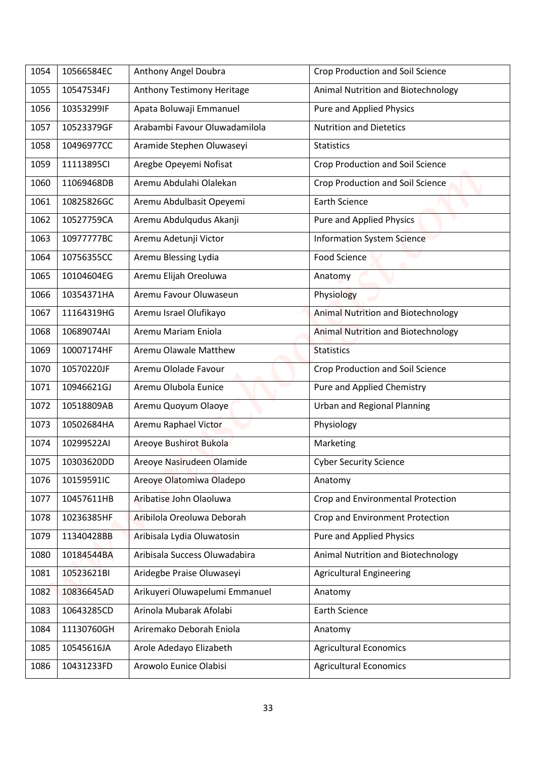| 1054 | 10566584EC | Anthony Angel Doubra | Crop Production and Soil Science |
|---|---|---|---|
| 1055 | 10547534FJ | Anthony Testimony Heritage | Animal Nutrition and Biotechnology |
| 1056 | 10353299IF | Apata Boluwaji Emmanuel | Pure and Applied Physics |
| 1057 | 10523379GF | Arabambi Favour Oluwadamilola | Nutrition and Dietetics |
| 1058 | 10496977CC | Aramide Stephen Oluwaseyi | Statistics |
| 1059 | 11113895CI | Aregbe Opeyemi Nofisat | Crop Production and Soil Science |
| 1060 | 11069468DB | Aremu Abdulahi Olalekan | Crop Production and Soil Science |
| 1061 | 10825826GC | Aremu Abdulbasit Opeyemi | Earth Science |
| 1062 | 10527759CA | Aremu Abdulqudus Akanji | Pure and Applied Physics |
| 1063 | 10977777BC | Aremu Adetunji Victor | Information System Science |
| 1064 | 10756355CC | Aremu Blessing Lydia | Food Science |
| 1065 | 10104604EG | Aremu Elijah Oreoluwa | Anatomy |
| 1066 | 10354371HA | Aremu Favour Oluwaseun | Physiology |
| 1067 | 11164319HG | Aremu Israel Olufikayo | Animal Nutrition and Biotechnology |
| 1068 | 10689074AI | Aremu Mariam Eniola | Animal Nutrition and Biotechnology |
| 1069 | 10007174HF | Aremu Olawale Matthew | Statistics |
| 1070 | 10570220JF | Aremu Ololade Favour | Crop Production and Soil Science |
| 1071 | 10946621GJ | Aremu Olubola Eunice | Pure and Applied Chemistry |
| 1072 | 10518809AB | Aremu Quoyum Olaoye | Urban and Regional Planning |
| 1073 | 10502684HA | Aremu Raphael Victor | Physiology |
| 1074 | 10299522AI | Areoye Bushirot Bukola | Marketing |
| 1075 | 10303620DD | Areoye Nasirudeen Olamide | Cyber Security Science |
| 1076 | 10159591IC | Areoye Olatomiwa Oladepo | Anatomy |
| 1077 | 10457611HB | Aribatise John Olaoluwa | Crop and Environmental Protection |
| 1078 | 10236385HF | Aribilola Oreoluwa Deborah | Crop and Environment Protection |
| 1079 | 11340428BB | Aribisala Lydia Oluwatosin | Pure and Applied Physics |
| 1080 | 10184544BA | Aribisala Success Oluwadabira | Animal Nutrition and Biotechnology |
| 1081 | 10523621BI | Aridegbe Praise Oluwaseyi | Agricultural Engineering |
| 1082 | 10836645AD | Arikuyeri Oluwapelumi Emmanuel | Anatomy |
| 1083 | 10643285CD | Arinola Mubarak Afolabi | Earth Science |
| 1084 | 11130760GH | Ariremako Deborah Eniola | Anatomy |
| 1085 | 10545616JA | Arole Adedayo Elizabeth | Agricultural Economics |
| 1086 | 10431233FD | Arowolo Eunice Olabisi | Agricultural Economics |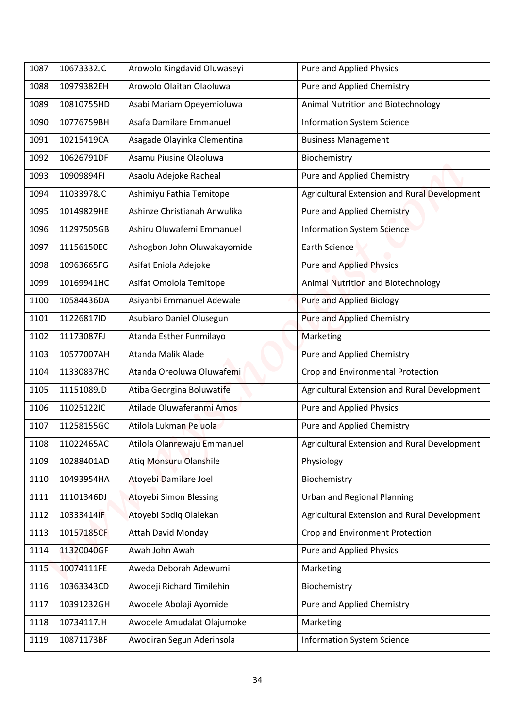| 1087 | 10673332JC | Arowolo Kingdavid Oluwaseyi | Pure and Applied Physics |
|---|---|---|---|
| 1088 | 10979382EH | Arowolo Olaitan Olaoluwa | Pure and Applied Chemistry |
| 1089 | 10810755HD | Asabi Mariam Opeyemioluwa | Animal Nutrition and Biotechnology |
| 1090 | 10776759BH | Asafa Damilare Emmanuel | Information System Science |
| 1091 | 10215419CA | Asagade Olayinka Clementina | Business Management |
| 1092 | 10626791DF | Asamu Piusine Olaoluwa | Biochemistry |
| 1093 | 10909894FI | Asaolu Adejoke Racheal | Pure and Applied Chemistry |
| 1094 | 11033978JC | Ashimiyu Fathia Temitope | Agricultural Extension and Rural Development |
| 1095 | 10149829HE | Ashinze Christianah Anwulika | Pure and Applied Chemistry |
| 1096 | 11297505GB | Ashiru Oluwafemi Emmanuel | Information System Science |
| 1097 | 11156150EC | Ashogbon John Oluwakayomide | Earth Science |
| 1098 | 10963665FG | Asifat Eniola Adejoke | Pure and Applied Physics |
| 1099 | 10169941HC | Asifat Omolola Temitope | Animal Nutrition and Biotechnology |
| 1100 | 10584436DA | Asiyanbi Emmanuel Adewale | Pure and Applied Biology |
| 1101 | 11226817ID | Asubiaro Daniel Olusegun | Pure and Applied Chemistry |
| 1102 | 11173087FJ | Atanda Esther Funmilayo | Marketing |
| 1103 | 10577007AH | Atanda Malik Alade | Pure and Applied Chemistry |
| 1104 | 11330837HC | Atanda Oreoluwa Oluwafemi | Crop and Environmental Protection |
| 1105 | 11151089JD | Atiba Georgina Boluwatife | Agricultural Extension and Rural Development |
| 1106 | 11025122IC | Atilade Oluwaferanmi Amos | Pure and Applied Physics |
| 1107 | 11258155GC | Atilola Lukman Peluola | Pure and Applied Chemistry |
| 1108 | 11022465AC | Atilola Olanrewaju Emmanuel | Agricultural Extension and Rural Development |
| 1109 | 10288401AD | Atiq Monsuru Olanshile | Physiology |
| 1110 | 10493954HA | Atoyebi Damilare Joel | Biochemistry |
| 1111 | 11101346DJ | Atoyebi Simon Blessing | Urban and Regional Planning |
| 1112 | 10333414IF | Atoyebi Sodiq Olalekan | Agricultural Extension and Rural Development |
| 1113 | 10157185CF | Attah David Monday | Crop and Environment Protection |
| 1114 | 11320040GF | Awah John Awah | Pure and Applied Physics |
| 1115 | 10074111FE | Aweda Deborah Adewumi | Marketing |
| 1116 | 10363343CD | Awodeji Richard Timilehin | Biochemistry |
| 1117 | 10391232GH | Awodele Abolaji Ayomide | Pure and Applied Chemistry |
| 1118 | 10734117JH | Awodele Amudalat Olajumoke | Marketing |
| 1119 | 10871173BF | Awodiran Segun Aderinsola | Information System Science |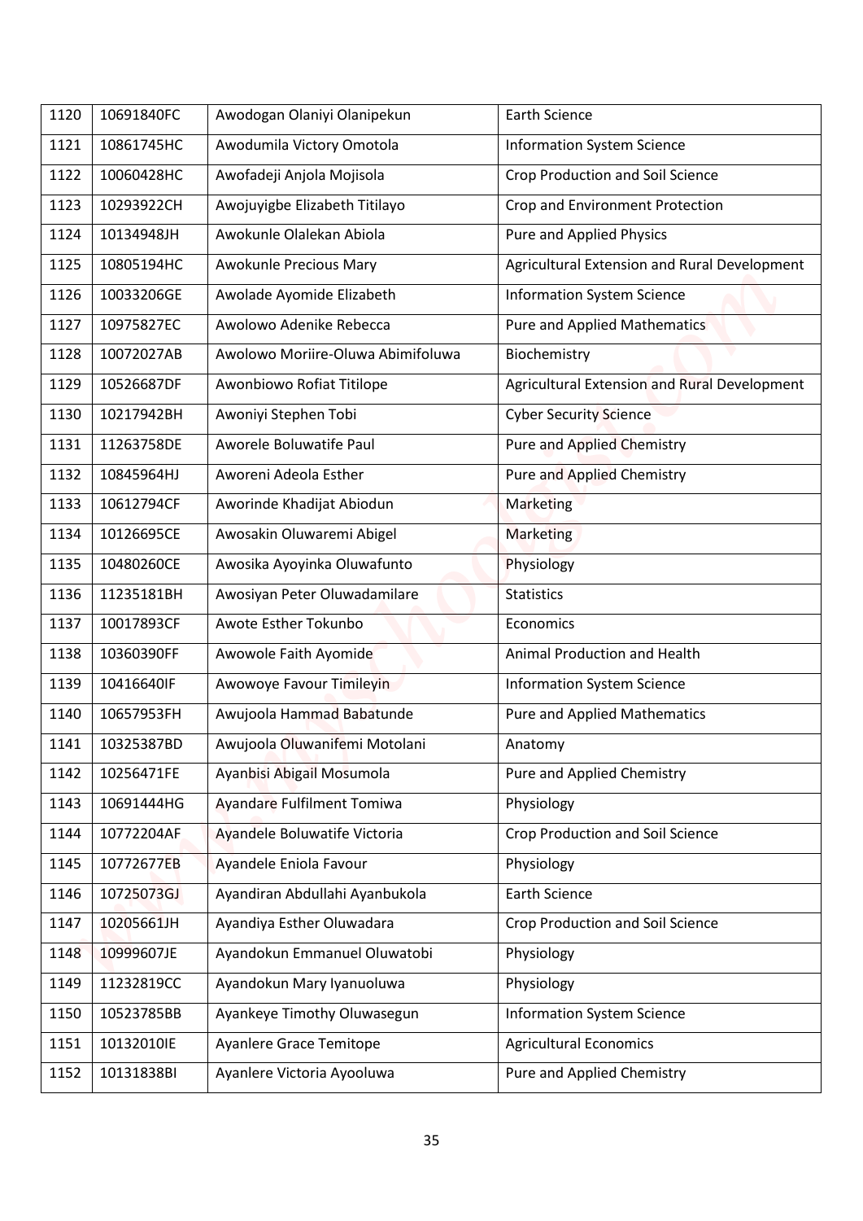| 1120 | 10691840FC | Awodogan Olaniyi Olanipekun | Earth Science |
|---|---|---|---|
| 1121 | 10861745HC | Awodumila Victory Omotola | Information System Science |
| 1122 | 10060428HC | Awofadeji Anjola Mojisola | Crop Production and Soil Science |
| 1123 | 10293922CH | Awojuyigbe Elizabeth Titilayo | Crop and Environment Protection |
| 1124 | 10134948JH | Awokunle Olalekan Abiola | Pure and Applied Physics |
| 1125 | 10805194HC | Awokunle Precious Mary | Agricultural Extension and Rural Development |
| 1126 | 10033206GE | Awolade Ayomide Elizabeth | Information System Science |
| 1127 | 10975827EC | Awolowo Adenike Rebecca | Pure and Applied Mathematics |
| 1128 | 10072027AB | Awolowo Moriire-Oluwa Abimifoluwa | Biochemistry |
| 1129 | 10526687DF | Awonbiowo Rofiat Titilope | Agricultural Extension and Rural Development |
| 1130 | 10217942BH | Awoniyi Stephen Tobi | Cyber Security Science |
| 1131 | 11263758DE | Aworele Boluwatife Paul | Pure and Applied Chemistry |
| 1132 | 10845964HJ | Aworeni Adeola Esther | Pure and Applied Chemistry |
| 1133 | 10612794CF | Aworinde Khadijat Abiodun | Marketing |
| 1134 | 10126695CE | Awosakin Oluwaremi Abigel | Marketing |
| 1135 | 10480260CE | Awosika Ayoyinka Oluwafunto | Physiology |
| 1136 | 11235181BH | Awosiyan Peter Oluwadamilare | Statistics |
| 1137 | 10017893CF | Awote Esther Tokunbo | Economics |
| 1138 | 10360390FF | Awowole Faith Ayomide | Animal Production and Health |
| 1139 | 10416640IF | Awowoye Favour Timileyin | Information System Science |
| 1140 | 10657953FH | Awujoola Hammad Babatunde | Pure and Applied Mathematics |
| 1141 | 10325387BD | Awujoola Oluwanifemi Motolani | Anatomy |
| 1142 | 10256471FE | Ayanbisi Abigail Mosumola | Pure and Applied Chemistry |
| 1143 | 10691444HG | Ayandare Fulfilment Tomiwa | Physiology |
| 1144 | 10772204AF | Ayandele Boluwatife Victoria | Crop Production and Soil Science |
| 1145 | 10772677EB | Ayandele Eniola Favour | Physiology |
| 1146 | 10725073GJ | Ayandiran Abdullahi Ayanbukola | Earth Science |
| 1147 | 10205661JH | Ayandiya Esther Oluwadara | Crop Production and Soil Science |
| 1148 | 10999607JE | Ayandokun Emmanuel Oluwatobi | Physiology |
| 1149 | 11232819CC | Ayandokun Mary Iyanuoluwa | Physiology |
| 1150 | 10523785BB | Ayankeye Timothy Oluwasegun | Information System Science |
| 1151 | 10132010IE | Ayanlere Grace Temitope | Agricultural Economics |
| 1152 | 10131838BI | Ayanlere Victoria Ayooluwa | Pure and Applied Chemistry |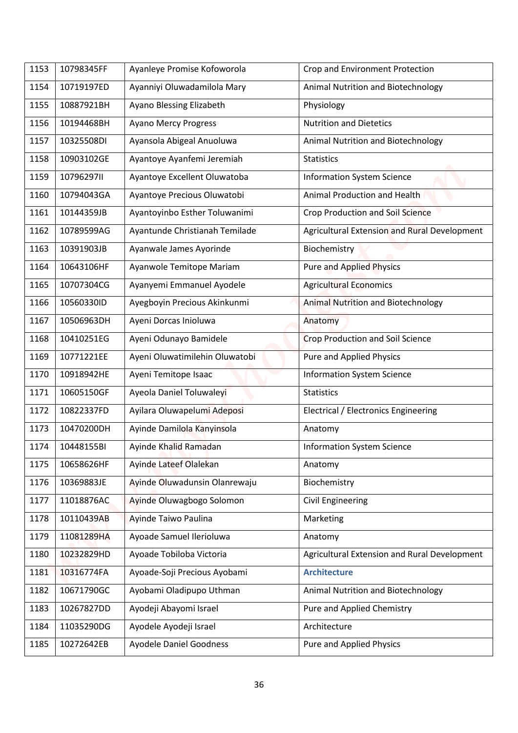| 1153 | 10798345FF | Ayanleye Promise Kofoworola | Crop and Environment Protection |
|---|---|---|---|
| 1154 | 10719197ED | Ayanniyi Oluwadamilola Mary | Animal Nutrition and Biotechnology |
| 1155 | 10887921BH | Ayano Blessing Elizabeth | Physiology |
| 1156 | 10194468BH | Ayano Mercy Progress | Nutrition and Dietetics |
| 1157 | 10325508DI | Ayansola Abigeal Anuoluwa | Animal Nutrition and Biotechnology |
| 1158 | 10903102GE | Ayantoye Ayanfemi Jeremiah | Statistics |
| 1159 | 10796297II | Ayantoye Excellent Oluwatoba | Information System Science |
| 1160 | 10794043GA | Ayantoye Precious Oluwatobi | Animal Production and Health |
| 1161 | 10144359JB | Ayantoyinbo Esther Toluwanimi | Crop Production and Soil Science |
| 1162 | 10789599AG | Ayantunde Christianah Temilade | Agricultural Extension and Rural Development |
| 1163 | 10391903JB | Ayanwale James Ayorinde | Biochemistry |
| 1164 | 10643106HF | Ayanwole Temitope Mariam | Pure and Applied Physics |
| 1165 | 10707304CG | Ayanyemi Emmanuel Ayodele | Agricultural Economics |
| 1166 | 10560330ID | Ayegboyin Precious Akinkunmi | Animal Nutrition and Biotechnology |
| 1167 | 10506963DH | Ayeni Dorcas Inioluwa | Anatomy |
| 1168 | 10410251EG | Ayeni Odunayo Bamidele | Crop Production and Soil Science |
| 1169 | 10771221EE | Ayeni Oluwatimilehin Oluwatobi | Pure and Applied Physics |
| 1170 | 10918942HE | Ayeni Temitope Isaac | Information System Science |
| 1171 | 10605150GF | Ayeola Daniel Toluwaleyi | Statistics |
| 1172 | 10822337FD | Ayilara Oluwapelumi Adeposi | Electrical / Electronics Engineering |
| 1173 | 10470200DH | Ayinde Damilola Kanyinsola | Anatomy |
| 1174 | 10448155BI | Ayinde Khalid Ramadan | Information System Science |
| 1175 | 10658626HF | Ayinde Lateef Olalekan | Anatomy |
| 1176 | 10369883JE | Ayinde Oluwadunsin Olanrewaju | Biochemistry |
| 1177 | 11018876AC | Ayinde Oluwagbogo Solomon | Civil Engineering |
| 1178 | 10110439AB | Ayinde Taiwo Paulina | Marketing |
| 1179 | 11081289HA | Ayoade Samuel Ilerioluwa | Anatomy |
| 1180 | 10232829HD | Ayoade Tobiloba Victoria | Agricultural Extension and Rural Development |
| 1181 | 10316774FA | Ayoade-Soji Precious Ayobami | **Architecture** |
| 1182 | 10671790GC | Ayobami Oladipupo Uthman | Animal Nutrition and Biotechnology |
| 1183 | 10267827DD | Ayodeji Abayomi Israel | Pure and Applied Chemistry |
| 1184 | 11035290DG | Ayodele Ayodeji Israel | Architecture |
| 1185 | 10272642EB | Ayodele Daniel Goodness | Pure and Applied Physics |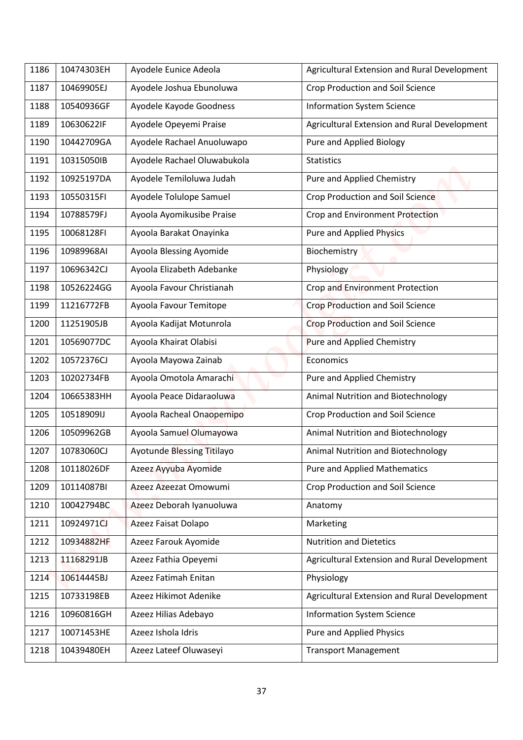| 1186 | 10474303EH | Ayodele Eunice Adeola | Agricultural Extension and Rural Development |
|---|---|---|---|
| 1187 | 10469905EJ | Ayodele Joshua Ebunoluwa | Crop Production and Soil Science |
| 1188 | 10540936GF | Ayodele Kayode Goodness | Information System Science |
| 1189 | 10630622IF | Ayodele Opeyemi Praise | Agricultural Extension and Rural Development |
| 1190 | 10442709GA | Ayodele Rachael Anuoluwapo | Pure and Applied Biology |
| 1191 | 10315050IB | Ayodele Rachael Oluwabukola | Statistics |
| 1192 | 10925197DA | Ayodele Temiloluwa Judah | Pure and Applied Chemistry |
| 1193 | 10550315FI | Ayodele Tolulope Samuel | Crop Production and Soil Science |
| 1194 | 10788579FJ | Ayoola Ayomikusibe Praise | Crop and Environment Protection |
| 1195 | 10068128FI | Ayoola Barakat Onayinka | Pure and Applied Physics |
| 1196 | 10989968AI | Ayoola Blessing Ayomide | Biochemistry |
| 1197 | 10696342CJ | Ayoola Elizabeth Adebanke | Physiology |
| 1198 | 10526224GG | Ayoola Favour Christianah | Crop and Environment Protection |
| 1199 | 11216772FB | Ayoola Favour Temitope | Crop Production and Soil Science |
| 1200 | 11251905JB | Ayoola Kadijat Motunrola | Crop Production and Soil Science |
| 1201 | 10569077DC | Ayoola Khairat Olabisi | Pure and Applied Chemistry |
| 1202 | 10572376CJ | Ayoola Mayowa Zainab | Economics |
| 1203 | 10202734FB | Ayoola Omotola Amarachi | Pure and Applied Chemistry |
| 1204 | 10665383HH | Ayoola Peace Didaraoluwa | Animal Nutrition and Biotechnology |
| 1205 | 10518909IJ | Ayoola Racheal Onaopemipo | Crop Production and Soil Science |
| 1206 | 10509962GB | Ayoola Samuel Olumayowa | Animal Nutrition and Biotechnology |
| 1207 | 10783060CJ | Ayotunde Blessing Titilayo | Animal Nutrition and Biotechnology |
| 1208 | 10118026DF | Azeez Ayyuba Ayomide | Pure and Applied Mathematics |
| 1209 | 10114087BI | Azeez Azeezat Omowumi | Crop Production and Soil Science |
| 1210 | 10042794BC | Azeez Deborah Iyanuoluwa | Anatomy |
| 1211 | 10924971CJ | Azeez Faisat Dolapo | Marketing |
| 1212 | 10934882HF | Azeez Farouk Ayomide | Nutrition and Dietetics |
| 1213 | 11168291JB | Azeez Fathia Opeyemi | Agricultural Extension and Rural Development |
| 1214 | 10614445BJ | Azeez Fatimah Enitan | Physiology |
| 1215 | 10733198EB | Azeez Hikimot Adenike | Agricultural Extension and Rural Development |
| 1216 | 10960816GH | Azeez Hilias Adebayo | Information System Science |
| 1217 | 10071453HE | Azeez Ishola Idris | Pure and Applied Physics |
| 1218 | 10439480EH | Azeez Lateef Oluwaseyi | Transport Management |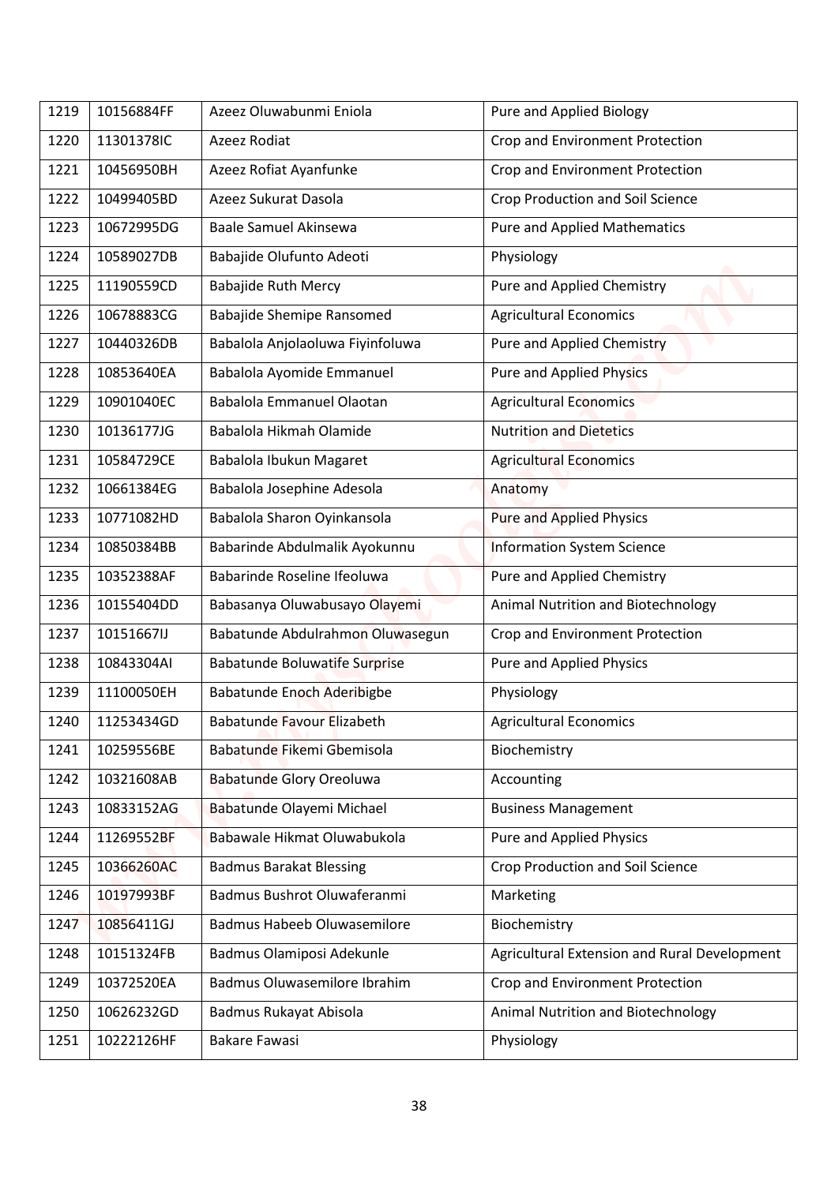| 1219 | 10156884FF | Azeez Oluwabunmi Eniola | Pure and Applied Biology |
|---|---|---|---|
| 1220 | 11301378IC | Azeez Rodiat | Crop and Environment Protection |
| 1221 | 10456950BH | Azeez Rofiat Ayanfunke | Crop and Environment Protection |
| 1222 | 10499405BD | Azeez Sukurat Dasola | Crop Production and Soil Science |
| 1223 | 10672995DG | Baale Samuel Akinsewa | Pure and Applied Mathematics |
| 1224 | 10589027DB | Babajide Olufunto Adeoti | Physiology |
| 1225 | 11190559CD | Babajide Ruth Mercy | Pure and Applied Chemistry |
| 1226 | 10678883CG | Babajide Shemipe Ransomed | Agricultural Economics |
| 1227 | 10440326DB | Babalola Anjolaoluwa Fiyinfoluwa | Pure and Applied Chemistry |
| 1228 | 10853640EA | Babalola Ayomide Emmanuel | Pure and Applied Physics |
| 1229 | 10901040EC | Babalola Emmanuel Olaotan | Agricultural Economics |
| 1230 | 10136177JG | Babalola Hikmah Olamide | Nutrition and Dietetics |
| 1231 | 10584729CE | Babalola Ibukun Magaret | Agricultural Economics |
| 1232 | 10661384EG | Babalola Josephine Adesola | Anatomy |
| 1233 | 10771082HD | Babalola Sharon Oyinkansola | Pure and Applied Physics |
| 1234 | 10850384BB | Babarinde Abdulmalik Ayokunnu | Information System Science |
| 1235 | 10352388AF | Babarinde Roseline Ifeoluwa | Pure and Applied Chemistry |
| 1236 | 10155404DD | Babasanya Oluwabusayo Olayemi | Animal Nutrition and Biotechnology |
| 1237 | 10151667IJ | Babatunde Abdulrahmon Oluwasegun | Crop and Environment Protection |
| 1238 | 10843304AI | Babatunde Boluwatife Surprise | Pure and Applied Physics |
| 1239 | 11100050EH | Babatunde Enoch Aderibigbe | Physiology |
| 1240 | 11253434GD | Babatunde Favour Elizabeth | Agricultural Economics |
| 1241 | 10259556BE | Babatunde Fikemi Gbemisola | Biochemistry |
| 1242 | 10321608AB | Babatunde Glory Oreoluwa | Accounting |
| 1243 | 10833152AG | Babatunde Olayemi Michael | Business Management |
| 1244 | 11269552BF | Babawale Hikmat Oluwabukola | Pure and Applied Physics |
| 1245 | 10366260AC | Badmus Barakat Blessing | Crop Production and Soil Science |
| 1246 | 10197993BF | Badmus Bushrot Oluwaferanmi | Marketing |
| 1247 | 10856411GJ | Badmus Habeeb Oluwasemilore | Biochemistry |
| 1248 | 10151324FB | Badmus Olamiposi Adekunle | Agricultural Extension and Rural Development |
| 1249 | 10372520EA | Badmus Oluwasemilore Ibrahim | Crop and Environment Protection |
| 1250 | 10626232GD | Badmus Rukayat Abisola | Animal Nutrition and Biotechnology |
| 1251 | 10222126HF | Bakare Fawasi | Physiology |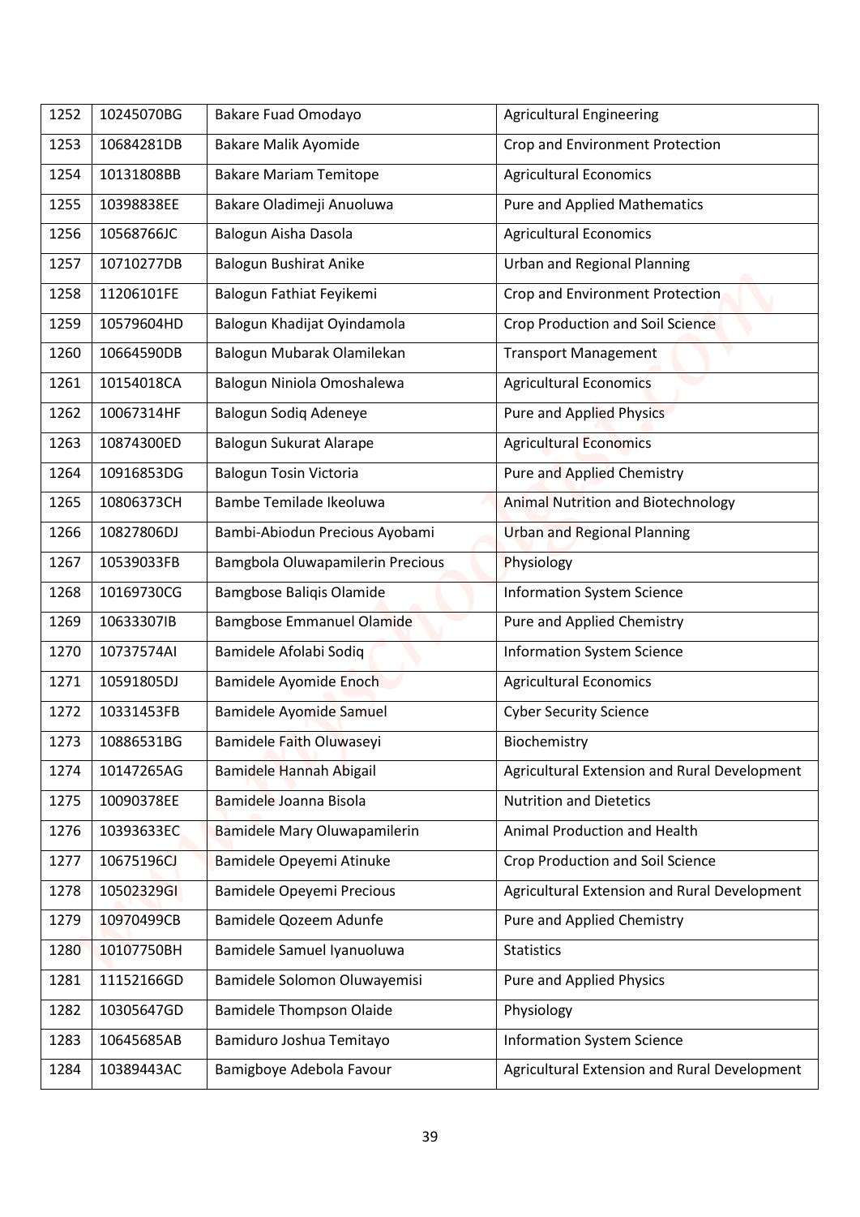| 1252 | 10245070BG | Bakare Fuad Omodayo | Agricultural Engineering |
|---|---|---|---|
| 1253 | 10684281DB | Bakare Malik Ayomide | Crop and Environment Protection |
| 1254 | 10131808BB | Bakare Mariam Temitope | Agricultural Economics |
| 1255 | 10398838EE | Bakare Oladimeji Anuoluwa | Pure and Applied Mathematics |
| 1256 | 10568766JC | Balogun Aisha Dasola | Agricultural Economics |
| 1257 | 10710277DB | Balogun Bushirat Anike | Urban and Regional Planning |
| 1258 | 11206101FE | Balogun Fathiat Feyikemi | Crop and Environment Protection |
| 1259 | 10579604HD | Balogun Khadijat Oyindamola | Crop Production and Soil Science |
| 1260 | 10664590DB | Balogun Mubarak Olamilekan | Transport Management |
| 1261 | 10154018CA | Balogun Niniola Omoshalewa | Agricultural Economics |
| 1262 | 10067314HF | Balogun Sodiq Adeneye | Pure and Applied Physics |
| 1263 | 10874300ED | Balogun Sukurat Alarape | Agricultural Economics |
| 1264 | 10916853DG | Balogun Tosin Victoria | Pure and Applied Chemistry |
| 1265 | 10806373CH | Bambe Temilade Ikeoluwa | Animal Nutrition and Biotechnology |
| 1266 | 10827806DJ | Bambi-Abiodun Precious Ayobami | Urban and Regional Planning |
| 1267 | 10539033FB | Bamgbola Oluwapamilerin Precious | Physiology |
| 1268 | 10169730CG | Bamgbose Baliqis Olamide | Information System Science |
| 1269 | 10633307IB | Bamgbose Emmanuel Olamide | Pure and Applied Chemistry |
| 1270 | 10737574AI | Bamidele Afolabi Sodiq | Information System Science |
| 1271 | 10591805DJ | Bamidele Ayomide Enoch | Agricultural Economics |
| 1272 | 10331453FB | Bamidele Ayomide Samuel | Cyber Security Science |
| 1273 | 10886531BG | Bamidele Faith Oluwaseyi | Biochemistry |
| 1274 | 10147265AG | Bamidele Hannah Abigail | Agricultural Extension and Rural Development |
| 1275 | 10090378EE | Bamidele Joanna Bisola | Nutrition and Dietetics |
| 1276 | 10393633EC | Bamidele Mary Oluwapamilerin | Animal Production and Health |
| 1277 | 10675196CJ | Bamidele Opeyemi Atinuke | Crop Production and Soil Science |
| 1278 | 10502329GI | Bamidele Opeyemi Precious | Agricultural Extension and Rural Development |
| 1279 | 10970499CB | Bamidele Qozeem Adunfe | Pure and Applied Chemistry |
| 1280 | 10107750BH | Bamidele Samuel Iyanuoluwa | Statistics |
| 1281 | 11152166GD | Bamidele Solomon Oluwayemisi | Pure and Applied Physics |
| 1282 | 10305647GD | Bamidele Thompson Olaide | Physiology |
| 1283 | 10645685AB | Bamiduro Joshua Temitayo | Information System Science |
| 1284 | 10389443AC | Bamigboye Adebola Favour | Agricultural Extension and Rural Development |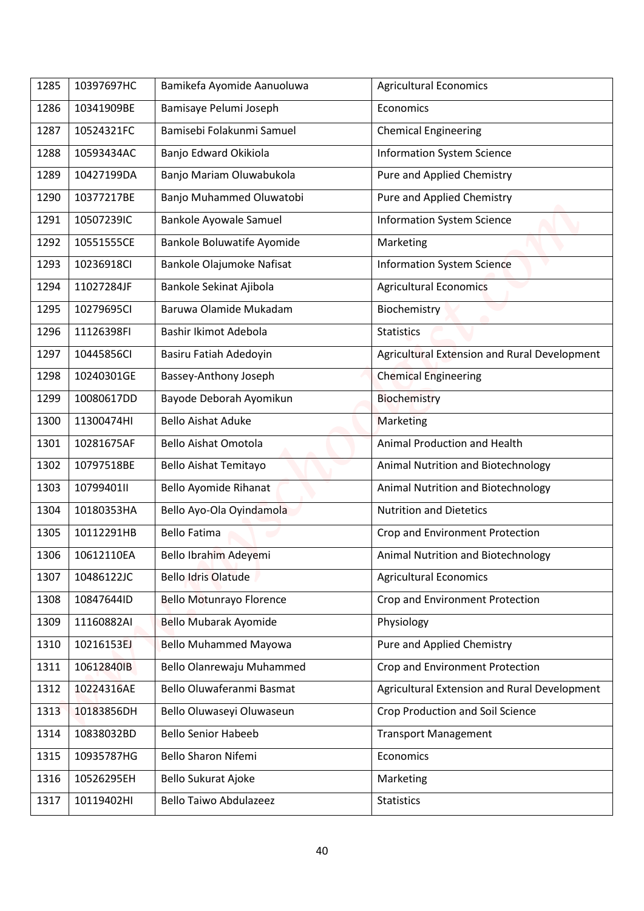| 1285 | 10397697HC | Bamikefa Ayomide Aanuoluwa | Agricultural Economics |
|---|---|---|---|
| 1286 | 10341909BE | Bamisaye Pelumi Joseph | Economics |
| 1287 | 10524321FC | Bamisebi Folakunmi Samuel | Chemical Engineering |
| 1288 | 10593434AC | Banjo Edward Okikiola | Information System Science |
| 1289 | 10427199DA | Banjo Mariam Oluwabukola | Pure and Applied Chemistry |
| 1290 | 10377217BE | Banjo Muhammed Oluwatobi | Pure and Applied Chemistry |
| 1291 | 10507239IC | Bankole Ayowale Samuel | Information System Science |
| 1292 | 10551555CE | Bankole Boluwatife Ayomide | Marketing |
| 1293 | 10236918CI | Bankole Olajumoke Nafisat | Information System Science |
| 1294 | 11027284JF | Bankole Sekinat Ajibola | Agricultural Economics |
| 1295 | 10279695CI | Baruwa Olamide Mukadam | Biochemistry |
| 1296 | 11126398FI | Bashir Ikimot Adebola | Statistics |
| 1297 | 10445856CI | Basiru Fatiah Adedoyin | Agricultural Extension and Rural Development |
| 1298 | 10240301GE | Bassey-Anthony Joseph | Chemical Engineering |
| 1299 | 10080617DD | Bayode Deborah Ayomikun | Biochemistry |
| 1300 | 11300474HI | Bello Aishat Aduke | Marketing |
| 1301 | 10281675AF | Bello Aishat Omotola | Animal Production and Health |
| 1302 | 10797518BE | Bello Aishat Temitayo | Animal Nutrition and Biotechnology |
| 1303 | 10799401II | Bello Ayomide Rihanat | Animal Nutrition and Biotechnology |
| 1304 | 10180353HA | Bello Ayo-Ola Oyindamola | Nutrition and Dietetics |
| 1305 | 10112291HB | Bello Fatima | Crop and Environment Protection |
| 1306 | 10612110EA | Bello Ibrahim Adeyemi | Animal Nutrition and Biotechnology |
| 1307 | 10486122JC | Bello Idris Olatude | Agricultural Economics |
| 1308 | 10847644ID | Bello Motunrayo Florence | Crop and Environment Protection |
| 1309 | 11160882AI | Bello Mubarak Ayomide | Physiology |
| 1310 | 10216153EJ | Bello Muhammed Mayowa | Pure and Applied Chemistry |
| 1311 | 10612840IB | Bello Olanrewaju Muhammed | Crop and Environment Protection |
| 1312 | 10224316AE | Bello Oluwaferanmi Basmat | Agricultural Extension and Rural Development |
| 1313 | 10183856DH | Bello Oluwaseyi Oluwaseun | Crop Production and Soil Science |
| 1314 | 10838032BD | Bello Senior Habeeb | Transport Management |
| 1315 | 10935787HG | Bello Sharon Nifemi | Economics |
| 1316 | 10526295EH | Bello Sukurat Ajoke | Marketing |
| 1317 | 10119402HI | Bello Taiwo Abdulazeez | Statistics |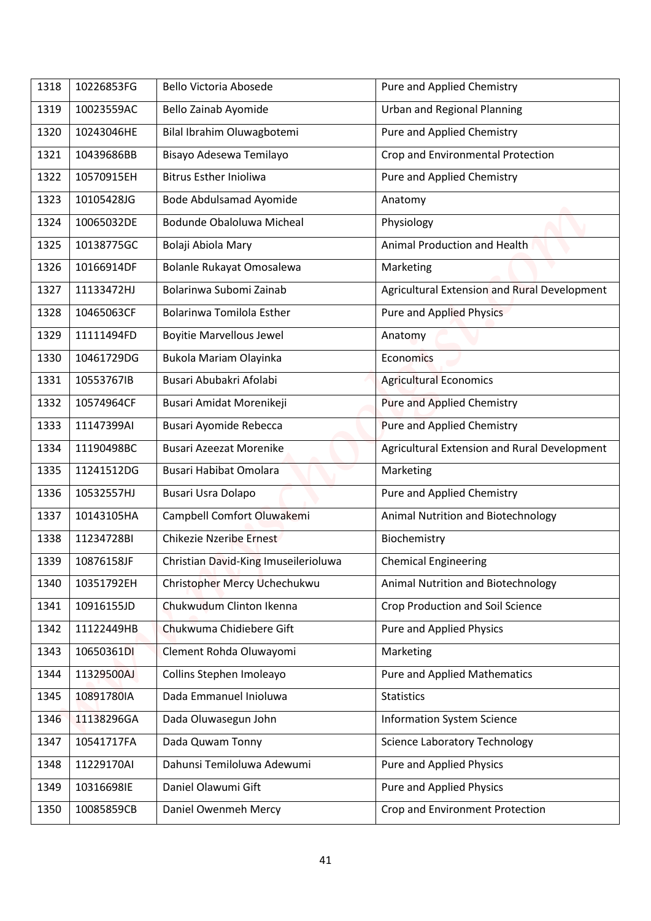| 1318 | 10226853FG | Bello Victoria Abosede | Pure and Applied Chemistry |
|---|---|---|---|
| 1319 | 10023559AC | Bello Zainab Ayomide | Urban and Regional Planning |
| 1320 | 10243046HE | Bilal Ibrahim Oluwagbotemi | Pure and Applied Chemistry |
| 1321 | 10439686BB | Bisayo Adesewa Temilayo | Crop and Environmental Protection |
| 1322 | 10570915EH | Bitrus Esther Inioliwa | Pure and Applied Chemistry |
| 1323 | 10105428JG | Bode Abdulsamad Ayomide | Anatomy |
| 1324 | 10065032DE | Bodunde Obaloluwa Micheal | Physiology |
| 1325 | 10138775GC | Bolaji Abiola Mary | Animal Production and Health |
| 1326 | 10166914DF | Bolanle Rukayat Omosalewa | Marketing |
| 1327 | 11133472HJ | Bolarinwa Subomi Zainab | Agricultural Extension and Rural Development |
| 1328 | 10465063CF | Bolarinwa Tomilola Esther | Pure and Applied Physics |
| 1329 | 11111494FD | Boyitie Marvellous Jewel | Anatomy |
| 1330 | 10461729DG | Bukola Mariam Olayinka | Economics |
| 1331 | 10553767IB | Busari Abubakri Afolabi | Agricultural Economics |
| 1332 | 10574964CF | Busari Amidat Morenikeji | Pure and Applied Chemistry |
| 1333 | 11147399AI | Busari Ayomide Rebecca | Pure and Applied Chemistry |
| 1334 | 11190498BC | Busari Azeezat Morenike | Agricultural Extension and Rural Development |
| 1335 | 11241512DG | Busari Habibat Omolara | Marketing |
| 1336 | 10532557HJ | Busari Usra Dolapo | Pure and Applied Chemistry |
| 1337 | 10143105HA | Campbell Comfort Oluwakemi | Animal Nutrition and Biotechnology |
| 1338 | 11234728BI | Chikezie Nzeribe Ernest | Biochemistry |
| 1339 | 10876158JF | Christian David-King Imuseilerioluwa | Chemical Engineering |
| 1340 | 10351792EH | Christopher Mercy Uchechukwu | Animal Nutrition and Biotechnology |
| 1341 | 10916155JD | Chukwudum Clinton Ikenna | Crop Production and Soil Science |
| 1342 | 11122449HB | Chukwuma Chidiebere Gift | Pure and Applied Physics |
| 1343 | 10650361DI | Clement Rohda Oluwayomi | Marketing |
| 1344 | 11329500AJ | Collins Stephen Imoleayo | Pure and Applied Mathematics |
| 1345 | 10891780IA | Dada Emmanuel Inioluwa | Statistics |
| 1346 | 11138296GA | Dada Oluwasegun John | Information System Science |
| 1347 | 10541717FA | Dada Quwam Tonny | Science Laboratory Technology |
| 1348 | 11229170AI | Dahunsi Temiloluwa Adewumi | Pure and Applied Physics |
| 1349 | 10316698IE | Daniel Olawumi Gift | Pure and Applied Physics |
| 1350 | 10085859CB | Daniel Owenmeh Mercy | Crop and Environment Protection |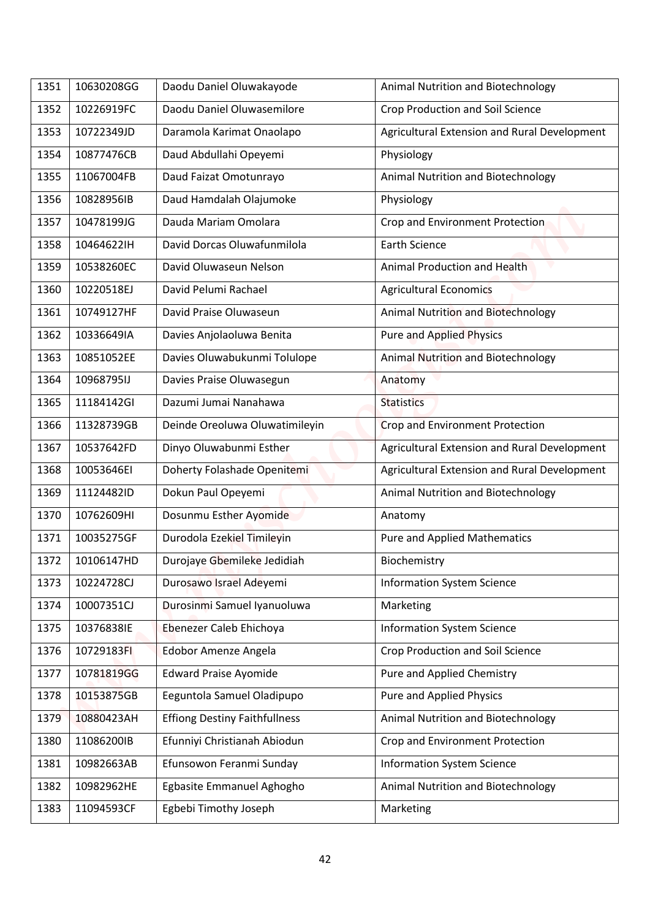| 1351 | 10630208GG | Daodu Daniel Oluwakayode | Animal Nutrition and Biotechnology |
|---|---|---|---|
| 1352 | 10226919FC | Daodu Daniel Oluwasemilore | Crop Production and Soil Science |
| 1353 | 10722349JD | Daramola Karimat Onaolapo | Agricultural Extension and Rural Development |
| 1354 | 10877476CB | Daud Abdullahi Opeyemi | Physiology |
| 1355 | 11067004FB | Daud Faizat Omotunrayo | Animal Nutrition and Biotechnology |
| 1356 | 10828956IB | Daud Hamdalah Olajumoke | Physiology |
| 1357 | 10478199JG | Dauda Mariam Omolara | Crop and Environment Protection |
| 1358 | 10464622IH | David Dorcas Oluwafunmilola | Earth Science |
| 1359 | 10538260EC | David Oluwaseun Nelson | Animal Production and Health |
| 1360 | 10220518EJ | David Pelumi Rachael | Agricultural Economics |
| 1361 | 10749127HF | David Praise Oluwaseun | Animal Nutrition and Biotechnology |
| 1362 | 10336649IA | Davies Anjolaoluwa Benita | Pure and Applied Physics |
| 1363 | 10851052EE | Davies Oluwabukunmi Tolulope | Animal Nutrition and Biotechnology |
| 1364 | 10968795IJ | Davies Praise Oluwasegun | Anatomy |
| 1365 | 11184142GI | Dazumi Jumai Nanahawa | Statistics |
| 1366 | 11328739GB | Deinde Oreoluwa Oluwatimileyin | Crop and Environment Protection |
| 1367 | 10537642FD | Dinyo Oluwabunmi Esther | Agricultural Extension and Rural Development |
| 1368 | 10053646EI | Doherty Folashade Openitemi | Agricultural Extension and Rural Development |
| 1369 | 11124482ID | Dokun Paul Opeyemi | Animal Nutrition and Biotechnology |
| 1370 | 10762609HI | Dosunmu Esther Ayomide | Anatomy |
| 1371 | 10035275GF | Durodola Ezekiel Timileyin | Pure and Applied Mathematics |
| 1372 | 10106147HD | Durojaye Gbemileke Jedidiah | Biochemistry |
| 1373 | 10224728CJ | Durosawo Israel Adeyemi | Information System Science |
| 1374 | 10007351CJ | Durosinmi Samuel Iyanuoluwa | Marketing |
| 1375 | 10376838IE | Ebenezer Caleb Ehichoya | Information System Science |
| 1376 | 10729183FI | Edobor Amenze Angela | Crop Production and Soil Science |
| 1377 | 10781819GG | Edward Praise Ayomide | Pure and Applied Chemistry |
| 1378 | 10153875GB | Eeguntola Samuel Oladipupo | Pure and Applied Physics |
| 1379 | 10880423AH | Effiong Destiny Faithfullness | Animal Nutrition and Biotechnology |
| 1380 | 11086200IB | Efunniyi Christianah Abiodun | Crop and Environment Protection |
| 1381 | 10982663AB | Efunsowon Feranmi Sunday | Information System Science |
| 1382 | 10982962HE | Egbasite Emmanuel Aghogho | Animal Nutrition and Biotechnology |
| 1383 | 11094593CF | Egbebi Timothy Joseph | Marketing |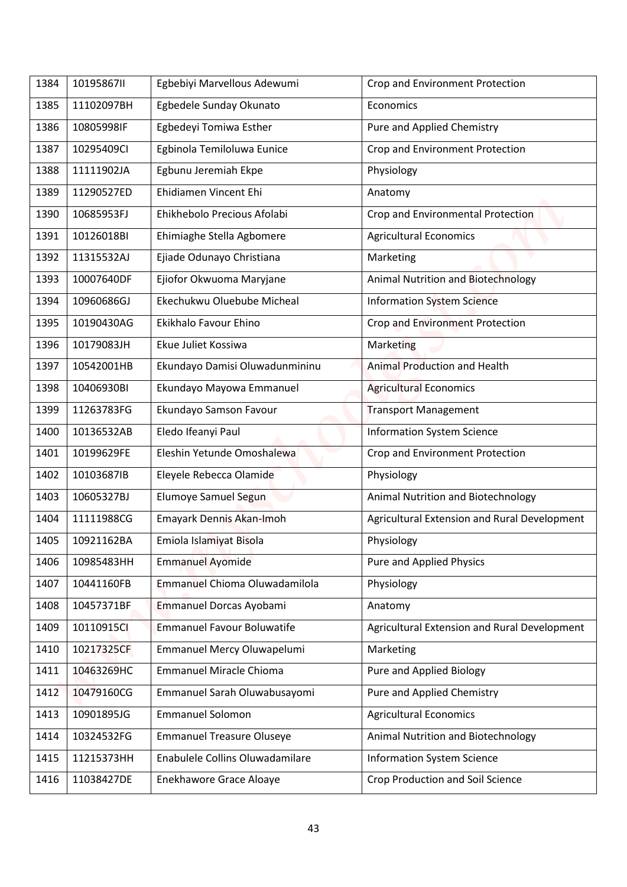| 1384 | 10195867II | Egbebiyi Marvellous Adewumi | Crop and Environment Protection |
|---|---|---|---|
| 1385 | 11102097BH | Egbedele Sunday Okunato | Economics |
| 1386 | 10805998IF | Egbedeyi Tomiwa Esther | Pure and Applied Chemistry |
| 1387 | 10295409CI | Egbinola Temiloluwa Eunice | Crop and Environment Protection |
| 1388 | 11111902JA | Egbunu Jeremiah Ekpe | Physiology |
| 1389 | 11290527ED | Ehidiamen Vincent Ehi | Anatomy |
| 1390 | 10685953FJ | Ehikhebolo Precious Afolabi | Crop and Environmental Protection |
| 1391 | 10126018BI | Ehimiaghe Stella Agbomere | Agricultural Economics |
| 1392 | 11315532AJ | Ejiade Odunayo Christiana | Marketing |
| 1393 | 10007640DF | Ejiofor Okwuoma Maryjane | Animal Nutrition and Biotechnology |
| 1394 | 10960686GJ | Ekechukwu Oluebube Micheal | Information System Science |
| 1395 | 10190430AG | Ekikhalo Favour Ehino | Crop and Environment Protection |
| 1396 | 10179083JH | Ekue Juliet Kossiwa | Marketing |
| 1397 | 10542001HB | Ekundayo Damisi Oluwadunmininu | Animal Production and Health |
| 1398 | 10406930BI | Ekundayo Mayowa Emmanuel | Agricultural Economics |
| 1399 | 11263783FG | Ekundayo Samson Favour | Transport Management |
| 1400 | 10136532AB | Eledo Ifeanyi Paul | Information System Science |
| 1401 | 10199629FE | Eleshin Yetunde Omoshalewa | Crop and Environment Protection |
| 1402 | 10103687IB | Eleyele Rebecca Olamide | Physiology |
| 1403 | 10605327BJ | Elumoye Samuel Segun | Animal Nutrition and Biotechnology |
| 1404 | 11111988CG | Emayark Dennis Akan-Imoh | Agricultural Extension and Rural Development |
| 1405 | 10921162BA | Emiola Islamiyat Bisola | Physiology |
| 1406 | 10985483HH | Emmanuel Ayomide | Pure and Applied Physics |
| 1407 | 10441160FB | Emmanuel Chioma Oluwadamilola | Physiology |
| 1408 | 10457371BF | Emmanuel Dorcas Ayobami | Anatomy |
| 1409 | 10110915CI | Emmanuel Favour Boluwatife | Agricultural Extension and Rural Development |
| 1410 | 10217325CF | Emmanuel Mercy Oluwapelumi | Marketing |
| 1411 | 10463269HC | Emmanuel Miracle Chioma | Pure and Applied Biology |
| 1412 | 10479160CG | Emmanuel Sarah Oluwabusayomi | Pure and Applied Chemistry |
| 1413 | 10901895JG | Emmanuel Solomon | Agricultural Economics |
| 1414 | 10324532FG | Emmanuel Treasure Oluseye | Animal Nutrition and Biotechnology |
| 1415 | 11215373HH | Enabulele Collins Oluwadamilare | Information System Science |
| 1416 | 11038427DE | Enekhawore Grace Aloaye | Crop Production and Soil Science |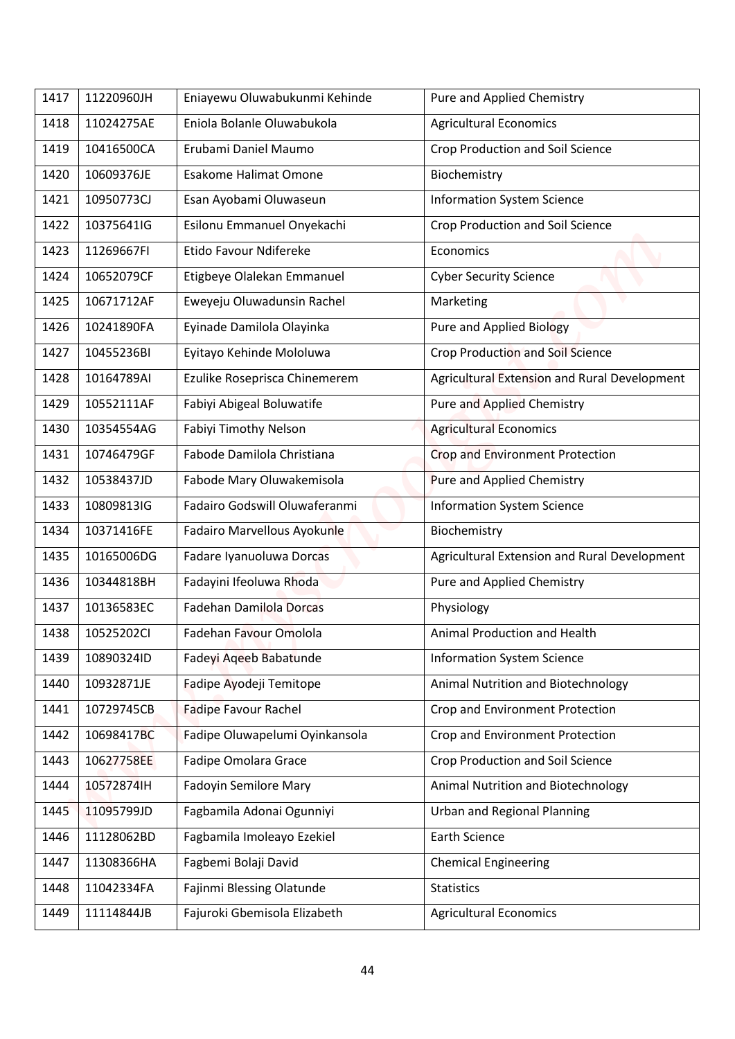| 1417 | 11220960JH | Eniayewu Oluwabukunmi Kehinde | Pure and Applied Chemistry |
|---|---|---|---|
| 1418 | 11024275AE | Eniola Bolanle Oluwabukola | Agricultural Economics |
| 1419 | 10416500CA | Erubami Daniel Maumo | Crop Production and Soil Science |
| 1420 | 10609376JE | Esakome Halimat Omone | Biochemistry |
| 1421 | 10950773CJ | Esan Ayobami Oluwaseun | Information System Science |
| 1422 | 10375641IG | Esilonu Emmanuel Onyekachi | Crop Production and Soil Science |
| 1423 | 11269667FI | Etido Favour Ndifereke | Economics |
| 1424 | 10652079CF | Etigbeye Olalekan Emmanuel | Cyber Security Science |
| 1425 | 10671712AF | Eweyeju Oluwadunsin Rachel | Marketing |
| 1426 | 10241890FA | Eyinade Damilola Olayinka | Pure and Applied Biology |
| 1427 | 10455236BI | Eyitayo Kehinde Mololuwa | Crop Production and Soil Science |
| 1428 | 10164789AI | Ezulike Roseprisca Chinemerem | Agricultural Extension and Rural Development |
| 1429 | 10552111AF | Fabiyi Abigeal Boluwatife | Pure and Applied Chemistry |
| 1430 | 10354554AG | Fabiyi Timothy Nelson | Agricultural Economics |
| 1431 | 10746479GF | Fabode Damilola Christiana | Crop and Environment Protection |
| 1432 | 10538437JD | Fabode Mary Oluwakemisola | Pure and Applied Chemistry |
| 1433 | 10809813IG | Fadairo Godswill Oluwaferanmi | Information System Science |
| 1434 | 10371416FE | Fadairo Marvellous Ayokunle | Biochemistry |
| 1435 | 10165006DG | Fadare Iyanuoluwa Dorcas | Agricultural Extension and Rural Development |
| 1436 | 10344818BH | Fadayini Ifeoluwa Rhoda | Pure and Applied Chemistry |
| 1437 | 10136583EC | Fadehan Damilola Dorcas | Physiology |
| 1438 | 10525202CI | Fadehan Favour Omolola | Animal Production and Health |
| 1439 | 10890324ID | Fadeyi Aqeeb Babatunde | Information System Science |
| 1440 | 10932871JE | Fadipe Ayodeji Temitope | Animal Nutrition and Biotechnology |
| 1441 | 10729745CB | Fadipe Favour Rachel | Crop and Environment Protection |
| 1442 | 10698417BC | Fadipe Oluwapelumi Oyinkansola | Crop and Environment Protection |
| 1443 | 10627758EE | Fadipe Omolara Grace | Crop Production and Soil Science |
| 1444 | 10572874IH | Fadoyin Semilore Mary | Animal Nutrition and Biotechnology |
| 1445 | 11095799JD | Fagbamila Adonai Ogunniyi | Urban and Regional Planning |
| 1446 | 11128062BD | Fagbamila Imoleayo Ezekiel | Earth Science |
| 1447 | 11308366HA | Fagbemi Bolaji David | Chemical Engineering |
| 1448 | 11042334FA | Fajinmi Blessing Olatunde | Statistics |
| 1449 | 11114844JB | Fajuroki Gbemisola Elizabeth | Agricultural Economics |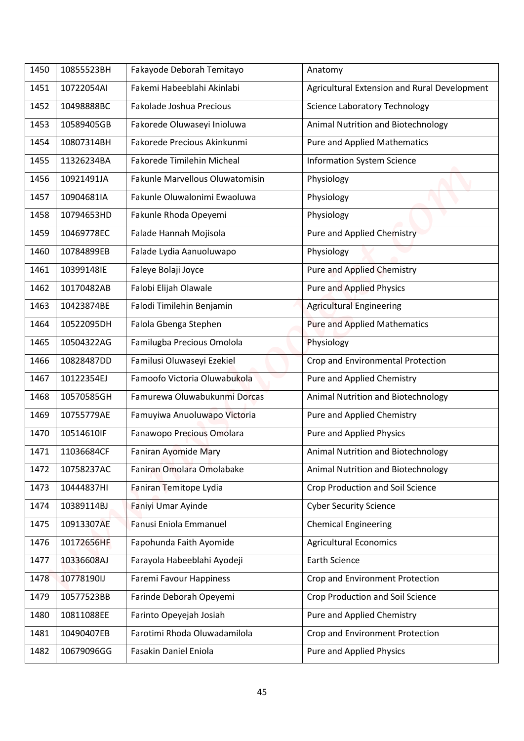| 1450 | 10855523BH | Fakayode Deborah Temitayo | Anatomy |
|---|---|---|---|
| 1451 | 10722054AI | Fakemi Habeeblahi Akinlabi | Agricultural Extension and Rural Development |
| 1452 | 10498888BC | Fakolade Joshua Precious | Science Laboratory Technology |
| 1453 | 10589405GB | Fakorede Oluwaseyi Inioluwa | Animal Nutrition and Biotechnology |
| 1454 | 10807314BH | Fakorede Precious Akinkunmi | Pure and Applied Mathematics |
| 1455 | 11326234BA | Fakorede Timilehin Micheal | Information System Science |
| 1456 | 10921491JA | Fakunle Marvellous Oluwatomisin | Physiology |
| 1457 | 10904681IA | Fakunle Oluwalonimi Ewaoluwa | Physiology |
| 1458 | 10794653HD | Fakunle Rhoda Opeyemi | Physiology |
| 1459 | 10469778EC | Falade Hannah Mojisola | Pure and Applied Chemistry |
| 1460 | 10784899EB | Falade Lydia Aanuoluwapo | Physiology |
| 1461 | 10399148IE | Faleye Bolaji Joyce | Pure and Applied Chemistry |
| 1462 | 10170482AB | Falobi Elijah Olawale | Pure and Applied Physics |
| 1463 | 10423874BE | Falodi Timilehin Benjamin | Agricultural Engineering |
| 1464 | 10522095DH | Falola Gbenga Stephen | Pure and Applied Mathematics |
| 1465 | 10504322AG | Familugba Precious Omolola | Physiology |
| 1466 | 10828487DD | Familusi Oluwaseyi Ezekiel | Crop and Environmental Protection |
| 1467 | 10122354EJ | Famoofo Victoria Oluwabukola | Pure and Applied Chemistry |
| 1468 | 10570585GH | Famurewa Oluwabukunmi Dorcas | Animal Nutrition and Biotechnology |
| 1469 | 10755779AE | Famuyiwa Anuoluwapo Victoria | Pure and Applied Chemistry |
| 1470 | 10514610IF | Fanawopo Precious Omolara | Pure and Applied Physics |
| 1471 | 11036684CF | Faniran Ayomide Mary | Animal Nutrition and Biotechnology |
| 1472 | 10758237AC | Faniran Omolara Omolabake | Animal Nutrition and Biotechnology |
| 1473 | 10444837HI | Faniran Temitope Lydia | Crop Production and Soil Science |
| 1474 | 10389114BJ | Faniyi Umar Ayinde | Cyber Security Science |
| 1475 | 10913307AE | Fanusi Eniola Emmanuel | Chemical Engineering |
| 1476 | 10172656HF | Fapohunda Faith Ayomide | Agricultural Economics |
| 1477 | 10336608AJ | Farayola Habeeblahi Ayodeji | Earth Science |
| 1478 | 10778190IJ | Faremi Favour Happiness | Crop and Environment Protection |
| 1479 | 10577523BB | Farinde Deborah Opeyemi | Crop Production and Soil Science |
| 1480 | 10811088EE | Farinto Opeyejah Josiah | Pure and Applied Chemistry |
| 1481 | 10490407EB | Farotimi Rhoda Oluwadamilola | Crop and Environment Protection |
| 1482 | 10679096GG | Fasakin Daniel Eniola | Pure and Applied Physics |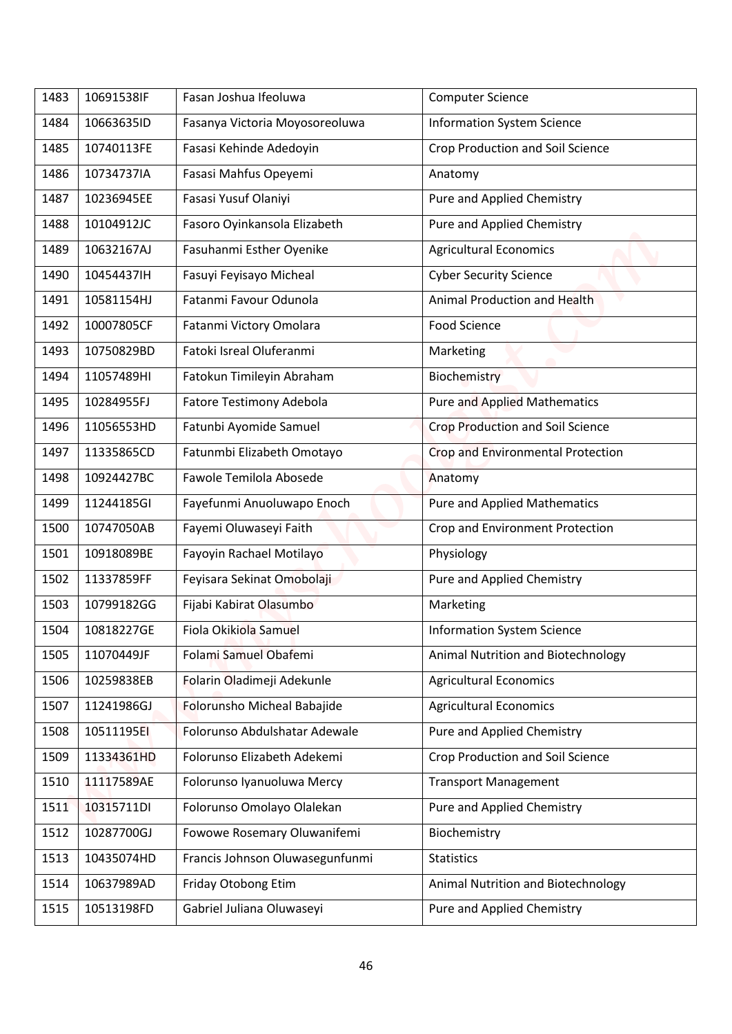| 1483 | 10691538IF | Fasan Joshua Ifeoluwa | Computer Science |
|---|---|---|---|
| 1484 | 10663635ID | Fasanya Victoria Moyosoreoluwa | Information System Science |
| 1485 | 10740113FE | Fasasi Kehinde Adedoyin | Crop Production and Soil Science |
| 1486 | 10734737IA | Fasasi Mahfus Opeyemi | Anatomy |
| 1487 | 10236945EE | Fasasi Yusuf Olaniyi | Pure and Applied Chemistry |
| 1488 | 10104912JC | Fasoro Oyinkansola Elizabeth | Pure and Applied Chemistry |
| 1489 | 10632167AJ | Fasuhanmi Esther Oyenike | Agricultural Economics |
| 1490 | 10454437IH | Fasuyi Feyisayo Micheal | Cyber Security Science |
| 1491 | 10581154HJ | Fatanmi Favour Odunola | Animal Production and Health |
| 1492 | 10007805CF | Fatanmi Victory Omolara | Food Science |
| 1493 | 10750829BD | Fatoki Isreal Oluferanmi | Marketing |
| 1494 | 11057489HI | Fatokun Timileyin Abraham | Biochemistry |
| 1495 | 10284955FJ | Fatore Testimony Adebola | Pure and Applied Mathematics |
| 1496 | 11056553HD | Fatunbi Ayomide Samuel | Crop Production and Soil Science |
| 1497 | 11335865CD | Fatunmbi Elizabeth Omotayo | Crop and Environmental Protection |
| 1498 | 10924427BC | Fawole Temilola Abosede | Anatomy |
| 1499 | 11244185GI | Fayefunmi Anuoluwapo Enoch | Pure and Applied Mathematics |
| 1500 | 10747050AB | Fayemi Oluwaseyi Faith | Crop and Environment Protection |
| 1501 | 10918089BE | Fayoyin Rachael Motilayo | Physiology |
| 1502 | 11337859FF | Feyisara Sekinat Omobolaji | Pure and Applied Chemistry |
| 1503 | 10799182GG | Fijabi Kabirat Olasumbo | Marketing |
| 1504 | 10818227GE | Fiola Okikiola Samuel | Information System Science |
| 1505 | 11070449JF | Folami Samuel Obafemi | Animal Nutrition and Biotechnology |
| 1506 | 10259838EB | Folarin Oladimeji Adekunle | Agricultural Economics |
| 1507 | 11241986GJ | Folorunsho Micheal Babajide | Agricultural Economics |
| 1508 | 10511195EI | Folorunso Abdulshatar Adewale | Pure and Applied Chemistry |
| 1509 | 11334361HD | Folorunso Elizabeth Adekemi | Crop Production and Soil Science |
| 1510 | 11117589AE | Folorunso Iyanuoluwa Mercy | Transport Management |
| 1511 | 10315711DI | Folorunso Omolayo Olalekan | Pure and Applied Chemistry |
| 1512 | 10287700GJ | Fowowe Rosemary Oluwanifemi | Biochemistry |
| 1513 | 10435074HD | Francis Johnson Oluwasegunfunmi | Statistics |
| 1514 | 10637989AD | Friday Otobong Etim | Animal Nutrition and Biotechnology |
| 1515 | 10513198FD | Gabriel Juliana Oluwaseyi | Pure and Applied Chemistry |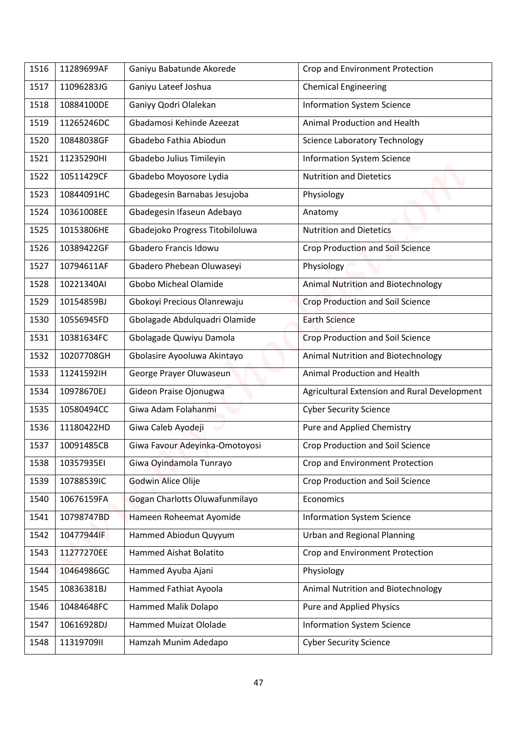| 1516 | 11289699AF | Ganiyu Babatunde Akorede | Crop and Environment Protection |
|---|---|---|---|
| 1517 | 11096283JG | Ganiyu Lateef Joshua | Chemical Engineering |
| 1518 | 10884100DE | Ganiyy Qodri Olalekan | Information System Science |
| 1519 | 11265246DC | Gbadamosi Kehinde Azeezat | Animal Production and Health |
| 1520 | 10848038GF | Gbadebo Fathia Abiodun | Science Laboratory Technology |
| 1521 | 11235290HI | Gbadebo Julius Timileyin | Information System Science |
| 1522 | 10511429CF | Gbadebo Moyosore Lydia | Nutrition and Dietetics |
| 1523 | 10844091HC | Gbadegesin Barnabas Jesujoba | Physiology |
| 1524 | 10361008EE | Gbadegesin Ifaseun Adebayo | Anatomy |
| 1525 | 10153806HE | Gbadejoko Progress Titobiloluwa | Nutrition and Dietetics |
| 1526 | 10389422GF | Gbadero Francis Idowu | Crop Production and Soil Science |
| 1527 | 10794611AF | Gbadero Phebean Oluwaseyi | Physiology |
| 1528 | 10221340AI | Gbobo Micheal Olamide | Animal Nutrition and Biotechnology |
| 1529 | 10154859BJ | Gbokoyi Precious Olanrewaju | Crop Production and Soil Science |
| 1530 | 10556945FD | Gbolagade Abdulquadri Olamide | Earth Science |
| 1531 | 10381634FC | Gbolagade Quwiyu Damola | Crop Production and Soil Science |
| 1532 | 10207708GH | Gbolasire Ayooluwa Akintayo | Animal Nutrition and Biotechnology |
| 1533 | 11241592IH | George Prayer Oluwaseun | Animal Production and Health |
| 1534 | 10978670EJ | Gideon Praise Ojonugwa | Agricultural Extension and Rural Development |
| 1535 | 10580494CC | Giwa Adam Folahanmi | Cyber Security Science |
| 1536 | 11180422HD | Giwa Caleb Ayodeji | Pure and Applied Chemistry |
| 1537 | 10091485CB | Giwa Favour Adeyinka-Omotoyosi | Crop Production and Soil Science |
| 1538 | 10357935EI | Giwa Oyindamola Tunrayo | Crop and Environment Protection |
| 1539 | 10788539IC | Godwin Alice Olije | Crop Production and Soil Science |
| 1540 | 10676159FA | Gogan Charlotts Oluwafunmilayo | Economics |
| 1541 | 10798747BD | Hameen Roheemat Ayomide | Information System Science |
| 1542 | 10477944IF | Hammed Abiodun Quyyum | Urban and Regional Planning |
| 1543 | 11277270EE | Hammed Aishat Bolatito | Crop and Environment Protection |
| 1544 | 10464986GC | Hammed Ayuba Ajani | Physiology |
| 1545 | 10836381BJ | Hammed Fathiat Ayoola | Animal Nutrition and Biotechnology |
| 1546 | 10484648FC | Hammed Malik Dolapo | Pure and Applied Physics |
| 1547 | 10616928DJ | Hammed Muizat Ololade | Information System Science |
| 1548 | 11319709II | Hamzah Munim Adedapo | Cyber Security Science |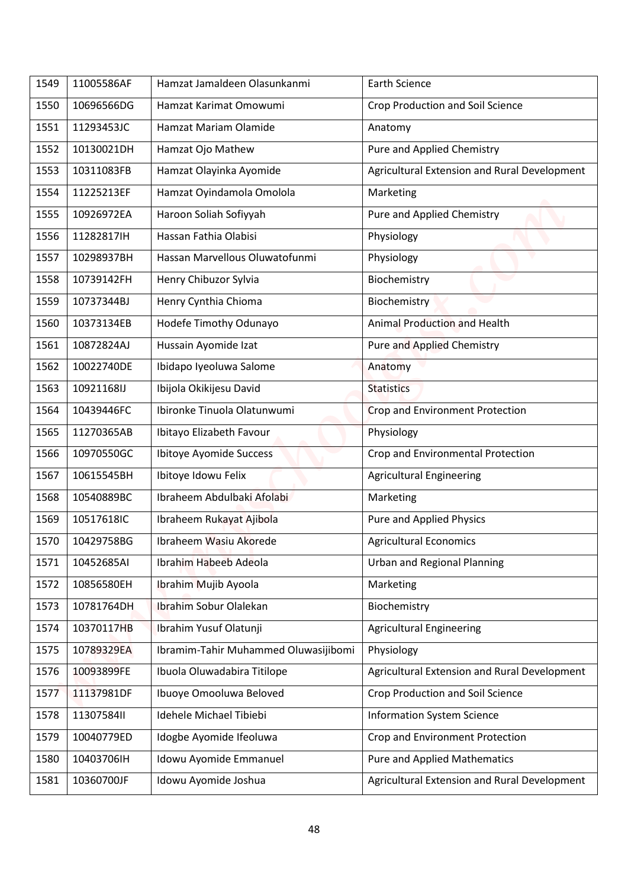| 1549 | 11005586AF | Hamzat Jamaldeen Olasunkanmi | Earth Science |
|---|---|---|---|
| 1550 | 10696566DG | Hamzat Karimat Omowumi | Crop Production and Soil Science |
| 1551 | 11293453JC | Hamzat Mariam Olamide | Anatomy |
| 1552 | 10130021DH | Hamzat Ojo Mathew | Pure and Applied Chemistry |
| 1553 | 10311083FB | Hamzat Olayinka Ayomide | Agricultural Extension and Rural Development |
| 1554 | 11225213EF | Hamzat Oyindamola Omolola | Marketing |
| 1555 | 10926972EA | Haroon Soliah Sofiyyah | Pure and Applied Chemistry |
| 1556 | 11282817IH | Hassan Fathia Olabisi | Physiology |
| 1557 | 10298937BH | Hassan Marvellous Oluwatofunmi | Physiology |
| 1558 | 10739142FH | Henry Chibuzor Sylvia | Biochemistry |
| 1559 | 10737344BJ | Henry Cynthia Chioma | Biochemistry |
| 1560 | 10373134EB | Hodefe Timothy Odunayo | Animal Production and Health |
| 1561 | 10872824AJ | Hussain Ayomide Izat | Pure and Applied Chemistry |
| 1562 | 10022740DE | Ibidapo Iyeoluwa Salome | Anatomy |
| 1563 | 10921168IJ | Ibijola Okikijesu David | Statistics |
| 1564 | 10439446FC | Ibironke Tinuola Olatunwumi | Crop and Environment Protection |
| 1565 | 11270365AB | Ibitayo Elizabeth Favour | Physiology |
| 1566 | 10970550GC | Ibitoye Ayomide Success | Crop and Environmental Protection |
| 1567 | 10615545BH | Ibitoye Idowu Felix | Agricultural Engineering |
| 1568 | 10540889BC | Ibraheem Abdulbaki Afolabi | Marketing |
| 1569 | 10517618IC | Ibraheem Rukayat Ajibola | Pure and Applied Physics |
| 1570 | 10429758BG | Ibraheem Wasiu Akorede | Agricultural Economics |
| 1571 | 10452685AI | Ibrahim Habeeb Adeola | Urban and Regional Planning |
| 1572 | 10856580EH | Ibrahim Mujib Ayoola | Marketing |
| 1573 | 10781764DH | Ibrahim Sobur Olalekan | Biochemistry |
| 1574 | 10370117HB | Ibrahim Yusuf Olatunji | Agricultural Engineering |
| 1575 | 10789329EA | Ibramim-Tahir Muhammed Oluwasijibomi | Physiology |
| 1576 | 10093899FE | Ibuola Oluwadabira Titilope | Agricultural Extension and Rural Development |
| 1577 | 11137981DF | Ibuoye Omooluwa Beloved | Crop Production and Soil Science |
| 1578 | 11307584II | Idehele Michael Tibiebi | Information System Science |
| 1579 | 10040779ED | Idogbe Ayomide Ifeoluwa | Crop and Environment Protection |
| 1580 | 10403706IH | Idowu Ayomide Emmanuel | Pure and Applied Mathematics |
| 1581 | 10360700JF | Idowu Ayomide Joshua | Agricultural Extension and Rural Development |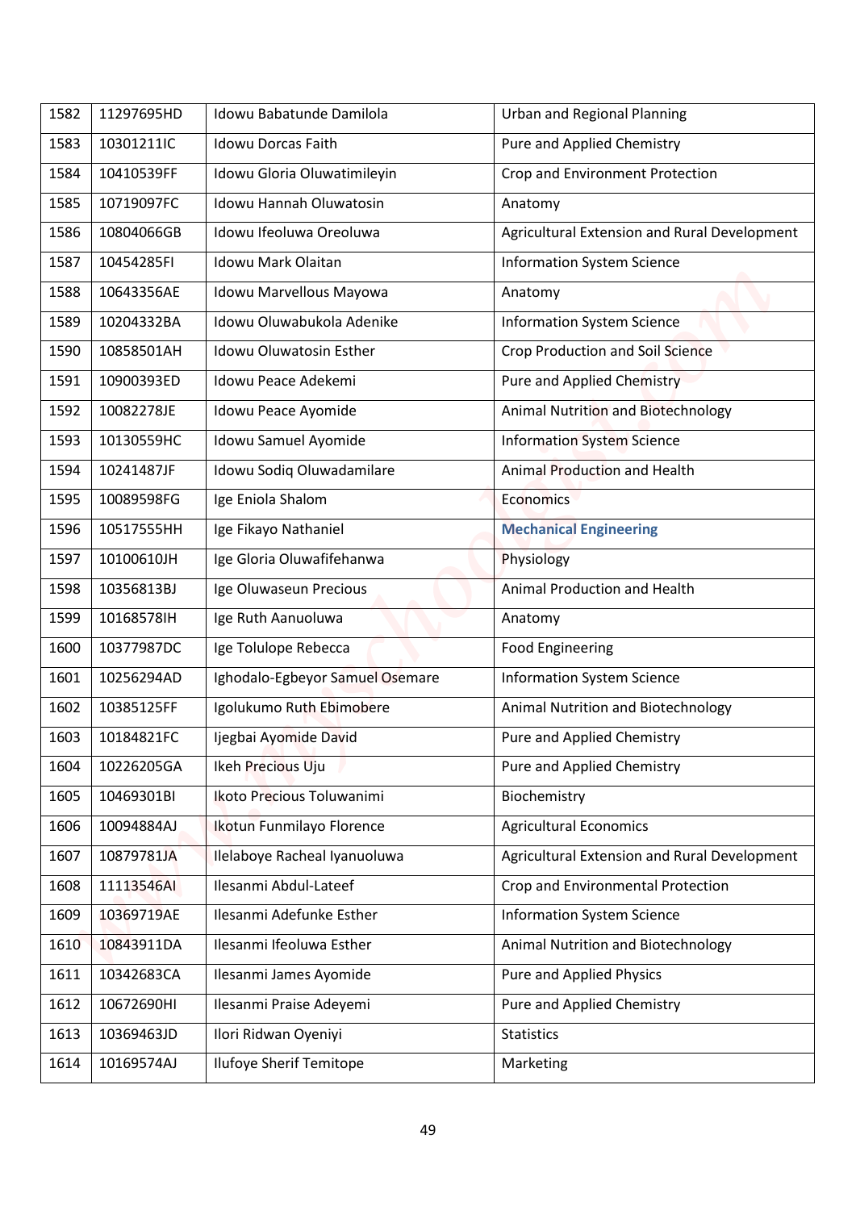| 1582 | 11297695HD | Idowu Babatunde Damilola | Urban and Regional Planning |
|---|---|---|---|
| 1583 | 10301211IC | Idowu Dorcas Faith | Pure and Applied Chemistry |
| 1584 | 10410539FF | Idowu Gloria Oluwatimileyin | Crop and Environment Protection |
| 1585 | 10719097FC | Idowu Hannah Oluwatosin | Anatomy |
| 1586 | 10804066GB | Idowu Ifeoluwa Oreoluwa | Agricultural Extension and Rural Development |
| 1587 | 10454285FI | Idowu Mark Olaitan | Information System Science |
| 1588 | 10643356AE | Idowu Marvellous Mayowa | Anatomy |
| 1589 | 10204332BA | Idowu Oluwabukola Adenike | Information System Science |
| 1590 | 10858501AH | Idowu Oluwatosin Esther | Crop Production and Soil Science |
| 1591 | 10900393ED | Idowu Peace Adekemi | Pure and Applied Chemistry |
| 1592 | 10082278JE | Idowu Peace Ayomide | Animal Nutrition and Biotechnology |
| 1593 | 10130559HC | Idowu Samuel Ayomide | Information System Science |
| 1594 | 10241487JF | Idowu Sodiq Oluwadamilare | Animal Production and Health |
| 1595 | 10089598FG | Ige Eniola Shalom | Economics |
| 1596 | 10517555HH | Ige Fikayo Nathaniel | **Mechanical Engineering** |
| 1597 | 10100610JH | Ige Gloria Oluwafifehanwa | Physiology |
| 1598 | 10356813BJ | Ige Oluwaseun Precious | Animal Production and Health |
| 1599 | 10168578IH | Ige Ruth Aanuoluwa | Anatomy |
| 1600 | 10377987DC | Ige Tolulope Rebecca | Food Engineering |
| 1601 | 10256294AD | Ighodalo-Egbeyor Samuel Osemare | Information System Science |
| 1602 | 10385125FF | Igolukumo Ruth Ebimobere | Animal Nutrition and Biotechnology |
| 1603 | 10184821FC | Ijegbai Ayomide David | Pure and Applied Chemistry |
| 1604 | 10226205GA | Ikeh Precious Uju | Pure and Applied Chemistry |
| 1605 | 10469301BI | Ikoto Precious Toluwanimi | Biochemistry |
| 1606 | 10094884AJ | Ikotun Funmilayo Florence | Agricultural Economics |
| 1607 | 10879781JA | Ilelaboye Racheal Iyanuoluwa | Agricultural Extension and Rural Development |
| 1608 | 11113546AI | Ilesanmi Abdul-Lateef | Crop and Environmental Protection |
| 1609 | 10369719AE | Ilesanmi Adefunke Esther | Information System Science |
| 1610 | 10843911DA | Ilesanmi Ifeoluwa Esther | Animal Nutrition and Biotechnology |
| 1611 | 10342683CA | Ilesanmi James Ayomide | Pure and Applied Physics |
| 1612 | 10672690HI | Ilesanmi Praise Adeyemi | Pure and Applied Chemistry |
| 1613 | 10369463JD | Ilori Ridwan Oyeniyi | Statistics |
| 1614 | 10169574AJ | Ilufoye Sherif Temitope | Marketing |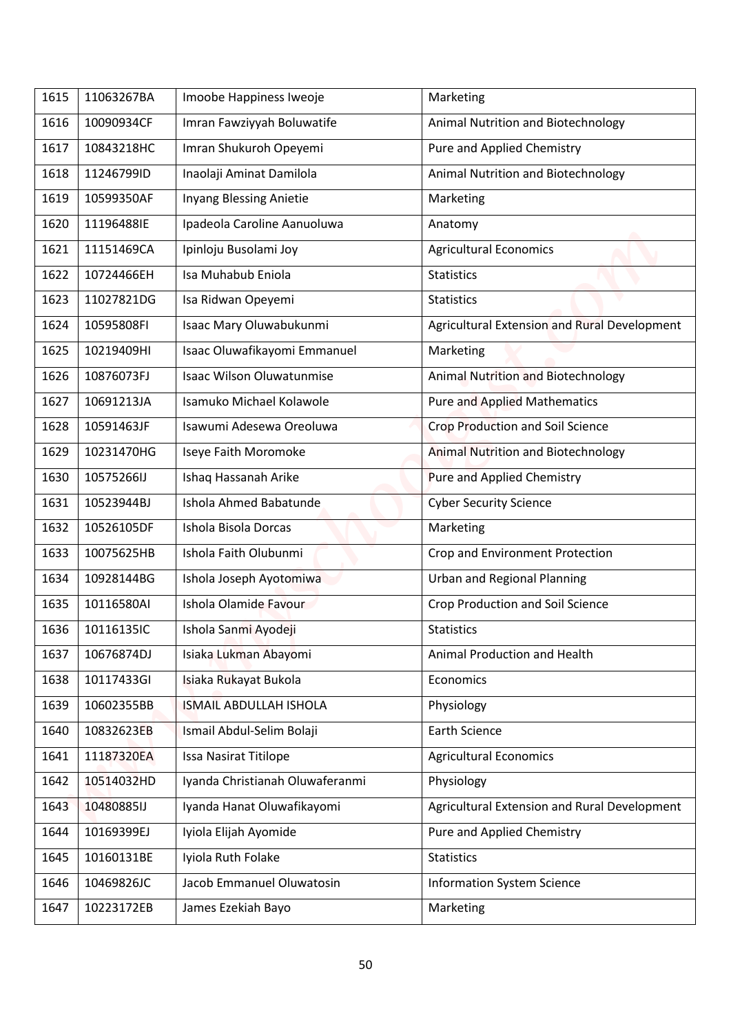| 1615 | 11063267BA | Imoobe Happiness Iweoje | Marketing |
|---|---|---|---|
| 1616 | 10090934CF | Imran Fawziyyah Boluwatife | Animal Nutrition and Biotechnology |
| 1617 | 10843218HC | Imran Shukuroh Opeyemi | Pure and Applied Chemistry |
| 1618 | 11246799ID | Inaolaji Aminat Damilola | Animal Nutrition and Biotechnology |
| 1619 | 10599350AF | Inyang Blessing Anietie | Marketing |
| 1620 | 11196488IE | Ipadeola Caroline Aanuoluwa | Anatomy |
| 1621 | 11151469CA | Ipinloju Busolami Joy | Agricultural Economics |
| 1622 | 10724466EH | Isa Muhabub Eniola | Statistics |
| 1623 | 11027821DG | Isa Ridwan Opeyemi | Statistics |
| 1624 | 10595808FI | Isaac Mary Oluwabukunmi | Agricultural Extension and Rural Development |
| 1625 | 10219409HI | Isaac Oluwafikayomi Emmanuel | Marketing |
| 1626 | 10876073FJ | Isaac Wilson Oluwatunmise | Animal Nutrition and Biotechnology |
| 1627 | 10691213JA | Isamuko Michael Kolawole | Pure and Applied Mathematics |
| 1628 | 10591463JF | Isawumi Adesewa Oreoluwa | Crop Production and Soil Science |
| 1629 | 10231470HG | Iseye Faith Moromoke | Animal Nutrition and Biotechnology |
| 1630 | 10575266IJ | Ishaq Hassanah Arike | Pure and Applied Chemistry |
| 1631 | 10523944BJ | Ishola Ahmed Babatunde | Cyber Security Science |
| 1632 | 10526105DF | Ishola Bisola Dorcas | Marketing |
| 1633 | 10075625HB | Ishola Faith Olubunmi | Crop and Environment Protection |
| 1634 | 10928144BG | Ishola Joseph Ayotomiwa | Urban and Regional Planning |
| 1635 | 10116580AI | Ishola Olamide Favour | Crop Production and Soil Science |
| 1636 | 10116135IC | Ishola Sanmi Ayodeji | Statistics |
| 1637 | 10676874DJ | Isiaka Lukman Abayomi | Animal Production and Health |
| 1638 | 10117433GI | Isiaka Rukayat Bukola | Economics |
| 1639 | 10602355BB | ISMAIL ABDULLAH ISHOLA | Physiology |
| 1640 | 10832623EB | Ismail Abdul-Selim Bolaji | Earth Science |
| 1641 | 11187320EA | Issa Nasirat Titilope | Agricultural Economics |
| 1642 | 10514032HD | Iyanda Christianah Oluwaferanmi | Physiology |
| 1643 | 10480885IJ | Iyanda Hanat Oluwafikayomi | Agricultural Extension and Rural Development |
| 1644 | 10169399EJ | Iyiola Elijah Ayomide | Pure and Applied Chemistry |
| 1645 | 10160131BE | Iyiola Ruth Folake | Statistics |
| 1646 | 10469826JC | Jacob Emmanuel Oluwatosin | Information System Science |
| 1647 | 10223172EB | James Ezekiah Bayo | Marketing |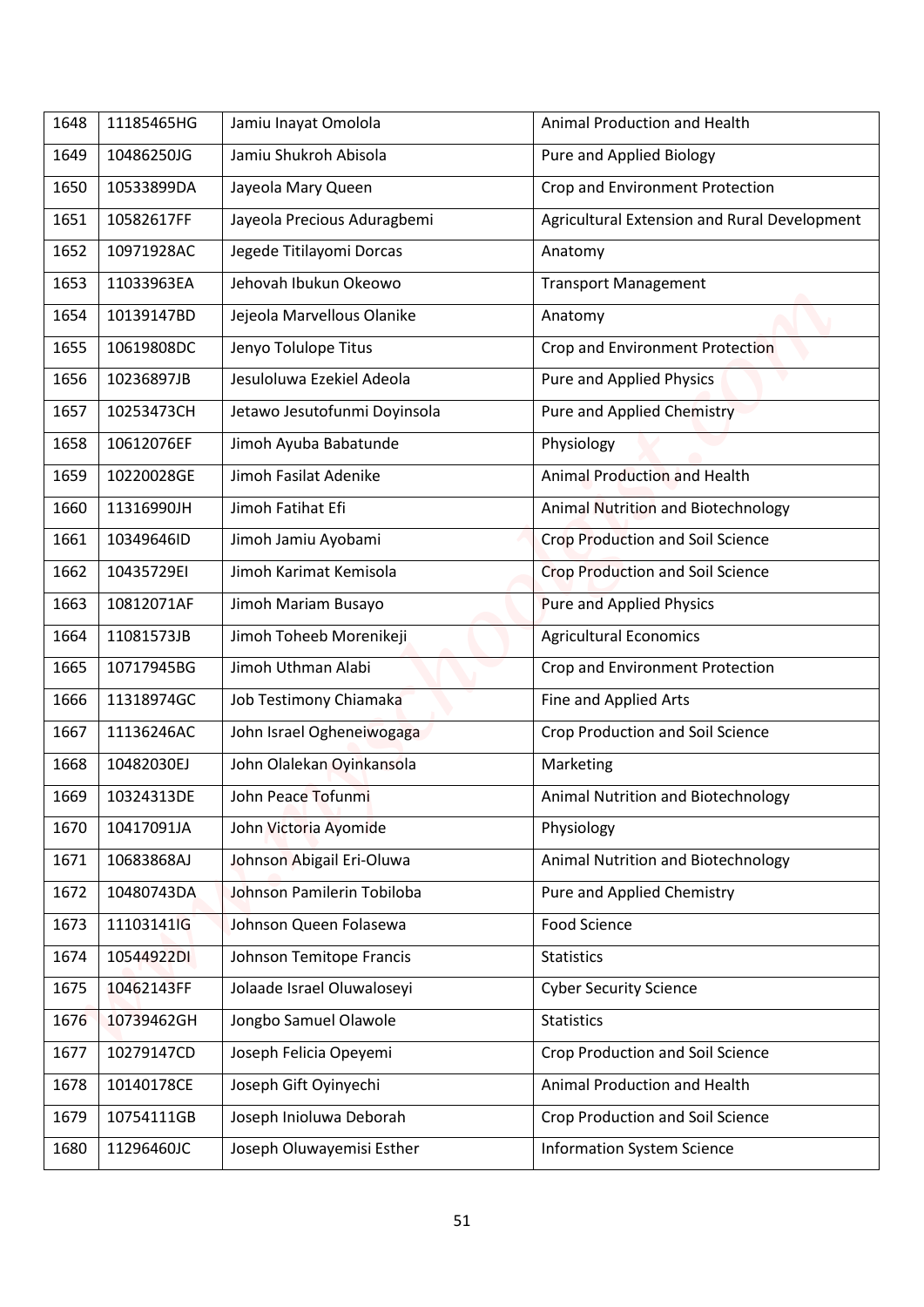| 1648 | 11185465HG | Jamiu Inayat Omolola | Animal Production and Health |
|---|---|---|---|
| 1649 | 10486250JG | Jamiu Shukroh Abisola | Pure and Applied Biology |
| 1650 | 10533899DA | Jayeola Mary Queen | Crop and Environment Protection |
| 1651 | 10582617FF | Jayeola Precious Aduragbemi | Agricultural Extension and Rural Development |
| 1652 | 10971928AC | Jegede Titilayomi Dorcas | Anatomy |
| 1653 | 11033963EA | Jehovah Ibukun Okeowo | Transport Management |
| 1654 | 10139147BD | Jejeola Marvellous Olanike | Anatomy |
| 1655 | 10619808DC | Jenyo Tolulope Titus | Crop and Environment Protection |
| 1656 | 10236897JB | Jesuloluwa Ezekiel Adeola | Pure and Applied Physics |
| 1657 | 10253473CH | Jetawo Jesutofunmi Doyinsola | Pure and Applied Chemistry |
| 1658 | 10612076EF | Jimoh Ayuba Babatunde | Physiology |
| 1659 | 10220028GE | Jimoh Fasilat Adenike | Animal Production and Health |
| 1660 | 11316990JH | Jimoh Fatihat Efi | Animal Nutrition and Biotechnology |
| 1661 | 10349646ID | Jimoh Jamiu Ayobami | Crop Production and Soil Science |
| 1662 | 10435729EI | Jimoh Karimat Kemisola | Crop Production and Soil Science |
| 1663 | 10812071AF | Jimoh Mariam Busayo | Pure and Applied Physics |
| 1664 | 11081573JB | Jimoh Toheeb Morenikeji | Agricultural Economics |
| 1665 | 10717945BG | Jimoh Uthman Alabi | Crop and Environment Protection |
| 1666 | 11318974GC | Job Testimony Chiamaka | Fine and Applied Arts |
| 1667 | 11136246AC | John Israel Ogheneiwogaga | Crop Production and Soil Science |
| 1668 | 10482030EJ | John Olalekan Oyinkansola | Marketing |
| 1669 | 10324313DE | John Peace Tofunmi | Animal Nutrition and Biotechnology |
| 1670 | 10417091JA | John Victoria Ayomide | Physiology |
| 1671 | 10683868AJ | Johnson Abigail Eri-Oluwa | Animal Nutrition and Biotechnology |
| 1672 | 10480743DA | Johnson Pamilerin Tobiloba | Pure and Applied Chemistry |
| 1673 | 11103141IG | Johnson Queen Folasewa | Food Science |
| 1674 | 10544922DI | Johnson Temitope Francis | Statistics |
| 1675 | 10462143FF | Jolaade Israel Oluwaloseyi | Cyber Security Science |
| 1676 | 10739462GH | Jongbo Samuel Olawole | Statistics |
| 1677 | 10279147CD | Joseph Felicia Opeyemi | Crop Production and Soil Science |
| 1678 | 10140178CE | Joseph Gift Oyinyechi | Animal Production and Health |
| 1679 | 10754111GB | Joseph Inioluwa Deborah | Crop Production and Soil Science |
| 1680 | 11296460JC | Joseph Oluwayemisi Esther | Information System Science |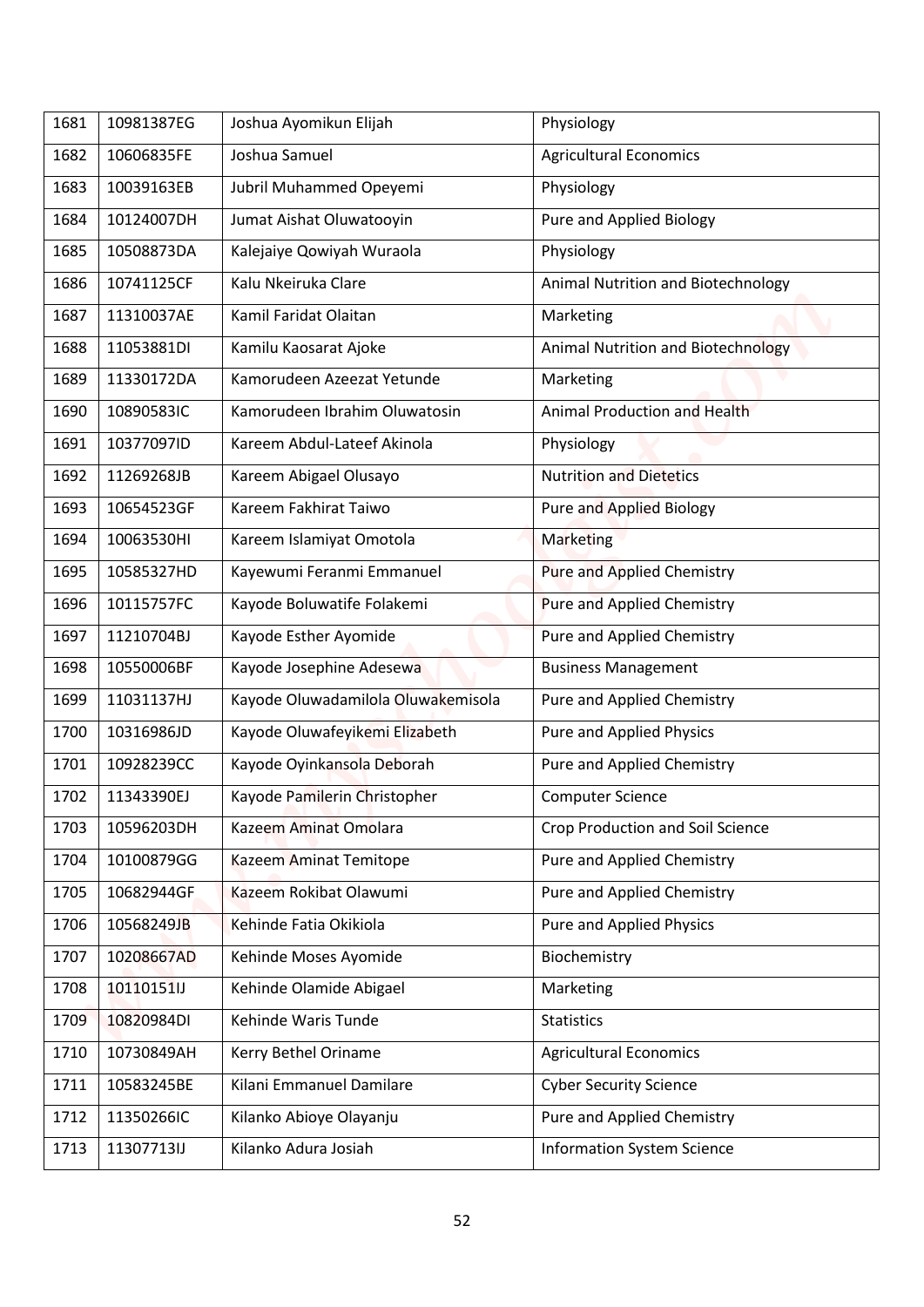| 1681 | 10981387EG | Joshua Ayomikun Elijah | Physiology |
|---|---|---|---|
| 1682 | 10606835FE | Joshua Samuel | Agricultural Economics |
| 1683 | 10039163EB | Jubril Muhammed Opeyemi | Physiology |
| 1684 | 10124007DH | Jumat Aishat Oluwatooyin | Pure and Applied Biology |
| 1685 | 10508873DA | Kalejaiye Qowiyah Wuraola | Physiology |
| 1686 | 10741125CF | Kalu Nkeiruka Clare | Animal Nutrition and Biotechnology |
| 1687 | 11310037AE | Kamil Faridat Olaitan | Marketing |
| 1688 | 11053881DI | Kamilu Kaosarat Ajoke | Animal Nutrition and Biotechnology |
| 1689 | 11330172DA | Kamorudeen Azeezat Yetunde | Marketing |
| 1690 | 10890583IC | Kamorudeen Ibrahim Oluwatosin | Animal Production and Health |
| 1691 | 10377097ID | Kareem Abdul-Lateef Akinola | Physiology |
| 1692 | 11269268JB | Kareem Abigael Olusayo | Nutrition and Dietetics |
| 1693 | 10654523GF | Kareem Fakhirat Taiwo | Pure and Applied Biology |
| 1694 | 10063530HI | Kareem Islamiyat Omotola | Marketing |
| 1695 | 10585327HD | Kayewumi Feranmi Emmanuel | Pure and Applied Chemistry |
| 1696 | 10115757FC | Kayode Boluwatife Folakemi | Pure and Applied Chemistry |
| 1697 | 11210704BJ | Kayode Esther Ayomide | Pure and Applied Chemistry |
| 1698 | 10550006BF | Kayode Josephine Adesewa | Business Management |
| 1699 | 11031137HJ | Kayode Oluwadamilola Oluwakemisola | Pure and Applied Chemistry |
| 1700 | 10316986JD | Kayode Oluwafeyikemi Elizabeth | Pure and Applied Physics |
| 1701 | 10928239CC | Kayode Oyinkansola Deborah | Pure and Applied Chemistry |
| 1702 | 11343390EJ | Kayode Pamilerin Christopher | Computer Science |
| 1703 | 10596203DH | Kazeem Aminat Omolara | Crop Production and Soil Science |
| 1704 | 10100879GG | Kazeem Aminat Temitope | Pure and Applied Chemistry |
| 1705 | 10682944GF | Kazeem Rokibat Olawumi | Pure and Applied Chemistry |
| 1706 | 10568249JB | Kehinde Fatia Okikiola | Pure and Applied Physics |
| 1707 | 10208667AD | Kehinde Moses Ayomide | Biochemistry |
| 1708 | 10110151IJ | Kehinde Olamide Abigael | Marketing |
| 1709 | 10820984DI | Kehinde Waris Tunde | Statistics |
| 1710 | 10730849AH | Kerry Bethel Oriname | Agricultural Economics |
| 1711 | 10583245BE | Kilani Emmanuel Damilare | Cyber Security Science |
| 1712 | 11350266IC | Kilanko Abioye Olayanju | Pure and Applied Chemistry |
| 1713 | 11307713IJ | Kilanko Adura Josiah | Information System Science |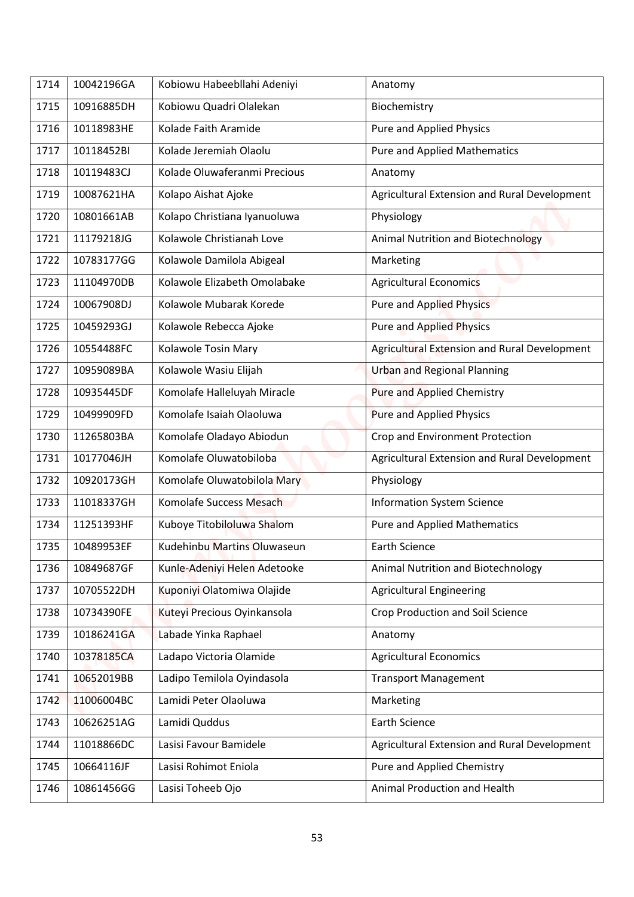| 1714 | 10042196GA | Kobiowu Habeebllahi Adeniyi | Anatomy |
|---|---|---|---|
| 1715 | 10916885DH | Kobiowu Quadri Olalekan | Biochemistry |
| 1716 | 10118983HE | Kolade Faith Aramide | Pure and Applied Physics |
| 1717 | 10118452BI | Kolade Jeremiah Olaolu | Pure and Applied Mathematics |
| 1718 | 10119483CJ | Kolade Oluwaferanmi Precious | Anatomy |
| 1719 | 10087621HA | Kolapo Aishat Ajoke | Agricultural Extension and Rural Development |
| 1720 | 10801661AB | Kolapo Christiana Iyanuoluwa | Physiology |
| 1721 | 11179218JG | Kolawole Christianah Love | Animal Nutrition and Biotechnology |
| 1722 | 10783177GG | Kolawole Damilola Abigeal | Marketing |
| 1723 | 11104970DB | Kolawole Elizabeth Omolabake | Agricultural Economics |
| 1724 | 10067908DJ | Kolawole Mubarak Korede | Pure and Applied Physics |
| 1725 | 10459293GJ | Kolawole Rebecca Ajoke | Pure and Applied Physics |
| 1726 | 10554488FC | Kolawole Tosin Mary | Agricultural Extension and Rural Development |
| 1727 | 10959089BA | Kolawole Wasiu Elijah | Urban and Regional Planning |
| 1728 | 10935445DF | Komolafe Halleluyah Miracle | Pure and Applied Chemistry |
| 1729 | 10499909FD | Komolafe Isaiah Olaoluwa | Pure and Applied Physics |
| 1730 | 11265803BA | Komolafe Oladayo Abiodun | Crop and Environment Protection |
| 1731 | 10177046JH | Komolafe Oluwatobiloba | Agricultural Extension and Rural Development |
| 1732 | 10920173GH | Komolafe Oluwatobilola Mary | Physiology |
| 1733 | 11018337GH | Komolafe Success Mesach | Information System Science |
| 1734 | 11251393HF | Kuboye Titobiloluwa Shalom | Pure and Applied Mathematics |
| 1735 | 10489953EF | Kudehinbu Martins Oluwaseun | Earth Science |
| 1736 | 10849687GF | Kunle-Adeniyi Helen Adetooke | Animal Nutrition and Biotechnology |
| 1737 | 10705522DH | Kuponiyi Olatomiwa Olajide | Agricultural Engineering |
| 1738 | 10734390FE | Kuteyi Precious Oyinkansola | Crop Production and Soil Science |
| 1739 | 10186241GA | Labade Yinka Raphael | Anatomy |
| 1740 | 10378185CA | Ladapo Victoria Olamide | Agricultural Economics |
| 1741 | 10652019BB | Ladipo Temilola Oyindasola | Transport Management |
| 1742 | 11006004BC | Lamidi Peter Olaoluwa | Marketing |
| 1743 | 10626251AG | Lamidi Quddus | Earth Science |
| 1744 | 11018866DC | Lasisi Favour Bamidele | Agricultural Extension and Rural Development |
| 1745 | 10664116JF | Lasisi Rohimot Eniola | Pure and Applied Chemistry |
| 1746 | 10861456GG | Lasisi Toheeb Ojo | Animal Production and Health |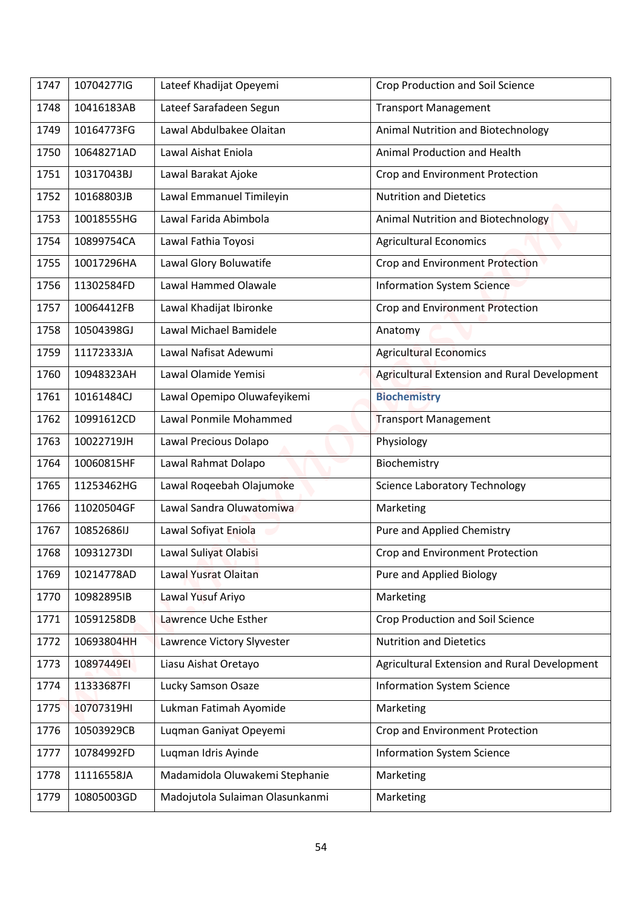| 1747 | 10704277IG | Lateef Khadijat Opeyemi | Crop Production and Soil Science |
|---|---|---|---|
| 1748 | 10416183AB | Lateef Sarafadeen Segun | Transport Management |
| 1749 | 10164773FG | Lawal Abdulbakee Olaitan | Animal Nutrition and Biotechnology |
| 1750 | 10648271AD | Lawal Aishat Eniola | Animal Production and Health |
| 1751 | 10317043BJ | Lawal Barakat Ajoke | Crop and Environment Protection |
| 1752 | 10168803JB | Lawal Emmanuel Timileyin | Nutrition and Dietetics |
| 1753 | 10018555HG | Lawal Farida Abimbola | Animal Nutrition and Biotechnology |
| 1754 | 10899754CA | Lawal Fathia Toyosi | Agricultural Economics |
| 1755 | 10017296HA | Lawal Glory Boluwatife | Crop and Environment Protection |
| 1756 | 11302584FD | Lawal Hammed Olawale | Information System Science |
| 1757 | 10064412FB | Lawal Khadijat Ibironke | Crop and Environment Protection |
| 1758 | 10504398GJ | Lawal Michael Bamidele | Anatomy |
| 1759 | 11172333JA | Lawal Nafisat Adewumi | Agricultural Economics |
| 1760 | 10948323AH | Lawal Olamide Yemisi | Agricultural Extension and Rural Development |
| 1761 | 10161484CJ | Lawal Opemipo Oluwafeyikemi | **Biochemistry** |
| 1762 | 10991612CD | Lawal Ponmile Mohammed | Transport Management |
| 1763 | 10022719JH | Lawal Precious Dolapo | Physiology |
| 1764 | 10060815HF | Lawal Rahmat Dolapo | Biochemistry |
| 1765 | 11253462HG | Lawal Roqeebah Olajumoke | Science Laboratory Technology |
| 1766 | 11020504GF | Lawal Sandra Oluwatomiwa | Marketing |
| 1767 | 10852686IJ | Lawal Sofiyat Eniola | Pure and Applied Chemistry |
| 1768 | 10931273DI | Lawal Suliyat Olabisi | Crop and Environment Protection |
| 1769 | 10214778AD | Lawal Yusrat Olaitan | Pure and Applied Biology |
| 1770 | 10982895IB | Lawal Yusuf Ariyo | Marketing |
| 1771 | 10591258DB | Lawrence Uche Esther | Crop Production and Soil Science |
| 1772 | 10693804HH | Lawrence Victory Slyvester | Nutrition and Dietetics |
| 1773 | 10897449EI | Liasu Aishat Oretayo | Agricultural Extension and Rural Development |
| 1774 | 11333687FI | Lucky Samson Osaze | Information System Science |
| 1775 | 10707319HI | Lukman Fatimah Ayomide | Marketing |
| 1776 | 10503929CB | Luqman Ganiyat Opeyemi | Crop and Environment Protection |
| 1777 | 10784992FD | Luqman Idris Ayinde | Information System Science |
| 1778 | 11116558JA | Madamidola Oluwakemi Stephanie | Marketing |
| 1779 | 10805003GD | Madojutola Sulaiman Olasunkanmi | Marketing |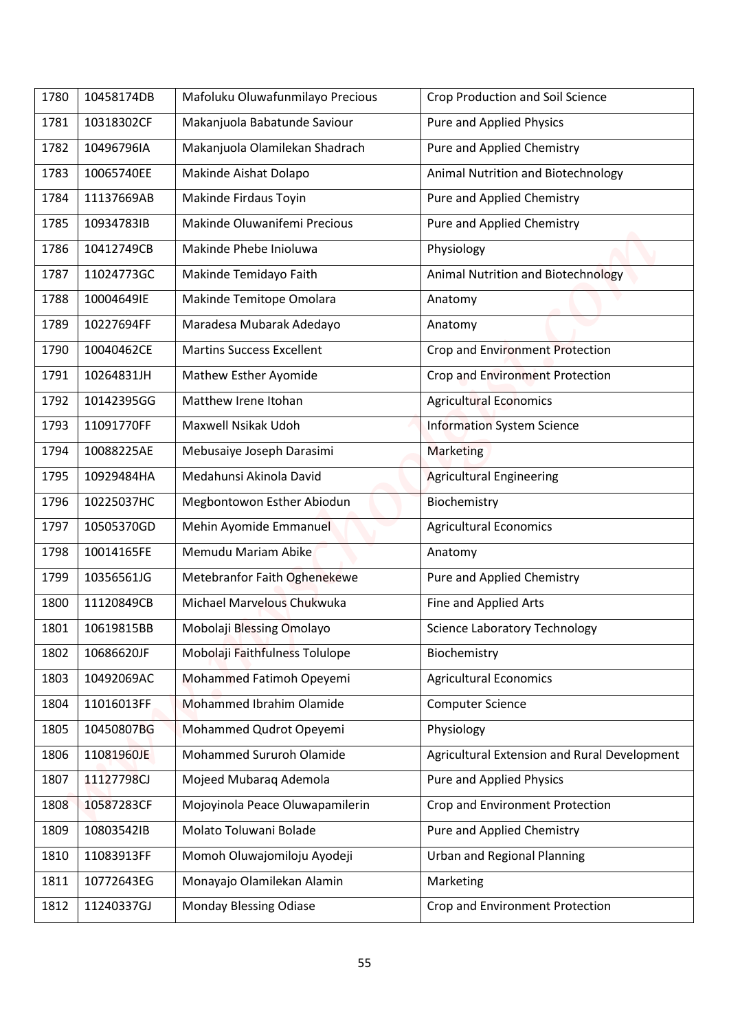| 1780 | 10458174DB | Mafoluku Oluwafunmilayo Precious | Crop Production and Soil Science |
|---|---|---|---|
| 1781 | 10318302CF | Makanjuola Babatunde Saviour | Pure and Applied Physics |
| 1782 | 10496796IA | Makanjuola Olamilekan Shadrach | Pure and Applied Chemistry |
| 1783 | 10065740EE | Makinde Aishat Dolapo | Animal Nutrition and Biotechnology |
| 1784 | 11137669AB | Makinde Firdaus Toyin | Pure and Applied Chemistry |
| 1785 | 10934783IB | Makinde Oluwanifemi Precious | Pure and Applied Chemistry |
| 1786 | 10412749CB | Makinde Phebe Inioluwa | Physiology |
| 1787 | 11024773GC | Makinde Temidayo Faith | Animal Nutrition and Biotechnology |
| 1788 | 10004649IE | Makinde Temitope Omolara | Anatomy |
| 1789 | 10227694FF | Maradesa Mubarak Adedayo | Anatomy |
| 1790 | 10040462CE | Martins Success Excellent | Crop and Environment Protection |
| 1791 | 10264831JH | Mathew Esther Ayomide | Crop and Environment Protection |
| 1792 | 10142395GG | Matthew Irene Itohan | Agricultural Economics |
| 1793 | 11091770FF | Maxwell Nsikak Udoh | Information System Science |
| 1794 | 10088225AE | Mebusaiye Joseph Darasimi | Marketing |
| 1795 | 10929484HA | Medahunsi Akinola David | Agricultural Engineering |
| 1796 | 10225037HC | Megbontowon Esther Abiodun | Biochemistry |
| 1797 | 10505370GD | Mehin Ayomide Emmanuel | Agricultural Economics |
| 1798 | 10014165FE | Memudu Mariam Abike | Anatomy |
| 1799 | 10356561JG | Metebranfor Faith Oghenekewe | Pure and Applied Chemistry |
| 1800 | 11120849CB | Michael Marvelous Chukwuka | Fine and Applied Arts |
| 1801 | 10619815BB | Mobolaji Blessing Omolayo | Science Laboratory Technology |
| 1802 | 10686620JF | Mobolaji Faithfulness Tolulope | Biochemistry |
| 1803 | 10492069AC | Mohammed Fatimoh Opeyemi | Agricultural Economics |
| 1804 | 11016013FF | Mohammed Ibrahim Olamide | Computer Science |
| 1805 | 10450807BG | Mohammed Qudrot Opeyemi | Physiology |
| 1806 | 11081960JE | Mohammed Sururoh Olamide | Agricultural Extension and Rural Development |
| 1807 | 11127798CJ | Mojeed Mubaraq Ademola | Pure and Applied Physics |
| 1808 | 10587283CF | Mojoyinola Peace Oluwapamilerin | Crop and Environment Protection |
| 1809 | 10803542IB | Molato Toluwani Bolade | Pure and Applied Chemistry |
| 1810 | 11083913FF | Momoh Oluwajomiloju Ayodeji | Urban and Regional Planning |
| 1811 | 10772643EG | Monayajo Olamilekan Alamin | Marketing |
| 1812 | 11240337GJ | Monday Blessing Odiase | Crop and Environment Protection |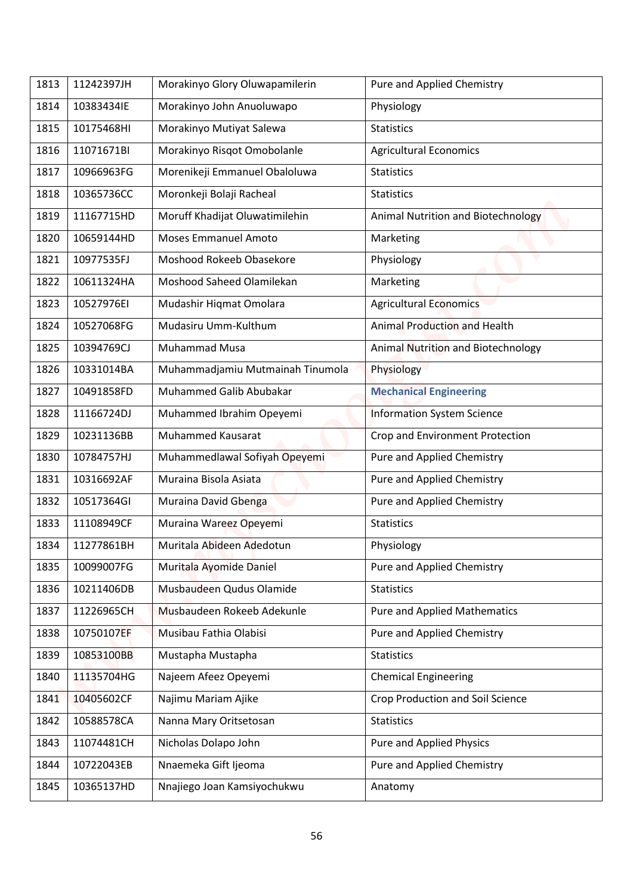| 1813 | 11242397JH | Morakinyo Glory Oluwapamilerin | Pure and Applied Chemistry |
|---|---|---|---|
| 1814 | 10383434IE | Morakinyo John Anuoluwapo | Physiology |
| 1815 | 10175468HI | Morakinyo Mutiyat Salewa | Statistics |
| 1816 | 11071671BI | Morakinyo Risqot Omobolanle | Agricultural Economics |
| 1817 | 10966963FG | Morenikeji Emmanuel Obaloluwa | Statistics |
| 1818 | 10365736CC | Moronkeji Bolaji Racheal | Statistics |
| 1819 | 11167715HD | Moruff Khadijat Oluwatimilehin | Animal Nutrition and Biotechnology |
| 1820 | 10659144HD | Moses Emmanuel Amoto | Marketing |
| 1821 | 10977535FJ | Moshood Rokeeb Obasekore | Physiology |
| 1822 | 10611324HA | Moshood Saheed Olamilekan | Marketing |
| 1823 | 10527976EI | Mudashir Hiqmat Omolara | Agricultural Economics |
| 1824 | 10527068FG | Mudasiru Umm-Kulthum | Animal Production and Health |
| 1825 | 10394769CJ | Muhammad Musa | Animal Nutrition and Biotechnology |
| 1826 | 10331014BA | Muhammadjamiu Mutmainah Tinumola | Physiology |
| 1827 | 10491858FD | Muhammed Galib Abubakar | **Mechanical Engineering** |
| 1828 | 11166724DJ | Muhammed Ibrahim Opeyemi | Information System Science |
| 1829 | 10231136BB | Muhammed Kausarat | Crop and Environment Protection |
| 1830 | 10784757HJ | Muhammedlawal Sofiyah Opeyemi | Pure and Applied Chemistry |
| 1831 | 10316692AF | Muraina Bisola Asiata | Pure and Applied Chemistry |
| 1832 | 10517364GI | Muraina David Gbenga | Pure and Applied Chemistry |
| 1833 | 11108949CF | Muraina Wareez Opeyemi | Statistics |
| 1834 | 11277861BH | Muritala Abideen Adedotun | Physiology |
| 1835 | 10099007FG | Muritala Ayomide Daniel | Pure and Applied Chemistry |
| 1836 | 10211406DB | Musbaudeen Qudus Olamide | Statistics |
| 1837 | 11226965CH | Musbaudeen Rokeeb Adekunle | Pure and Applied Mathematics |
| 1838 | 10750107EF | Musibau Fathia Olabisi | Pure and Applied Chemistry |
| 1839 | 10853100BB | Mustapha Mustapha | Statistics |
| 1840 | 11135704HG | Najeem Afeez Opeyemi | Chemical Engineering |
| 1841 | 10405602CF | Najimu Mariam Ajike | Crop Production and Soil Science |
| 1842 | 10588578CA | Nanna Mary Oritsetosan | Statistics |
| 1843 | 11074481CH | Nicholas Dolapo John | Pure and Applied Physics |
| 1844 | 10722043EB | Nnaemeka Gift Ijeoma | Pure and Applied Chemistry |
| 1845 | 10365137HD | Nnajiego Joan Kamsiyochukwu | Anatomy |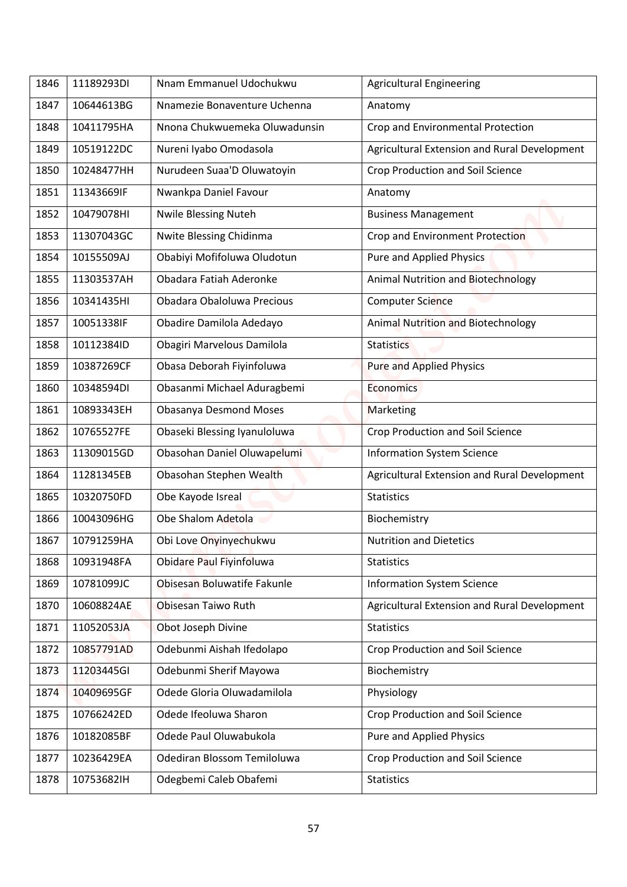| 1846 | 11189293DI | Nnam Emmanuel Udochukwu | Agricultural Engineering |
|---|---|---|---|
| 1847 | 10644613BG | Nnamezie Bonaventure Uchenna | Anatomy |
| 1848 | 10411795HA | Nnona Chukwuemeka Oluwadunsin | Crop and Environmental Protection |
| 1849 | 10519122DC | Nureni Iyabo Omodasola | Agricultural Extension and Rural Development |
| 1850 | 10248477HH | Nurudeen Suaa'D Oluwatoyin | Crop Production and Soil Science |
| 1851 | 11343669IF | Nwankpa Daniel Favour | Anatomy |
| 1852 | 10479078HI | Nwile Blessing Nuteh | Business Management |
| 1853 | 11307043GC | Nwite Blessing Chidinma | Crop and Environment Protection |
| 1854 | 10155509AJ | Obabiyi Mofifoluwa Oludotun | Pure and Applied Physics |
| 1855 | 11303537AH | Obadara Fatiah Aderonke | Animal Nutrition and Biotechnology |
| 1856 | 10341435HI | Obadara Obaloluwa Precious | Computer Science |
| 1857 | 10051338IF | Obadire Damilola Adedayo | Animal Nutrition and Biotechnology |
| 1858 | 10112384ID | Obagiri Marvelous Damilola | Statistics |
| 1859 | 10387269CF | Obasa Deborah Fiyinfoluwa | Pure and Applied Physics |
| 1860 | 10348594DI | Obasanmi Michael Aduragbemi | Economics |
| 1861 | 10893343EH | Obasanya Desmond Moses | Marketing |
| 1862 | 10765527FE | Obaseki Blessing Iyanuloluwa | Crop Production and Soil Science |
| 1863 | 11309015GD | Obasohan Daniel Oluwapelumi | Information System Science |
| 1864 | 11281345EB | Obasohan Stephen Wealth | Agricultural Extension and Rural Development |
| 1865 | 10320750FD | Obe Kayode Isreal | Statistics |
| 1866 | 10043096HG | Obe Shalom Adetola | Biochemistry |
| 1867 | 10791259HA | Obi Love Onyinyechukwu | Nutrition and Dietetics |
| 1868 | 10931948FA | Obidare Paul Fiyinfoluwa | Statistics |
| 1869 | 10781099JC | Obisesan Boluwatife Fakunle | Information System Science |
| 1870 | 10608824AE | Obisesan Taiwo Ruth | Agricultural Extension and Rural Development |
| 1871 | 11052053JA | Obot Joseph Divine | Statistics |
| 1872 | 10857791AD | Odebunmi Aishah Ifedolapo | Crop Production and Soil Science |
| 1873 | 11203445GI | Odebunmi Sherif Mayowa | Biochemistry |
| 1874 | 10409695GF | Odede Gloria Oluwadamilola | Physiology |
| 1875 | 10766242ED | Odede Ifeoluwa Sharon | Crop Production and Soil Science |
| 1876 | 10182085BF | Odede Paul Oluwabukola | Pure and Applied Physics |
| 1877 | 10236429EA | Odediran Blossom Temiloluwa | Crop Production and Soil Science |
| 1878 | 10753682IH | Odegbemi Caleb Obafemi | Statistics |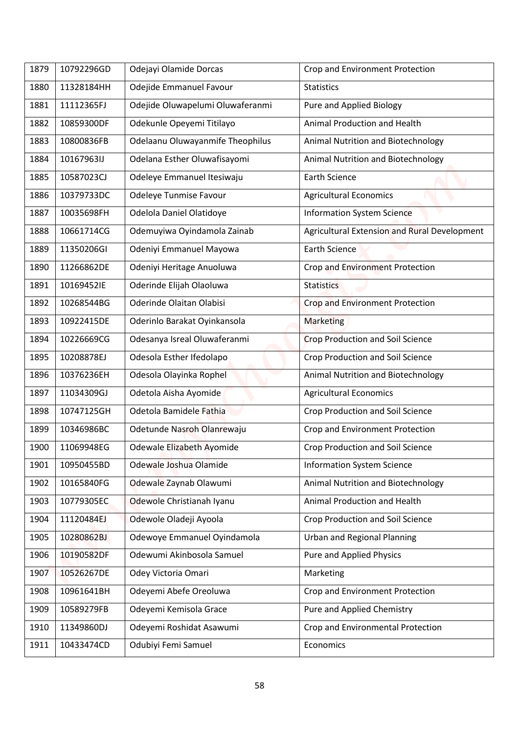| 1879 | 10792296GD | Odejayi Olamide Dorcas | Crop and Environment Protection |
|---|---|---|---|
| 1880 | 11328184HH | Odejide Emmanuel Favour | Statistics |
| 1881 | 11112365FJ | Odejide Oluwapelumi Oluwaferanmi | Pure and Applied Biology |
| 1882 | 10859300DF | Odekunle Opeyemi Titilayo | Animal Production and Health |
| 1883 | 10800836FB | Odelaanu Oluwayanmife Theophilus | Animal Nutrition and Biotechnology |
| 1884 | 10167963IJ | Odelana Esther Oluwafisayomi | Animal Nutrition and Biotechnology |
| 1885 | 10587023CJ | Odeleye Emmanuel Itesiwaju | Earth Science |
| 1886 | 10379733DC | Odeleye Tunmise Favour | Agricultural Economics |
| 1887 | 10035698FH | Odelola Daniel Olatidoye | Information System Science |
| 1888 | 10661714CG | Odemuyiwa Oyindamola Zainab | Agricultural Extension and Rural Development |
| 1889 | 11350206GI | Odeniyi Emmanuel Mayowa | Earth Science |
| 1890 | 11266862DE | Odeniyi Heritage Anuoluwa | Crop and Environment Protection |
| 1891 | 10169452IE | Oderinde Elijah Olaoluwa | Statistics |
| 1892 | 10268544BG | Oderinde Olaitan Olabisi | Crop and Environment Protection |
| 1893 | 10922415DE | Oderinlo Barakat Oyinkansola | Marketing |
| 1894 | 10226669CG | Odesanya Isreal Oluwaferanmi | Crop Production and Soil Science |
| 1895 | 10208878EJ | Odesola Esther Ifedolapo | Crop Production and Soil Science |
| 1896 | 10376236EH | Odesola Olayinka Rophel | Animal Nutrition and Biotechnology |
| 1897 | 11034309GJ | Odetola Aisha Ayomide | Agricultural Economics |
| 1898 | 10747125GH | Odetola Bamidele Fathia | Crop Production and Soil Science |
| 1899 | 10346986BC | Odetunde Nasroh Olanrewaju | Crop and Environment Protection |
| 1900 | 11069948EG | Odewale Elizabeth Ayomide | Crop Production and Soil Science |
| 1901 | 10950455BD | Odewale Joshua Olamide | Information System Science |
| 1902 | 10165840FG | Odewale Zaynab Olawumi | Animal Nutrition and Biotechnology |
| 1903 | 10779305EC | Odewole Christianah Iyanu | Animal Production and Health |
| 1904 | 11120484EJ | Odewole Oladeji Ayoola | Crop Production and Soil Science |
| 1905 | 10280862BJ | Odewoye Emmanuel Oyindamola | Urban and Regional Planning |
| 1906 | 10190582DF | Odewumi Akinbosola Samuel | Pure and Applied Physics |
| 1907 | 10526267DE | Odey Victoria Omari | Marketing |
| 1908 | 10961641BH | Odeyemi Abefe Oreoluwa | Crop and Environment Protection |
| 1909 | 10589279FB | Odeyemi Kemisola Grace | Pure and Applied Chemistry |
| 1910 | 11349860DJ | Odeyemi Roshidat Asawumi | Crop and Environmental Protection |
| 1911 | 10433474CD | Odubiyi Femi Samuel | Economics |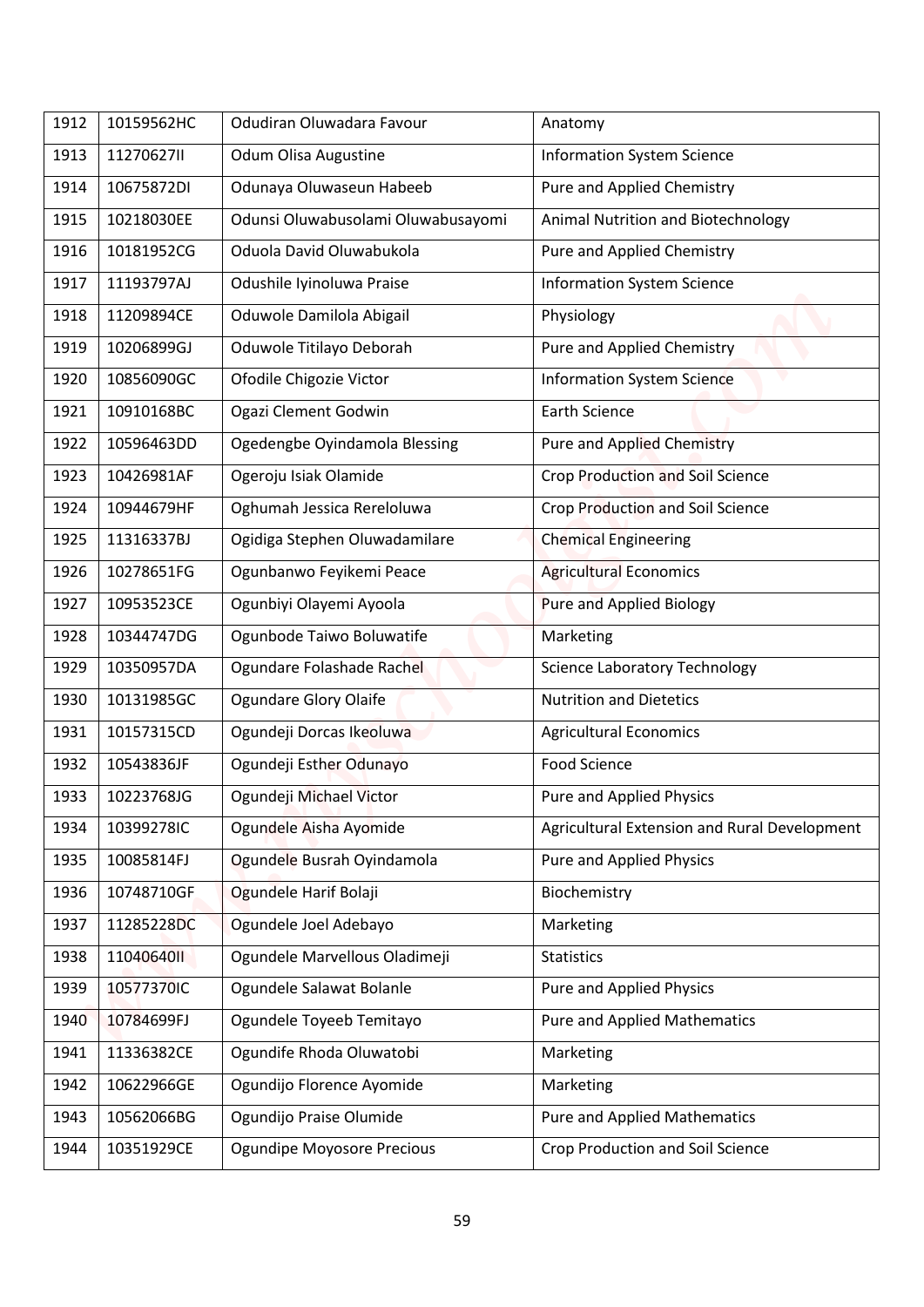| 1912 | 10159562HC | Odudiran Oluwadara Favour | Anatomy |
|---|---|---|---|
| 1913 | 11270627II | Odum Olisa Augustine | Information System Science |
| 1914 | 10675872DI | Odunaya Oluwaseun Habeeb | Pure and Applied Chemistry |
| 1915 | 10218030EE | Odunsi Oluwabusolami Oluwabusayomi | Animal Nutrition and Biotechnology |
| 1916 | 10181952CG | Oduola David Oluwabukola | Pure and Applied Chemistry |
| 1917 | 11193797AJ | Odushile Iyinoluwa Praise | Information System Science |
| 1918 | 11209894CE | Oduwole Damilola Abigail | Physiology |
| 1919 | 10206899GJ | Oduwole Titilayo Deborah | Pure and Applied Chemistry |
| 1920 | 10856090GC | Ofodile Chigozie Victor | Information System Science |
| 1921 | 10910168BC | Ogazi Clement Godwin | Earth Science |
| 1922 | 10596463DD | Ogedengbe Oyindamola Blessing | Pure and Applied Chemistry |
| 1923 | 10426981AF | Ogeroju Isiak Olamide | Crop Production and Soil Science |
| 1924 | 10944679HF | Oghumah Jessica Rereloluwa | Crop Production and Soil Science |
| 1925 | 11316337BJ | Ogidiga Stephen Oluwadamilare | Chemical Engineering |
| 1926 | 10278651FG | Ogunbanwo Feyikemi Peace | Agricultural Economics |
| 1927 | 10953523CE | Ogunbiyi Olayemi Ayoola | Pure and Applied Biology |
| 1928 | 10344747DG | Ogunbode Taiwo Boluwatife | Marketing |
| 1929 | 10350957DA | Ogundare Folashade Rachel | Science Laboratory Technology |
| 1930 | 10131985GC | Ogundare Glory Olaife | Nutrition and Dietetics |
| 1931 | 10157315CD | Ogundeji Dorcas Ikeoluwa | Agricultural Economics |
| 1932 | 10543836JF | Ogundeji Esther Odunayo | Food Science |
| 1933 | 10223768JG | Ogundeji Michael Victor | Pure and Applied Physics |
| 1934 | 10399278IC | Ogundele Aisha Ayomide | Agricultural Extension and Rural Development |
| 1935 | 10085814FJ | Ogundele Busrah Oyindamola | Pure and Applied Physics |
| 1936 | 10748710GF | Ogundele Harif Bolaji | Biochemistry |
| 1937 | 11285228DC | Ogundele Joel Adebayo | Marketing |
| 1938 | 11040640II | Ogundele Marvellous Oladimeji | Statistics |
| 1939 | 10577370IC | Ogundele Salawat Bolanle | Pure and Applied Physics |
| 1940 | 10784699FJ | Ogundele Toyeeb Temitayo | Pure and Applied Mathematics |
| 1941 | 11336382CE | Ogundife Rhoda Oluwatobi | Marketing |
| 1942 | 10622966GE | Ogundijo Florence Ayomide | Marketing |
| 1943 | 10562066BG | Ogundijo Praise Olumide | Pure and Applied Mathematics |
| 1944 | 10351929CE | Ogundipe Moyosore Precious | Crop Production and Soil Science |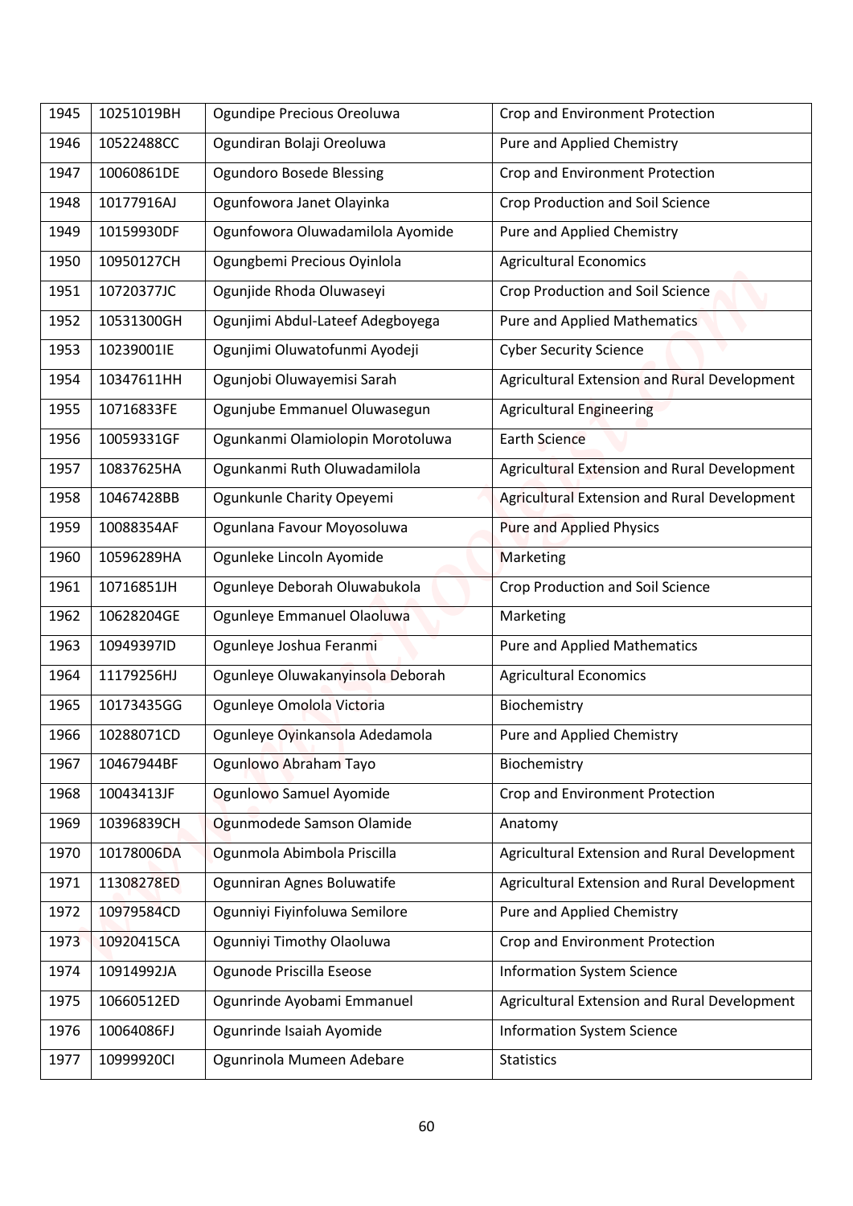| 1945 | 10251019BH | Ogundipe Precious Oreoluwa | Crop and Environment Protection |
|---|---|---|---|
| 1946 | 10522488CC | Ogundiran Bolaji Oreoluwa | Pure and Applied Chemistry |
| 1947 | 10060861DE | Ogundoro Bosede Blessing | Crop and Environment Protection |
| 1948 | 10177916AJ | Ogunfowora Janet Olayinka | Crop Production and Soil Science |
| 1949 | 10159930DF | Ogunfowora Oluwadamilola Ayomide | Pure and Applied Chemistry |
| 1950 | 10950127CH | Ogungbemi Precious Oyinlola | Agricultural Economics |
| 1951 | 10720377JC | Ogunjide Rhoda Oluwaseyi | Crop Production and Soil Science |
| 1952 | 10531300GH | Ogunjimi Abdul-Lateef Adegboyega | Pure and Applied Mathematics |
| 1953 | 10239001IE | Ogunjimi Oluwatofunmi Ayodeji | Cyber Security Science |
| 1954 | 10347611HH | Ogunjobi Oluwayemisi Sarah | Agricultural Extension and Rural Development |
| 1955 | 10716833FE | Ogunjube Emmanuel Oluwasegun | Agricultural Engineering |
| 1956 | 10059331GF | Ogunkanmi Olamiolopin Morotoluwa | Earth Science |
| 1957 | 10837625HA | Ogunkanmi Ruth Oluwadamilola | Agricultural Extension and Rural Development |
| 1958 | 10467428BB | Ogunkunle Charity Opeyemi | Agricultural Extension and Rural Development |
| 1959 | 10088354AF | Ogunlana Favour Moyosoluwa | Pure and Applied Physics |
| 1960 | 10596289HA | Ogunleke Lincoln Ayomide | Marketing |
| 1961 | 10716851JH | Ogunleye Deborah Oluwabukola | Crop Production and Soil Science |
| 1962 | 10628204GE | Ogunleye Emmanuel Olaoluwa | Marketing |
| 1963 | 10949397ID | Ogunleye Joshua Feranmi | Pure and Applied Mathematics |
| 1964 | 11179256HJ | Ogunleye Oluwakanyinsola Deborah | Agricultural Economics |
| 1965 | 10173435GG | Ogunleye Omolola Victoria | Biochemistry |
| 1966 | 10288071CD | Ogunleye Oyinkansola Adedamola | Pure and Applied Chemistry |
| 1967 | 10467944BF | Ogunlowo Abraham Tayo | Biochemistry |
| 1968 | 10043413JF | Ogunlowo Samuel Ayomide | Crop and Environment Protection |
| 1969 | 10396839CH | Ogunmodede Samson Olamide | Anatomy |
| 1970 | 10178006DA | Ogunmola Abimbola Priscilla | Agricultural Extension and Rural Development |
| 1971 | 11308278ED | Ogunniran Agnes Boluwatife | Agricultural Extension and Rural Development |
| 1972 | 10979584CD | Ogunniyi Fiyinfoluwa Semilore | Pure and Applied Chemistry |
| 1973 | 10920415CA | Ogunniyi Timothy Olaoluwa | Crop and Environment Protection |
| 1974 | 10914992JA | Ogunode Priscilla Eseose | Information System Science |
| 1975 | 10660512ED | Ogunrinde Ayobami Emmanuel | Agricultural Extension and Rural Development |
| 1976 | 10064086FJ | Ogunrinde Isaiah Ayomide | Information System Science |
| 1977 | 10999920CI | Ogunrinola Mumeen Adebare | Statistics |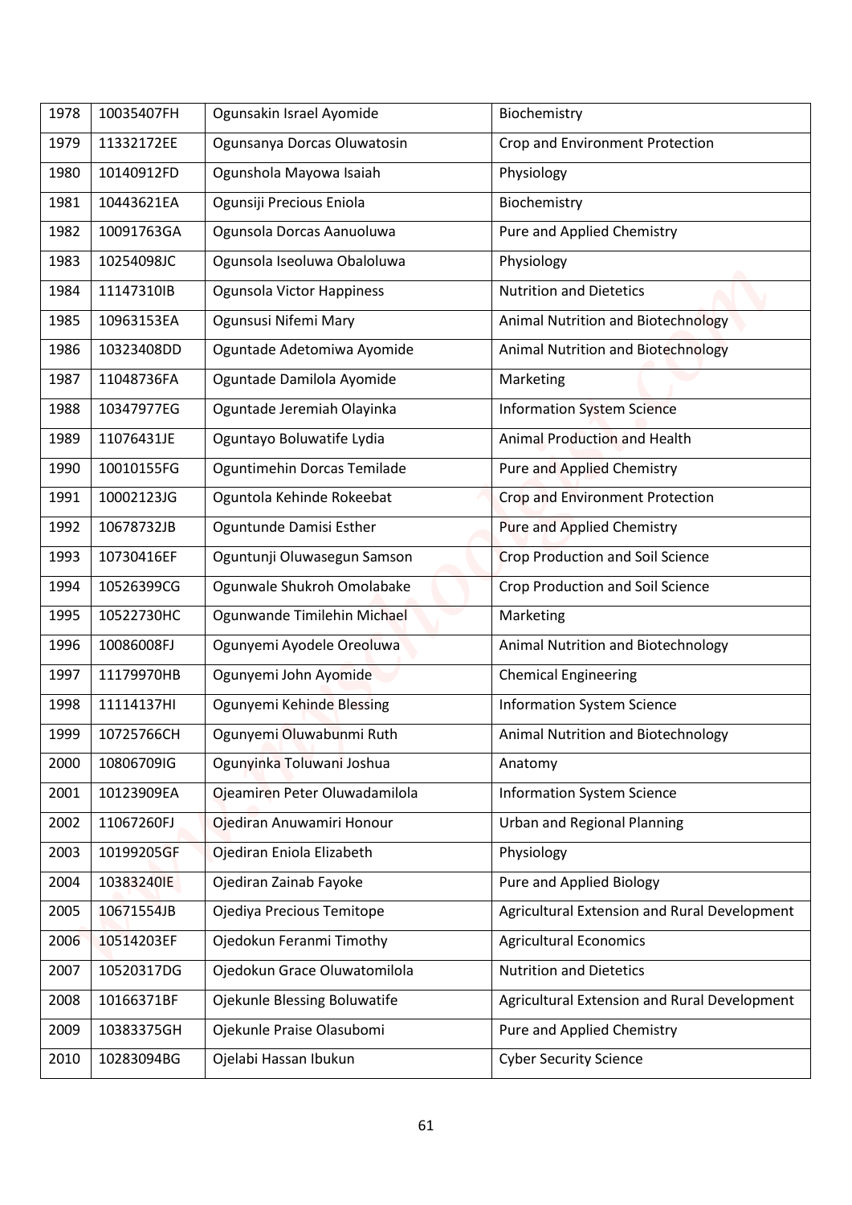| 1978 | 10035407FH | Ogunsakin Israel Ayomide | Biochemistry |
|---|---|---|---|
| 1979 | 11332172EE | Ogunsanya Dorcas Oluwatosin | Crop and Environment Protection |
| 1980 | 10140912FD | Ogunshola Mayowa Isaiah | Physiology |
| 1981 | 10443621EA | Ogunsiji Precious Eniola | Biochemistry |
| 1982 | 10091763GA | Ogunsola Dorcas Aanuoluwa | Pure and Applied Chemistry |
| 1983 | 10254098JC | Ogunsola Iseoluwa Obaloluwa | Physiology |
| 1984 | 11147310IB | Ogunsola Victor Happiness | Nutrition and Dietetics |
| 1985 | 10963153EA | Ogunsusi Nifemi Mary | Animal Nutrition and Biotechnology |
| 1986 | 10323408DD | Oguntade Adetomiwa Ayomide | Animal Nutrition and Biotechnology |
| 1987 | 11048736FA | Oguntade Damilola Ayomide | Marketing |
| 1988 | 10347977EG | Oguntade Jeremiah Olayinka | Information System Science |
| 1989 | 11076431JE | Oguntayo Boluwatife Lydia | Animal Production and Health |
| 1990 | 10010155FG | Oguntimehin Dorcas Temilade | Pure and Applied Chemistry |
| 1991 | 10002123JG | Oguntola Kehinde Rokeebat | Crop and Environment Protection |
| 1992 | 10678732JB | Oguntunde Damisi Esther | Pure and Applied Chemistry |
| 1993 | 10730416EF | Oguntunji Oluwasegun Samson | Crop Production and Soil Science |
| 1994 | 10526399CG | Ogunwale Shukroh Omolabake | Crop Production and Soil Science |
| 1995 | 10522730HC | Ogunwande Timilehin Michael | Marketing |
| 1996 | 10086008FJ | Ogunyemi Ayodele Oreoluwa | Animal Nutrition and Biotechnology |
| 1997 | 11179970HB | Ogunyemi John Ayomide | Chemical Engineering |
| 1998 | 11114137HI | Ogunyemi Kehinde Blessing | Information System Science |
| 1999 | 10725766CH | Ogunyemi Oluwabunmi Ruth | Animal Nutrition and Biotechnology |
| 2000 | 10806709IG | Ogunyinka Toluwani Joshua | Anatomy |
| 2001 | 10123909EA | Ojeamiren Peter Oluwadamilola | Information System Science |
| 2002 | 11067260FJ | Ojediran Anuwamiri Honour | Urban and Regional Planning |
| 2003 | 10199205GF | Ojediran Eniola Elizabeth | Physiology |
| 2004 | 10383240IE | Ojediran Zainab Fayoke | Pure and Applied Biology |
| 2005 | 10671554JB | Ojediya Precious Temitope | Agricultural Extension and Rural Development |
| 2006 | 10514203EF | Ojedokun Feranmi Timothy | Agricultural Economics |
| 2007 | 10520317DG | Ojedokun Grace Oluwatomilola | Nutrition and Dietetics |
| 2008 | 10166371BF | Ojekunle Blessing Boluwatife | Agricultural Extension and Rural Development |
| 2009 | 10383375GH | Ojekunle Praise Olasubomi | Pure and Applied Chemistry |
| 2010 | 10283094BG | Ojelabi Hassan Ibukun | Cyber Security Science |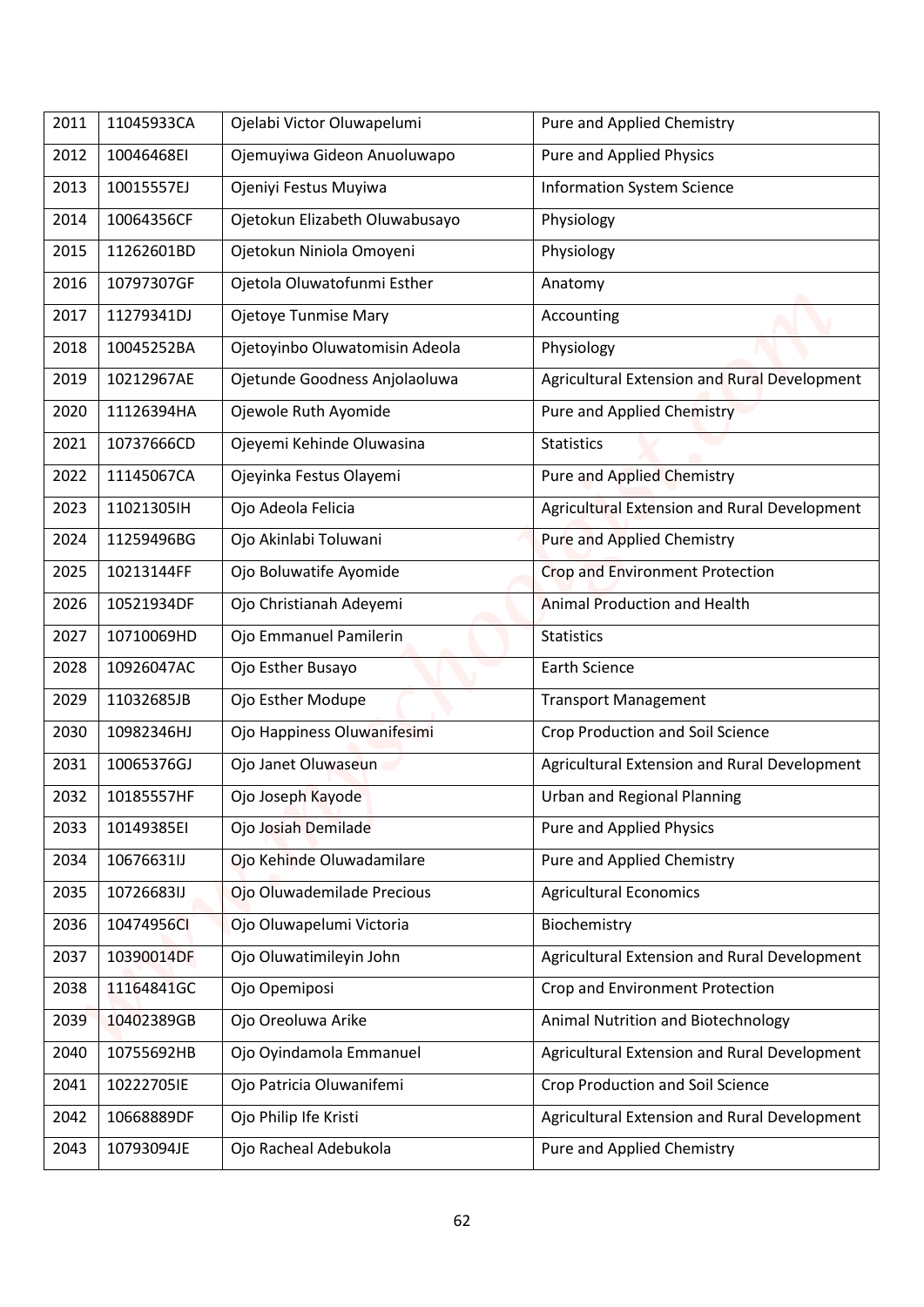| 2011 | 11045933CA | Ojelabi Victor Oluwapelumi | Pure and Applied Chemistry |
|---|---|---|---|
| 2012 | 10046468EI | Ojemuyiwa Gideon Anuoluwapo | Pure and Applied Physics |
| 2013 | 10015557EJ | Ojeniyi Festus Muyiwa | Information System Science |
| 2014 | 10064356CF | Ojetokun Elizabeth Oluwabusayo | Physiology |
| 2015 | 11262601BD | Ojetokun Niniola Omoyeni | Physiology |
| 2016 | 10797307GF | Ojetola Oluwatofunmi Esther | Anatomy |
| 2017 | 11279341DJ | Ojetoye Tunmise Mary | Accounting |
| 2018 | 10045252BA | Ojetoyinbo Oluwatomisin Adeola | Physiology |
| 2019 | 10212967AE | Ojetunde Goodness Anjolaoluwa | Agricultural Extension and Rural Development |
| 2020 | 11126394HA | Ojewole Ruth Ayomide | Pure and Applied Chemistry |
| 2021 | 10737666CD | Ojeyemi Kehinde Oluwasina | Statistics |
| 2022 | 11145067CA | Ojeyinka Festus Olayemi | Pure and Applied Chemistry |
| 2023 | 11021305IH | Ojo Adeola Felicia | Agricultural Extension and Rural Development |
| 2024 | 11259496BG | Ojo Akinlabi Toluwani | Pure and Applied Chemistry |
| 2025 | 10213144FF | Ojo Boluwatife Ayomide | Crop and Environment Protection |
| 2026 | 10521934DF | Ojo Christianah Adeyemi | Animal Production and Health |
| 2027 | 10710069HD | Ojo Emmanuel Pamilerin | Statistics |
| 2028 | 10926047AC | Ojo Esther Busayo | Earth Science |
| 2029 | 11032685JB | Ojo Esther Modupe | Transport Management |
| 2030 | 10982346HJ | Ojo Happiness Oluwanifesimi | Crop Production and Soil Science |
| 2031 | 10065376GJ | Ojo Janet Oluwaseun | Agricultural Extension and Rural Development |
| 2032 | 10185557HF | Ojo Joseph Kayode | Urban and Regional Planning |
| 2033 | 10149385EI | Ojo Josiah Demilade | Pure and Applied Physics |
| 2034 | 10676631IJ | Ojo Kehinde Oluwadamilare | Pure and Applied Chemistry |
| 2035 | 10726683IJ | Ojo Oluwademilade Precious | Agricultural Economics |
| 2036 | 10474956CI | Ojo Oluwapelumi Victoria | Biochemistry |
| 2037 | 10390014DF | Ojo Oluwatimileyin John | Agricultural Extension and Rural Development |
| 2038 | 11164841GC | Ojo Opemiposi | Crop and Environment Protection |
| 2039 | 10402389GB | Ojo Oreoluwa Arike | Animal Nutrition and Biotechnology |
| 2040 | 10755692HB | Ojo Oyindamola Emmanuel | Agricultural Extension and Rural Development |
| 2041 | 10222705IE | Ojo Patricia Oluwanifemi | Crop Production and Soil Science |
| 2042 | 10668889DF | Ojo Philip Ife Kristi | Agricultural Extension and Rural Development |
| 2043 | 10793094JE | Ojo Racheal Adebukola | Pure and Applied Chemistry |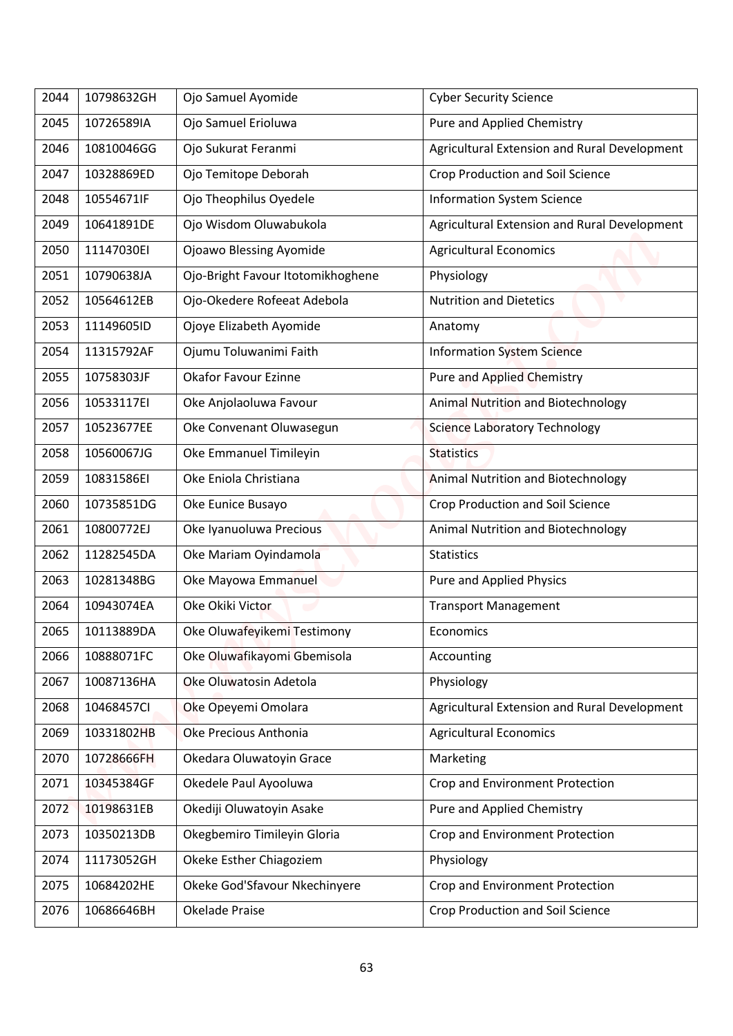| 2044 | 10798632GH | Ojo Samuel Ayomide | Cyber Security Science |
|---|---|---|---|
| 2045 | 10726589IA | Ojo Samuel Erioluwa | Pure and Applied Chemistry |
| 2046 | 10810046GG | Ojo Sukurat Feranmi | Agricultural Extension and Rural Development |
| 2047 | 10328869ED | Ojo Temitope Deborah | Crop Production and Soil Science |
| 2048 | 10554671IF | Ojo Theophilus Oyedele | Information System Science |
| 2049 | 10641891DE | Ojo Wisdom Oluwabukola | Agricultural Extension and Rural Development |
| 2050 | 11147030EI | Ojoawo Blessing Ayomide | Agricultural Economics |
| 2051 | 10790638JA | Ojo-Bright Favour Itotomikhoghene | Physiology |
| 2052 | 10564612EB | Ojo-Okedere Rofeeat Adebola | Nutrition and Dietetics |
| 2053 | 11149605ID | Ojoye Elizabeth Ayomide | Anatomy |
| 2054 | 11315792AF | Ojumu Toluwanimi Faith | Information System Science |
| 2055 | 10758303JF | Okafor Favour Ezinne | Pure and Applied Chemistry |
| 2056 | 10533117EI | Oke Anjolaoluwa Favour | Animal Nutrition and Biotechnology |
| 2057 | 10523677EE | Oke Convenant Oluwasegun | Science Laboratory Technology |
| 2058 | 10560067JG | Oke Emmanuel Timileyin | Statistics |
| 2059 | 10831586EI | Oke Eniola Christiana | Animal Nutrition and Biotechnology |
| 2060 | 10735851DG | Oke Eunice Busayo | Crop Production and Soil Science |
| 2061 | 10800772EJ | Oke Iyanuoluwa Precious | Animal Nutrition and Biotechnology |
| 2062 | 11282545DA | Oke Mariam Oyindamola | Statistics |
| 2063 | 10281348BG | Oke Mayowa Emmanuel | Pure and Applied Physics |
| 2064 | 10943074EA | Oke Okiki Victor | Transport Management |
| 2065 | 10113889DA | Oke Oluwafeyikemi Testimony | Economics |
| 2066 | 10888071FC | Oke Oluwafikayomi Gbemisola | Accounting |
| 2067 | 10087136HA | Oke Oluwatosin Adetola | Physiology |
| 2068 | 10468457CI | Oke Opeyemi Omolara | Agricultural Extension and Rural Development |
| 2069 | 10331802HB | Oke Precious Anthonia | Agricultural Economics |
| 2070 | 10728666FH | Okedara Oluwatoyin Grace | Marketing |
| 2071 | 10345384GF | Okedele Paul Ayooluwa | Crop and Environment Protection |
| 2072 | 10198631EB | Okediji Oluwatoyin Asake | Pure and Applied Chemistry |
| 2073 | 10350213DB | Okegbemiro Timileyin Gloria | Crop and Environment Protection |
| 2074 | 11173052GH | Okeke Esther Chiagoziem | Physiology |
| 2075 | 10684202HE | Okeke God'Sfavour Nkechinyere | Crop and Environment Protection |
| 2076 | 10686646BH | Okelade Praise | Crop Production and Soil Science |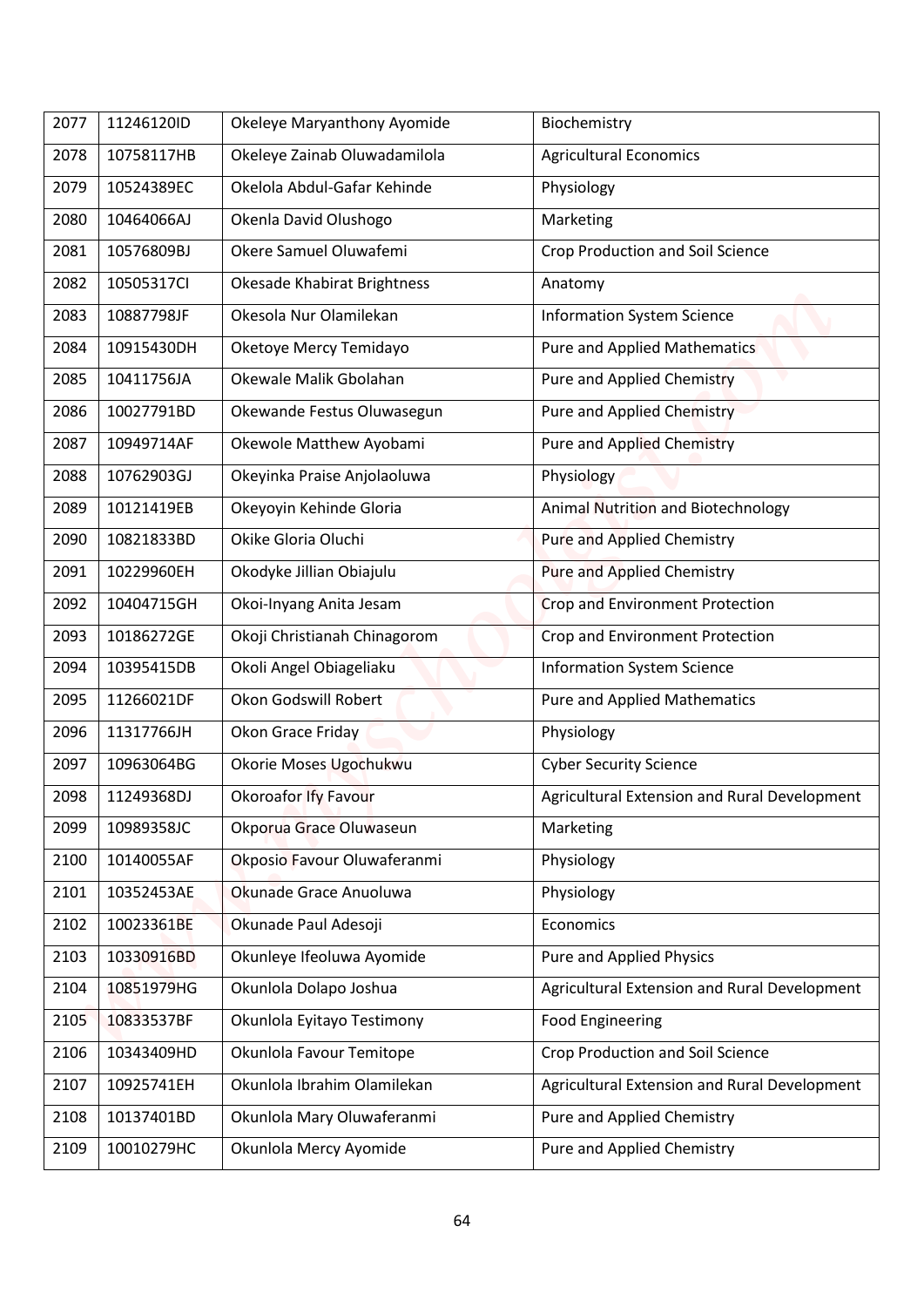| | | | |
|---|---|---|---|
| 2077 | 11246120ID | Okeleye Maryanthony Ayomide | Biochemistry |
| 2078 | 10758117HB | Okeleye Zainab Oluwadamilola | Agricultural Economics |
| 2079 | 10524389EC | Okelola Abdul-Gafar Kehinde | Physiology |
| 2080 | 10464066AJ | Okenla David Olushogo | Marketing |
| 2081 | 10576809BJ | Okere Samuel Oluwafemi | Crop Production and Soil Science |
| 2082 | 10505317CI | Okesade Khabirat Brightness | Anatomy |
| 2083 | 10887798JF | Okesola Nur Olamilekan | Information System Science |
| 2084 | 10915430DH | Oketoye Mercy Temidayo | Pure and Applied Mathematics |
| 2085 | 10411756JA | Okewale Malik Gbolahan | Pure and Applied Chemistry |
| 2086 | 10027791BD | Okewande Festus Oluwasegun | Pure and Applied Chemistry |
| 2087 | 10949714AF | Okewole Matthew Ayobami | Pure and Applied Chemistry |
| 2088 | 10762903GJ | Okeyinka Praise Anjolaoluwa | Physiology |
| 2089 | 10121419EB | Okeyoyin Kehinde Gloria | Animal Nutrition and Biotechnology |
| 2090 | 10821833BD | Okike Gloria Oluchi | Pure and Applied Chemistry |
| 2091 | 10229960EH | Okodyke Jillian Obiajulu | Pure and Applied Chemistry |
| 2092 | 10404715GH | Okoi-Inyang Anita Jesam | Crop and Environment Protection |
| 2093 | 10186272GE | Okoji Christianah Chinagorom | Crop and Environment Protection |
| 2094 | 10395415DB | Okoli Angel Obiageliaku | Information System Science |
| 2095 | 11266021DF | Okon Godswill Robert | Pure and Applied Mathematics |
| 2096 | 11317766JH | Okon Grace Friday | Physiology |
| 2097 | 10963064BG | Okorie Moses Ugochukwu | Cyber Security Science |
| 2098 | 11249368DJ | Okoroafor Ify Favour | Agricultural Extension and Rural Development |
| 2099 | 10989358JC | Okporua Grace Oluwaseun | Marketing |
| 2100 | 10140055AF | Okposio Favour Oluwaferanmi | Physiology |
| 2101 | 10352453AE | Okunade Grace Anuoluwa | Physiology |
| 2102 | 10023361BE | Okunade Paul Adesoji | Economics |
| 2103 | 10330916BD | Okunleye Ifeoluwa Ayomide | Pure and Applied Physics |
| 2104 | 10851979HG | Okunlola Dolapo Joshua | Agricultural Extension and Rural Development |
| 2105 | 10833537BF | Okunlola Eyitayo Testimony | Food Engineering |
| 2106 | 10343409HD | Okunlola Favour Temitope | Crop Production and Soil Science |
| 2107 | 10925741EH | Okunlola Ibrahim Olamilekan | Agricultural Extension and Rural Development |
| 2108 | 10137401BD | Okunlola Mary Oluwaferanmi | Pure and Applied Chemistry |
| 2109 | 10010279HC | Okunlola Mercy Ayomide | Pure and Applied Chemistry |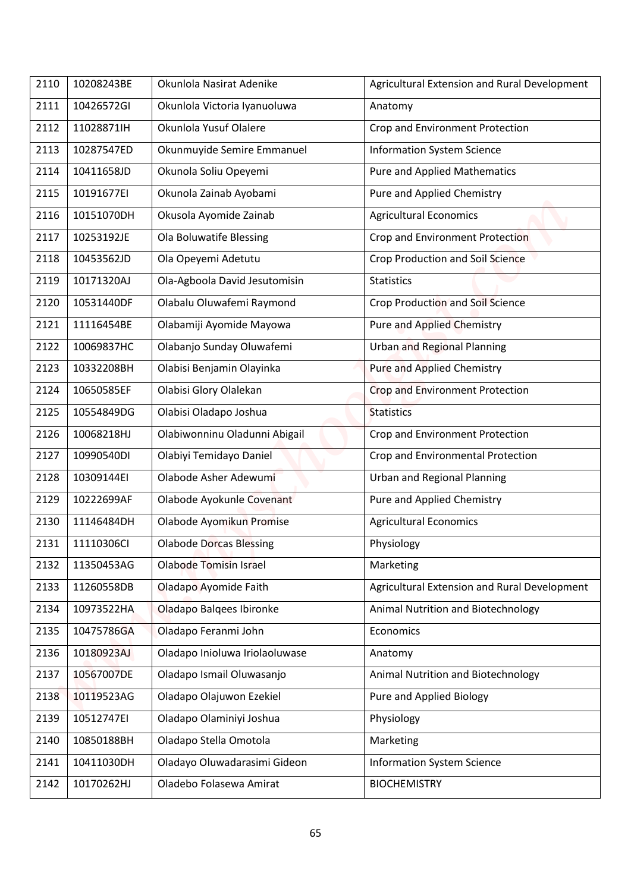| 2110 | 10208243BE | Okunlola Nasirat Adenike | Agricultural Extension and Rural Development |
|---|---|---|---|
| 2111 | 10426572GI | Okunlola Victoria Iyanuoluwa | Anatomy |
| 2112 | 11028871IH | Okunlola Yusuf Olalere | Crop and Environment Protection |
| 2113 | 10287547ED | Okunmuyide Semire Emmanuel | Information System Science |
| 2114 | 10411658JD | Okunola Soliu Opeyemi | Pure and Applied Mathematics |
| 2115 | 10191677EI | Okunola Zainab Ayobami | Pure and Applied Chemistry |
| 2116 | 10151070DH | Okusola Ayomide Zainab | Agricultural Economics |
| 2117 | 10253192JE | Ola Boluwatife Blessing | Crop and Environment Protection |
| 2118 | 10453562JD | Ola Opeyemi Adetutu | Crop Production and Soil Science |
| 2119 | 10171320AJ | Ola-Agboola David Jesutomisin | Statistics |
| 2120 | 10531440DF | Olabalu Oluwafemi Raymond | Crop Production and Soil Science |
| 2121 | 11116454BE | Olabamiji Ayomide Mayowa | Pure and Applied Chemistry |
| 2122 | 10069837HC | Olabanjo Sunday Oluwafemi | Urban and Regional Planning |
| 2123 | 10332208BH | Olabisi Benjamin Olayinka | Pure and Applied Chemistry |
| 2124 | 10650585EF | Olabisi Glory Olalekan | Crop and Environment Protection |
| 2125 | 10554849DG | Olabisi Oladapo Joshua | Statistics |
| 2126 | 10068218HJ | Olabiwonninu Oladunni Abigail | Crop and Environment Protection |
| 2127 | 10990540DI | Olabiyi Temidayo Daniel | Crop and Environmental Protection |
| 2128 | 10309144EI | Olabode Asher Adewumi | Urban and Regional Planning |
| 2129 | 10222699AF | Olabode Ayokunle Covenant | Pure and Applied Chemistry |
| 2130 | 11146484DH | Olabode Ayomikun Promise | Agricultural Economics |
| 2131 | 11110306CI | Olabode Dorcas Blessing | Physiology |
| 2132 | 11350453AG | Olabode Tomisin Israel | Marketing |
| 2133 | 11260558DB | Oladapo Ayomide Faith | Agricultural Extension and Rural Development |
| 2134 | 10973522HA | Oladapo Balqees Ibironke | Animal Nutrition and Biotechnology |
| 2135 | 10475786GA | Oladapo Feranmi John | Economics |
| 2136 | 10180923AJ | Oladapo Inioluwa Iriolaoluwase | Anatomy |
| 2137 | 10567007DE | Oladapo Ismail Oluwasanjo | Animal Nutrition and Biotechnology |
| 2138 | 10119523AG | Oladapo Olajuwon Ezekiel | Pure and Applied Biology |
| 2139 | 10512747EI | Oladapo Olaminiyi Joshua | Physiology |
| 2140 | 10850188BH | Oladapo Stella Omotola | Marketing |
| 2141 | 10411030DH | Oladayo Oluwadarasimi Gideon | Information System Science |
| 2142 | 10170262HJ | Oladebo Folasewa Amirat | BIOCHEMISTRY |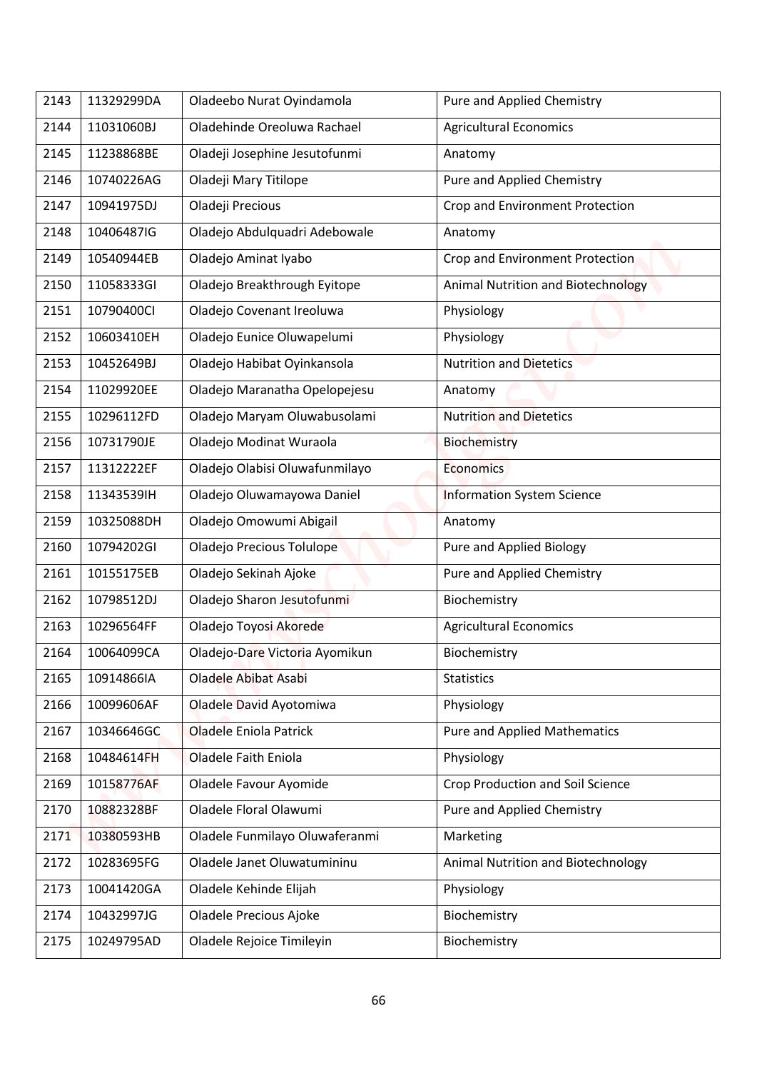| 2143 | 11329299DA | Oladeebo Nurat Oyindamola | Pure and Applied Chemistry |
|---|---|---|---|
| 2144 | 11031060BJ | Oladehinde Oreoluwa Rachael | Agricultural Economics |
| 2145 | 11238868BE | Oladeji Josephine Jesutofunmi | Anatomy |
| 2146 | 10740226AG | Oladeji Mary Titilope | Pure and Applied Chemistry |
| 2147 | 10941975DJ | Oladeji Precious | Crop and Environment Protection |
| 2148 | 10406487IG | Oladejo Abdulquadri Adebowale | Anatomy |
| 2149 | 10540944EB | Oladejo Aminat Iyabo | Crop and Environment Protection |
| 2150 | 11058333GI | Oladejo Breakthrough Eyitope | Animal Nutrition and Biotechnology |
| 2151 | 10790400CI | Oladejo Covenant Ireoluwa | Physiology |
| 2152 | 10603410EH | Oladejo Eunice Oluwapelumi | Physiology |
| 2153 | 10452649BJ | Oladejo Habibat Oyinkansola | Nutrition and Dietetics |
| 2154 | 11029920EE | Oladejo Maranatha Opelopejesu | Anatomy |
| 2155 | 10296112FD | Oladejo Maryam Oluwabusolami | Nutrition and Dietetics |
| 2156 | 10731790JE | Oladejo Modinat Wuraola | Biochemistry |
| 2157 | 11312222EF | Oladejo Olabisi Oluwafunmilayo | Economics |
| 2158 | 11343539IH | Oladejo Oluwamayowa Daniel | Information System Science |
| 2159 | 10325088DH | Oladejo Omowumi Abigail | Anatomy |
| 2160 | 10794202GI | Oladejo Precious Tolulope | Pure and Applied Biology |
| 2161 | 10155175EB | Oladejo Sekinah Ajoke | Pure and Applied Chemistry |
| 2162 | 10798512DJ | Oladejo Sharon Jesutofunmi | Biochemistry |
| 2163 | 10296564FF | Oladejo Toyosi Akorede | Agricultural Economics |
| 2164 | 10064099CA | Oladejo-Dare Victoria Ayomikun | Biochemistry |
| 2165 | 10914866IA | Oladele Abibat Asabi | Statistics |
| 2166 | 10099606AF | Oladele David Ayotomiwa | Physiology |
| 2167 | 10346646GC | Oladele Eniola Patrick | Pure and Applied Mathematics |
| 2168 | 10484614FH | Oladele Faith Eniola | Physiology |
| 2169 | 10158776AF | Oladele Favour Ayomide | Crop Production and Soil Science |
| 2170 | 10882328BF | Oladele Floral Olawumi | Pure and Applied Chemistry |
| 2171 | 10380593HB | Oladele Funmilayo Oluwaferanmi | Marketing |
| 2172 | 10283695FG | Oladele Janet Oluwatumininu | Animal Nutrition and Biotechnology |
| 2173 | 10041420GA | Oladele Kehinde Elijah | Physiology |
| 2174 | 10432997JG | Oladele Precious Ajoke | Biochemistry |
| 2175 | 10249795AD | Oladele Rejoice Timileyin | Biochemistry |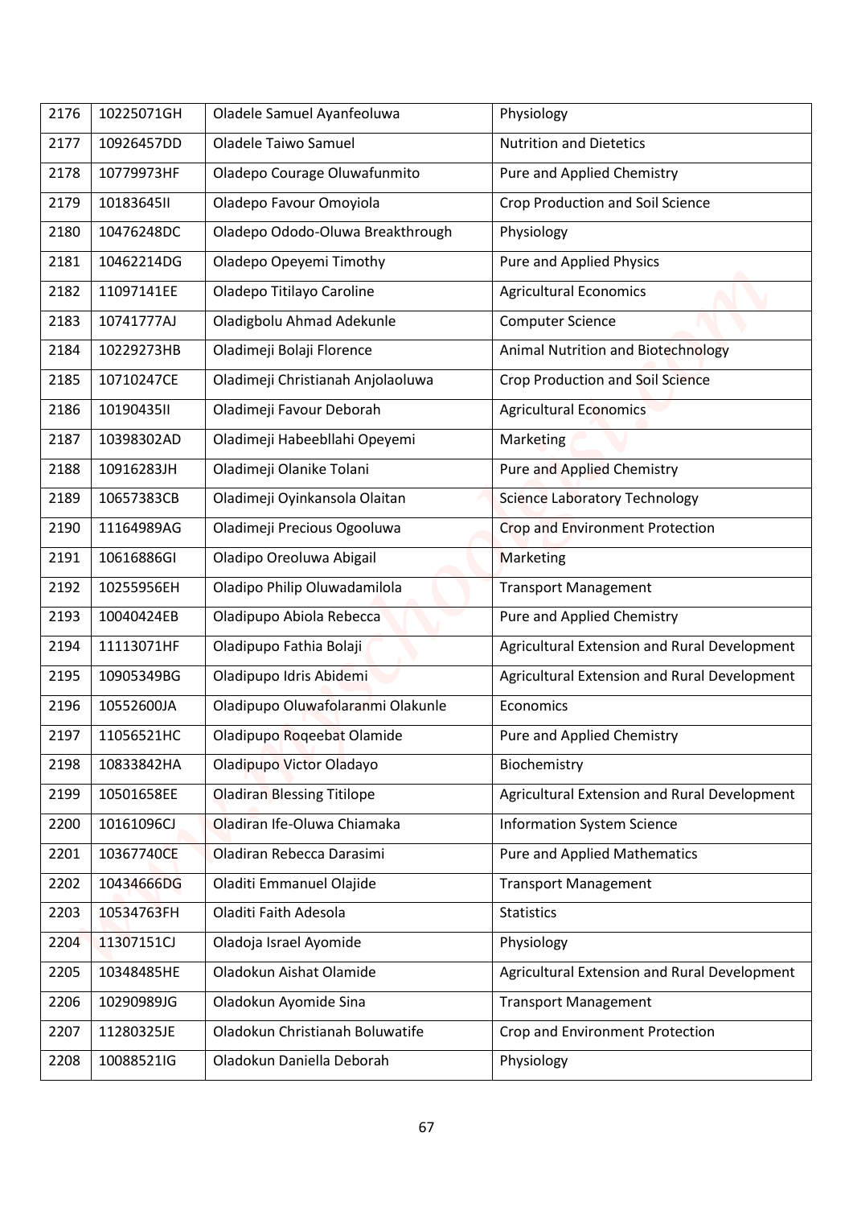| 2176 | 10225071GH | Oladele Samuel Ayanfeoluwa | Physiology |
|---|---|---|---|
| 2177 | 10926457DD | Oladele Taiwo Samuel | Nutrition and Dietetics |
| 2178 | 10779973HF | Oladepo Courage Oluwafunmito | Pure and Applied Chemistry |
| 2179 | 10183645II | Oladepo Favour Omoyiola | Crop Production and Soil Science |
| 2180 | 10476248DC | Oladepo Ododo-Oluwa Breakthrough | Physiology |
| 2181 | 10462214DG | Oladepo Opeyemi Timothy | Pure and Applied Physics |
| 2182 | 11097141EE | Oladepo Titilayo Caroline | Agricultural Economics |
| 2183 | 10741777AJ | Oladigbolu Ahmad Adekunle | Computer Science |
| 2184 | 10229273HB | Oladimeji Bolaji Florence | Animal Nutrition and Biotechnology |
| 2185 | 10710247CE | Oladimeji Christianah Anjolaoluwa | Crop Production and Soil Science |
| 2186 | 10190435II | Oladimeji Favour Deborah | Agricultural Economics |
| 2187 | 10398302AD | Oladimeji Habeebllahi Opeyemi | Marketing |
| 2188 | 10916283JH | Oladimeji Olanike Tolani | Pure and Applied Chemistry |
| 2189 | 10657383CB | Oladimeji Oyinkansola Olaitan | Science Laboratory Technology |
| 2190 | 11164989AG | Oladimeji Precious Ogooluwa | Crop and Environment Protection |
| 2191 | 10616886GI | Oladipo Oreoluwa Abigail | Marketing |
| 2192 | 10255956EH | Oladipo Philip Oluwadamilola | Transport Management |
| 2193 | 10040424EB | Oladipupo Abiola Rebecca | Pure and Applied Chemistry |
| 2194 | 11113071HF | Oladipupo Fathia Bolaji | Agricultural Extension and Rural Development |
| 2195 | 10905349BG | Oladipupo Idris Abidemi | Agricultural Extension and Rural Development |
| 2196 | 10552600JA | Oladipupo Oluwafolaranmi Olakunle | Economics |
| 2197 | 11056521HC | Oladipupo Roqeebat Olamide | Pure and Applied Chemistry |
| 2198 | 10833842HA | Oladipupo Victor Oladayo | Biochemistry |
| 2199 | 10501658EE | Oladiran Blessing Titilope | Agricultural Extension and Rural Development |
| 2200 | 10161096CJ | Oladiran Ife-Oluwa Chiamaka | Information System Science |
| 2201 | 10367740CE | Oladiran Rebecca Darasimi | Pure and Applied Mathematics |
| 2202 | 10434666DG | Oladiti Emmanuel Olajide | Transport Management |
| 2203 | 10534763FH | Oladiti Faith Adesola | Statistics |
| 2204 | 11307151CJ | Oladoja Israel Ayomide | Physiology |
| 2205 | 10348485HE | Oladokun Aishat Olamide | Agricultural Extension and Rural Development |
| 2206 | 10290989JG | Oladokun Ayomide Sina | Transport Management |
| 2207 | 11280325JE | Oladokun Christianah Boluwatife | Crop and Environment Protection |
| 2208 | 10088521IG | Oladokun Daniella Deborah | Physiology |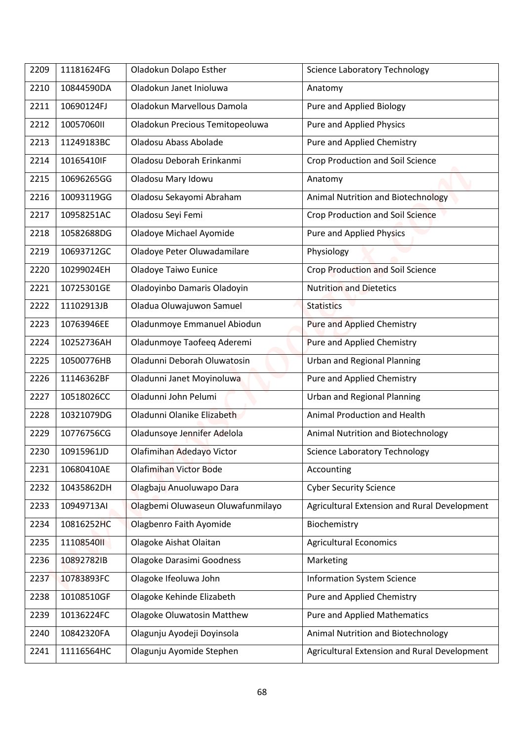| 2209 | 11181624FG | Oladokun Dolapo Esther | Science Laboratory Technology |
|---|---|---|---|
| 2210 | 10844590DA | Oladokun Janet Inioluwa | Anatomy |
| 2211 | 10690124FJ | Oladokun Marvellous Damola | Pure and Applied Biology |
| 2212 | 10057060II | Oladokun Precious Temitopeoluwa | Pure and Applied Physics |
| 2213 | 11249183BC | Oladosu Abass Abolade | Pure and Applied Chemistry |
| 2214 | 10165410IF | Oladosu Deborah Erinkanmi | Crop Production and Soil Science |
| 2215 | 10696265GG | Oladosu Mary Idowu | Anatomy |
| 2216 | 10093119GG | Oladosu Sekayomi Abraham | Animal Nutrition and Biotechnology |
| 2217 | 10958251AC | Oladosu Seyi Femi | Crop Production and Soil Science |
| 2218 | 10582688DG | Oladoye Michael Ayomide | Pure and Applied Physics |
| 2219 | 10693712GC | Oladoye Peter Oluwadamilare | Physiology |
| 2220 | 10299024EH | Oladoye Taiwo Eunice | Crop Production and Soil Science |
| 2221 | 10725301GE | Oladoyinbo Damaris Oladoyin | Nutrition and Dietetics |
| 2222 | 11102913JB | Oladua Oluwajuwon Samuel | Statistics |
| 2223 | 10763946EE | Oladunmoye Emmanuel Abiodun | Pure and Applied Chemistry |
| 2224 | 10252736AH | Oladunmoye Taofeeq Aderemi | Pure and Applied Chemistry |
| 2225 | 10500776HB | Oladunni Deborah Oluwatosin | Urban and Regional Planning |
| 2226 | 11146362BF | Oladunni Janet Moyinoluwa | Pure and Applied Chemistry |
| 2227 | 10518026CC | Oladunni John Pelumi | Urban and Regional Planning |
| 2228 | 10321079DG | Oladunni Olanike Elizabeth | Animal Production and Health |
| 2229 | 10776756CG | Oladunsoye Jennifer Adelola | Animal Nutrition and Biotechnology |
| 2230 | 10915961JD | Olafimihan Adedayo Victor | Science Laboratory Technology |
| 2231 | 10680410AE | Olafimihan Victor Bode | Accounting |
| 2232 | 10435862DH | Olagbaju Anuoluwapo Dara | Cyber Security Science |
| 2233 | 10949713AI | Olagbemi Oluwaseun Oluwafunmilayo | Agricultural Extension and Rural Development |
| 2234 | 10816252HC | Olagbenro Faith Ayomide | Biochemistry |
| 2235 | 11108540II | Olagoke Aishat Olaitan | Agricultural Economics |
| 2236 | 10892782IB | Olagoke Darasimi Goodness | Marketing |
| 2237 | 10783893FC | Olagoke Ifeoluwa John | Information System Science |
| 2238 | 10108510GF | Olagoke Kehinde Elizabeth | Pure and Applied Chemistry |
| 2239 | 10136224FC | Olagoke Oluwatosin Matthew | Pure and Applied Mathematics |
| 2240 | 10842320FA | Olagunju Ayodeji Doyinsola | Animal Nutrition and Biotechnology |
| 2241 | 11116564HC | Olagunju Ayomide Stephen | Agricultural Extension and Rural Development |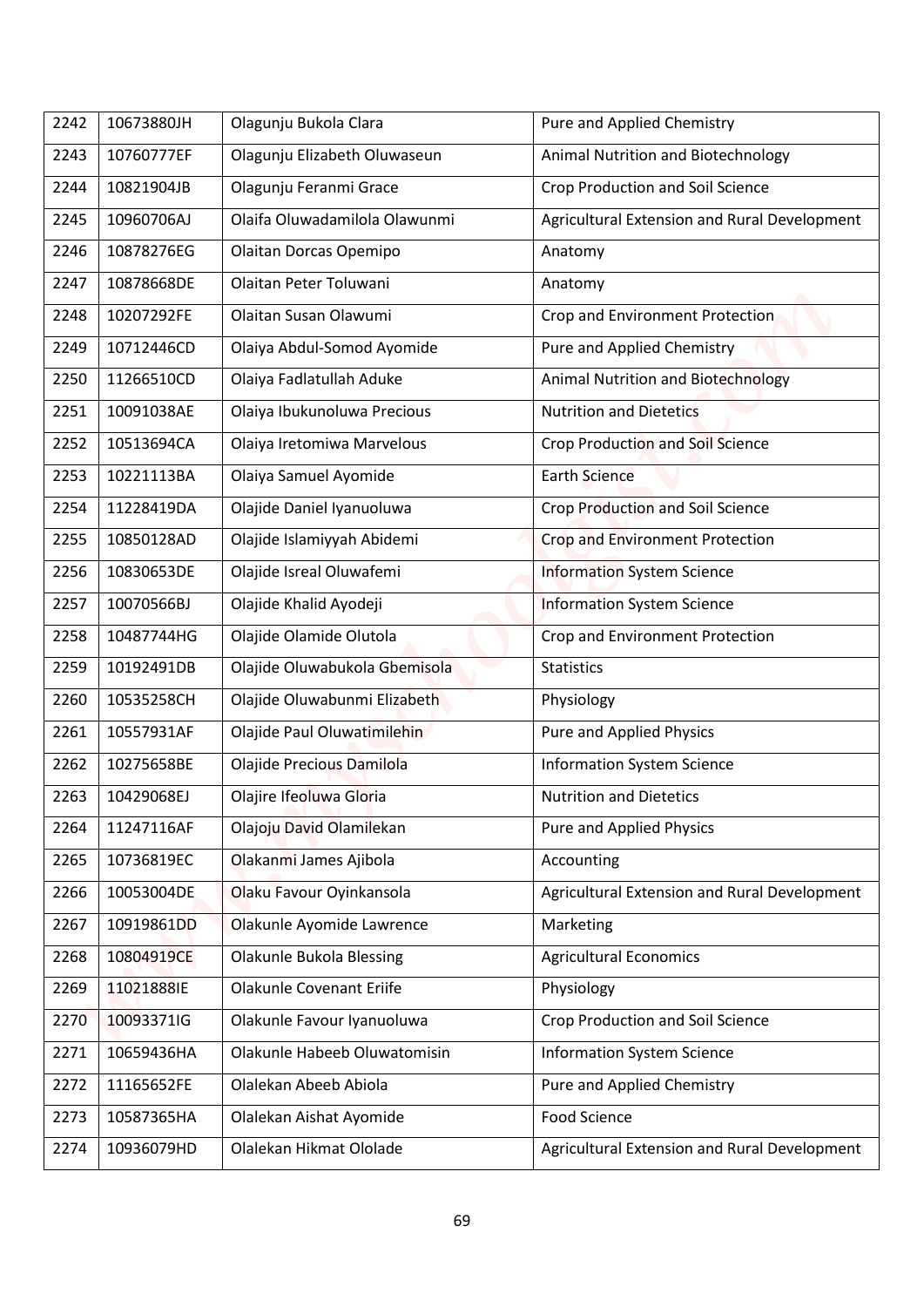| 2242 | 10673880JH | Olagunju Bukola Clara | Pure and Applied Chemistry |
|---|---|---|---|
| 2243 | 10760777EF | Olagunju Elizabeth Oluwaseun | Animal Nutrition and Biotechnology |
| 2244 | 10821904JB | Olagunju Feranmi Grace | Crop Production and Soil Science |
| 2245 | 10960706AJ | Olaifa Oluwadamilola Olawunmi | Agricultural Extension and Rural Development |
| 2246 | 10878276EG | Olaitan Dorcas Opemipo | Anatomy |
| 2247 | 10878668DE | Olaitan Peter Toluwani | Anatomy |
| 2248 | 10207292FE | Olaitan Susan Olawumi | Crop and Environment Protection |
| 2249 | 10712446CD | Olaiya Abdul-Somod Ayomide | Pure and Applied Chemistry |
| 2250 | 11266510CD | Olaiya Fadlatullah Aduke | Animal Nutrition and Biotechnology |
| 2251 | 10091038AE | Olaiya Ibukunoluwa Precious | Nutrition and Dietetics |
| 2252 | 10513694CA | Olaiya Iretomiwa Marvelous | Crop Production and Soil Science |
| 2253 | 10221113BA | Olaiya Samuel Ayomide | Earth Science |
| 2254 | 11228419DA | Olajide Daniel Iyanuoluwa | Crop Production and Soil Science |
| 2255 | 10850128AD | Olajide Islamiyyah Abidemi | Crop and Environment Protection |
| 2256 | 10830653DE | Olajide Isreal Oluwafemi | Information System Science |
| 2257 | 10070566BJ | Olajide Khalid Ayodeji | Information System Science |
| 2258 | 10487744HG | Olajide Olamide Olutola | Crop and Environment Protection |
| 2259 | 10192491DB | Olajide Oluwabukola Gbemisola | Statistics |
| 2260 | 10535258CH | Olajide Oluwabunmi Elizabeth | Physiology |
| 2261 | 10557931AF | Olajide Paul Oluwatimilehin | Pure and Applied Physics |
| 2262 | 10275658BE | Olajide Precious Damilola | Information System Science |
| 2263 | 10429068EJ | Olajire Ifeoluwa Gloria | Nutrition and Dietetics |
| 2264 | 11247116AF | Olajoju David Olamilekan | Pure and Applied Physics |
| 2265 | 10736819EC | Olakanmi James Ajibola | Accounting |
| 2266 | 10053004DE | Olaku Favour Oyinkansola | Agricultural Extension and Rural Development |
| 2267 | 10919861DD | Olakunle Ayomide Lawrence | Marketing |
| 2268 | 10804919CE | Olakunle Bukola Blessing | Agricultural Economics |
| 2269 | 11021888IE | Olakunle Covenant Eriife | Physiology |
| 2270 | 10093371IG | Olakunle Favour Iyanuoluwa | Crop Production and Soil Science |
| 2271 | 10659436HA | Olakunle Habeeb Oluwatomisin | Information System Science |
| 2272 | 11165652FE | Olalekan Abeeb Abiola | Pure and Applied Chemistry |
| 2273 | 10587365HA | Olalekan Aishat Ayomide | Food Science |
| 2274 | 10936079HD | Olalekan Hikmat Ololade | Agricultural Extension and Rural Development |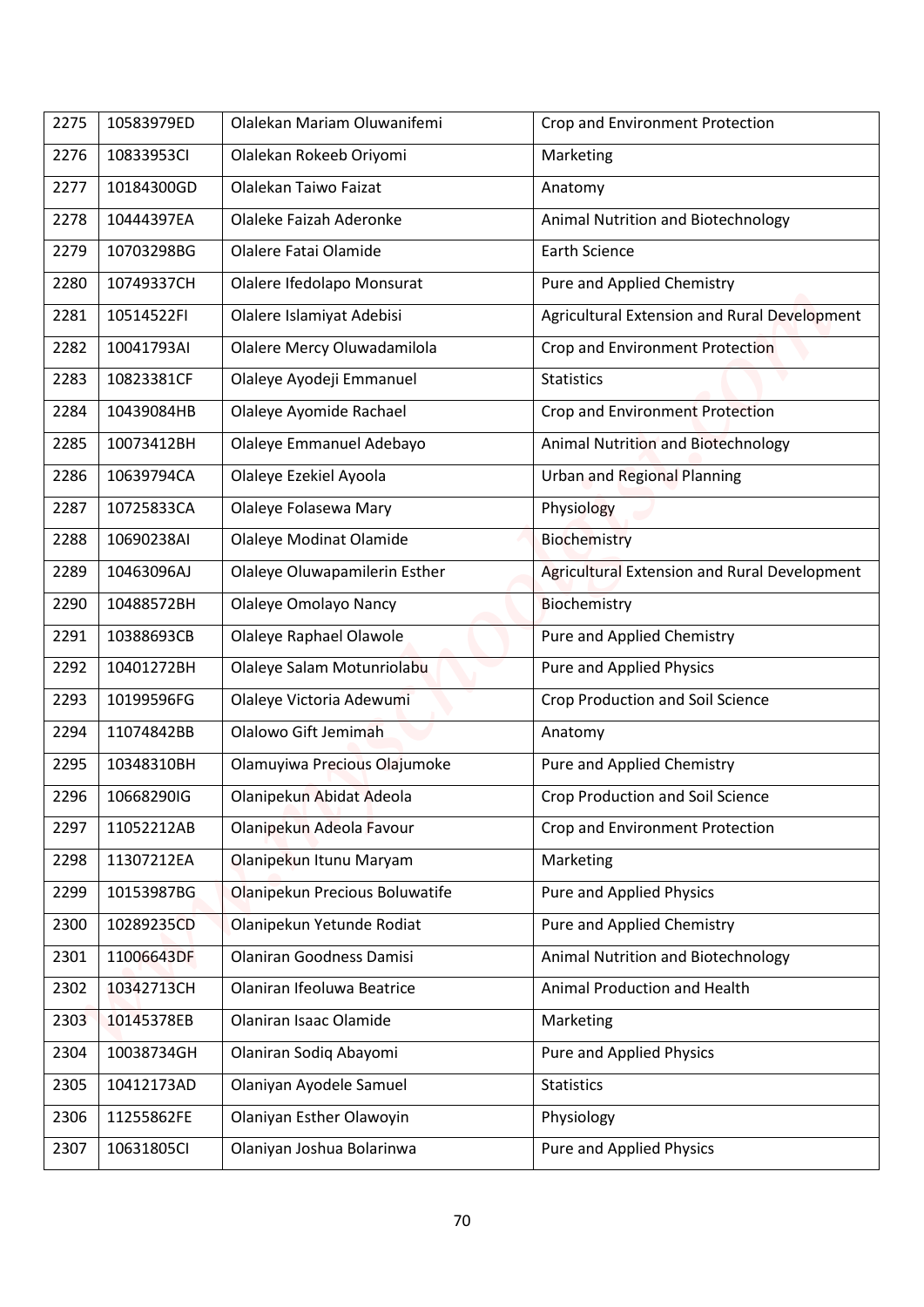| 2275 | 10583979ED | Olalekan Mariam Oluwanifemi | Crop and Environment Protection |
|---|---|---|---|
| 2276 | 10833953CI | Olalekan Rokeeb Oriyomi | Marketing |
| 2277 | 10184300GD | Olalekan Taiwo Faizat | Anatomy |
| 2278 | 10444397EA | Olaleke Faizah Aderonke | Animal Nutrition and Biotechnology |
| 2279 | 10703298BG | Olalere Fatai Olamide | Earth Science |
| 2280 | 10749337CH | Olalere Ifedolapo Monsurat | Pure and Applied Chemistry |
| 2281 | 10514522FI | Olalere Islamiyat Adebisi | Agricultural Extension and Rural Development |
| 2282 | 10041793AI | Olalere Mercy Oluwadamilola | Crop and Environment Protection |
| 2283 | 10823381CF | Olaleye Ayodeji Emmanuel | Statistics |
| 2284 | 10439084HB | Olaleye Ayomide Rachael | Crop and Environment Protection |
| 2285 | 10073412BH | Olaleye Emmanuel Adebayo | Animal Nutrition and Biotechnology |
| 2286 | 10639794CA | Olaleye Ezekiel Ayoola | Urban and Regional Planning |
| 2287 | 10725833CA | Olaleye Folasewa Mary | Physiology |
| 2288 | 10690238AI | Olaleye Modinat Olamide | Biochemistry |
| 2289 | 10463096AJ | Olaleye Oluwapamilerin Esther | Agricultural Extension and Rural Development |
| 2290 | 10488572BH | Olaleye Omolayo Nancy | Biochemistry |
| 2291 | 10388693CB | Olaleye Raphael Olawole | Pure and Applied Chemistry |
| 2292 | 10401272BH | Olaleye Salam Motunriolabu | Pure and Applied Physics |
| 2293 | 10199596FG | Olaleye Victoria Adewumi | Crop Production and Soil Science |
| 2294 | 11074842BB | Olalowo Gift Jemimah | Anatomy |
| 2295 | 10348310BH | Olamuyiwa Precious Olajumoke | Pure and Applied Chemistry |
| 2296 | 10668290IG | Olanipekun Abidat Adeola | Crop Production and Soil Science |
| 2297 | 11052212AB | Olanipekun Adeola Favour | Crop and Environment Protection |
| 2298 | 11307212EA | Olanipekun Itunu Maryam | Marketing |
| 2299 | 10153987BG | Olanipekun Precious Boluwatife | Pure and Applied Physics |
| 2300 | 10289235CD | Olanipekun Yetunde Rodiat | Pure and Applied Chemistry |
| 2301 | 11006643DF | Olaniran Goodness Damisi | Animal Nutrition and Biotechnology |
| 2302 | 10342713CH | Olaniran Ifeoluwa Beatrice | Animal Production and Health |
| 2303 | 10145378EB | Olaniran Isaac Olamide | Marketing |
| 2304 | 10038734GH | Olaniran Sodiq Abayomi | Pure and Applied Physics |
| 2305 | 10412173AD | Olaniyan Ayodele Samuel | Statistics |
| 2306 | 11255862FE | Olaniyan Esther Olawoyin | Physiology |
| 2307 | 10631805CI | Olaniyan Joshua Bolarinwa | Pure and Applied Physics |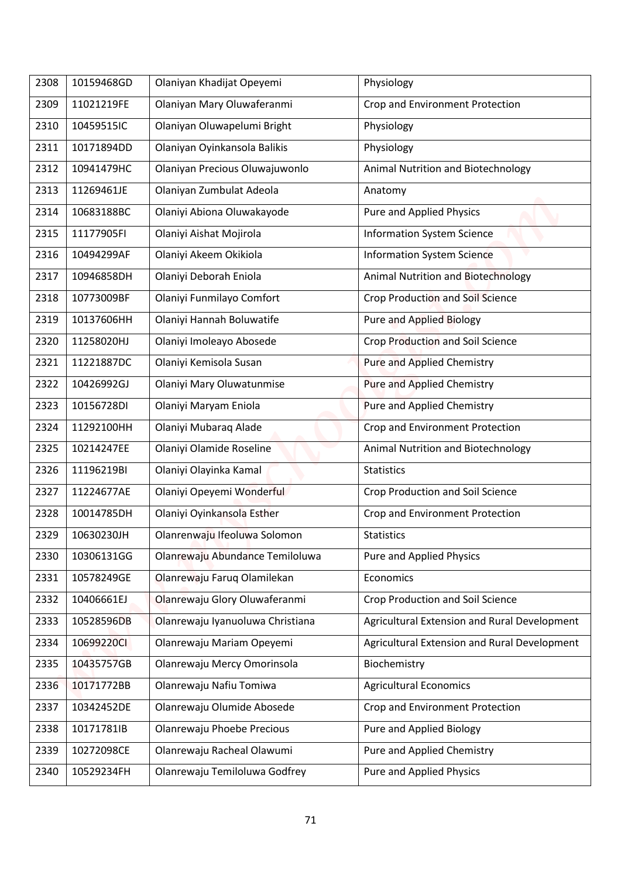| 2308 | 10159468GD | Olaniyan Khadijat Opeyemi | Physiology |
|---|---|---|---|
| 2309 | 11021219FE | Olaniyan Mary Oluwaferanmi | Crop and Environment Protection |
| 2310 | 10459515IC | Olaniyan Oluwapelumi Bright | Physiology |
| 2311 | 10171894DD | Olaniyan Oyinkansola Balikis | Physiology |
| 2312 | 10941479HC | Olaniyan Precious Oluwajuwonlo | Animal Nutrition and Biotechnology |
| 2313 | 11269461JE | Olaniyan Zumbulat Adeola | Anatomy |
| 2314 | 10683188BC | Olaniyi Abiona Oluwakayode | Pure and Applied Physics |
| 2315 | 11177905FI | Olaniyi Aishat Mojirola | Information System Science |
| 2316 | 10494299AF | Olaniyi Akeem Okikiola | Information System Science |
| 2317 | 10946858DH | Olaniyi Deborah Eniola | Animal Nutrition and Biotechnology |
| 2318 | 10773009BF | Olaniyi Funmilayo Comfort | Crop Production and Soil Science |
| 2319 | 10137606HH | Olaniyi Hannah Boluwatife | Pure and Applied Biology |
| 2320 | 11258020HJ | Olaniyi Imoleayo Abosede | Crop Production and Soil Science |
| 2321 | 11221887DC | Olaniyi Kemisola Susan | Pure and Applied Chemistry |
| 2322 | 10426992GJ | Olaniyi Mary Oluwatunmise | Pure and Applied Chemistry |
| 2323 | 10156728DI | Olaniyi Maryam Eniola | Pure and Applied Chemistry |
| 2324 | 11292100HH | Olaniyi Mubaraq Alade | Crop and Environment Protection |
| 2325 | 10214247EE | Olaniyi Olamide Roseline | Animal Nutrition and Biotechnology |
| 2326 | 11196219BI | Olaniyi Olayinka Kamal | Statistics |
| 2327 | 11224677AE | Olaniyi Opeyemi Wonderful | Crop Production and Soil Science |
| 2328 | 10014785DH | Olaniyi Oyinkansola Esther | Crop and Environment Protection |
| 2329 | 10630230JH | Olanrenwaju Ifeoluwa Solomon | Statistics |
| 2330 | 10306131GG | Olanrewaju Abundance Temiloluwa | Pure and Applied Physics |
| 2331 | 10578249GE | Olanrewaju Faruq Olamilekan | Economics |
| 2332 | 10406661EJ | Olanrewaju Glory Oluwaferanmi | Crop Production and Soil Science |
| 2333 | 10528596DB | Olanrewaju Iyanuoluwa Christiana | Agricultural Extension and Rural Development |
| 2334 | 10699220CI | Olanrewaju Mariam Opeyemi | Agricultural Extension and Rural Development |
| 2335 | 10435757GB | Olanrewaju Mercy Omorinsola | Biochemistry |
| 2336 | 10171772BB | Olanrewaju Nafiu Tomiwa | Agricultural Economics |
| 2337 | 10342452DE | Olanrewaju Olumide Abosede | Crop and Environment Protection |
| 2338 | 10171781IB | Olanrewaju Phoebe Precious | Pure and Applied Biology |
| 2339 | 10272098CE | Olanrewaju Racheal Olawumi | Pure and Applied Chemistry |
| 2340 | 10529234FH | Olanrewaju Temiloluwa Godfrey | Pure and Applied Physics |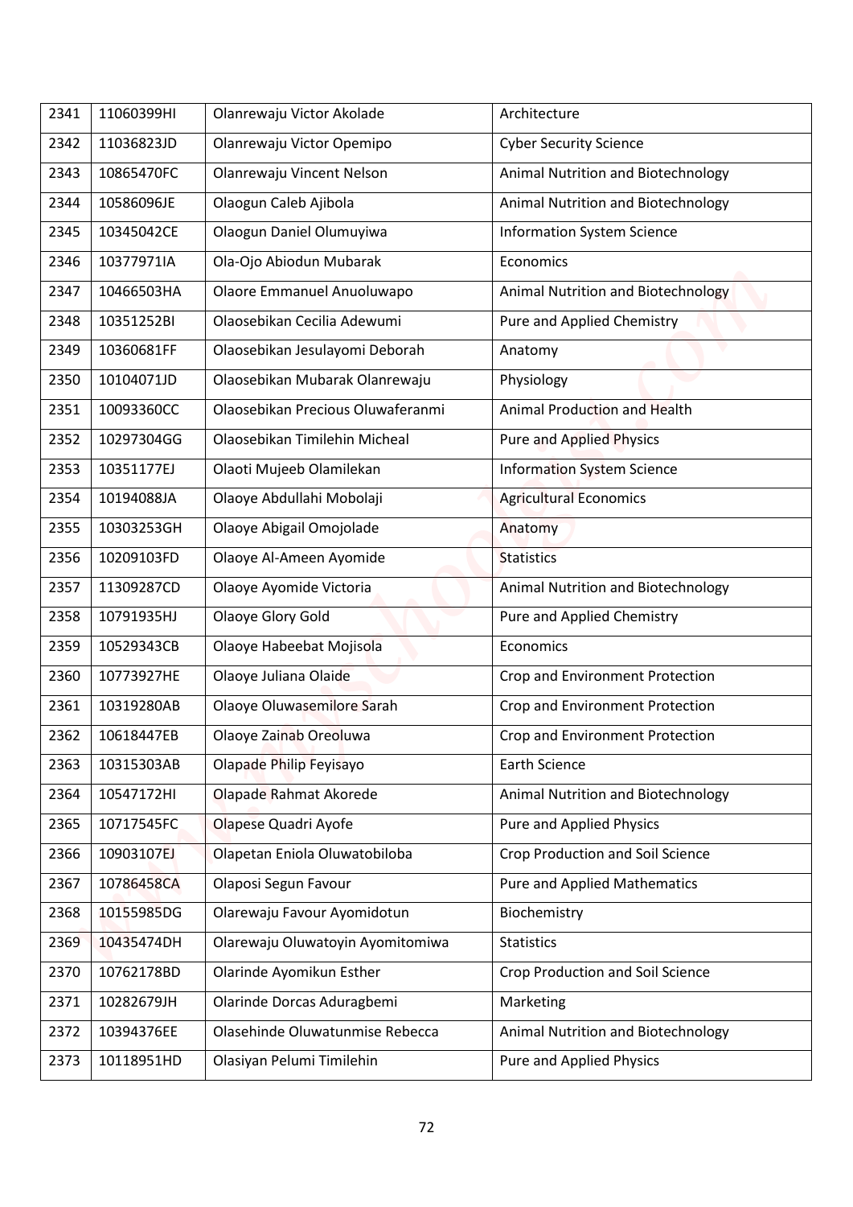| 2341 | 11060399HI | Olanrewaju Victor Akolade | Architecture |
|---|---|---|---|
| 2342 | 11036823JD | Olanrewaju Victor Opemipo | Cyber Security Science |
| 2343 | 10865470FC | Olanrewaju Vincent Nelson | Animal Nutrition and Biotechnology |
| 2344 | 10586096JE | Olaogun Caleb Ajibola | Animal Nutrition and Biotechnology |
| 2345 | 10345042CE | Olaogun Daniel Olumuyiwa | Information System Science |
| 2346 | 10377971IA | Ola-Ojo Abiodun Mubarak | Economics |
| 2347 | 10466503HA | Olaore Emmanuel Anuoluwapo | Animal Nutrition and Biotechnology |
| 2348 | 10351252BI | Olaosebikan Cecilia Adewumi | Pure and Applied Chemistry |
| 2349 | 10360681FF | Olaosebikan Jesulayomi Deborah | Anatomy |
| 2350 | 10104071JD | Olaosebikan Mubarak Olanrewaju | Physiology |
| 2351 | 10093360CC | Olaosebikan Precious Oluwaferanmi | Animal Production and Health |
| 2352 | 10297304GG | Olaosebikan Timilehin Micheal | Pure and Applied Physics |
| 2353 | 10351177EJ | Olaoti Mujeeb Olamilekan | Information System Science |
| 2354 | 10194088JA | Olaoye Abdullahi Mobolaji | Agricultural Economics |
| 2355 | 10303253GH | Olaoye Abigail Omojolade | Anatomy |
| 2356 | 10209103FD | Olaoye Al-Ameen Ayomide | Statistics |
| 2357 | 11309287CD | Olaoye Ayomide Victoria | Animal Nutrition and Biotechnology |
| 2358 | 10791935HJ | Olaoye Glory Gold | Pure and Applied Chemistry |
| 2359 | 10529343CB | Olaoye Habeebat Mojisola | Economics |
| 2360 | 10773927HE | Olaoye Juliana Olaide | Crop and Environment Protection |
| 2361 | 10319280AB | Olaoye Oluwasemilore Sarah | Crop and Environment Protection |
| 2362 | 10618447EB | Olaoye Zainab Oreoluwa | Crop and Environment Protection |
| 2363 | 10315303AB | Olapade Philip Feyisayo | Earth Science |
| 2364 | 10547172HI | Olapade Rahmat Akorede | Animal Nutrition and Biotechnology |
| 2365 | 10717545FC | Olapese Quadri Ayofe | Pure and Applied Physics |
| 2366 | 10903107EJ | Olapetan Eniola Oluwatobiloba | Crop Production and Soil Science |
| 2367 | 10786458CA | Olaposi Segun Favour | Pure and Applied Mathematics |
| 2368 | 10155985DG | Olarewaju Favour Ayomidotun | Biochemistry |
| 2369 | 10435474DH | Olarewaju Oluwatoyin Ayomitomiwa | Statistics |
| 2370 | 10762178BD | Olarinde Ayomikun Esther | Crop Production and Soil Science |
| 2371 | 10282679JH | Olarinde Dorcas Aduragbemi | Marketing |
| 2372 | 10394376EE | Olasehinde Oluwatunmise Rebecca | Animal Nutrition and Biotechnology |
| 2373 | 10118951HD | Olasiyan Pelumi Timilehin | Pure and Applied Physics |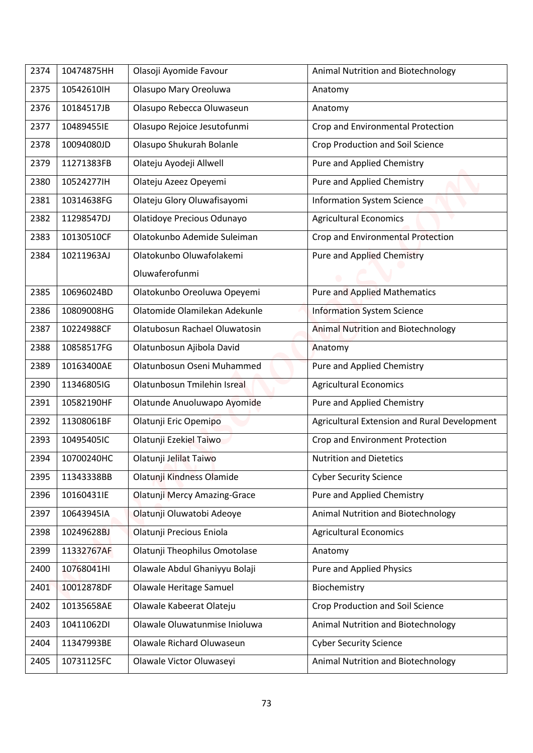| 2374 | 10474875HH | Olasoji Ayomide Favour | Animal Nutrition and Biotechnology |
|---|---|---|---|
| 2375 | 10542610IH | Olasupo Mary Oreoluwa | Anatomy |
| 2376 | 10184517JB | Olasupo Rebecca Oluwaseun | Anatomy |
| 2377 | 10489455IE | Olasupo Rejoice Jesutofunmi | Crop and Environmental Protection |
| 2378 | 10094080JD | Olasupo Shukurah Bolanle | Crop Production and Soil Science |
| 2379 | 11271383FB | Olateju Ayodeji Allwell | Pure and Applied Chemistry |
| 2380 | 10524277IH | Olateju Azeez Opeyemi | Pure and Applied Chemistry |
| 2381 | 10314638FG | Olateju Glory Oluwafisayomi | Information System Science |
| 2382 | 11298547DJ | Olatidoye Precious Odunayo | Agricultural Economics |
| 2383 | 10130510CF | Olatokunbo Ademide Suleiman | Crop and Environmental Protection |
| 2384 | 10211963AJ | Olatokunbo Oluwafolakemi Oluwaferofunmi | Pure and Applied Chemistry |
| 2385 | 10696024BD | Olatokunbo Oreoluwa Opeyemi | Pure and Applied Mathematics |
| 2386 | 10809008HG | Olatomide Olamilekan Adekunle | Information System Science |
| 2387 | 10224988CF | Olatubosun Rachael Oluwatosin | Animal Nutrition and Biotechnology |
| 2388 | 10858517FG | Olatunbosun Ajibola David | Anatomy |
| 2389 | 10163400AE | Olatunbosun Oseni Muhammed | Pure and Applied Chemistry |
| 2390 | 11346805IG | Olatunbosun Tmilehin Isreal | Agricultural Economics |
| 2391 | 10582190HF | Olatunde Anuoluwapo Ayomide | Pure and Applied Chemistry |
| 2392 | 11308061BF | Olatunji Eric Opemipo | Agricultural Extension and Rural Development |
| 2393 | 10495405IC | Olatunji Ezekiel Taiwo | Crop and Environment Protection |
| 2394 | 10700240HC | Olatunji Jelilat Taiwo | Nutrition and Dietetics |
| 2395 | 11343338BB | Olatunji Kindness Olamide | Cyber Security Science |
| 2396 | 10160431IE | Olatunji Mercy Amazing-Grace | Pure and Applied Chemistry |
| 2397 | 10643945IA | Olatunji Oluwatobi Adeoye | Animal Nutrition and Biotechnology |
| 2398 | 10249628BJ | Olatunji Precious Eniola | Agricultural Economics |
| 2399 | 11332767AF | Olatunji Theophilus Omotolase | Anatomy |
| 2400 | 10768041HI | Olawale Abdul Ghaniyyu Bolaji | Pure and Applied Physics |
| 2401 | 10012878DF | Olawale Heritage Samuel | Biochemistry |
| 2402 | 10135658AE | Olawale Kabeerat Olateju | Crop Production and Soil Science |
| 2403 | 10411062DI | Olawale Oluwatunmise Inioluwa | Animal Nutrition and Biotechnology |
| 2404 | 11347993BE | Olawale Richard Oluwaseun | Cyber Security Science |
| 2405 | 10731125FC | Olawale Victor Oluwaseyi | Animal Nutrition and Biotechnology |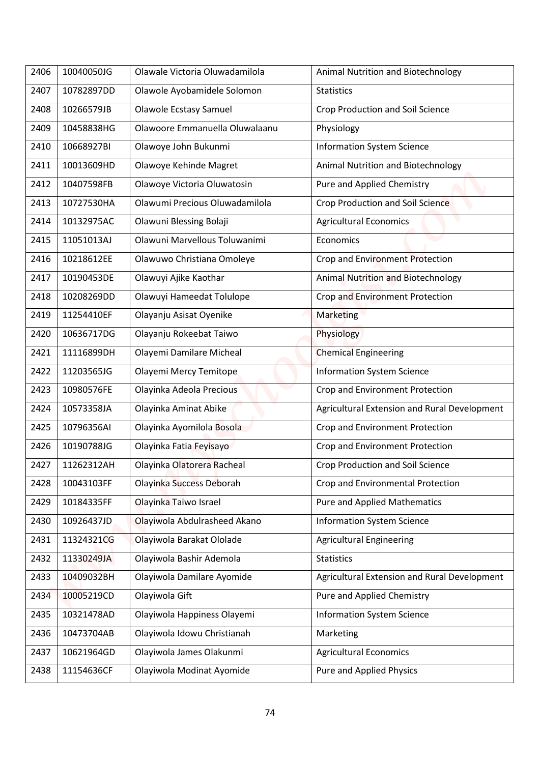| 2406 | 10040050JG | Olawale Victoria Oluwadamilola | Animal Nutrition and Biotechnology |
|---|---|---|---|
| 2407 | 10782897DD | Olawole Ayobamidele Solomon | Statistics |
| 2408 | 10266579JB | Olawole Ecstasy Samuel | Crop Production and Soil Science |
| 2409 | 10458838HG | Olawoore Emmanuella Oluwalaanu | Physiology |
| 2410 | 10668927BI | Olawoye John Bukunmi | Information System Science |
| 2411 | 10013609HD | Olawoye Kehinde Magret | Animal Nutrition and Biotechnology |
| 2412 | 10407598FB | Olawoye Victoria Oluwatosin | Pure and Applied Chemistry |
| 2413 | 10727530HA | Olawumi Precious Oluwadamilola | Crop Production and Soil Science |
| 2414 | 10132975AC | Olawuni Blessing Bolaji | Agricultural Economics |
| 2415 | 11051013AJ | Olawuni Marvellous Toluwanimi | Economics |
| 2416 | 10218612EE | Olawuwo Christiana Omoleye | Crop and Environment Protection |
| 2417 | 10190453DE | Olawuyi Ajike Kaothar | Animal Nutrition and Biotechnology |
| 2418 | 10208269DD | Olawuyi Hameedat Tolulope | Crop and Environment Protection |
| 2419 | 11254410EF | Olayanju Asisat Oyenike | Marketing |
| 2420 | 10636717DG | Olayanju Rokeebat Taiwo | Physiology |
| 2421 | 11116899DH | Olayemi Damilare Micheal | Chemical Engineering |
| 2422 | 11203565JG | Olayemi Mercy Temitope | Information System Science |
| 2423 | 10980576FE | Olayinka Adeola Precious | Crop and Environment Protection |
| 2424 | 10573358JA | Olayinka Aminat Abike | Agricultural Extension and Rural Development |
| 2425 | 10796356AI | Olayinka Ayomilola Bosola | Crop and Environment Protection |
| 2426 | 10190788JG | Olayinka Fatia Feyisayo | Crop and Environment Protection |
| 2427 | 11262312AH | Olayinka Olatorera Racheal | Crop Production and Soil Science |
| 2428 | 10043103FF | Olayinka Success Deborah | Crop and Environmental Protection |
| 2429 | 10184335FF | Olayinka Taiwo Israel | Pure and Applied Mathematics |
| 2430 | 10926437JD | Olayiwola Abdulrasheed Akano | Information System Science |
| 2431 | 11324321CG | Olayiwola Barakat Ololade | Agricultural Engineering |
| 2432 | 11330249JA | Olayiwola Bashir Ademola | Statistics |
| 2433 | 10409032BH | Olayiwola Damilare Ayomide | Agricultural Extension and Rural Development |
| 2434 | 10005219CD | Olayiwola Gift | Pure and Applied Chemistry |
| 2435 | 10321478AD | Olayiwola Happiness Olayemi | Information System Science |
| 2436 | 10473704AB | Olayiwola Idowu Christianah | Marketing |
| 2437 | 10621964GD | Olayiwola James Olakunmi | Agricultural Economics |
| 2438 | 11154636CF | Olayiwola Modinat Ayomide | Pure and Applied Physics |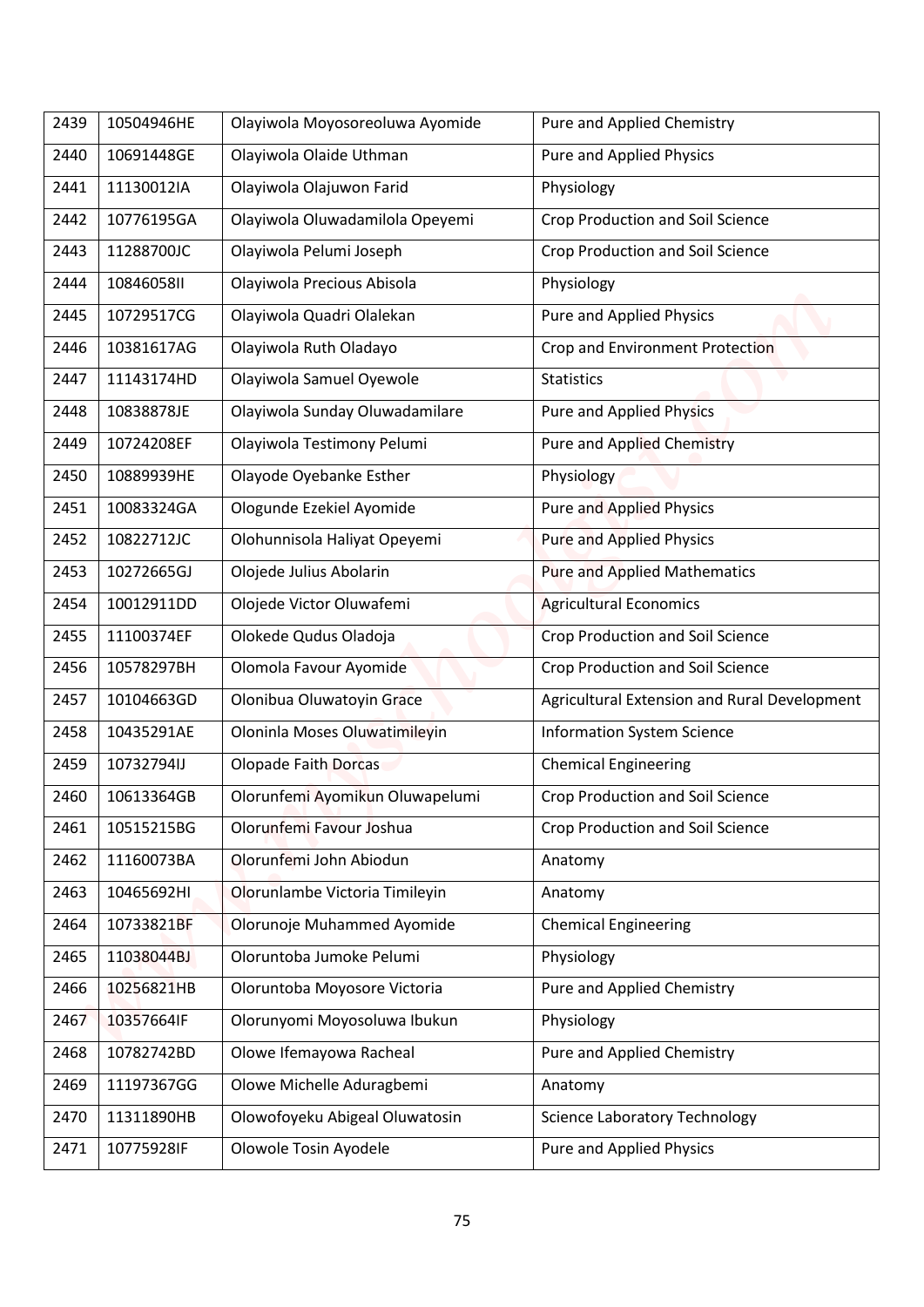| 2439 | 10504946HE | Olayiwola Moyosoreoluwa Ayomide | Pure and Applied Chemistry |
|---|---|---|---|
| 2440 | 10691448GE | Olayiwola Olaide Uthman | Pure and Applied Physics |
| 2441 | 11130012IA | Olayiwola Olajuwon Farid | Physiology |
| 2442 | 10776195GA | Olayiwola Oluwadamilola Opeyemi | Crop Production and Soil Science |
| 2443 | 11288700JC | Olayiwola Pelumi Joseph | Crop Production and Soil Science |
| 2444 | 10846058II | Olayiwola Precious Abisola | Physiology |
| 2445 | 10729517CG | Olayiwola Quadri Olalekan | Pure and Applied Physics |
| 2446 | 10381617AG | Olayiwola Ruth Oladayo | Crop and Environment Protection |
| 2447 | 11143174HD | Olayiwola Samuel Oyewole | Statistics |
| 2448 | 10838878JE | Olayiwola Sunday Oluwadamilare | Pure and Applied Physics |
| 2449 | 10724208EF | Olayiwola Testimony Pelumi | Pure and Applied Chemistry |
| 2450 | 10889939HE | Olayode Oyebanke Esther | Physiology |
| 2451 | 10083324GA | Ologunde Ezekiel Ayomide | Pure and Applied Physics |
| 2452 | 10822712JC | Olohunnisola Haliyat Opeyemi | Pure and Applied Physics |
| 2453 | 10272665GJ | Olojede Julius Abolarin | Pure and Applied Mathematics |
| 2454 | 10012911DD | Olojede Victor Oluwafemi | Agricultural Economics |
| 2455 | 11100374EF | Olokede Qudus Oladoja | Crop Production and Soil Science |
| 2456 | 10578297BH | Olomola Favour Ayomide | Crop Production and Soil Science |
| 2457 | 10104663GD | Olonibua Oluwatoyin Grace | Agricultural Extension and Rural Development |
| 2458 | 10435291AE | Oloninla Moses Oluwatimileyin | Information System Science |
| 2459 | 10732794IJ | Olopade Faith Dorcas | Chemical Engineering |
| 2460 | 10613364GB | Olorunfemi Ayomikun Oluwapelumi | Crop Production and Soil Science |
| 2461 | 10515215BG | Olorunfemi Favour Joshua | Crop Production and Soil Science |
| 2462 | 11160073BA | Olorunfemi John Abiodun | Anatomy |
| 2463 | 10465692HI | Olorunlambe Victoria Timileyin | Anatomy |
| 2464 | 10733821BF | Olorunoje Muhammed Ayomide | Chemical Engineering |
| 2465 | 11038044BJ | Oloruntoba Jumoke Pelumi | Physiology |
| 2466 | 10256821HB | Oloruntoba Moyosore Victoria | Pure and Applied Chemistry |
| 2467 | 10357664IF | Olorunyomi Moyosoluwa Ibukun | Physiology |
| 2468 | 10782742BD | Olowe Ifemayowa Racheal | Pure and Applied Chemistry |
| 2469 | 11197367GG | Olowe Michelle Aduragbemi | Anatomy |
| 2470 | 11311890HB | Olowofoyeku Abigeal Oluwatosin | Science Laboratory Technology |
| 2471 | 10775928IF | Olowole Tosin Ayodele | Pure and Applied Physics |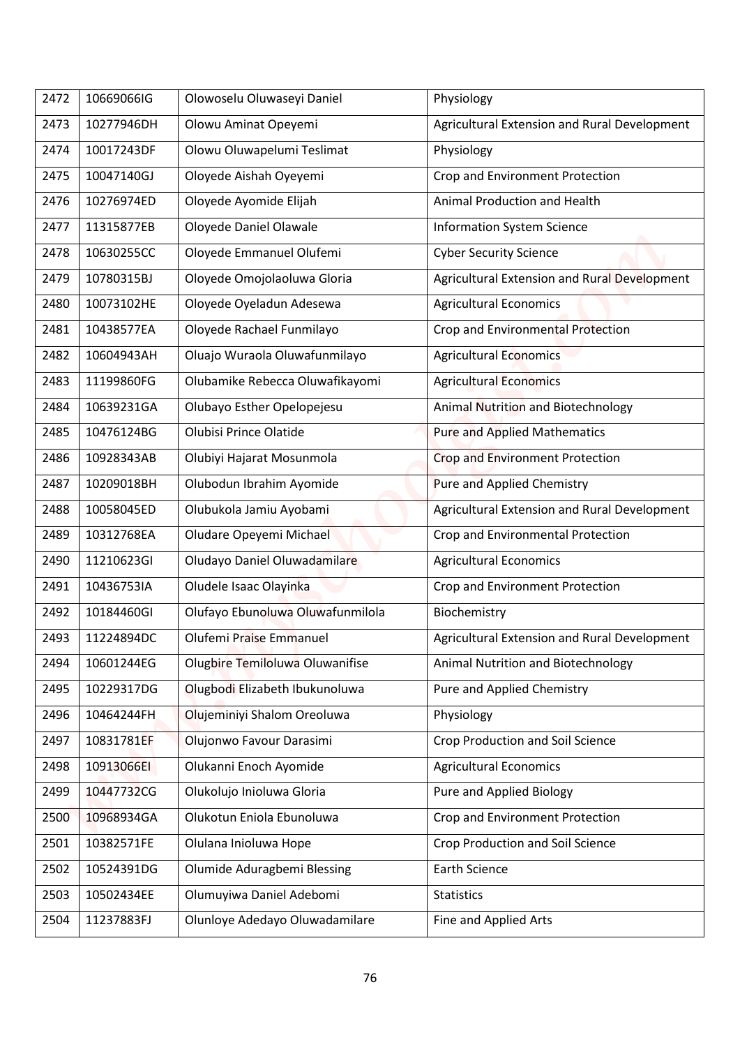| 2472 | 10669066IG | Olowoselu Oluwaseyi Daniel | Physiology |
|---|---|---|---|
| 2473 | 10277946DH | Olowu Aminat Opeyemi | Agricultural Extension and Rural Development |
| 2474 | 10017243DF | Olowu Oluwapelumi Teslimat | Physiology |
| 2475 | 10047140GJ | Oloyede Aishah Oyeyemi | Crop and Environment Protection |
| 2476 | 10276974ED | Oloyede Ayomide Elijah | Animal Production and Health |
| 2477 | 11315877EB | Oloyede Daniel Olawale | Information System Science |
| 2478 | 10630255CC | Oloyede Emmanuel Olufemi | Cyber Security Science |
| 2479 | 10780315BJ | Oloyede Omojolaoluwa Gloria | Agricultural Extension and Rural Development |
| 2480 | 10073102HE | Oloyede Oyeladun Adesewa | Agricultural Economics |
| 2481 | 10438577EA | Oloyede Rachael Funmilayo | Crop and Environmental Protection |
| 2482 | 10604943AH | Oluajo Wuraola Oluwafunmilayo | Agricultural Economics |
| 2483 | 11199860FG | Olubamike Rebecca Oluwafikayomi | Agricultural Economics |
| 2484 | 10639231GA | Olubayo Esther Opelopejesu | Animal Nutrition and Biotechnology |
| 2485 | 10476124BG | Olubisi Prince Olatide | Pure and Applied Mathematics |
| 2486 | 10928343AB | Olubiyi Hajarat Mosunmola | Crop and Environment Protection |
| 2487 | 10209018BH | Olubodun Ibrahim Ayomide | Pure and Applied Chemistry |
| 2488 | 10058045ED | Olubukola Jamiu Ayobami | Agricultural Extension and Rural Development |
| 2489 | 10312768EA | Oludare Opeyemi Michael | Crop and Environmental Protection |
| 2490 | 11210623GI | Oludayo Daniel Oluwadamilare | Agricultural Economics |
| 2491 | 10436753IA | Oludele Isaac Olayinka | Crop and Environment Protection |
| 2492 | 10184460GI | Olufayo Ebunoluwa Oluwafunmilola | Biochemistry |
| 2493 | 11224894DC | Olufemi Praise Emmanuel | Agricultural Extension and Rural Development |
| 2494 | 10601244EG | Olugbire Temiloluwa Oluwanifise | Animal Nutrition and Biotechnology |
| 2495 | 10229317DG | Olugbodi Elizabeth Ibukunoluwa | Pure and Applied Chemistry |
| 2496 | 10464244FH | Olujeminiyi Shalom Oreoluwa | Physiology |
| 2497 | 10831781EF | Olujonwo Favour Darasimi | Crop Production and Soil Science |
| 2498 | 10913066EI | Olukanni Enoch Ayomide | Agricultural Economics |
| 2499 | 10447732CG | Olukolujo Inioluwa Gloria | Pure and Applied Biology |
| 2500 | 10968934GA | Olukotun Eniola Ebunoluwa | Crop and Environment Protection |
| 2501 | 10382571FE | Olulana Inioluwa Hope | Crop Production and Soil Science |
| 2502 | 10524391DG | Olumide Aduragbemi Blessing | Earth Science |
| 2503 | 10502434EE | Olumuyiwa Daniel Adebomi | Statistics |
| 2504 | 11237883FJ | Olunloye Adedayo Oluwadamilare | Fine and Applied Arts |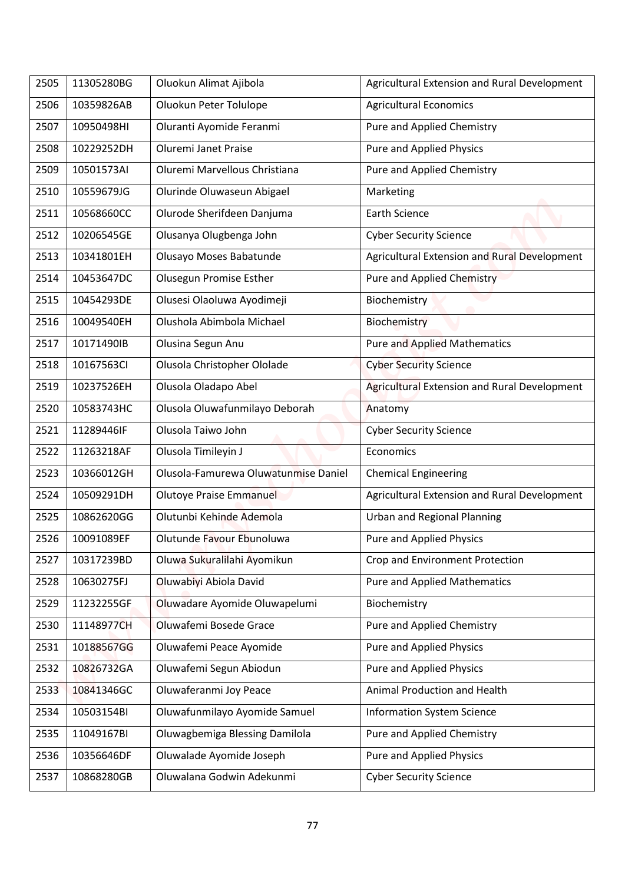| 2505 | 11305280BG | Oluokun Alimat Ajibola | Agricultural Extension and Rural Development |
|---|---|---|---|
| 2506 | 10359826AB | Oluokun Peter Tolulope | Agricultural Economics |
| 2507 | 10950498HI | Oluranti Ayomide Feranmi | Pure and Applied Chemistry |
| 2508 | 10229252DH | Oluremi Janet Praise | Pure and Applied Physics |
| 2509 | 10501573AI | Oluremi Marvellous Christiana | Pure and Applied Chemistry |
| 2510 | 10559679JG | Olurinde Oluwaseun Abigael | Marketing |
| 2511 | 10568660CC | Olurode Sherifdeen Danjuma | Earth Science |
| 2512 | 10206545GE | Olusanya Olugbenga John | Cyber Security Science |
| 2513 | 10341801EH | Olusayo Moses Babatunde | Agricultural Extension and Rural Development |
| 2514 | 10453647DC | Olusegun Promise Esther | Pure and Applied Chemistry |
| 2515 | 10454293DE | Olusesi Olaoluwa Ayodimeji | Biochemistry |
| 2516 | 10049540EH | Olushola Abimbola Michael | Biochemistry |
| 2517 | 10171490IB | Olusina Segun Anu | Pure and Applied Mathematics |
| 2518 | 10167563CI | Olusola Christopher Ololade | Cyber Security Science |
| 2519 | 10237526EH | Olusola Oladapo Abel | Agricultural Extension and Rural Development |
| 2520 | 10583743HC | Olusola Oluwafunmilayo Deborah | Anatomy |
| 2521 | 11289446IF | Olusola Taiwo John | Cyber Security Science |
| 2522 | 11263218AF | Olusola Timileyin J | Economics |
| 2523 | 10366012GH | Olusola-Famurewa Oluwatunmise Daniel | Chemical Engineering |
| 2524 | 10509291DH | Olutoye Praise Emmanuel | Agricultural Extension and Rural Development |
| 2525 | 10862620GG | Olutunbi Kehinde Ademola | Urban and Regional Planning |
| 2526 | 10091089EF | Olutunde Favour Ebunoluwa | Pure and Applied Physics |
| 2527 | 10317239BD | Oluwa Sukuralilahi Ayomikun | Crop and Environment Protection |
| 2528 | 10630275FJ | Oluwabiyi Abiola David | Pure and Applied Mathematics |
| 2529 | 11232255GF | Oluwadare Ayomide Oluwapelumi | Biochemistry |
| 2530 | 11148977CH | Oluwafemi Bosede Grace | Pure and Applied Chemistry |
| 2531 | 10188567GG | Oluwafemi Peace Ayomide | Pure and Applied Physics |
| 2532 | 10826732GA | Oluwafemi Segun Abiodun | Pure and Applied Physics |
| 2533 | 10841346GC | Oluwaferanmi Joy Peace | Animal Production and Health |
| 2534 | 10503154BI | Oluwafunmilayo Ayomide Samuel | Information System Science |
| 2535 | 11049167BI | Oluwagbemiga Blessing Damilola | Pure and Applied Chemistry |
| 2536 | 10356646DF | Oluwalade Ayomide Joseph | Pure and Applied Physics |
| 2537 | 10868280GB | Oluwalana Godwin Adekunmi | Cyber Security Science |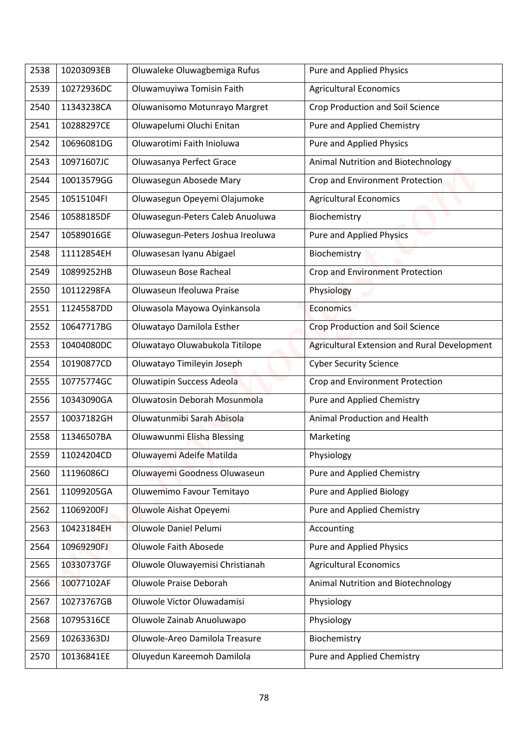| 2538 | 10203093EB | Oluwaleke Oluwagbemiga Rufus | Pure and Applied Physics |
|---|---|---|---|
| 2539 | 10272936DC | Oluwamuyiwa Tomisin Faith | Agricultural Economics |
| 2540 | 11343238CA | Oluwanisomo Motunrayo Margret | Crop Production and Soil Science |
| 2541 | 10288297CE | Oluwapelumi Oluchi Enitan | Pure and Applied Chemistry |
| 2542 | 10696081DG | Oluwarotimi Faith Inioluwa | Pure and Applied Physics |
| 2543 | 10971607JC | Oluwasanya Perfect Grace | Animal Nutrition and Biotechnology |
| 2544 | 10013579GG | Oluwasegun Abosede Mary | Crop and Environment Protection |
| 2545 | 10515104FI | Oluwasegun Opeyemi Olajumoke | Agricultural Economics |
| 2546 | 10588185DF | Oluwasegun-Peters Caleb Anuoluwa | Biochemistry |
| 2547 | 10589016GE | Oluwasegun-Peters Joshua Ireoluwa | Pure and Applied Physics |
| 2548 | 11112854EH | Oluwasesan Iyanu Abigael | Biochemistry |
| 2549 | 10899252HB | Oluwaseun Bose Racheal | Crop and Environment Protection |
| 2550 | 10112298FA | Oluwaseun Ifeoluwa Praise | Physiology |
| 2551 | 11245587DD | Oluwasola Mayowa Oyinkansola | Economics |
| 2552 | 10647717BG | Oluwatayo Damilola Esther | Crop Production and Soil Science |
| 2553 | 10404080DC | Oluwatayo Oluwabukola Titilope | Agricultural Extension and Rural Development |
| 2554 | 10190877CD | Oluwatayo Timileyin Joseph | Cyber Security Science |
| 2555 | 10775774GC | Oluwatipin Success Adeola | Crop and Environment Protection |
| 2556 | 10343090GA | Oluwatosin Deborah Mosunmola | Pure and Applied Chemistry |
| 2557 | 10037182GH | Oluwatunmibi Sarah Abisola | Animal Production and Health |
| 2558 | 11346507BA | Oluwawunmi Elisha Blessing | Marketing |
| 2559 | 11024204CD | Oluwayemi Adeife Matilda | Physiology |
| 2560 | 11196086CJ | Oluwayemi Goodness Oluwaseun | Pure and Applied Chemistry |
| 2561 | 11099205GA | Oluwemimo Favour Temitayo | Pure and Applied Biology |
| 2562 | 11069200FJ | Oluwole Aishat Opeyemi | Pure and Applied Chemistry |
| 2563 | 10423184EH | Oluwole Daniel Pelumi | Accounting |
| 2564 | 10969290FJ | Oluwole Faith Abosede | Pure and Applied Physics |
| 2565 | 10330737GF | Oluwole Oluwayemisi Christianah | Agricultural Economics |
| 2566 | 10077102AF | Oluwole Praise Deborah | Animal Nutrition and Biotechnology |
| 2567 | 10273767GB | Oluwole Victor Oluwadamisi | Physiology |
| 2568 | 10795316CE | Oluwole Zainab Anuoluwapo | Physiology |
| 2569 | 10263363DJ | Oluwole-Areo Damilola Treasure | Biochemistry |
| 2570 | 10136841EE | Oluyedun Kareemoh Damilola | Pure and Applied Chemistry |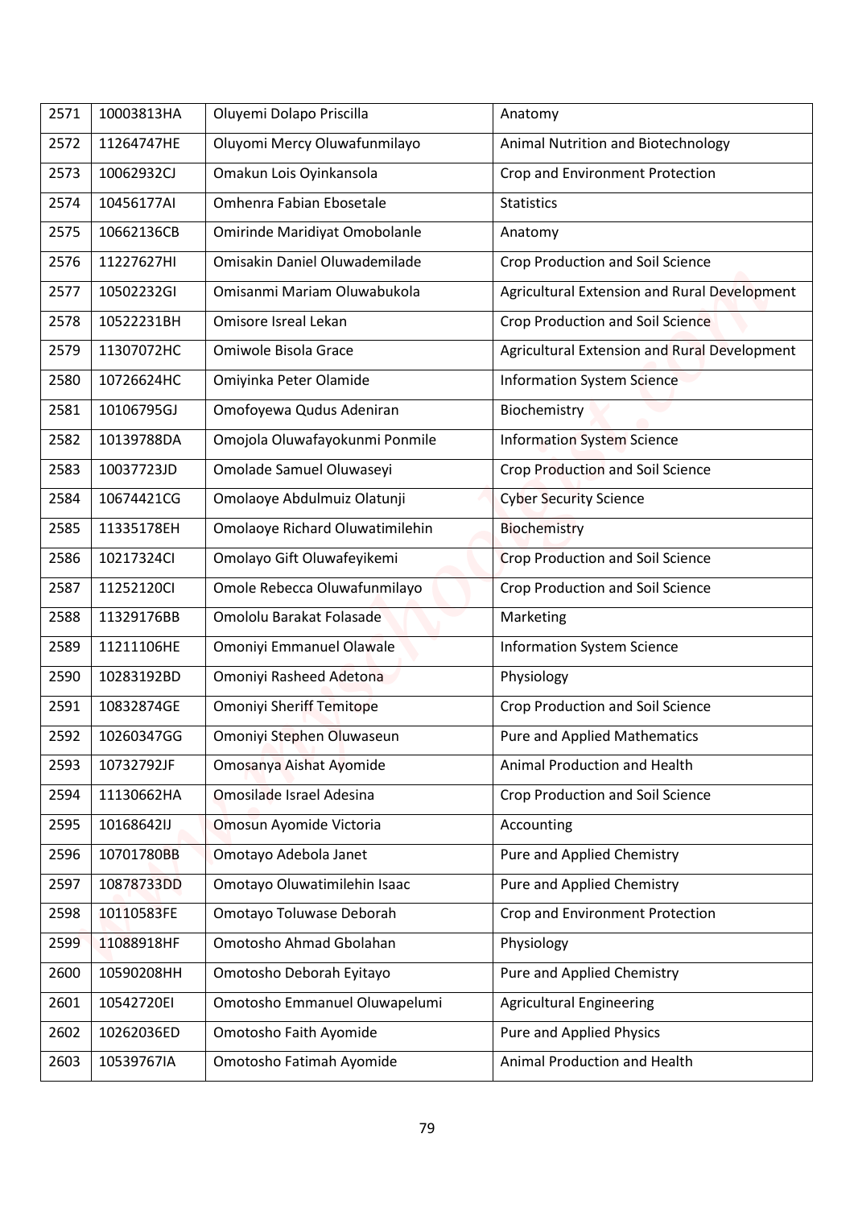| 2571 | 10003813HA | Oluyemi Dolapo Priscilla | Anatomy |
|---|---|---|---|
| 2572 | 11264747HE | Oluyomi Mercy Oluwafunmilayo | Animal Nutrition and Biotechnology |
| 2573 | 10062932CJ | Omakun Lois Oyinkansola | Crop and Environment Protection |
| 2574 | 10456177AI | Omhenra Fabian Ebosetale | Statistics |
| 2575 | 10662136CB | Omirinde Maridiyat Omobolanle | Anatomy |
| 2576 | 11227627HI | Omisakin Daniel Oluwademilade | Crop Production and Soil Science |
| 2577 | 10502232GI | Omisanmi Mariam Oluwabukola | Agricultural Extension and Rural Development |
| 2578 | 10522231BH | Omisore Isreal Lekan | Crop Production and Soil Science |
| 2579 | 11307072HC | Omiwole Bisola Grace | Agricultural Extension and Rural Development |
| 2580 | 10726624HC | Omiyinka Peter Olamide | Information System Science |
| 2581 | 10106795GJ | Omofoyewa Qudus Adeniran | Biochemistry |
| 2582 | 10139788DA | Omojola Oluwafayokunmi Ponmile | Information System Science |
| 2583 | 10037723JD | Omolade Samuel Oluwaseyi | Crop Production and Soil Science |
| 2584 | 10674421CG | Omolaoye Abdulmuiz Olatunji | Cyber Security Science |
| 2585 | 11335178EH | Omolaoye Richard Oluwatimilehin | Biochemistry |
| 2586 | 10217324CI | Omolayo Gift Oluwafeyikemi | Crop Production and Soil Science |
| 2587 | 11252120CI | Omole Rebecca Oluwafunmilayo | Crop Production and Soil Science |
| 2588 | 11329176BB | Omololu Barakat Folasade | Marketing |
| 2589 | 11211106HE | Omoniyi Emmanuel Olawale | Information System Science |
| 2590 | 10283192BD | Omoniyi Rasheed Adetona | Physiology |
| 2591 | 10832874GE | Omoniyi Sheriff Temitope | Crop Production and Soil Science |
| 2592 | 10260347GG | Omoniyi Stephen Oluwaseun | Pure and Applied Mathematics |
| 2593 | 10732792JF | Omosanya Aishat Ayomide | Animal Production and Health |
| 2594 | 11130662HA | Omosilade Israel Adesina | Crop Production and Soil Science |
| 2595 | 10168642IJ | Omosun Ayomide Victoria | Accounting |
| 2596 | 10701780BB | Omotayo Adebola Janet | Pure and Applied Chemistry |
| 2597 | 10878733DD | Omotayo Oluwatimilehin Isaac | Pure and Applied Chemistry |
| 2598 | 10110583FE | Omotayo Toluwase Deborah | Crop and Environment Protection |
| 2599 | 11088918HF | Omotosho Ahmad Gbolahan | Physiology |
| 2600 | 10590208HH | Omotosho Deborah Eyitayo | Pure and Applied Chemistry |
| 2601 | 10542720EI | Omotosho Emmanuel Oluwapelumi | Agricultural Engineering |
| 2602 | 10262036ED | Omotosho Faith Ayomide | Pure and Applied Physics |
| 2603 | 10539767IA | Omotosho Fatimah Ayomide | Animal Production and Health |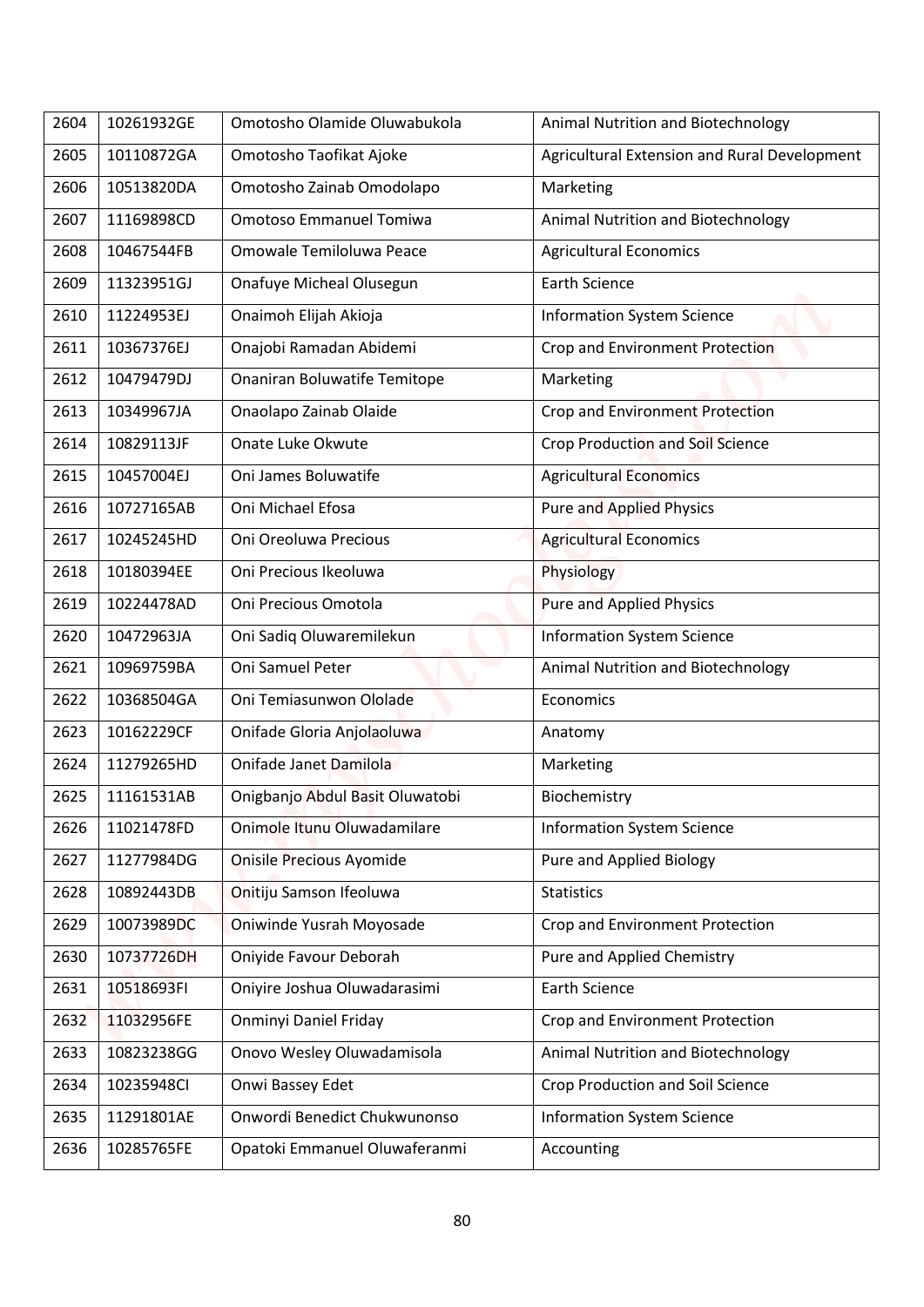| 2604 | 10261932GE | Omotosho Olamide Oluwabukola | Animal Nutrition and Biotechnology |
|---|---|---|---|
| 2605 | 10110872GA | Omotosho Taofikat Ajoke | Agricultural Extension and Rural Development |
| 2606 | 10513820DA | Omotosho Zainab Omodolapo | Marketing |
| 2607 | 11169898CD | Omotoso Emmanuel Tomiwa | Animal Nutrition and Biotechnology |
| 2608 | 10467544FB | Omowale Temiloluwa Peace | Agricultural Economics |
| 2609 | 11323951GJ | Onafuye Micheal Olusegun | Earth Science |
| 2610 | 11224953EJ | Onaimoh Elijah Akioja | Information System Science |
| 2611 | 10367376EJ | Onajobi Ramadan Abidemi | Crop and Environment Protection |
| 2612 | 10479479DJ | Onaniran Boluwatife Temitope | Marketing |
| 2613 | 10349967JA | Onaolapo Zainab Olaide | Crop and Environment Protection |
| 2614 | 10829113JF | Onate Luke Okwute | Crop Production and Soil Science |
| 2615 | 10457004EJ | Oni James Boluwatife | Agricultural Economics |
| 2616 | 10727165AB | Oni Michael Efosa | Pure and Applied Physics |
| 2617 | 10245245HD | Oni Oreoluwa Precious | Agricultural Economics |
| 2618 | 10180394EE | Oni Precious Ikeoluwa | Physiology |
| 2619 | 10224478AD | Oni Precious Omotola | Pure and Applied Physics |
| 2620 | 10472963JA | Oni Sadiq Oluwaremilekun | Information System Science |
| 2621 | 10969759BA | Oni Samuel Peter | Animal Nutrition and Biotechnology |
| 2622 | 10368504GA | Oni Temiasunwon Ololade | Economics |
| 2623 | 10162229CF | Onifade Gloria Anjolaoluwa | Anatomy |
| 2624 | 11279265HD | Onifade Janet Damilola | Marketing |
| 2625 | 11161531AB | Onigbanjo Abdul Basit Oluwatobi | Biochemistry |
| 2626 | 11021478FD | Onimole Itunu Oluwadamilare | Information System Science |
| 2627 | 11277984DG | Onisile Precious Ayomide | Pure and Applied Biology |
| 2628 | 10892443DB | Onitiju Samson Ifeoluwa | Statistics |
| 2629 | 10073989DC | Oniwinde Yusrah Moyosade | Crop and Environment Protection |
| 2630 | 10737726DH | Oniyide Favour Deborah | Pure and Applied Chemistry |
| 2631 | 10518693FI | Oniyire Joshua Oluwadarasimi | Earth Science |
| 2632 | 11032956FE | Onminyi Daniel Friday | Crop and Environment Protection |
| 2633 | 10823238GG | Onovo Wesley Oluwadamisola | Animal Nutrition and Biotechnology |
| 2634 | 10235948CI | Onwi Bassey Edet | Crop Production and Soil Science |
| 2635 | 11291801AE | Onwordi Benedict Chukwunonso | Information System Science |
| 2636 | 10285765FE | Opatoki Emmanuel Oluwaferanmi | Accounting |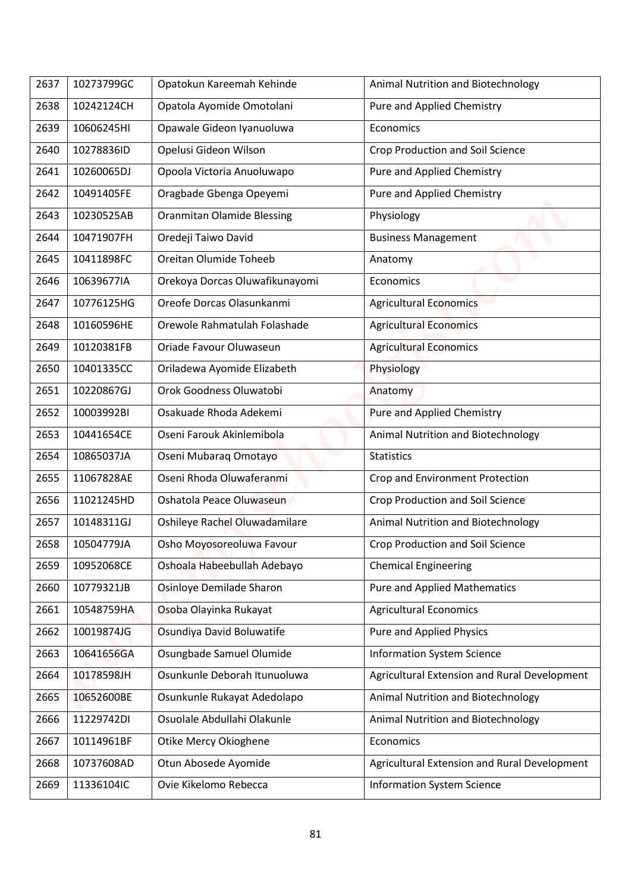| 2637 | 10273799GC | Opatokun Kareemah Kehinde | Animal Nutrition and Biotechnology |
|---|---|---|---|
| 2638 | 10242124CH | Opatola Ayomide Omotolani | Pure and Applied Chemistry |
| 2639 | 10606245HI | Opawale Gideon Iyanuoluwa | Economics |
| 2640 | 10278836ID | Opelusi Gideon Wilson | Crop Production and Soil Science |
| 2641 | 10260065DJ | Opoola Victoria Anuoluwapo | Pure and Applied Chemistry |
| 2642 | 10491405FE | Oragbade Gbenga Opeyemi | Pure and Applied Chemistry |
| 2643 | 10230525AB | Oranmitan Olamide Blessing | Physiology |
| 2644 | 10471907FH | Oredeji Taiwo David | Business Management |
| 2645 | 10411898FC | Oreitan Olumide Toheeb | Anatomy |
| 2646 | 10639677IA | Orekoya Dorcas Oluwafikunayomi | Economics |
| 2647 | 10776125HG | Oreofe Dorcas Olasunkanmi | Agricultural Economics |
| 2648 | 10160596HE | Orewole Rahmatulah Folashade | Agricultural Economics |
| 2649 | 10120381FB | Oriade Favour Oluwaseun | Agricultural Economics |
| 2650 | 10401335CC | Oriladewa Ayomide Elizabeth | Physiology |
| 2651 | 10220867GJ | Orok Goodness Oluwatobi | Anatomy |
| 2652 | 10003992BI | Osakuade Rhoda Adekemi | Pure and Applied Chemistry |
| 2653 | 10441654CE | Oseni Farouk Akinlemibola | Animal Nutrition and Biotechnology |
| 2654 | 10865037JA | Oseni Mubaraq Omotayo | Statistics |
| 2655 | 11067828AE | Oseni Rhoda Oluwaferanmi | Crop and Environment Protection |
| 2656 | 11021245HD | Oshatola Peace Oluwaseun | Crop Production and Soil Science |
| 2657 | 10148311GJ | Oshileye Rachel Oluwadamilare | Animal Nutrition and Biotechnology |
| 2658 | 10504779JA | Osho Moyosoreoluwa Favour | Crop Production and Soil Science |
| 2659 | 10952068CE | Oshoala Habeebullah Adebayo | Chemical Engineering |
| 2660 | 10779321JB | Osinloye Demilade Sharon | Pure and Applied Mathematics |
| 2661 | 10548759HA | Osoba Olayinka Rukayat | Agricultural Economics |
| 2662 | 10019874JG | Osundiya David Boluwatife | Pure and Applied Physics |
| 2663 | 10641656GA | Osungbade Samuel Olumide | Information System Science |
| 2664 | 10178598JH | Osunkunle Deborah Itunuoluwa | Agricultural Extension and Rural Development |
| 2665 | 10652600BE | Osunkunle Rukayat Adedolapo | Animal Nutrition and Biotechnology |
| 2666 | 11229742DI | Osuolale Abdullahi Olakunle | Animal Nutrition and Biotechnology |
| 2667 | 10114961BF | Otike Mercy Okioghene | Economics |
| 2668 | 10737608AD | Otun Abosede Ayomide | Agricultural Extension and Rural Development |
| 2669 | 11336104IC | Ovie Kikelomo Rebecca | Information System Science |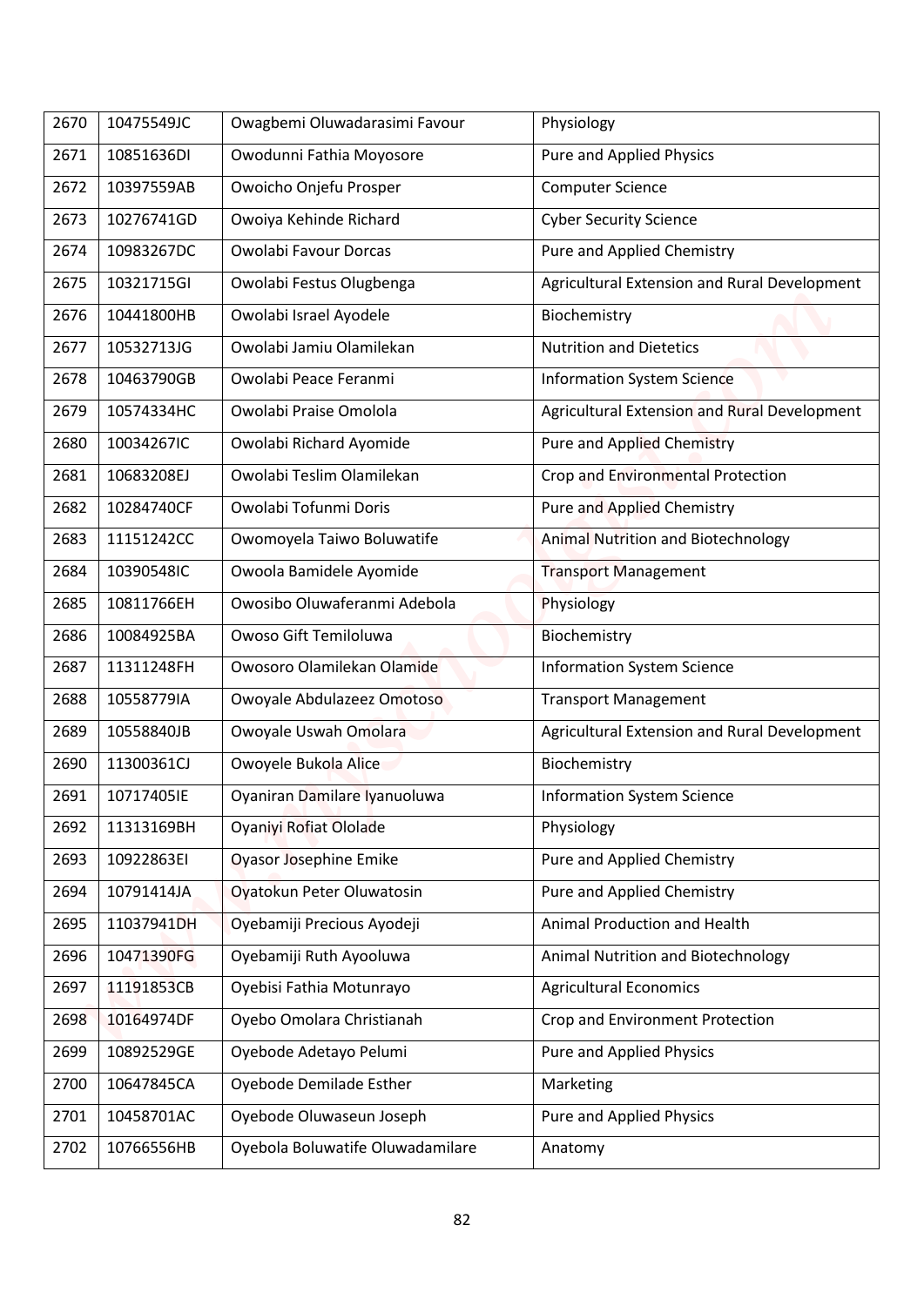| 2670 | 10475549JC | Owagbemi Oluwadarasimi Favour | Physiology |
|---|---|---|---|
| 2671 | 10851636DI | Owodunni Fathia Moyosore | Pure and Applied Physics |
| 2672 | 10397559AB | Owoicho Onjefu Prosper | Computer Science |
| 2673 | 10276741GD | Owoiya Kehinde Richard | Cyber Security Science |
| 2674 | 10983267DC | Owolabi Favour Dorcas | Pure and Applied Chemistry |
| 2675 | 10321715GI | Owolabi Festus Olugbenga | Agricultural Extension and Rural Development |
| 2676 | 10441800HB | Owolabi Israel Ayodele | Biochemistry |
| 2677 | 10532713JG | Owolabi Jamiu Olamilekan | Nutrition and Dietetics |
| 2678 | 10463790GB | Owolabi Peace Feranmi | Information System Science |
| 2679 | 10574334HC | Owolabi Praise Omolola | Agricultural Extension and Rural Development |
| 2680 | 10034267IC | Owolabi Richard Ayomide | Pure and Applied Chemistry |
| 2681 | 10683208EJ | Owolabi Teslim Olamilekan | Crop and Environmental Protection |
| 2682 | 10284740CF | Owolabi Tofunmi Doris | Pure and Applied Chemistry |
| 2683 | 11151242CC | Owomoyela Taiwo Boluwatife | Animal Nutrition and Biotechnology |
| 2684 | 10390548IC | Owoola Bamidele Ayomide | Transport Management |
| 2685 | 10811766EH | Owosibo Oluwaferanmi Adebola | Physiology |
| 2686 | 10084925BA | Owoso Gift Temiloluwa | Biochemistry |
| 2687 | 11311248FH | Owosoro Olamilekan Olamide | Information System Science |
| 2688 | 10558779IA | Owoyale Abdulazeez Omotoso | Transport Management |
| 2689 | 10558840JB | Owoyale Uswah Omolara | Agricultural Extension and Rural Development |
| 2690 | 11300361CJ | Owoyele Bukola Alice | Biochemistry |
| 2691 | 10717405IE | Oyaniran Damilare Iyanuoluwa | Information System Science |
| 2692 | 11313169BH | Oyaniyi Rofiat Ololade | Physiology |
| 2693 | 10922863EI | Oyasor Josephine Emike | Pure and Applied Chemistry |
| 2694 | 10791414JA | Oyatokun Peter Oluwatosin | Pure and Applied Chemistry |
| 2695 | 11037941DH | Oyebamiji Precious Ayodeji | Animal Production and Health |
| 2696 | 10471390FG | Oyebamiji Ruth Ayooluwa | Animal Nutrition and Biotechnology |
| 2697 | 11191853CB | Oyebisi Fathia Motunrayo | Agricultural Economics |
| 2698 | 10164974DF | Oyebo Omolara Christianah | Crop and Environment Protection |
| 2699 | 10892529GE | Oyebode Adetayo Pelumi | Pure and Applied Physics |
| 2700 | 10647845CA | Oyebode Demilade Esther | Marketing |
| 2701 | 10458701AC | Oyebode Oluwaseun Joseph | Pure and Applied Physics |
| 2702 | 10766556HB | Oyebola Boluwatife Oluwadamilare | Anatomy |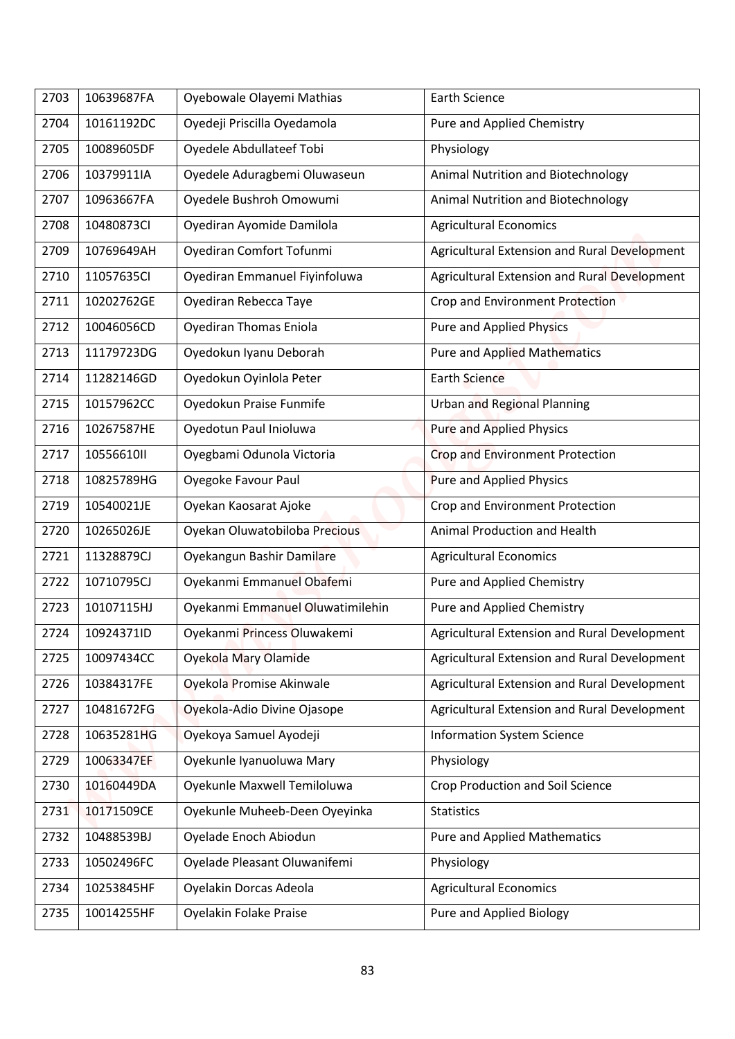| 2703 | 10639687FA | Oyebowale Olayemi Mathias | Earth Science |
|---|---|---|---|
| 2704 | 10161192DC | Oyedeji Priscilla Oyedamola | Pure and Applied Chemistry |
| 2705 | 10089605DF | Oyedele Abdullateef Tobi | Physiology |
| 2706 | 10379911IA | Oyedele Aduragbemi Oluwaseun | Animal Nutrition and Biotechnology |
| 2707 | 10963667FA | Oyedele Bushroh Omowumi | Animal Nutrition and Biotechnology |
| 2708 | 10480873CI | Oyediran Ayomide Damilola | Agricultural Economics |
| 2709 | 10769649AH | Oyediran Comfort Tofunmi | Agricultural Extension and Rural Development |
| 2710 | 11057635CI | Oyediran Emmanuel Fiyinfoluwa | Agricultural Extension and Rural Development |
| 2711 | 10202762GE | Oyediran Rebecca Taye | Crop and Environment Protection |
| 2712 | 10046056CD | Oyediran Thomas Eniola | Pure and Applied Physics |
| 2713 | 11179723DG | Oyedokun Iyanu Deborah | Pure and Applied Mathematics |
| 2714 | 11282146GD | Oyedokun Oyinlola Peter | Earth Science |
| 2715 | 10157962CC | Oyedokun Praise Funmife | Urban and Regional Planning |
| 2716 | 10267587HE | Oyedotun Paul Inioluwa | Pure and Applied Physics |
| 2717 | 10556610II | Oyegbami Odunola Victoria | Crop and Environment Protection |
| 2718 | 10825789HG | Oyegoke Favour Paul | Pure and Applied Physics |
| 2719 | 10540021JE | Oyekan Kaosarat Ajoke | Crop and Environment Protection |
| 2720 | 10265026JE | Oyekan Oluwatobiloba Precious | Animal Production and Health |
| 2721 | 11328879CJ | Oyekangun Bashir Damilare | Agricultural Economics |
| 2722 | 10710795CJ | Oyekanmi Emmanuel Obafemi | Pure and Applied Chemistry |
| 2723 | 10107115HJ | Oyekanmi Emmanuel Oluwatimilehin | Pure and Applied Chemistry |
| 2724 | 10924371ID | Oyekanmi Princess Oluwakemi | Agricultural Extension and Rural Development |
| 2725 | 10097434CC | Oyekola Mary Olamide | Agricultural Extension and Rural Development |
| 2726 | 10384317FE | Oyekola Promise Akinwale | Agricultural Extension and Rural Development |
| 2727 | 10481672FG | Oyekola-Adio Divine Ojasope | Agricultural Extension and Rural Development |
| 2728 | 10635281HG | Oyekoya Samuel Ayodeji | Information System Science |
| 2729 | 10063347EF | Oyekunle Iyanuoluwa Mary | Physiology |
| 2730 | 10160449DA | Oyekunle Maxwell Temiloluwa | Crop Production and Soil Science |
| 2731 | 10171509CE | Oyekunle Muheeb-Deen Oyeyinka | Statistics |
| 2732 | 10488539BJ | Oyelade Enoch Abiodun | Pure and Applied Mathematics |
| 2733 | 10502496FC | Oyelade Pleasant Oluwanifemi | Physiology |
| 2734 | 10253845HF | Oyelakin Dorcas Adeola | Agricultural Economics |
| 2735 | 10014255HF | Oyelakin Folake Praise | Pure and Applied Biology |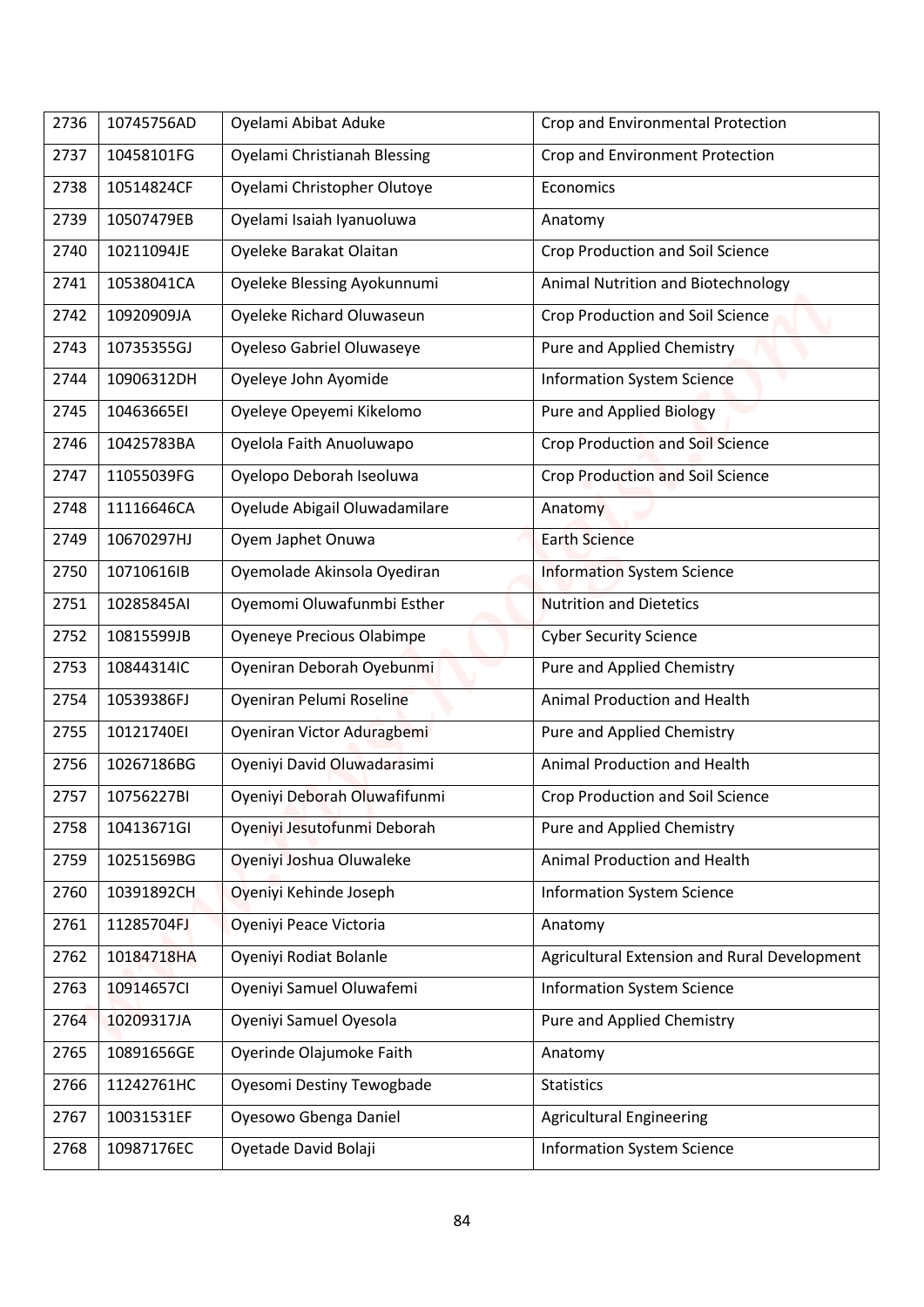| 2736 | 10745756AD | Oyelami Abibat Aduke | Crop and Environmental Protection |
|---|---|---|---|
| 2737 | 10458101FG | Oyelami Christianah Blessing | Crop and Environment Protection |
| 2738 | 10514824CF | Oyelami Christopher Olutoye | Economics |
| 2739 | 10507479EB | Oyelami Isaiah Iyanuoluwa | Anatomy |
| 2740 | 10211094JE | Oyeleke Barakat Olaitan | Crop Production and Soil Science |
| 2741 | 10538041CA | Oyeleke Blessing Ayokunnumi | Animal Nutrition and Biotechnology |
| 2742 | 10920909JA | Oyeleke Richard Oluwaseun | Crop Production and Soil Science |
| 2743 | 10735355GJ | Oyeleso Gabriel Oluwaseye | Pure and Applied Chemistry |
| 2744 | 10906312DH | Oyeleye John Ayomide | Information System Science |
| 2745 | 10463665EI | Oyeleye Opeyemi Kikelomo | Pure and Applied Biology |
| 2746 | 10425783BA | Oyelola Faith Anuoluwapo | Crop Production and Soil Science |
| 2747 | 11055039FG | Oyelopo Deborah Iseoluwa | Crop Production and Soil Science |
| 2748 | 11116646CA | Oyelude Abigail Oluwadamilare | Anatomy |
| 2749 | 10670297HJ | Oyem Japhet Onuwa | Earth Science |
| 2750 | 10710616IB | Oyemolade Akinsola Oyediran | Information System Science |
| 2751 | 10285845AI | Oyemomi Oluwafunmbi Esther | Nutrition and Dietetics |
| 2752 | 10815599JB | Oyeneye Precious Olabimpe | Cyber Security Science |
| 2753 | 10844314IC | Oyeniran Deborah Oyebunmi | Pure and Applied Chemistry |
| 2754 | 10539386FJ | Oyeniran Pelumi Roseline | Animal Production and Health |
| 2755 | 10121740EI | Oyeniran Victor Aduragbemi | Pure and Applied Chemistry |
| 2756 | 10267186BG | Oyeniyi David Oluwadarasimi | Animal Production and Health |
| 2757 | 10756227BI | Oyeniyi Deborah Oluwafifunmi | Crop Production and Soil Science |
| 2758 | 10413671GI | Oyeniyi Jesutofunmi Deborah | Pure and Applied Chemistry |
| 2759 | 10251569BG | Oyeniyi Joshua Oluwaleke | Animal Production and Health |
| 2760 | 10391892CH | Oyeniyi Kehinde Joseph | Information System Science |
| 2761 | 11285704FJ | Oyeniyi Peace Victoria | Anatomy |
| 2762 | 10184718HA | Oyeniyi Rodiat Bolanle | Agricultural Extension and Rural Development |
| 2763 | 10914657CI | Oyeniyi Samuel Oluwafemi | Information System Science |
| 2764 | 10209317JA | Oyeniyi Samuel Oyesola | Pure and Applied Chemistry |
| 2765 | 10891656GE | Oyerinde Olajumoke Faith | Anatomy |
| 2766 | 11242761HC | Oyesomi Destiny Tewogbade | Statistics |
| 2767 | 10031531EF | Oyesowo Gbenga Daniel | Agricultural Engineering |
| 2768 | 10987176EC | Oyetade David Bolaji | Information System Science |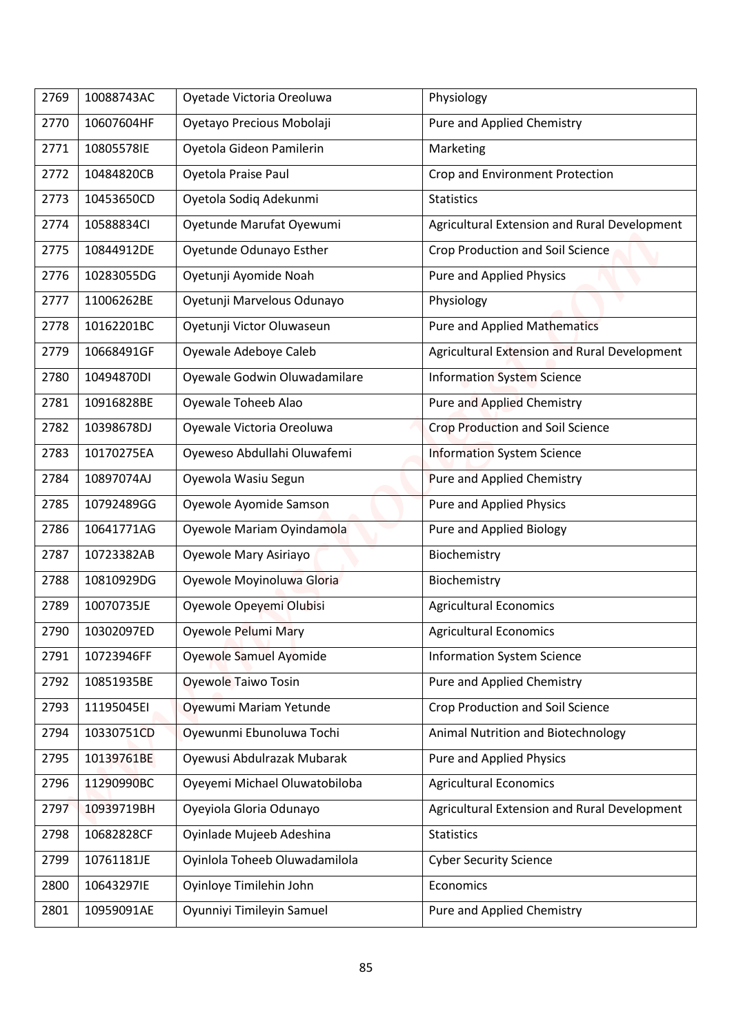| | | | |
|---|---|---|---|
| 2769 | 10088743AC | Oyetade Victoria Oreoluwa | Physiology |
| 2770 | 10607604HF | Oyetayo Precious Mobolaji | Pure and Applied Chemistry |
| 2771 | 10805578IE | Oyetola Gideon Pamilerin | Marketing |
| 2772 | 10484820CB | Oyetola Praise Paul | Crop and Environment Protection |
| 2773 | 10453650CD | Oyetola Sodiq Adekunmi | Statistics |
| 2774 | 10588834CI | Oyetunde Marufat Oyewumi | Agricultural Extension and Rural Development |
| 2775 | 10844912DE | Oyetunde Odunayo Esther | Crop Production and Soil Science |
| 2776 | 10283055DG | Oyetunji Ayomide Noah | Pure and Applied Physics |
| 2777 | 11006262BE | Oyetunji Marvelous Odunayo | Physiology |
| 2778 | 10162201BC | Oyetunji Victor Oluwaseun | Pure and Applied Mathematics |
| 2779 | 10668491GF | Oyewale Adeboye Caleb | Agricultural Extension and Rural Development |
| 2780 | 10494870DI | Oyewale Godwin Oluwadamilare | Information System Science |
| 2781 | 10916828BE | Oyewale Toheeb Alao | Pure and Applied Chemistry |
| 2782 | 10398678DJ | Oyewale Victoria Oreoluwa | Crop Production and Soil Science |
| 2783 | 10170275EA | Oyeweso Abdullahi Oluwafemi | Information System Science |
| 2784 | 10897074AJ | Oyewola Wasiu Segun | Pure and Applied Chemistry |
| 2785 | 10792489GG | Oyewole Ayomide Samson | Pure and Applied Physics |
| 2786 | 10641771AG | Oyewole Mariam Oyindamola | Pure and Applied Biology |
| 2787 | 10723382AB | Oyewole Mary Asiriayo | Biochemistry |
| 2788 | 10810929DG | Oyewole Moyinoluwa Gloria | Biochemistry |
| 2789 | 10070735JE | Oyewole Opeyemi Olubisi | Agricultural Economics |
| 2790 | 10302097ED | Oyewole Pelumi Mary | Agricultural Economics |
| 2791 | 10723946FF | Oyewole Samuel Ayomide | Information System Science |
| 2792 | 10851935BE | Oyewole Taiwo Tosin | Pure and Applied Chemistry |
| 2793 | 11195045EI | Oyewumi Mariam Yetunde | Crop Production and Soil Science |
| 2794 | 10330751CD | Oyewunmi Ebunoluwa Tochi | Animal Nutrition and Biotechnology |
| 2795 | 10139761BE | Oyewusi Abdulrazak Mubarak | Pure and Applied Physics |
| 2796 | 11290990BC | Oyeyemi Michael Oluwatobiloba | Agricultural Economics |
| 2797 | 10939719BH | Oyeyiola Gloria Odunayo | Agricultural Extension and Rural Development |
| 2798 | 10682828CF | Oyinlade Mujeeb Adeshina | Statistics |
| 2799 | 10761181JE | Oyinlola Toheeb Oluwadamilola | Cyber Security Science |
| 2800 | 10643297IE | Oyinloye Timilehin John | Economics |
| 2801 | 10959091AE | Oyunniyi Timileyin Samuel | Pure and Applied Chemistry |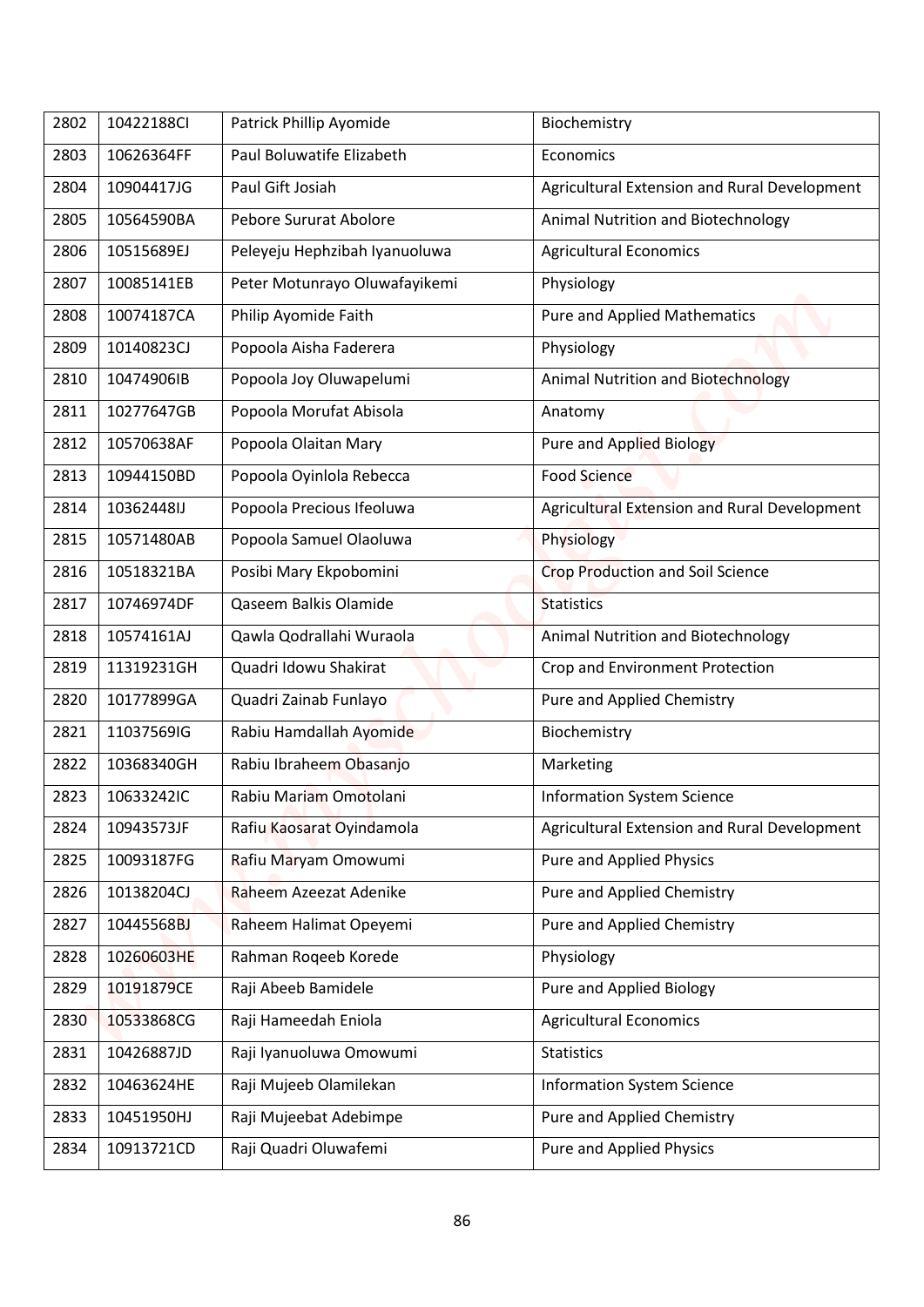| 2802 | 10422188CI | Patrick Phillip Ayomide | Biochemistry |
|---|---|---|---|
| 2803 | 10626364FF | Paul Boluwatife Elizabeth | Economics |
| 2804 | 10904417JG | Paul Gift Josiah | Agricultural Extension and Rural Development |
| 2805 | 10564590BA | Pebore Sururat Abolore | Animal Nutrition and Biotechnology |
| 2806 | 10515689EJ | Peleyeju Hephzibah Iyanuoluwa | Agricultural Economics |
| 2807 | 10085141EB | Peter Motunrayo Oluwafayikemi | Physiology |
| 2808 | 10074187CA | Philip Ayomide Faith | Pure and Applied Mathematics |
| 2809 | 10140823CJ | Popoola Aisha Faderera | Physiology |
| 2810 | 10474906IB | Popoola Joy Oluwapelumi | Animal Nutrition and Biotechnology |
| 2811 | 10277647GB | Popoola Morufat Abisola | Anatomy |
| 2812 | 10570638AF | Popoola Olaitan Mary | Pure and Applied Biology |
| 2813 | 10944150BD | Popoola Oyinlola Rebecca | Food Science |
| 2814 | 10362448IJ | Popoola Precious Ifeoluwa | Agricultural Extension and Rural Development |
| 2815 | 10571480AB | Popoola Samuel Olaoluwa | Physiology |
| 2816 | 10518321BA | Posibi Mary Ekpobomini | Crop Production and Soil Science |
| 2817 | 10746974DF | Qaseem Balkis Olamide | Statistics |
| 2818 | 10574161AJ | Qawla Qodrallahi Wuraola | Animal Nutrition and Biotechnology |
| 2819 | 11319231GH | Quadri Idowu Shakirat | Crop and Environment Protection |
| 2820 | 10177899GA | Quadri Zainab Funlayo | Pure and Applied Chemistry |
| 2821 | 11037569IG | Rabiu Hamdallah Ayomide | Biochemistry |
| 2822 | 10368340GH | Rabiu Ibraheem Obasanjo | Marketing |
| 2823 | 10633242IC | Rabiu Mariam Omotolani | Information System Science |
| 2824 | 10943573JF | Rafiu Kaosarat Oyindamola | Agricultural Extension and Rural Development |
| 2825 | 10093187FG | Rafiu Maryam Omowumi | Pure and Applied Physics |
| 2826 | 10138204CJ | Raheem Azeezat Adenike | Pure and Applied Chemistry |
| 2827 | 10445568BJ | Raheem Halimat Opeyemi | Pure and Applied Chemistry |
| 2828 | 10260603HE | Rahman Roqeeb Korede | Physiology |
| 2829 | 10191879CE | Raji Abeeb Bamidele | Pure and Applied Biology |
| 2830 | 10533868CG | Raji Hameedah Eniola | Agricultural Economics |
| 2831 | 10426887JD | Raji Iyanuoluwa Omowumi | Statistics |
| 2832 | 10463624HE | Raji Mujeeb Olamilekan | Information System Science |
| 2833 | 10451950HJ | Raji Mujeebat Adebimpe | Pure and Applied Chemistry |
| 2834 | 10913721CD | Raji Quadri Oluwafemi | Pure and Applied Physics |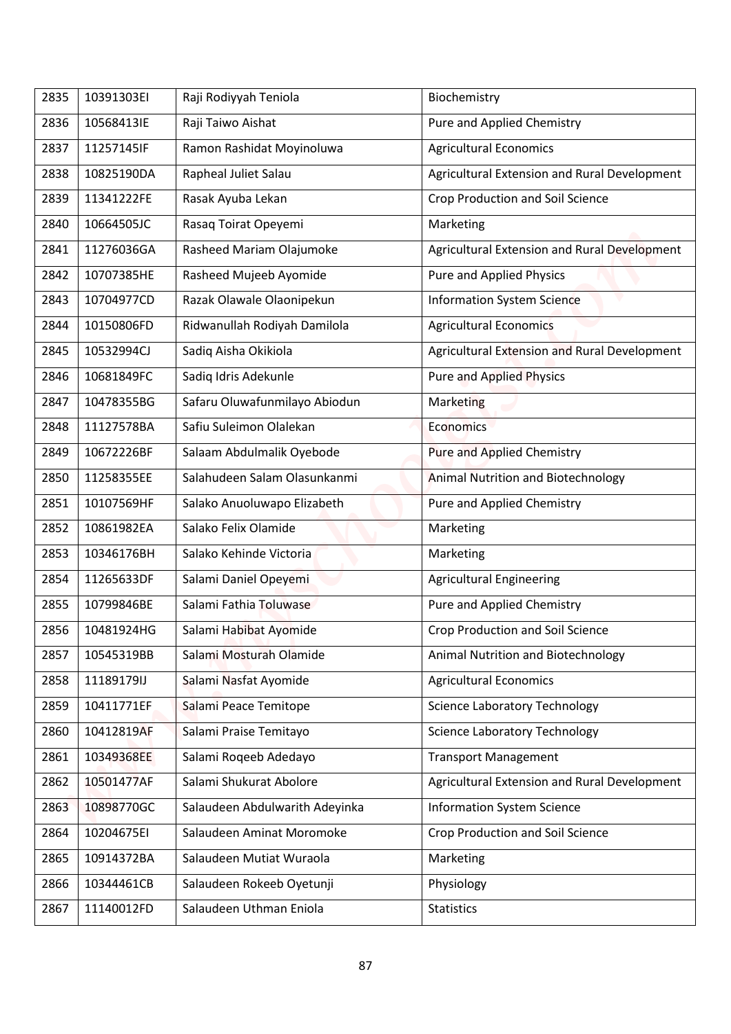| 2835 | 10391303EI | Raji Rodiyyah Teniola | Biochemistry |
|---|---|---|---|
| 2836 | 10568413IE | Raji Taiwo Aishat | Pure and Applied Chemistry |
| 2837 | 11257145IF | Ramon Rashidat Moyinoluwa | Agricultural Economics |
| 2838 | 10825190DA | Rapheal Juliet Salau | Agricultural Extension and Rural Development |
| 2839 | 11341222FE | Rasak Ayuba Lekan | Crop Production and Soil Science |
| 2840 | 10664505JC | Rasaq Toirat Opeyemi | Marketing |
| 2841 | 11276036GA | Rasheed Mariam Olajumoke | Agricultural Extension and Rural Development |
| 2842 | 10707385HE | Rasheed Mujeeb Ayomide | Pure and Applied Physics |
| 2843 | 10704977CD | Razak Olawale Olaonipekun | Information System Science |
| 2844 | 10150806FD | Ridwanullah Rodiyah Damilola | Agricultural Economics |
| 2845 | 10532994CJ | Sadiq Aisha Okikiola | Agricultural Extension and Rural Development |
| 2846 | 10681849FC | Sadiq Idris Adekunle | Pure and Applied Physics |
| 2847 | 10478355BG | Safaru Oluwafunmilayo Abiodun | Marketing |
| 2848 | 11127578BA | Safiu Suleimon Olalekan | Economics |
| 2849 | 10672226BF | Salaam Abdulmalik Oyebode | Pure and Applied Chemistry |
| 2850 | 11258355EE | Salahudeen Salam Olasunkanmi | Animal Nutrition and Biotechnology |
| 2851 | 10107569HF | Salako Anuoluwapo Elizabeth | Pure and Applied Chemistry |
| 2852 | 10861982EA | Salako Felix Olamide | Marketing |
| 2853 | 10346176BH | Salako Kehinde Victoria | Marketing |
| 2854 | 11265633DF | Salami Daniel Opeyemi | Agricultural Engineering |
| 2855 | 10799846BE | Salami Fathia Toluwase | Pure and Applied Chemistry |
| 2856 | 10481924HG | Salami Habibat Ayomide | Crop Production and Soil Science |
| 2857 | 10545319BB | Salami Mosturah Olamide | Animal Nutrition and Biotechnology |
| 2858 | 11189179IJ | Salami Nasfat Ayomide | Agricultural Economics |
| 2859 | 10411771EF | Salami Peace Temitope | Science Laboratory Technology |
| 2860 | 10412819AF | Salami Praise Temitayo | Science Laboratory Technology |
| 2861 | 10349368EE | Salami Roqeeb Adedayo | Transport Management |
| 2862 | 10501477AF | Salami Shukurat Abolore | Agricultural Extension and Rural Development |
| 2863 | 10898770GC | Salaudeen Abdulwarith Adeyinka | Information System Science |
| 2864 | 10204675EI | Salaudeen Aminat Moromoke | Crop Production and Soil Science |
| 2865 | 10914372BA | Salaudeen Mutiat Wuraola | Marketing |
| 2866 | 10344461CB | Salaudeen Rokeeb Oyetunji | Physiology |
| 2867 | 11140012FD | Salaudeen Uthman Eniola | Statistics |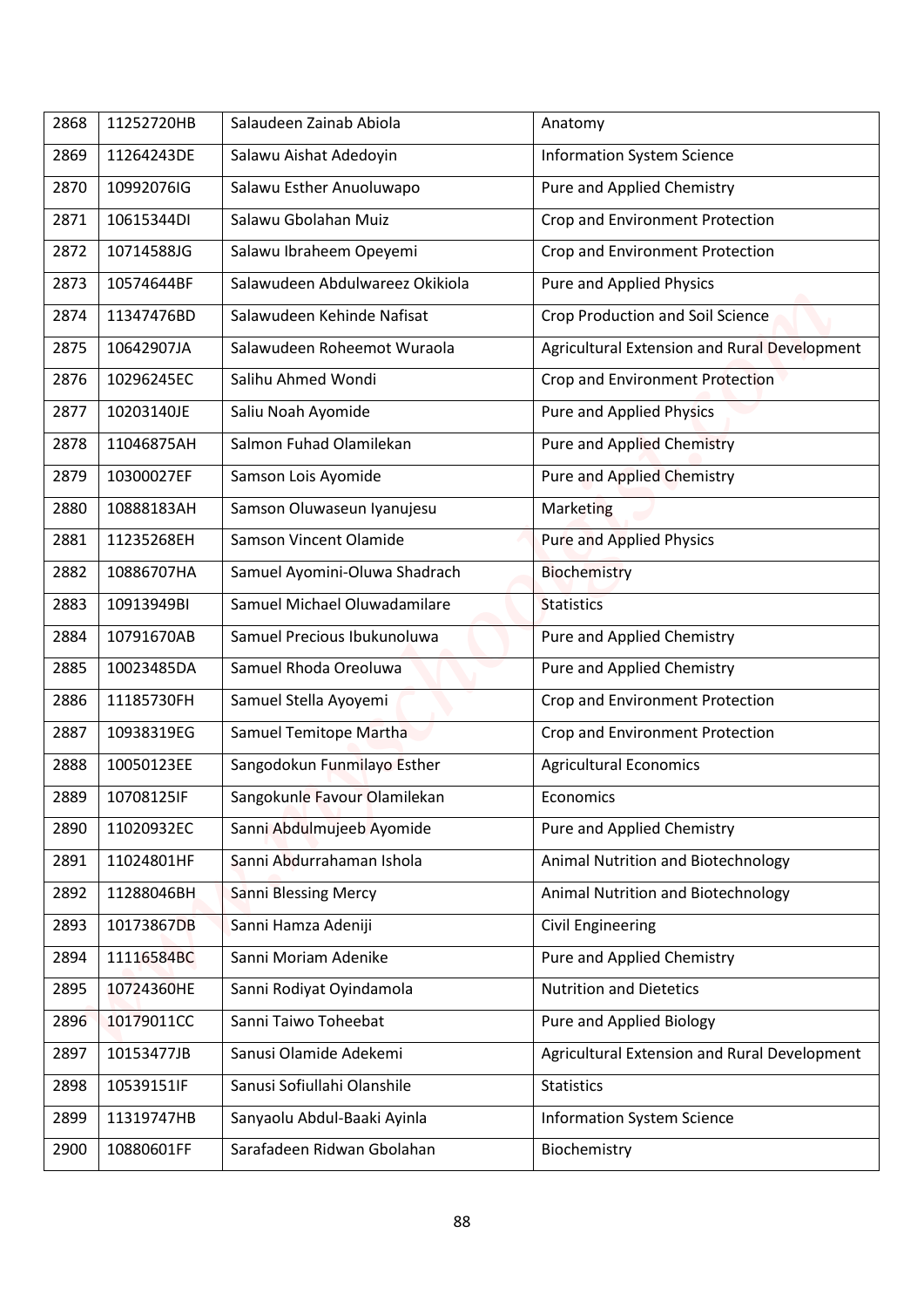| 2868 | 11252720HB | Salaudeen Zainab Abiola | Anatomy |
|---|---|---|---|
| 2869 | 11264243DE | Salawu Aishat Adedoyin | Information System Science |
| 2870 | 10992076IG | Salawu Esther Anuoluwapo | Pure and Applied Chemistry |
| 2871 | 10615344DI | Salawu Gbolahan Muiz | Crop and Environment Protection |
| 2872 | 10714588JG | Salawu Ibraheem Opeyemi | Crop and Environment Protection |
| 2873 | 10574644BF | Salawudeen Abdulwareez Okikiola | Pure and Applied Physics |
| 2874 | 11347476BD | Salawudeen Kehinde Nafisat | Crop Production and Soil Science |
| 2875 | 10642907JA | Salawudeen Roheemot Wuraola | Agricultural Extension and Rural Development |
| 2876 | 10296245EC | Salihu Ahmed Wondi | Crop and Environment Protection |
| 2877 | 10203140JE | Saliu Noah Ayomide | Pure and Applied Physics |
| 2878 | 11046875AH | Salmon Fuhad Olamilekan | Pure and Applied Chemistry |
| 2879 | 10300027EF | Samson Lois Ayomide | Pure and Applied Chemistry |
| 2880 | 10888183AH | Samson Oluwaseun Iyanujesu | Marketing |
| 2881 | 11235268EH | Samson Vincent Olamide | Pure and Applied Physics |
| 2882 | 10886707HA | Samuel Ayomini-Oluwa Shadrach | Biochemistry |
| 2883 | 10913949BI | Samuel Michael Oluwadamilare | Statistics |
| 2884 | 10791670AB | Samuel Precious Ibukunoluwa | Pure and Applied Chemistry |
| 2885 | 10023485DA | Samuel Rhoda Oreoluwa | Pure and Applied Chemistry |
| 2886 | 11185730FH | Samuel Stella Ayoyemi | Crop and Environment Protection |
| 2887 | 10938319EG | Samuel Temitope Martha | Crop and Environment Protection |
| 2888 | 10050123EE | Sangodokun Funmilayo Esther | Agricultural Economics |
| 2889 | 10708125IF | Sangokunle Favour Olamilekan | Economics |
| 2890 | 11020932EC | Sanni Abdulmujeeb Ayomide | Pure and Applied Chemistry |
| 2891 | 11024801HF | Sanni Abdurrahaman Ishola | Animal Nutrition and Biotechnology |
| 2892 | 11288046BH | Sanni Blessing Mercy | Animal Nutrition and Biotechnology |
| 2893 | 10173867DB | Sanni Hamza Adeniji | Civil Engineering |
| 2894 | 11116584BC | Sanni Moriam Adenike | Pure and Applied Chemistry |
| 2895 | 10724360HE | Sanni Rodiyat Oyindamola | Nutrition and Dietetics |
| 2896 | 10179011CC | Sanni Taiwo Toheebat | Pure and Applied Biology |
| 2897 | 10153477JB | Sanusi Olamide Adekemi | Agricultural Extension and Rural Development |
| 2898 | 10539151IF | Sanusi Sofiullahi Olanshile | Statistics |
| 2899 | 11319747HB | Sanyaolu Abdul-Baaki Ayinla | Information System Science |
| 2900 | 10880601FF | Sarafadeen Ridwan Gbolahan | Biochemistry |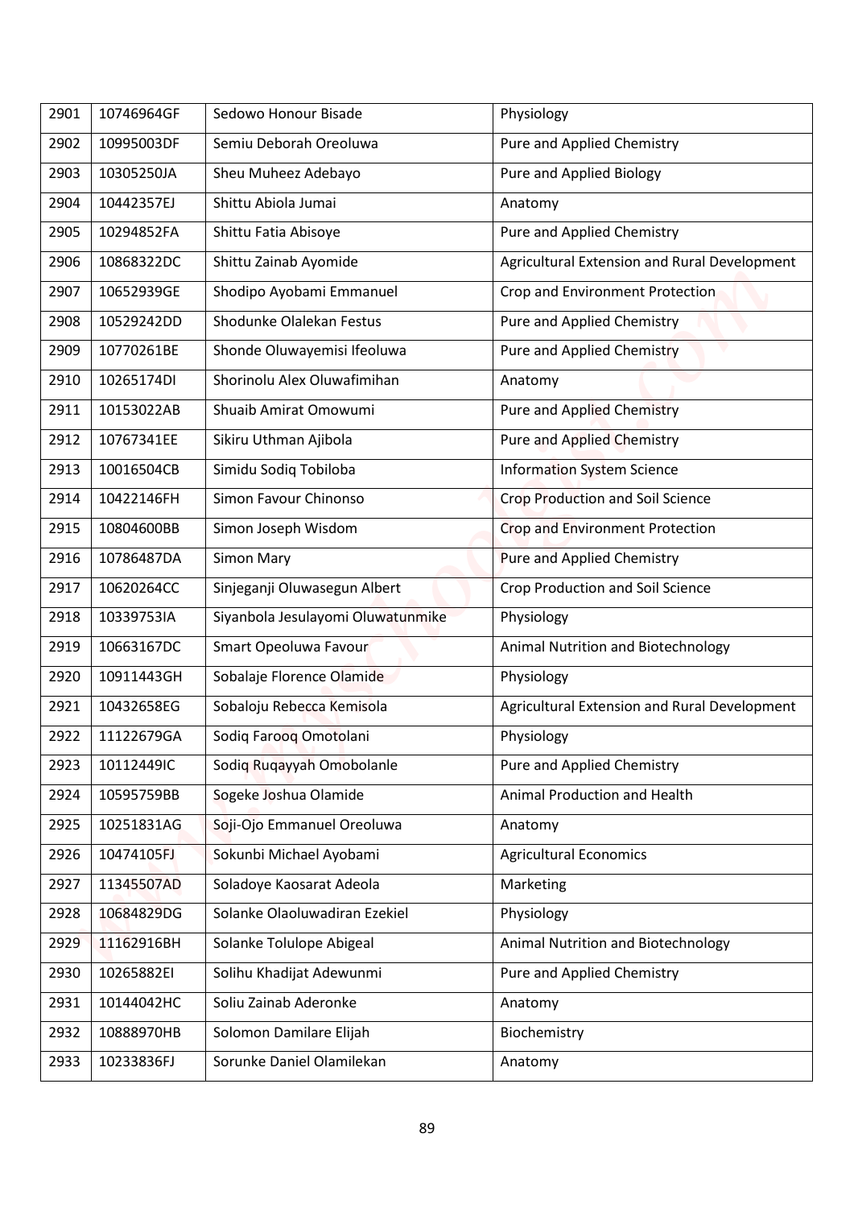| 2901 | 10746964GF | Sedowo Honour Bisade | Physiology |
|---|---|---|---|
| 2902 | 10995003DF | Semiu Deborah Oreoluwa | Pure and Applied Chemistry |
| 2903 | 10305250JA | Sheu Muheez Adebayo | Pure and Applied Biology |
| 2904 | 10442357EJ | Shittu Abiola Jumai | Anatomy |
| 2905 | 10294852FA | Shittu Fatia Abisoye | Pure and Applied Chemistry |
| 2906 | 10868322DC | Shittu Zainab Ayomide | Agricultural Extension and Rural Development |
| 2907 | 10652939GE | Shodipo Ayobami Emmanuel | Crop and Environment Protection |
| 2908 | 10529242DD | Shodunke Olalekan Festus | Pure and Applied Chemistry |
| 2909 | 10770261BE | Shonde Oluwayemisi Ifeoluwa | Pure and Applied Chemistry |
| 2910 | 10265174DI | Shorinolu Alex Oluwafimihan | Anatomy |
| 2911 | 10153022AB | Shuaib Amirat Omowumi | Pure and Applied Chemistry |
| 2912 | 10767341EE | Sikiru Uthman Ajibola | Pure and Applied Chemistry |
| 2913 | 10016504CB | Simidu Sodiq Tobiloba | Information System Science |
| 2914 | 10422146FH | Simon Favour Chinonso | Crop Production and Soil Science |
| 2915 | 10804600BB | Simon Joseph Wisdom | Crop and Environment Protection |
| 2916 | 10786487DA | Simon Mary | Pure and Applied Chemistry |
| 2917 | 10620264CC | Sinjeganji Oluwasegun Albert | Crop Production and Soil Science |
| 2918 | 10339753IA | Siyanbola Jesulayomi Oluwatunmike | Physiology |
| 2919 | 10663167DC | Smart Opeoluwa Favour | Animal Nutrition and Biotechnology |
| 2920 | 10911443GH | Sobalaje Florence Olamide | Physiology |
| 2921 | 10432658EG | Sobaloju Rebecca Kemisola | Agricultural Extension and Rural Development |
| 2922 | 11122679GA | Sodiq Farooq Omotolani | Physiology |
| 2923 | 10112449IC | Sodiq Ruqayyah Omobolanle | Pure and Applied Chemistry |
| 2924 | 10595759BB | Sogeke Joshua Olamide | Animal Production and Health |
| 2925 | 10251831AG | Soji-Ojo Emmanuel Oreoluwa | Anatomy |
| 2926 | 10474105FJ | Sokunbi Michael Ayobami | Agricultural Economics |
| 2927 | 11345507AD | Soladoye Kaosarat Adeola | Marketing |
| 2928 | 10684829DG | Solanke Olaoluwadiran Ezekiel | Physiology |
| 2929 | 11162916BH | Solanke Tolulope Abigeal | Animal Nutrition and Biotechnology |
| 2930 | 10265882EI | Solihu Khadijat Adewunmi | Pure and Applied Chemistry |
| 2931 | 10144042HC | Soliu Zainab Aderonke | Anatomy |
| 2932 | 10888970HB | Solomon Damilare Elijah | Biochemistry |
| 2933 | 10233836FJ | Sorunke Daniel Olamilekan | Anatomy |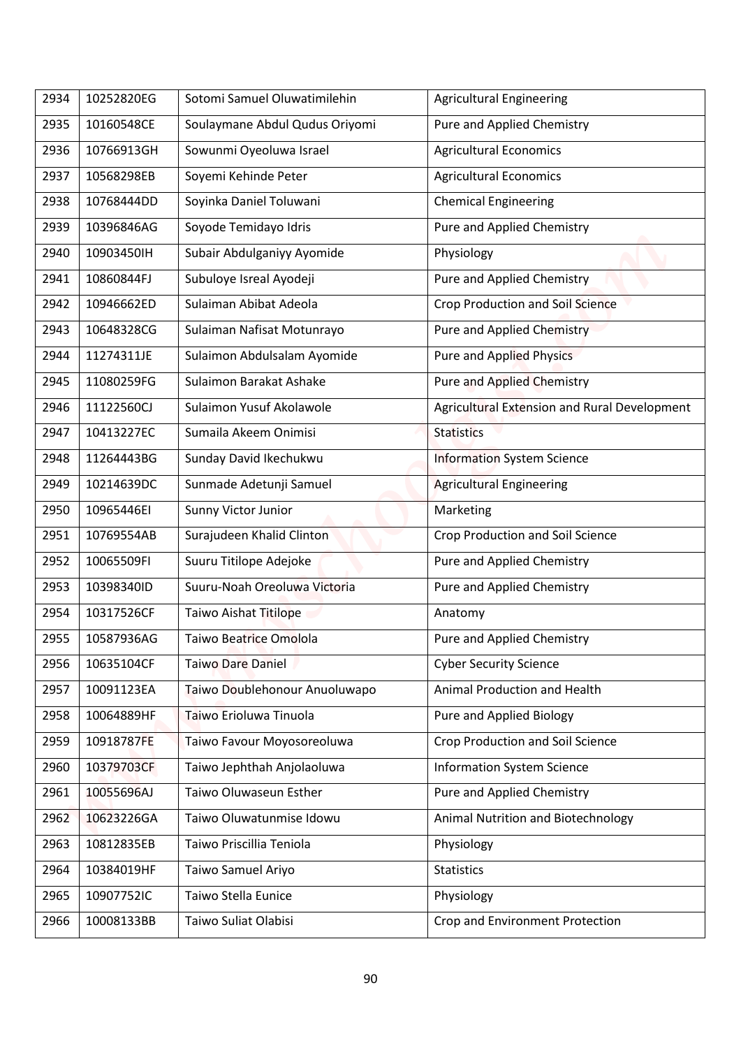| 2934 | 10252820EG | Sotomi Samuel Oluwatimilehin | Agricultural Engineering |
|---|---|---|---|
| 2935 | 10160548CE | Soulaymane Abdul Qudus Oriyomi | Pure and Applied Chemistry |
| 2936 | 10766913GH | Sowunmi Oyeoluwa Israel | Agricultural Economics |
| 2937 | 10568298EB | Soyemi Kehinde Peter | Agricultural Economics |
| 2938 | 10768444DD | Soyinka Daniel Toluwani | Chemical Engineering |
| 2939 | 10396846AG | Soyode Temidayo Idris | Pure and Applied Chemistry |
| 2940 | 10903450IH | Subair Abdulganiyy Ayomide | Physiology |
| 2941 | 10860844FJ | Subuloye Isreal Ayodeji | Pure and Applied Chemistry |
| 2942 | 10946662ED | Sulaiman Abibat Adeola | Crop Production and Soil Science |
| 2943 | 10648328CG | Sulaiman Nafisat Motunrayo | Pure and Applied Chemistry |
| 2944 | 11274311JE | Sulaimon Abdulsalam Ayomide | Pure and Applied Physics |
| 2945 | 11080259FG | Sulaimon Barakat Ashake | Pure and Applied Chemistry |
| 2946 | 11122560CJ | Sulaimon Yusuf Akolawole | Agricultural Extension and Rural Development |
| 2947 | 10413227EC | Sumaila Akeem Onimisi | Statistics |
| 2948 | 11264443BG | Sunday David Ikechukwu | Information System Science |
| 2949 | 10214639DC | Sunmade Adetunji Samuel | Agricultural Engineering |
| 2950 | 10965446EI | Sunny Victor Junior | Marketing |
| 2951 | 10769554AB | Surajudeen Khalid Clinton | Crop Production and Soil Science |
| 2952 | 10065509FI | Suuru Titilope Adejoke | Pure and Applied Chemistry |
| 2953 | 10398340ID | Suuru-Noah Oreoluwa Victoria | Pure and Applied Chemistry |
| 2954 | 10317526CF | Taiwo Aishat Titilope | Anatomy |
| 2955 | 10587936AG | Taiwo Beatrice Omolola | Pure and Applied Chemistry |
| 2956 | 10635104CF | Taiwo Dare Daniel | Cyber Security Science |
| 2957 | 10091123EA | Taiwo Doublehonour Anuoluwapo | Animal Production and Health |
| 2958 | 10064889HF | Taiwo Erioluwa Tinuola | Pure and Applied Biology |
| 2959 | 10918787FE | Taiwo Favour Moyosoreoluwa | Crop Production and Soil Science |
| 2960 | 10379703CF | Taiwo Jephthah Anjolaoluwa | Information System Science |
| 2961 | 10055696AJ | Taiwo Oluwaseun Esther | Pure and Applied Chemistry |
| 2962 | 10623226GA | Taiwo Oluwatunmise Idowu | Animal Nutrition and Biotechnology |
| 2963 | 10812835EB | Taiwo Priscillia Teniola | Physiology |
| 2964 | 10384019HF | Taiwo Samuel Ariyo | Statistics |
| 2965 | 10907752IC | Taiwo Stella Eunice | Physiology |
| 2966 | 10008133BB | Taiwo Suliat Olabisi | Crop and Environment Protection |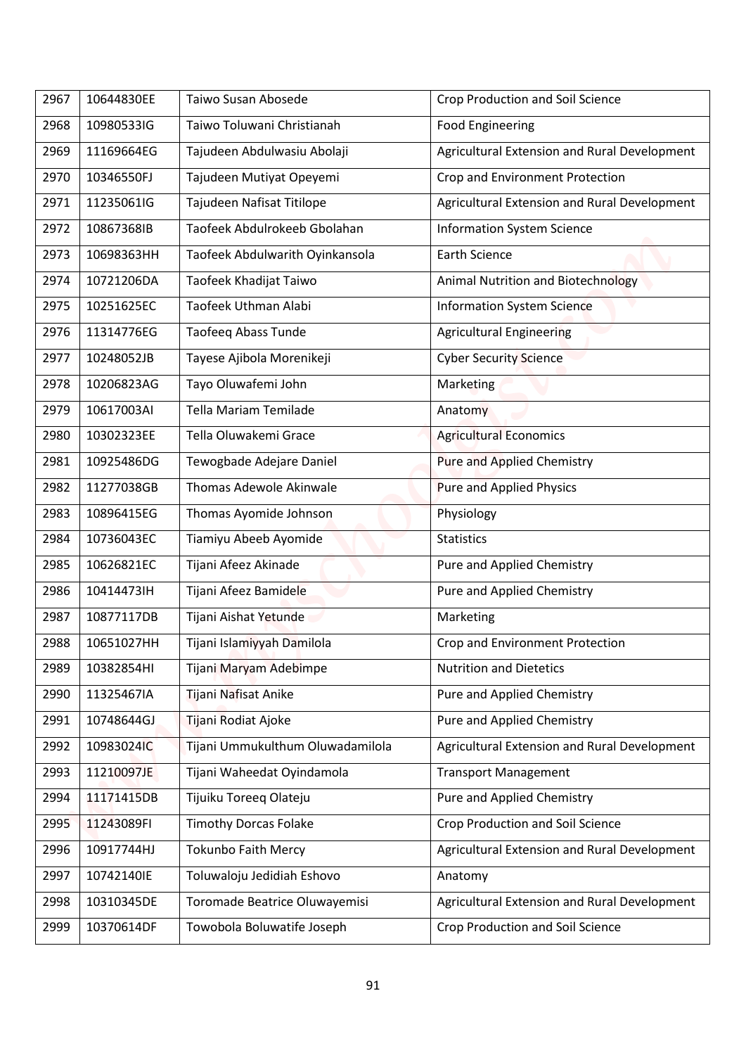| 2967 | 10644830EE | Taiwo Susan Abosede | Crop Production and Soil Science |
|---|---|---|---|
| 2968 | 10980533IG | Taiwo Toluwani Christianah | Food Engineering |
| 2969 | 11169664EG | Tajudeen Abdulwasiu Abolaji | Agricultural Extension and Rural Development |
| 2970 | 10346550FJ | Tajudeen Mutiyat Opeyemi | Crop and Environment Protection |
| 2971 | 11235061IG | Tajudeen Nafisat Titilope | Agricultural Extension and Rural Development |
| 2972 | 10867368IB | Taofeek Abdulrokeeb Gbolahan | Information System Science |
| 2973 | 10698363HH | Taofeek Abdulwarith Oyinkansola | Earth Science |
| 2974 | 10721206DA | Taofeek Khadijat Taiwo | Animal Nutrition and Biotechnology |
| 2975 | 10251625EC | Taofeek Uthman Alabi | Information System Science |
| 2976 | 11314776EG | Taofeeq Abass Tunde | Agricultural Engineering |
| 2977 | 10248052JB | Tayese Ajibola Morenikeji | Cyber Security Science |
| 2978 | 10206823AG | Tayo Oluwafemi John | Marketing |
| 2979 | 10617003AI | Tella Mariam Temilade | Anatomy |
| 2980 | 10302323EE | Tella Oluwakemi Grace | Agricultural Economics |
| 2981 | 10925486DG | Tewogbade Adejare Daniel | Pure and Applied Chemistry |
| 2982 | 11277038GB | Thomas Adewole Akinwale | Pure and Applied Physics |
| 2983 | 10896415EG | Thomas Ayomide Johnson | Physiology |
| 2984 | 10736043EC | Tiamiyu Abeeb Ayomide | Statistics |
| 2985 | 10626821EC | Tijani Afeez Akinade | Pure and Applied Chemistry |
| 2986 | 10414473IH | Tijani Afeez Bamidele | Pure and Applied Chemistry |
| 2987 | 10877117DB | Tijani Aishat Yetunde | Marketing |
| 2988 | 10651027HH | Tijani Islamiyyah Damilola | Crop and Environment Protection |
| 2989 | 10382854HI | Tijani Maryam Adebimpe | Nutrition and Dietetics |
| 2990 | 11325467IA | Tijani Nafisat Anike | Pure and Applied Chemistry |
| 2991 | 10748644GJ | Tijani Rodiat Ajoke | Pure and Applied Chemistry |
| 2992 | 10983024IC | Tijani Ummukulthum Oluwadamilola | Agricultural Extension and Rural Development |
| 2993 | 11210097JE | Tijani Waheedat Oyindamola | Transport Management |
| 2994 | 11171415DB | Tijuiku Toreeq Olateju | Pure and Applied Chemistry |
| 2995 | 11243089FI | Timothy Dorcas Folake | Crop Production and Soil Science |
| 2996 | 10917744HJ | Tokunbo Faith Mercy | Agricultural Extension and Rural Development |
| 2997 | 10742140IE | Toluwaloju Jedidiah Eshovo | Anatomy |
| 2998 | 10310345DE | Toromade Beatrice Oluwayemisi | Agricultural Extension and Rural Development |
| 2999 | 10370614DF | Towobola Boluwatife Joseph | Crop Production and Soil Science |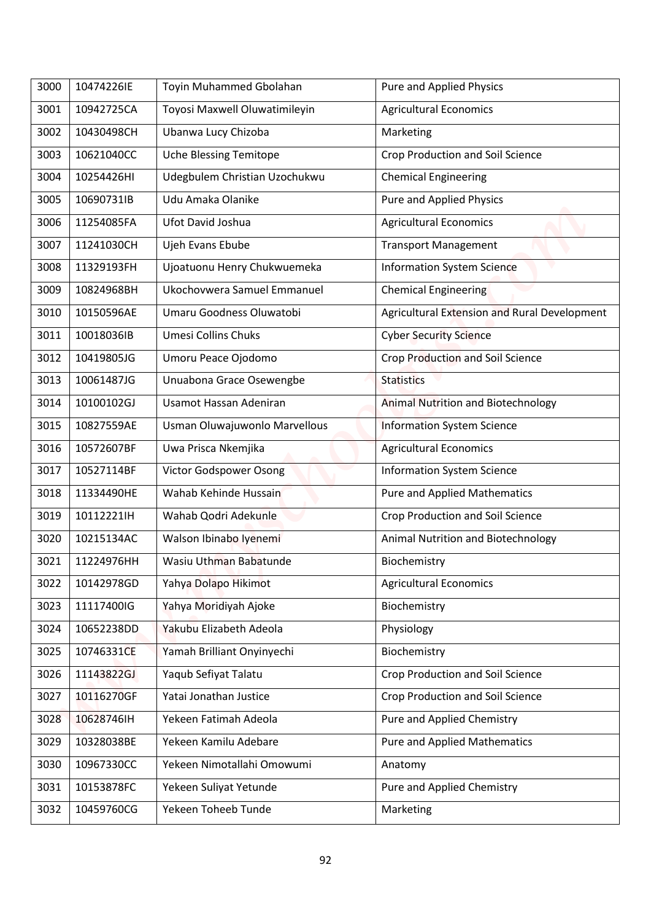| 3000 | 10474226IE | Toyin Muhammed Gbolahan | Pure and Applied Physics |
|---|---|---|---|
| 3001 | 10942725CA | Toyosi Maxwell Oluwatimileyin | Agricultural Economics |
| 3002 | 10430498CH | Ubanwa Lucy Chizoba | Marketing |
| 3003 | 10621040CC | Uche Blessing Temitope | Crop Production and Soil Science |
| 3004 | 10254426HI | Udegbulem Christian Uzochukwu | Chemical Engineering |
| 3005 | 10690731IB | Udu Amaka Olanike | Pure and Applied Physics |
| 3006 | 11254085FA | Ufot David Joshua | Agricultural Economics |
| 3007 | 11241030CH | Ujeh Evans Ebube | Transport Management |
| 3008 | 11329193FH | Ujoatuonu Henry Chukwuemeka | Information System Science |
| 3009 | 10824968BH | Ukochovwera Samuel Emmanuel | Chemical Engineering |
| 3010 | 10150596AE | Umaru Goodness Oluwatobi | Agricultural Extension and Rural Development |
| 3011 | 10018036IB | Umesi Collins Chuks | Cyber Security Science |
| 3012 | 10419805JG | Umoru Peace Ojodomo | Crop Production and Soil Science |
| 3013 | 10061487JG | Unuabona Grace Osewengbe | Statistics |
| 3014 | 10100102GJ | Usamot Hassan Adeniran | Animal Nutrition and Biotechnology |
| 3015 | 10827559AE | Usman Oluwajuwonlo Marvellous | Information System Science |
| 3016 | 10572607BF | Uwa Prisca Nkemjika | Agricultural Economics |
| 3017 | 10527114BF | Victor Godspower Osong | Information System Science |
| 3018 | 11334490HE | Wahab Kehinde Hussain | Pure and Applied Mathematics |
| 3019 | 10112221IH | Wahab Qodri Adekunle | Crop Production and Soil Science |
| 3020 | 10215134AC | Walson Ibinabo Iyenemi | Animal Nutrition and Biotechnology |
| 3021 | 11224976HH | Wasiu Uthman Babatunde | Biochemistry |
| 3022 | 10142978GD | Yahya Dolapo Hikimot | Agricultural Economics |
| 3023 | 11117400IG | Yahya Moridiyah Ajoke | Biochemistry |
| 3024 | 10652238DD | Yakubu Elizabeth Adeola | Physiology |
| 3025 | 10746331CE | Yamah Brilliant Onyinyechi | Biochemistry |
| 3026 | 11143822GJ | Yaqub Sefiyat Talatu | Crop Production and Soil Science |
| 3027 | 10116270GF | Yatai Jonathan Justice | Crop Production and Soil Science |
| 3028 | 10628746IH | Yekeen Fatimah Adeola | Pure and Applied Chemistry |
| 3029 | 10328038BE | Yekeen Kamilu Adebare | Pure and Applied Mathematics |
| 3030 | 10967330CC | Yekeen Nimotallahi Omowumi | Anatomy |
| 3031 | 10153878FC | Yekeen Suliyat Yetunde | Pure and Applied Chemistry |
| 3032 | 10459760CG | Yekeen Toheeb Tunde | Marketing |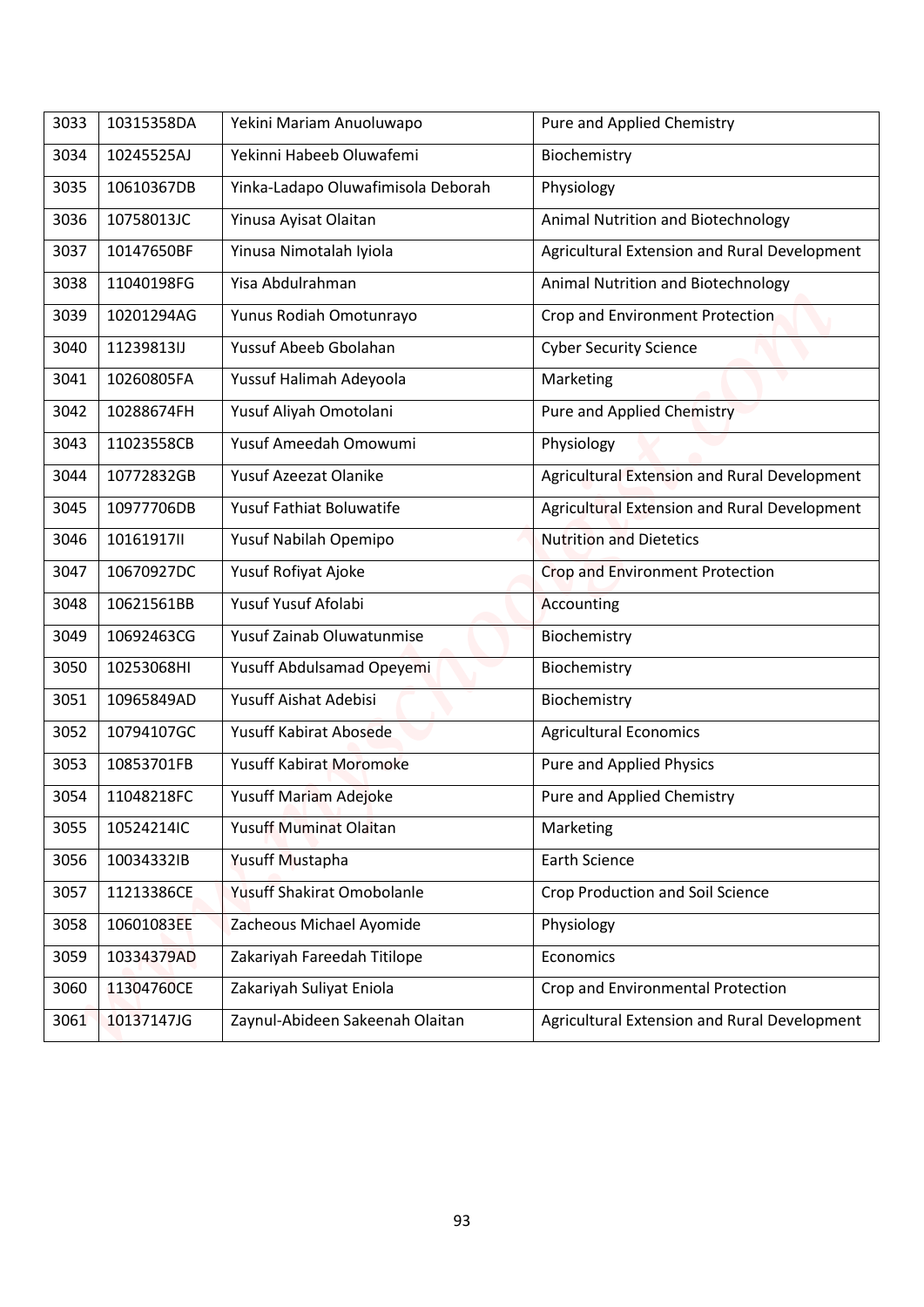| | | | |
|---|---|---|---|
| 3033 | 10315358DA | Yekini Mariam Anuoluwapo | Pure and Applied Chemistry |
| 3034 | 10245525AJ | Yekinni Habeeb Oluwafemi | Biochemistry |
| 3035 | 10610367DB | Yinka-Ladapo Oluwafimisola Deborah | Physiology |
| 3036 | 10758013JC | Yinusa Ayisat Olaitan | Animal Nutrition and Biotechnology |
| 3037 | 10147650BF | Yinusa Nimotalah Iyiola | Agricultural Extension and Rural Development |
| 3038 | 11040198FG | Yisa Abdulrahman | Animal Nutrition and Biotechnology |
| 3039 | 10201294AG | Yunus Rodiah Omotunrayo | Crop and Environment Protection |
| 3040 | 11239813IJ | Yussuf Abeeb Gbolahan | Cyber Security Science |
| 3041 | 10260805FA | Yussuf Halimah Adeyoola | Marketing |
| 3042 | 10288674FH | Yusuf Aliyah Omotolani | Pure and Applied Chemistry |
| 3043 | 11023558CB | Yusuf Ameedah Omowumi | Physiology |
| 3044 | 10772832GB | Yusuf Azeezat Olanike | Agricultural Extension and Rural Development |
| 3045 | 10977706DB | Yusuf Fathiat Boluwatife | Agricultural Extension and Rural Development |
| 3046 | 10161917II | Yusuf Nabilah Opemipo | Nutrition and Dietetics |
| 3047 | 10670927DC | Yusuf Rofiyat Ajoke | Crop and Environment Protection |
| 3048 | 10621561BB | Yusuf Yusuf Afolabi | Accounting |
| 3049 | 10692463CG | Yusuf Zainab Oluwatunmise | Biochemistry |
| 3050 | 10253068HI | Yusuff Abdulsamad Opeyemi | Biochemistry |
| 3051 | 10965849AD | Yusuff Aishat Adebisi | Biochemistry |
| 3052 | 10794107GC | Yusuff Kabirat Abosede | Agricultural Economics |
| 3053 | 10853701FB | Yusuff Kabirat Moromoke | Pure and Applied Physics |
| 3054 | 11048218FC | Yusuff Mariam Adejoke | Pure and Applied Chemistry |
| 3055 | 10524214IC | Yusuff Muminat Olaitan | Marketing |
| 3056 | 10034332IB | Yusuff Mustapha | Earth Science |
| 3057 | 11213386CE | Yusuff Shakirat Omobolanle | Crop Production and Soil Science |
| 3058 | 10601083EE | Zacheous Michael Ayomide | Physiology |
| 3059 | 10334379AD | Zakariyah Fareedah Titilope | Economics |
| 3060 | 11304760CE | Zakariyah Suliyat Eniola | Crop and Environmental Protection |
| 3061 | 10137147JG | Zaynul-Abideen Sakeenah Olaitan | Agricultural Extension and Rural Development |